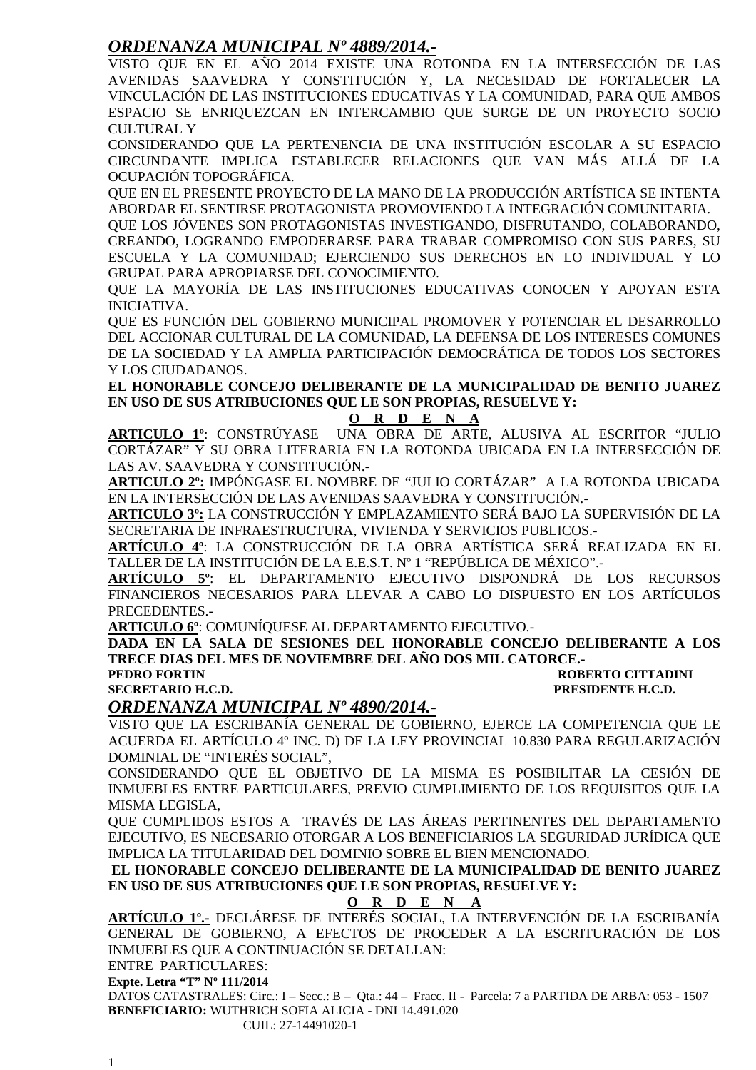## *ORDENANZA MUNICIPAL Nº 4889/2014.-*

VISTO QUE EN EL AÑO 2014 EXISTE UNA ROTONDA EN LA INTERSECCIÓN DE LAS AVENIDAS SAAVEDRA Y CONSTITUCIÓN Y, LA NECESIDAD DE FORTALECER LA VINCULACIÓN DE LAS INSTITUCIONES EDUCATIVAS Y LA COMUNIDAD, PARA QUE AMBOS ESPACIO SE ENRIQUEZCAN EN INTERCAMBIO QUE SURGE DE UN PROYECTO SOCIO CULTURAL Y

CONSIDERANDO QUE LA PERTENENCIA DE UNA INSTITUCIÓN ESCOLAR A SU ESPACIO CIRCUNDANTE IMPLICA ESTABLECER RELACIONES QUE VAN MÁS ALLÁ DE LA OCUPACIÓN TOPOGRÁFICA.

QUE EN EL PRESENTE PROYECTO DE LA MANO DE LA PRODUCCIÓN ARTÍSTICA SE INTENTA ABORDAR EL SENTIRSE PROTAGONISTA PROMOVIENDO LA INTEGRACIÓN COMUNITARIA.

QUE LOS JÓVENES SON PROTAGONISTAS INVESTIGANDO, DISFRUTANDO, COLABORANDO, CREANDO, LOGRANDO EMPODERARSE PARA TRABAR COMPROMISO CON SUS PARES, SU ESCUELA Y LA COMUNIDAD; EJERCIENDO SUS DERECHOS EN LO INDIVIDUAL Y LO GRUPAL PARA APROPIARSE DEL CONOCIMIENTO.

QUE LA MAYORÍA DE LAS INSTITUCIONES EDUCATIVAS CONOCEN Y APOYAN ESTA INICIATIVA.

QUE ES FUNCIÓN DEL GOBIERNO MUNICIPAL PROMOVER Y POTENCIAR EL DESARROLLO DEL ACCIONAR CULTURAL DE LA COMUNIDAD, LA DEFENSA DE LOS INTERESES COMUNES DE LA SOCIEDAD Y LA AMPLIA PARTICIPACIÓN DEMOCRÁTICA DE TODOS LOS SECTORES Y LOS CIUDADANOS.

**EL HONORABLE CONCEJO DELIBERANTE DE LA MUNICIPALIDAD DE BENITO JUAREZ EN USO DE SUS ATRIBUCIONES QUE LE SON PROPIAS, RESUELVE Y:**

**O R D E N A**

**ARTICULO 1º**: CONSTRÚYASE UNA OBRA DE ARTE, ALUSIVA AL ESCRITOR "JULIO CORTÁZAR" Y SU OBRA LITERARIA EN LA ROTONDA UBICADA EN LA INTERSECCIÓN DE LAS AV. SAAVEDRA Y CONSTITUCIÓN.-

**ARTICULO 2º:** IMPÓNGASE EL NOMBRE DE "JULIO CORTÁZAR" A LA ROTONDA UBICADA EN LA INTERSECCIÓN DE LAS AVENIDAS SAAVEDRA Y CONSTITUCIÓN.-

**ARTICULO 3º:** LA CONSTRUCCIÓN Y EMPLAZAMIENTO SERÁ BAJO LA SUPERVISIÓN DE LA SECRETARIA DE INFRAESTRUCTURA, VIVIENDA Y SERVICIOS PUBLICOS.-

**ARTÍCULO 4º**: LA CONSTRUCCIÓN DE LA OBRA ARTÍSTICA SERÁ REALIZADA EN EL TALLER DE LA INSTITUCIÓN DE LA E.E.S.T. Nº 1 "REPÚBLICA DE MÉXICO".-

**ARTÍCULO 5º**: EL DEPARTAMENTO EJECUTIVO DISPONDRÁ DE LOS RECURSOS FINANCIEROS NECESARIOS PARA LLEVAR A CABO LO DISPUESTO EN LOS ARTÍCULOS PRECEDENTES.-

**ARTICULO 6º**: COMUNÍQUESE AL DEPARTAMENTO EJECUTIVO.-

**DADA EN LA SALA DE SESIONES DEL HONORABLE CONCEJO DELIBERANTE A LOS TRECE DIAS DEL MES DE NOVIEMBRE DEL AÑO DOS MIL CATORCE.-**

**PEDRO FORTIN** — **SECRETARIO H.C.D.**

**ROBERTO CITTADINI** — **PRESIDENTE H.C.D.**

## *ORDENANZA MUNICIPAL Nº 4890/2014.-*

VISTO QUE LA ESCRIBANÍA GENERAL DE GOBIERNO, EJERCE LA COMPETENCIA QUE LE ACUERDA EL ARTÍCULO 4º INC. D) DE LA LEY PROVINCIAL 10.830 PARA REGULARIZACIÓN DOMINIAL DE "INTERÉS SOCIAL",

CONSIDERANDO QUE EL OBJETIVO DE LA MISMA ES POSIBILITAR LA CESIÓN DE INMUEBLES ENTRE PARTICULARES, PREVIO CUMPLIMIENTO DE LOS REQUISITOS QUE LA MISMA LEGISLA,

QUE CUMPLIDOS ESTOS A TRAVÉS DE LAS ÁREAS PERTINENTES DEL DEPARTAMENTO EJECUTIVO, ES NECESARIO OTORGAR A LOS BENEFICIARIOS LA SEGURIDAD JURÍDICA QUE IMPLICA LA TITULARIDAD DEL DOMINIO SOBRE EL BIEN MENCIONADO.

**EL HONORABLE CONCEJO DELIBERANTE DE LA MUNICIPALIDAD DE BENITO JUAREZ EN USO DE SUS ATRIBUCIONES QUE LE SON PROPIAS, RESUELVE Y:**

**O R D E N A**

**ARTÍCULO 1º.-** DECLÁRESE DE INTERÉS SOCIAL, LA INTERVENCIÓN DE LA ESCRIBANÍA GENERAL DE GOBIERNO, A EFECTOS DE PROCEDER A LA ESCRITURACIÓN DE LOS INMUEBLES QUE A CONTINUACIÓN SE DETALLAN:

ENTRE PARTICULARES:

**Expte. Letra "T" Nº 111/2014**

DATOS CATASTRALES: Circ.: I – Secc.: B – Qta.: 44 – Fracc. II - Parcela: 7 a PARTIDA DE ARBA: 053 - 1507

**BENEFICIARIO:** WUTHRICH SOFIA ALICIA - DNI 14.491.020

CUIL: 27-14491020-1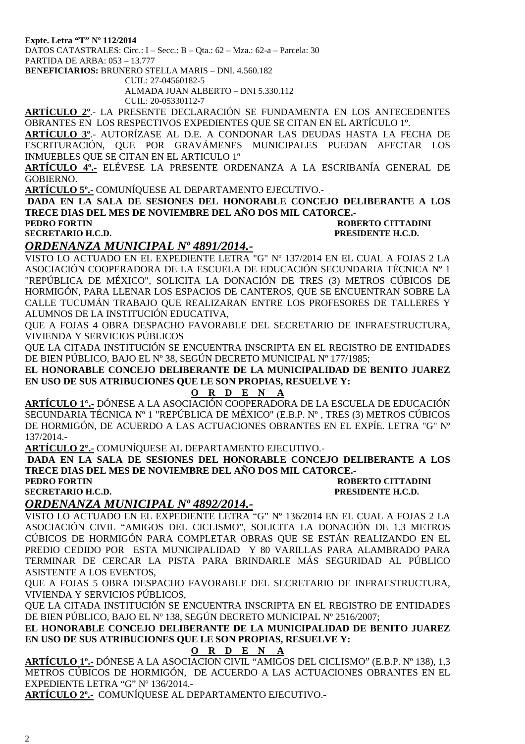**Expte. Letra "T" Nº 112/2014**
DATOS CATASTRALES: Circ.: I – Secc.: B – Qta.: 62 – Mza.: 62-a – Parcela: 30
PARTIDA DE ARBA: 053 – 13.777
**BENEFICIARIOS:** BRUNERO STELLA MARIS – DNI. 4.560.182
CUIL: 27-04560182-5
ALMADA JUAN ALBERTO – DNI 5.330.112
CUIL: 20-05330112-7

**ARTÍCULO 2º**.- LA PRESENTE DECLARACIÓN SE FUNDAMENTA EN LOS ANTECEDENTES OBRANTES EN LOS RESPECTIVOS EXPEDIENTES QUE SE CITAN EN EL ARTÍCULO 1º.

**ARTÍCULO 3º**.- AUTORÍZASE AL D.E. A CONDONAR LAS DEUDAS HASTA LA FECHA DE ESCRITURACIÓN, QUE POR GRAVÁMENES MUNICIPALES PUEDAN AFECTAR LOS INMUEBLES QUE SE CITAN EN EL ARTICULO 1º

**ARTÍCULO 4º.-** ELÉVESE LA PRESENTE ORDENANZA A LA ESCRIBANÍA GENERAL DE GOBIERNO.

**ARTÍCULO 5º.-** COMUNÍQUESE AL DEPARTAMENTO EJECUTIVO.-

**DADA EN LA SALA DE SESIONES DEL HONORABLE CONCEJO DELIBERANTE A LOS TRECE DIAS DEL MES DE NOVIEMBRE DEL AÑO DOS MIL CATORCE.-**

**PEDRO FORTIN** — **ROBERTO CITTADINI**
**SECRETARIO H.C.D.** — **PRESIDENTE H.C.D.**

## *ORDENANZA MUNICIPAL Nº 4891/2014.-*

VISTO LO ACTUADO EN EL EXPEDIENTE LETRA "G" Nº 137/2014 EN EL CUAL A FOJAS 2 LA ASOCIACIÓN COOPERADORA DE LA ESCUELA DE EDUCACIÓN SECUNDARIA TÉCNICA Nº 1 "REPÚBLICA DE MÉXICO", SOLICITA LA DONACIÓN DE TRES (3) METROS CÚBICOS DE HORMIGÓN, PARA LLENAR LOS ESPACIOS DE CANTEROS, QUE SE ENCUENTRAN SOBRE LA CALLE TUCUMÁN TRABAJO QUE REALIZARAN ENTRE LOS PROFESORES DE TALLERES Y ALUMNOS DE LA INSTITUCIÓN EDUCATIVA,

QUE A FOJAS 4 OBRA DESPACHO FAVORABLE DEL SECRETARIO DE INFRAESTRUCTURA, VIVIENDA Y SERVICIOS PÚBLICOS

QUE LA CITADA INSTITUCIÓN SE ENCUENTRA INSCRIPTA EN EL REGISTRO DE ENTIDADES DE BIEN PÚBLICO, BAJO EL Nº 38, SEGÚN DECRETO MUNICIPAL Nº 177/1985;

**EL HONORABLE CONCEJO DELIBERANTE DE LA MUNICIPALIDAD DE BENITO JUAREZ EN USO DE SUS ATRIBUCIONES QUE LE SON PROPIAS, RESUELVE Y:**

**O R D E N A**

**ARTÍCULO 1°.-** DÓNESE A LA ASOCIACIÓN COOPERADORA DE LA ESCUELA DE EDUCACIÓN SECUNDARIA TÉCNICA Nº 1 "REPÚBLICA DE MÉXICO" (E.B.P. Nº , TRES (3) METROS CÚBICOS DE HORMIGÓN, DE ACUERDO A LAS ACTUACIONES OBRANTES EN EL EXPÍE. LETRA "G" Nº 137/2014.-

**ARTÍCULO 2°.-** COMUNÍQUESE AL DEPARTAMENTO EJECUTIVO.-

**DADA EN LA SALA DE SESIONES DEL HONORABLE CONCEJO DELIBERANTE A LOS TRECE DIAS DEL MES DE NOVIEMBRE DEL AÑO DOS MIL CATORCE.-**

**PEDRO FORTIN** — **ROBERTO CITTADINI**
**SECRETARIO H.C.D.** — **PRESIDENTE H.C.D.**

## *ORDENANZA MUNICIPAL Nº 4892/2014.-*

VISTO LO ACTUADO EN EL EXPEDIENTE LETRA "G" Nº 136/2014 EN EL CUAL A FOJAS 2 LA ASOCIACIÓN CIVIL "AMIGOS DEL CICLISMO", SOLICITA LA DONACIÓN DE 1.3 METROS CÚBICOS DE HORMIGÓN PARA COMPLETAR OBRAS QUE SE ESTÁN REALIZANDO EN EL PREDIO CEDIDO POR ESTA MUNICIPALIDAD Y 80 VARILLAS PARA ALAMBRADO PARA TERMINAR DE CERCAR LA PISTA PARA BRINDARLE MÁS SEGURIDAD AL PÚBLICO ASISTENTE A LOS EVENTOS,

QUE A FOJAS 5 OBRA DESPACHO FAVORABLE DEL SECRETARIO DE INFRAESTRUCTURA, VIVIENDA Y SERVICIOS PÚBLICOS,

QUE LA CITADA INSTITUCIÓN SE ENCUENTRA INSCRIPTA EN EL REGISTRO DE ENTIDADES DE BIEN PÚBLICO, BAJO EL Nº 138, SEGÚN DECRETO MUNICIPAL Nº 2516/2007;

**EL HONORABLE CONCEJO DELIBERANTE DE LA MUNICIPALIDAD DE BENITO JUAREZ EN USO DE SUS ATRIBUCIONES QUE LE SON PROPIAS, RESUELVE Y:**

**O R D E N A**

**ARTÍCULO 1º.-** DÓNESE A LA ASOCIACION CIVIL "AMIGOS DEL CICLISMO" (E.B.P. Nº 138), 1,3 METROS CÚBICOS DE HORMIGÓN, DE ACUERDO A LAS ACTUACIONES OBRANTES EN EL EXPEDIENTE LETRA "G" Nº 136/2014.-

**ARTÍCULO 2º.-** COMUNÍQUESE AL DEPARTAMENTO EJECUTIVO.-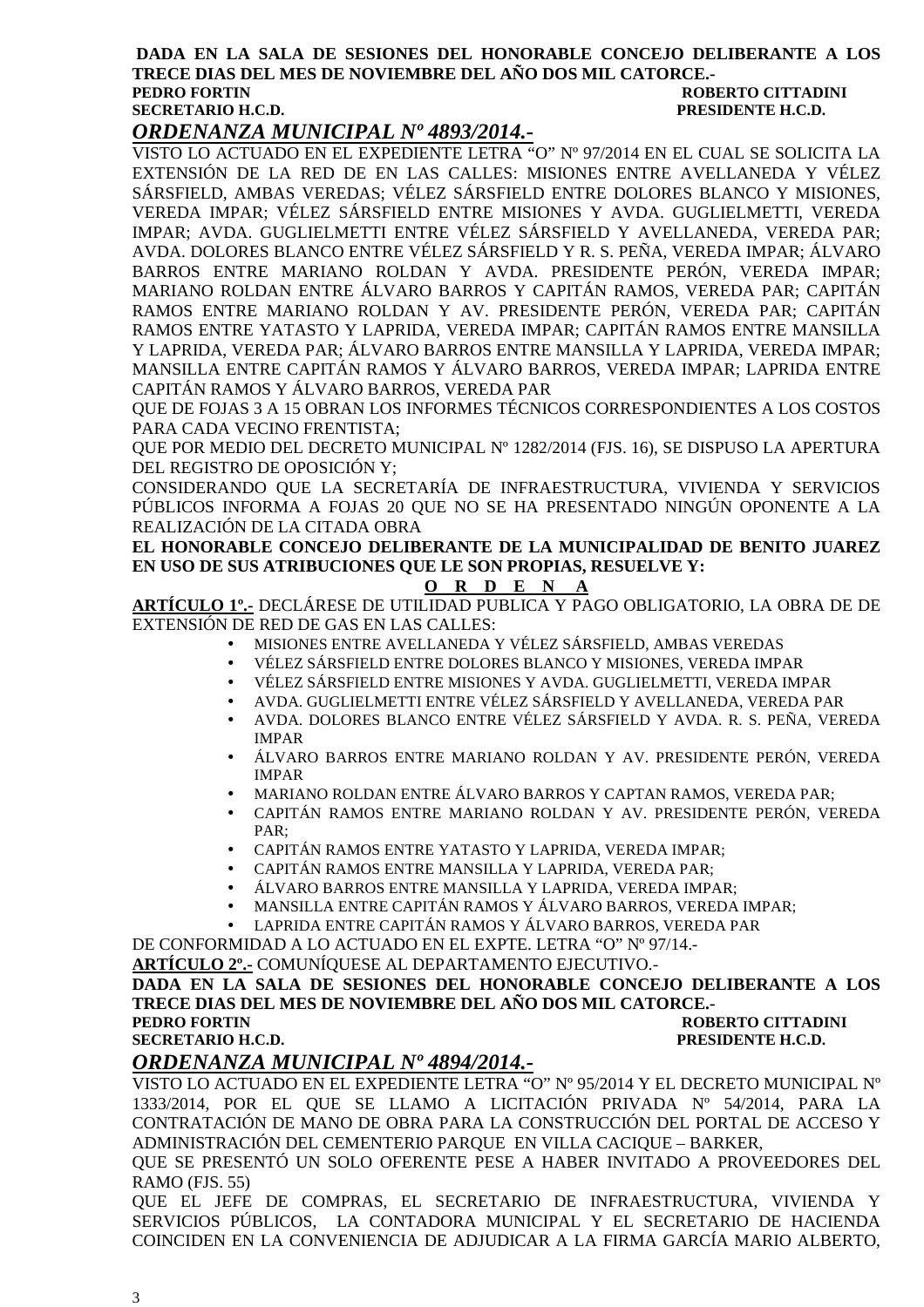**DADA EN LA SALA DE SESIONES DEL HONORABLE CONCEJO DELIBERANTE A LOS TRECE DIAS DEL MES DE NOVIEMBRE DEL AÑO DOS MIL CATORCE.-**

**PEDRO FORTIN** **ROBERTO CITTADINI**
**SECRETARIO H.C.D.** **PRESIDENTE H.C.D.**

## *ORDENANZA MUNICIPAL Nº 4893/2014.-*

VISTO LO ACTUADO EN EL EXPEDIENTE LETRA "O" Nº 97/2014 EN EL CUAL SE SOLICITA LA EXTENSIÓN DE LA RED DE EN LAS CALLES: MISIONES ENTRE AVELLANEDA Y VÉLEZ SÁRSFIELD, AMBAS VEREDAS; VÉLEZ SÁRSFIELD ENTRE DOLORES BLANCO Y MISIONES, VEREDA IMPAR; VÉLEZ SÁRSFIELD ENTRE MISIONES Y AVDA. GUGLIELMETTI, VEREDA IMPAR; AVDA. GUGLIELMETTI ENTRE VÉLEZ SÁRSFIELD Y AVELLANEDA, VEREDA PAR; AVDA. DOLORES BLANCO ENTRE VÉLEZ SÁRSFIELD Y R. S. PEÑA, VEREDA IMPAR; ÁLVARO BARROS ENTRE MARIANO ROLDAN Y AVDA. PRESIDENTE PERÓN, VEREDA IMPAR; MARIANO ROLDAN ENTRE ÁLVARO BARROS Y CAPITÁN RAMOS, VEREDA PAR; CAPITÁN RAMOS ENTRE MARIANO ROLDAN Y AV. PRESIDENTE PERÓN, VEREDA PAR; CAPITÁN RAMOS ENTRE YATASTO Y LAPRIDA, VEREDA IMPAR; CAPITÁN RAMOS ENTRE MANSILLA Y LAPRIDA, VEREDA PAR; ÁLVARO BARROS ENTRE MANSILLA Y LAPRIDA, VEREDA IMPAR; MANSILLA ENTRE CAPITÁN RAMOS Y ÁLVARO BARROS, VEREDA IMPAR; LAPRIDA ENTRE CAPITÁN RAMOS Y ÁLVARO BARROS, VEREDA PAR

QUE DE FOJAS 3 A 15 OBRAN LOS INFORMES TÉCNICOS CORRESPONDIENTES A LOS COSTOS PARA CADA VECINO FRENTISTA;

QUE POR MEDIO DEL DECRETO MUNICIPAL Nº 1282/2014 (FJS. 16), SE DISPUSO LA APERTURA DEL REGISTRO DE OPOSICIÓN Y;

CONSIDERANDO QUE LA SECRETARÍA DE INFRAESTRUCTURA, VIVIENDA Y SERVICIOS PÚBLICOS INFORMA A FOJAS 20 QUE NO SE HA PRESENTADO NINGÚN OPONENTE A LA REALIZACIÓN DE LA CITADA OBRA

**EL HONORABLE CONCEJO DELIBERANTE DE LA MUNICIPALIDAD DE BENITO JUAREZ EN USO DE SUS ATRIBUCIONES QUE LE SON PROPIAS, RESUELVE Y:**

**O R D E N A**

**ARTÍCULO 1º.-** DECLÁRESE DE UTILIDAD PUBLICA Y PAGO OBLIGATORIO, LA OBRA DE DE EXTENSIÓN DE RED DE GAS EN LAS CALLES:

- MISIONES ENTRE AVELLANEDA Y VÉLEZ SÁRSFIELD, AMBAS VEREDAS
- VÉLEZ SÁRSFIELD ENTRE DOLORES BLANCO Y MISIONES, VEREDA IMPAR
- VÉLEZ SÁRSFIELD ENTRE MISIONES Y AVDA. GUGLIELMETTI, VEREDA IMPAR
- AVDA. GUGLIELMETTI ENTRE VÉLEZ SÁRSFIELD Y AVELLANEDA, VEREDA PAR
- AVDA. DOLORES BLANCO ENTRE VÉLEZ SÁRSFIELD Y AVDA. R. S. PEÑA, VEREDA IMPAR
- ÁLVARO BARROS ENTRE MARIANO ROLDAN Y AV. PRESIDENTE PERÓN, VEREDA IMPAR
- MARIANO ROLDAN ENTRE ÁLVARO BARROS Y CAPTAN RAMOS, VEREDA PAR;
- CAPITÁN RAMOS ENTRE MARIANO ROLDAN Y AV. PRESIDENTE PERÓN, VEREDA PAR;
- CAPITÁN RAMOS ENTRE YATASTO Y LAPRIDA, VEREDA IMPAR;
- CAPITÁN RAMOS ENTRE MANSILLA Y LAPRIDA, VEREDA PAR;
- ÁLVARO BARROS ENTRE MANSILLA Y LAPRIDA, VEREDA IMPAR;
- MANSILLA ENTRE CAPITÁN RAMOS Y ÁLVARO BARROS, VEREDA IMPAR;
- LAPRIDA ENTRE CAPITÁN RAMOS Y ÁLVARO BARROS, VEREDA PAR

DE CONFORMIDAD A LO ACTUADO EN EL EXPTE. LETRA "O" Nº 97/14.-

**ARTÍCULO 2º.-** COMUNÍQUESE AL DEPARTAMENTO EJECUTIVO.-

**DADA EN LA SALA DE SESIONES DEL HONORABLE CONCEJO DELIBERANTE A LOS TRECE DIAS DEL MES DE NOVIEMBRE DEL AÑO DOS MIL CATORCE.-**

**PEDRO FORTIN** **ROBERTO CITTADINI**
**SECRETARIO H.C.D.** **PRESIDENTE H.C.D.**

## *ORDENANZA MUNICIPAL Nº 4894/2014.-*

VISTO LO ACTUADO EN EL EXPEDIENTE LETRA "O" Nº 95/2014 Y EL DECRETO MUNICIPAL Nº 1333/2014, POR EL QUE SE LLAMO A LICITACIÓN PRIVADA Nº 54/2014, PARA LA CONTRATACIÓN DE MANO DE OBRA PARA LA CONSTRUCCIÓN DEL PORTAL DE ACCESO Y ADMINISTRACIÓN DEL CEMENTERIO PARQUE EN VILLA CACIQUE – BARKER,

QUE SE PRESENTÓ UN SOLO OFERENTE PESE A HABER INVITADO A PROVEEDORES DEL RAMO (FJS. 55)

QUE EL JEFE DE COMPRAS, EL SECRETARIO DE INFRAESTRUCTURA, VIVIENDA Y SERVICIOS PÚBLICOS, LA CONTADORA MUNICIPAL Y EL SECRETARIO DE HACIENDA COINCIDEN EN LA CONVENIENCIA DE ADJUDICAR A LA FIRMA GARCÍA MARIO ALBERTO,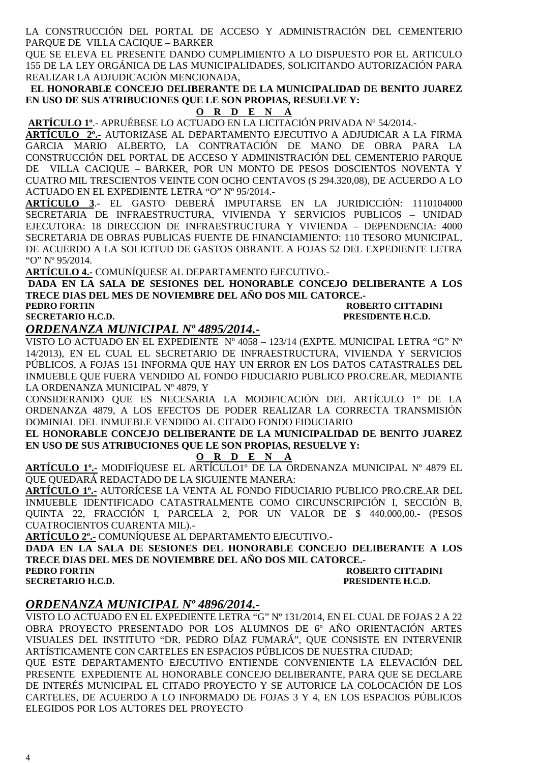LA CONSTRUCCIÓN DEL PORTAL DE ACCESO Y ADMINISTRACIÓN DEL CEMENTERIO PARQUE DE VILLA CACIQUE – BARKER

QUE SE ELEVA EL PRESENTE DANDO CUMPLIMIENTO A LO DISPUESTO POR EL ARTICULO 155 DE LA LEY ORGÁNICA DE LAS MUNICIPALIDADES, SOLICITANDO AUTORIZACIÓN PARA REALIZAR LA ADJUDICACIÓN MENCIONADA,

**EL HONORABLE CONCEJO DELIBERANTE DE LA MUNICIPALIDAD DE BENITO JUAREZ EN USO DE SUS ATRIBUCIONES QUE LE SON PROPIAS, RESUELVE Y:**

**O R D E N A**

**ARTÍCULO 1º**.- APRUÉBESE LO ACTUADO EN LA LICITACIÓN PRIVADA Nº 54/2014.-

**ARTÍCULO 2º.-** AUTORIZASE AL DEPARTAMENTO EJECUTIVO A ADJUDICAR A LA FIRMA GARCIA MARIO ALBERTO, LA CONTRATACIÓN DE MANO DE OBRA PARA LA CONSTRUCCIÓN DEL PORTAL DE ACCESO Y ADMINISTRACIÓN DEL CEMENTERIO PARQUE DE VILLA CACIQUE – BARKER, POR UN MONTO DE PESOS DOSCIENTOS NOVENTA Y CUATRO MIL TRESCIENTOS VEINTE CON OCHO CENTAVOS ($ 294.320,08), DE ACUERDO A LO ACTUADO EN EL EXPEDIENTE LETRA "O" Nº 95/2014.-

**ARTÍCULO 3**.- EL GASTO DEBERÁ IMPUTARSE EN LA JURIDICCIÓN: 1110104000 SECRETARIA DE INFRAESTRUCTURA, VIVIENDA Y SERVICIOS PUBLICOS – UNIDAD EJECUTORA: 18 DIRECCION DE INFRAESTRUCTURA Y VIVIENDA – DEPENDENCIA: 4000 SECRETARIA DE OBRAS PUBLICAS FUENTE DE FINANCIAMIENTO: 110 TESORO MUNICIPAL, DE ACUERDO A LA SOLICITUD DE GASTOS OBRANTE A FOJAS 52 DEL EXPEDIENTE LETRA "O" Nº 95/2014.

**ARTÍCULO 4.-** COMUNÍQUESE AL DEPARTAMENTO EJECUTIVO.-

**DADA EN LA SALA DE SESIONES DEL HONORABLE CONCEJO DELIBERANTE A LOS TRECE DIAS DEL MES DE NOVIEMBRE DEL AÑO DOS MIL CATORCE.-**

**PEDRO FORTIN** — **ROBERTO CITTADINI**
**SECRETARIO H.C.D.** — **PRESIDENTE H.C.D.**

## *ORDENANZA MUNICIPAL Nº 4895/2014.-*

VISTO LO ACTUADO EN EL EXPEDIENTE Nº 4058 – 123/14 (EXPTE. MUNICIPAL LETRA "G" Nº 14/2013), EN EL CUAL EL SECRETARIO DE INFRAESTRUCTURA, VIVIENDA Y SERVICIOS PÚBLICOS, A FOJAS 151 INFORMA QUE HAY UN ERROR EN LOS DATOS CATASTRALES DEL INMUEBLE QUE FUERA VENDIDO AL FONDO FIDUCIARIO PUBLICO PRO.CRE.AR, MEDIANTE LA ORDENANZA MUNICIPAL Nº 4879, Y

CONSIDERANDO QUE ES NECESARIA LA MODIFICACIÓN DEL ARTÍCULO 1º DE LA ORDENANZA 4879, A LOS EFECTOS DE PODER REALIZAR LA CORRECTA TRANSMISIÓN DOMINIAL DEL INMUEBLE VENDIDO AL CITADO FONDO FIDUCIARIO

**EL HONORABLE CONCEJO DELIBERANTE DE LA MUNICIPALIDAD DE BENITO JUAREZ EN USO DE SUS ATRIBUCIONES QUE LE SON PROPIAS, RESUELVE Y:**

**O R D E N A**

**ARTÍCULO 1º.-** MODIFÍQUESE EL ARTÍCULO1º DE LA ORDENANZA MUNICIPAL Nº 4879 EL QUE QUEDARÁ REDACTADO DE LA SIGUIENTE MANERA:

**ARTÍCULO 1º.-** AUTORÍCESE LA VENTA AL FONDO FIDUCIARIO PUBLICO PRO.CRE.AR DEL INMUEBLE IDENTIFICADO CATASTRALMENTE COMO CIRCUNSCRIPCIÓN I, SECCIÓN B, QUINTA 22, FRACCIÓN I, PARCELA 2, POR UN VALOR DE $ 440.000,00.- (PESOS CUATROCIENTOS CUARENTA MIL).-

**ARTÍCULO 2º.-** COMUNÍQUESE AL DEPARTAMENTO EJECUTIVO.-

**DADA EN LA SALA DE SESIONES DEL HONORABLE CONCEJO DELIBERANTE A LOS TRECE DIAS DEL MES DE NOVIEMBRE DEL AÑO DOS MIL CATORCE.-**

**PEDRO FORTIN** — **ROBERTO CITTADINI**
**SECRETARIO H.C.D.** — **PRESIDENTE H.C.D.**

## *ORDENANZA MUNICIPAL Nº 4896/2014.-*

VISTO LO ACTUADO EN EL EXPEDIENTE LETRA "G" Nº 131/2014, EN EL CUAL DE FOJAS 2 A 22 OBRA PROYECTO PRESENTADO POR LOS ALUMNOS DE 6º AÑO ORIENTACIÓN ARTES VISUALES DEL INSTITUTO "DR. PEDRO DÍAZ FUMARÁ", QUE CONSISTE EN INTERVENIR ARTÍSTICAMENTE CON CARTELES EN ESPACIOS PÚBLICOS DE NUESTRA CIUDAD;

QUE ESTE DEPARTAMENTO EJECUTIVO ENTIENDE CONVENIENTE LA ELEVACIÓN DEL PRESENTE EXPEDIENTE AL HONORABLE CONCEJO DELIBERANTE, PARA QUE SE DECLARE DE INTERÉS MUNICIPAL EL CITADO PROYECTO Y SE AUTORICE LA COLOCACIÓN DE LOS CARTELES, DE ACUERDO A LO INFORMADO DE FOJAS 3 Y 4, EN LOS ESPACIOS PÚBLICOS ELEGIDOS POR LOS AUTORES DEL PROYECTO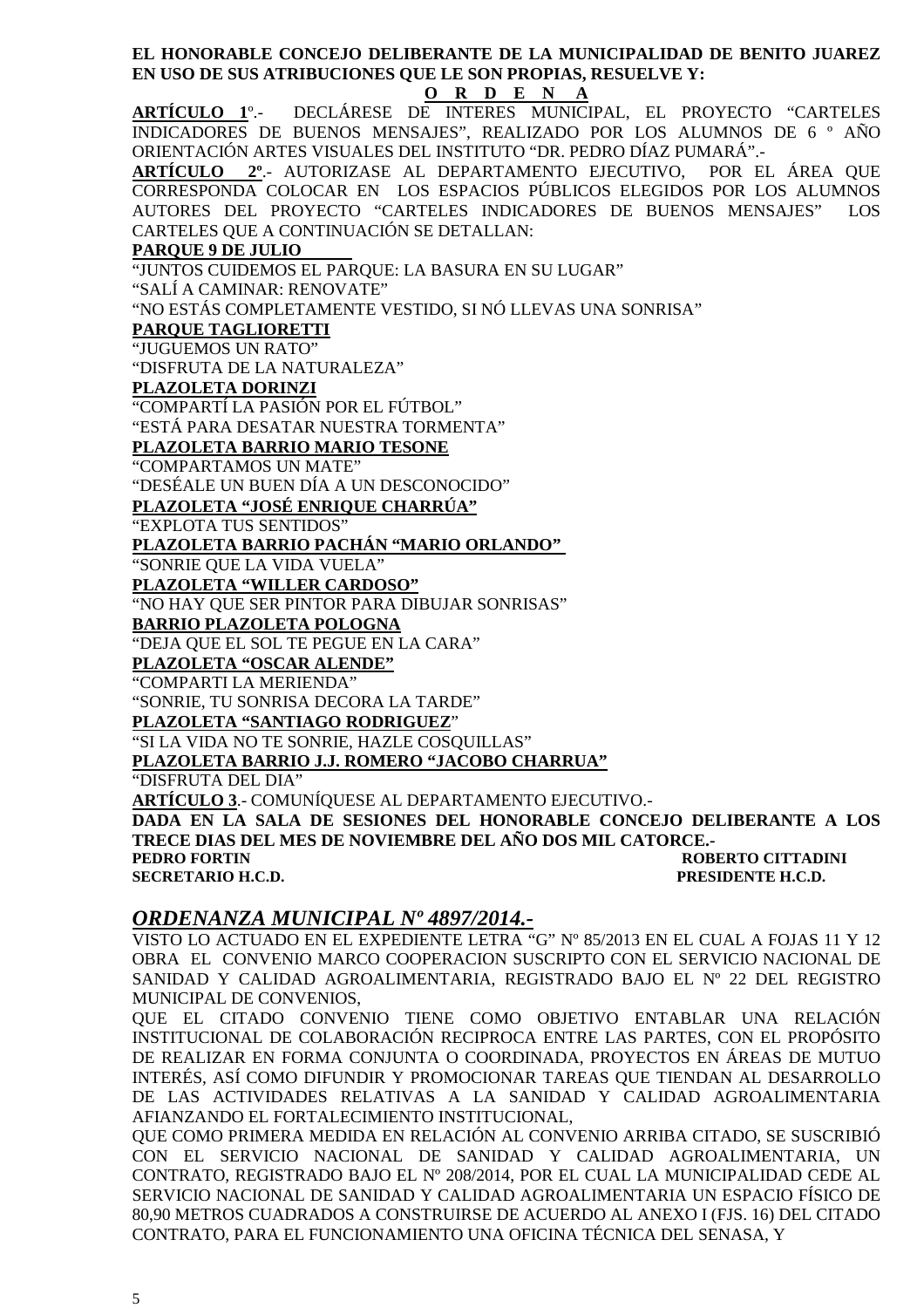**EL HONORABLE CONCEJO DELIBERANTE DE LA MUNICIPALIDAD DE BENITO JUAREZ EN USO DE SUS ATRIBUCIONES QUE LE SON PROPIAS, RESUELVE Y:**

**O R D E N A**

**ARTÍCULO 1**º.- DECLÁRESE DE INTERES MUNICIPAL, EL PROYECTO "CARTELES INDICADORES DE BUENOS MENSAJES", REALIZADO POR LOS ALUMNOS DE 6 º AÑO ORIENTACIÓN ARTES VISUALES DEL INSTITUTO "DR. PEDRO DÍAZ PUMARÁ".-

**ARTÍCULO 2º**.- AUTORIZASE AL DEPARTAMENTO EJECUTIVO, POR EL ÁREA QUE CORRESPONDA COLOCAR EN LOS ESPACIOS PÚBLICOS ELEGIDOS POR LOS ALUMNOS AUTORES DEL PROYECTO "CARTELES INDICADORES DE BUENOS MENSAJES" LOS CARTELES QUE A CONTINUACIÓN SE DETALLAN:

**PARQUE 9 DE JULIO**
"JUNTOS CUIDEMOS EL PARQUE: LA BASURA EN SU LUGAR"
"SALÍ A CAMINAR: RENOVATE"
"NO ESTÁS COMPLETAMENTE VESTIDO, SI NÓ LLEVAS UNA SONRISA"

**PARQUE TAGLIORETTI**
"JUGUEMOS UN RATO"
"DISFRUTA DE LA NATURALEZA"

**PLAZOLETA DORINZI**
"COMPARTÍ LA PASIÓN POR EL FÚTBOL"
"ESTÁ PARA DESATAR NUESTRA TORMENTA"

**PLAZOLETA BARRIO MARIO TESONE**
"COMPARTAMOS UN MATE"
"DESÉALE UN BUEN DÍA A UN DESCONOCIDO"

**PLAZOLETA "JOSÉ ENRIQUE CHARRÚA"**
"EXPLOTA TUS SENTIDOS"

**PLAZOLETA BARRIO PACHÁN "MARIO ORLANDO"**
"SONRIE QUE LA VIDA VUELA"

**PLAZOLETA "WILLER CARDOSO"**
"NO HAY QUE SER PINTOR PARA DIBUJAR SONRISAS"

**BARRIO PLAZOLETA POLOGNA**
"DEJA QUE EL SOL TE PEGUE EN LA CARA"

**PLAZOLETA "OSCAR ALENDE"**
"COMPARTI LA MERIENDA"
"SONRIE, TU SONRISA DECORA LA TARDE"

**PLAZOLETA "SANTIAGO RODRIGUEZ"**
"SI LA VIDA NO TE SONRIE, HAZLE COSQUILLAS"

**PLAZOLETA BARRIO J.J. ROMERO "JACOBO CHARRUA"**
"DISFRUTA DEL DIA"

**ARTÍCULO 3**.- COMUNÍQUESE AL DEPARTAMENTO EJECUTIVO.-

**DADA EN LA SALA DE SESIONES DEL HONORABLE CONCEJO DELIBERANTE A LOS TRECE DIAS DEL MES DE NOVIEMBRE DEL AÑO DOS MIL CATORCE.-**

**PEDRO FORTIN** — **ROBERTO CITTADINI**
**SECRETARIO H.C.D.** — **PRESIDENTE H.C.D.**

## *ORDENANZA MUNICIPAL Nº 4897/2014.-*

VISTO LO ACTUADO EN EL EXPEDIENTE LETRA "G" Nº 85/2013 EN EL CUAL A FOJAS 11 Y 12 OBRA EL CONVENIO MARCO COOPERACION SUSCRIPTO CON EL SERVICIO NACIONAL DE SANIDAD Y CALIDAD AGROALIMENTARIA, REGISTRADO BAJO EL Nº 22 DEL REGISTRO MUNICIPAL DE CONVENIOS,

QUE EL CITADO CONVENIO TIENE COMO OBJETIVO ENTABLAR UNA RELACIÓN INSTITUCIONAL DE COLABORACIÓN RECIPROCA ENTRE LAS PARTES, CON EL PROPÓSITO DE REALIZAR EN FORMA CONJUNTA O COORDINADA, PROYECTOS EN ÁREAS DE MUTUO INTERÉS, ASÍ COMO DIFUNDIR Y PROMOCIONAR TAREAS QUE TIENDAN AL DESARROLLO DE LAS ACTIVIDADES RELATIVAS A LA SANIDAD Y CALIDAD AGROALIMENTARIA AFIANZANDO EL FORTALECIMIENTO INSTITUCIONAL,

QUE COMO PRIMERA MEDIDA EN RELACIÓN AL CONVENIO ARRIBA CITADO, SE SUSCRIBIÓ CON EL SERVICIO NACIONAL DE SANIDAD Y CALIDAD AGROALIMENTARIA, UN CONTRATO, REGISTRADO BAJO EL Nº 208/2014, POR EL CUAL LA MUNICIPALIDAD CEDE AL SERVICIO NACIONAL DE SANIDAD Y CALIDAD AGROALIMENTARIA UN ESPACIO FÍSICO DE 80,90 METROS CUADRADOS A CONSTRUIRSE DE ACUERDO AL ANEXO I (FJS. 16) DEL CITADO CONTRATO, PARA EL FUNCIONAMIENTO UNA OFICINA TÉCNICA DEL SENASA, Y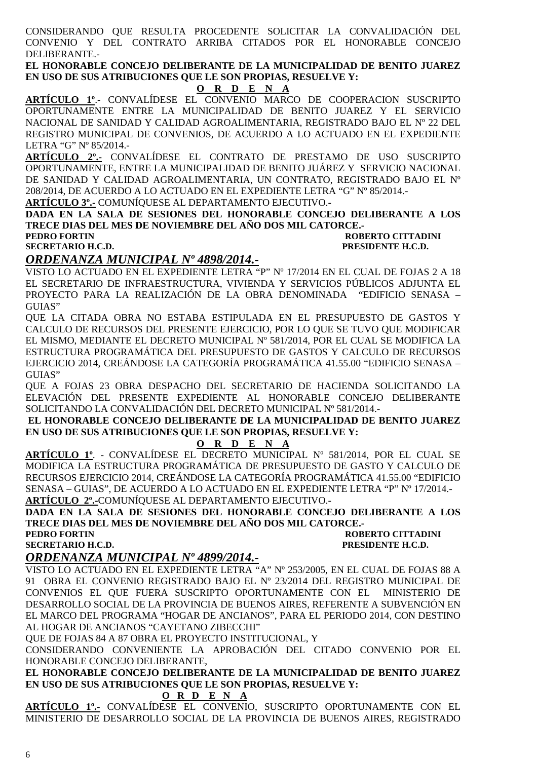CONSIDERANDO QUE RESULTA PROCEDENTE SOLICITAR LA CONVALIDACIÓN DEL CONVENIO Y DEL CONTRATO ARRIBA CITADOS POR EL HONORABLE CONCEJO DELIBERANTE.-

**EL HONORABLE CONCEJO DELIBERANTE DE LA MUNICIPALIDAD DE BENITO JUAREZ EN USO DE SUS ATRIBUCIONES QUE LE SON PROPIAS, RESUELVE Y:**

**O R D E N A**

**ARTÍCULO 1º**.- CONVALÍDESE EL CONVENIO MARCO DE COOPERACION SUSCRIPTO OPORTUNAMENTE ENTRE LA MUNICIPALIDAD DE BENITO JUAREZ Y EL SERVICIO NACIONAL DE SANIDAD Y CALIDAD AGROALIMENTARIA, REGISTRADO BAJO EL Nº 22 DEL REGISTRO MUNICIPAL DE CONVENIOS, DE ACUERDO A LO ACTUADO EN EL EXPEDIENTE LETRA "G" Nº 85/2014.-

**ARTÍCULO 2º.-** CONVALÍDESE EL CONTRATO DE PRESTAMO DE USO SUSCRIPTO OPORTUNAMENTE, ENTRE LA MUNICIPALIDAD DE BENITO JUÁREZ Y SERVICIO NACIONAL DE SANIDAD Y CALIDAD AGROALIMENTARIA, UN CONTRATO, REGISTRADO BAJO EL Nº 208/2014, DE ACUERDO A LO ACTUADO EN EL EXPEDIENTE LETRA "G" Nº 85/2014.-

**ARTÍCULO 3º.-** COMUNÍQUESE AL DEPARTAMENTO EJECUTIVO.-

**DADA EN LA SALA DE SESIONES DEL HONORABLE CONCEJO DELIBERANTE A LOS TRECE DIAS DEL MES DE NOVIEMBRE DEL AÑO DOS MIL CATORCE.-**

**PEDRO FORTIN** — **SECRETARIO H.C.D.**
**ROBERTO CITTADINI** — **PRESIDENTE H.C.D.**

## *ORDENANZA MUNICIPAL Nº 4898/2014.-*

VISTO LO ACTUADO EN EL EXPEDIENTE LETRA "P" Nº 17/2014 EN EL CUAL DE FOJAS 2 A 18 EL SECRETARIO DE INFRAESTRUCTURA, VIVIENDA Y SERVICIOS PÚBLICOS ADJUNTA EL PROYECTO PARA LA REALIZACIÓN DE LA OBRA DENOMINADA "EDIFICIO SENASA – GUIAS"

QUE LA CITADA OBRA NO ESTABA ESTIPULADA EN EL PRESUPUESTO DE GASTOS Y CALCULO DE RECURSOS DEL PRESENTE EJERCICIO, POR LO QUE SE TUVO QUE MODIFICAR EL MISMO, MEDIANTE EL DECRETO MUNICIPAL Nº 581/2014, POR EL CUAL SE MODIFICA LA ESTRUCTURA PROGRAMÁTICA DEL PRESUPUESTO DE GASTOS Y CALCULO DE RECURSOS EJERCICIO 2014, CREÁNDOSE LA CATEGORÍA PROGRAMÁTICA 41.55.00 "EDIFICIO SENASA – GUIAS"

QUE A FOJAS 23 OBRA DESPACHO DEL SECRETARIO DE HACIENDA SOLICITANDO LA ELEVACIÓN DEL PRESENTE EXPEDIENTE AL HONORABLE CONCEJO DELIBERANTE SOLICITANDO LA CONVALIDACIÓN DEL DECRETO MUNICIPAL Nº 581/2014.-

**EL HONORABLE CONCEJO DELIBERANTE DE LA MUNICIPALIDAD DE BENITO JUAREZ EN USO DE SUS ATRIBUCIONES QUE LE SON PROPIAS, RESUELVE Y:**

**O R D E N A**

**ARTÍCULO 1º**. - CONVALÍDESE EL DECRETO MUNICIPAL Nº 581/2014, POR EL CUAL SE MODIFICA LA ESTRUCTURA PROGRAMÁTICA DE PRESUPUESTO DE GASTO Y CALCULO DE RECURSOS EJERCICIO 2014, CREÁNDOSE LA CATEGORÍA PROGRAMÁTICA 41.55.00 "EDIFICIO SENASA – GUIAS", DE ACUERDO A LO ACTUADO EN EL EXPEDIENTE LETRA "P" Nº 17/2014.-

**ARTÍCULO 2º.-**COMUNÍQUESE AL DEPARTAMENTO EJECUTIVO.-

**DADA EN LA SALA DE SESIONES DEL HONORABLE CONCEJO DELIBERANTE A LOS TRECE DIAS DEL MES DE NOVIEMBRE DEL AÑO DOS MIL CATORCE.-**

**PEDRO FORTIN** — **SECRETARIO H.C.D.**
**ROBERTO CITTADINI** — **PRESIDENTE H.C.D.**

## *ORDENANZA MUNICIPAL Nº 4899/2014.-*

VISTO LO ACTUADO EN EL EXPEDIENTE LETRA "A" Nº 253/2005, EN EL CUAL DE FOJAS 88 A 91 OBRA EL CONVENIO REGISTRADO BAJO EL Nº 23/2014 DEL REGISTRO MUNICIPAL DE CONVENIOS EL QUE FUERA SUSCRIPTO OPORTUNAMENTE CON EL MINISTERIO DE DESARROLLO SOCIAL DE LA PROVINCIA DE BUENOS AIRES, REFERENTE A SUBVENCIÓN EN EL MARCO DEL PROGRAMA "HOGAR DE ANCIANOS", PARA EL PERIODO 2014, CON DESTINO AL HOGAR DE ANCIANOS "CAYETANO ZIBECCHI"

QUE DE FOJAS 84 A 87 OBRA EL PROYECTO INSTITUCIONAL, Y

CONSIDERANDO CONVENIENTE LA APROBACIÓN DEL CITADO CONVENIO POR EL HONORABLE CONCEJO DELIBERANTE,

**EL HONORABLE CONCEJO DELIBERANTE DE LA MUNICIPALIDAD DE BENITO JUAREZ EN USO DE SUS ATRIBUCIONES QUE LE SON PROPIAS, RESUELVE Y:**

**O R D E N A**

**ARTÍCULO 1º.-** CONVALÍDESE EL CONVENIO, SUSCRIPTO OPORTUNAMENTE CON EL MINISTERIO DE DESARROLLO SOCIAL DE LA PROVINCIA DE BUENOS AIRES, REGISTRADO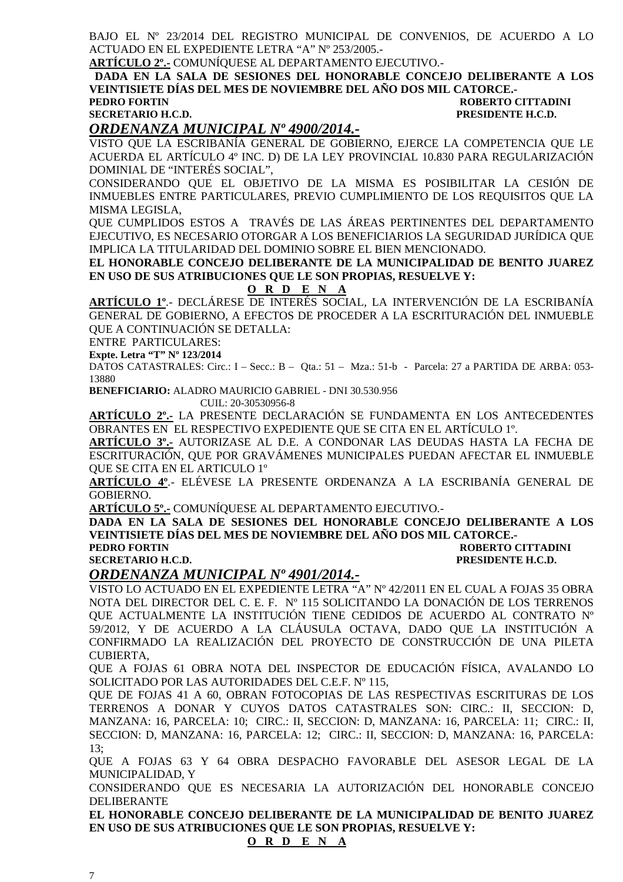BAJO EL Nº 23/2014 DEL REGISTRO MUNICIPAL DE CONVENIOS, DE ACUERDO A LO ACTUADO EN EL EXPEDIENTE LETRA "A" Nº 253/2005.-

**ARTÍCULO 2º.-** COMUNÍQUESE AL DEPARTAMENTO EJECUTIVO.-

**DADA EN LA SALA DE SESIONES DEL HONORABLE CONCEJO DELIBERANTE A LOS VEINTISIETE DÍAS DEL MES DE NOVIEMBRE DEL AÑO DOS MIL CATORCE.-**

**PEDRO FORTIN** **ROBERTO CITTADINI**
**SECRETARIO H.C.D.** **PRESIDENTE H.C.D.**

## *ORDENANZA MUNICIPAL Nº 4900/2014.-*

VISTO QUE LA ESCRIBANÍA GENERAL DE GOBIERNO, EJERCE LA COMPETENCIA QUE LE ACUERDA EL ARTÍCULO 4º INC. D) DE LA LEY PROVINCIAL 10.830 PARA REGULARIZACIÓN DOMINIAL DE "INTERÉS SOCIAL",

CONSIDERANDO QUE EL OBJETIVO DE LA MISMA ES POSIBILITAR LA CESIÓN DE INMUEBLES ENTRE PARTICULARES, PREVIO CUMPLIMIENTO DE LOS REQUISITOS QUE LA MISMA LEGISLA,

QUE CUMPLIDOS ESTOS A TRAVÉS DE LAS ÁREAS PERTINENTES DEL DEPARTAMENTO EJECUTIVO, ES NECESARIO OTORGAR A LOS BENEFICIARIOS LA SEGURIDAD JURÍDICA QUE IMPLICA LA TITULARIDAD DEL DOMINIO SOBRE EL BIEN MENCIONADO.

**EL HONORABLE CONCEJO DELIBERANTE DE LA MUNICIPALIDAD DE BENITO JUAREZ EN USO DE SUS ATRIBUCIONES QUE LE SON PROPIAS, RESUELVE Y:**

**O R D E N A**

**ARTÍCULO 1º**.- DECLÁRESE DE INTERÉS SOCIAL, LA INTERVENCIÓN DE LA ESCRIBANÍA GENERAL DE GOBIERNO, A EFECTOS DE PROCEDER A LA ESCRITURACIÓN DEL INMUEBLE QUE A CONTINUACIÓN SE DETALLA:

ENTRE PARTICULARES:

**Expte. Letra "T" Nº 123/2014**

DATOS CATASTRALES: Circ.: I – Secc.: B – Qta.: 51 – Mza.: 51-b - Parcela: 27 a PARTIDA DE ARBA: 053-13880

**BENEFICIARIO:** ALADRO MAURICIO GABRIEL - DNI 30.530.956
CUIL: 20-30530956-8

**ARTÍCULO 2º.-** LA PRESENTE DECLARACIÓN SE FUNDAMENTA EN LOS ANTECEDENTES OBRANTES EN EL RESPECTIVO EXPEDIENTE QUE SE CITA EN EL ARTÍCULO 1º.

**ARTÍCULO 3º.-** AUTORIZASE AL D.E. A CONDONAR LAS DEUDAS HASTA LA FECHA DE ESCRITURACIÓN, QUE POR GRAVÁMENES MUNICIPALES PUEDAN AFECTAR EL INMUEBLE QUE SE CITA EN EL ARTICULO 1º

**ARTÍCULO 4º**.- ELÉVESE LA PRESENTE ORDENANZA A LA ESCRIBANÍA GENERAL DE GOBIERNO.

**ARTÍCULO 5º.-** COMUNÍQUESE AL DEPARTAMENTO EJECUTIVO.-

**DADA EN LA SALA DE SESIONES DEL HONORABLE CONCEJO DELIBERANTE A LOS VEINTISIETE DÍAS DEL MES DE NOVIEMBRE DEL AÑO DOS MIL CATORCE.-**

**PEDRO FORTIN** **ROBERTO CITTADINI**
**SECRETARIO H.C.D.** **PRESIDENTE H.C.D.**

## *ORDENANZA MUNICIPAL Nº 4901/2014.-*

VISTO LO ACTUADO EN EL EXPEDIENTE LETRA "A" Nº 42/2011 EN EL CUAL A FOJAS 35 OBRA NOTA DEL DIRECTOR DEL C. E. F. Nº 115 SOLICITANDO LA DONACIÓN DE LOS TERRENOS QUE ACTUALMENTE LA INSTITUCIÓN TIENE CEDIDOS DE ACUERDO AL CONTRATO Nº 59/2012, Y DE ACUERDO A LA CLÁUSULA OCTAVA, DADO QUE LA INSTITUCIÓN A CONFIRMADO LA REALIZACIÓN DEL PROYECTO DE CONSTRUCCIÓN DE UNA PILETA CUBIERTA,

QUE A FOJAS 61 OBRA NOTA DEL INSPECTOR DE EDUCACIÓN FÍSICA, AVALANDO LO SOLICITADO POR LAS AUTORIDADES DEL C.E.F. Nº 115,

QUE DE FOJAS 41 A 60, OBRAN FOTOCOPIAS DE LAS RESPECTIVAS ESCRITURAS DE LOS TERRENOS A DONAR Y CUYOS DATOS CATASTRALES SON: CIRC.: II, SECCION: D, MANZANA: 16, PARCELA: 10; CIRC.: II, SECCION: D, MANZANA: 16, PARCELA: 11; CIRC.: II, SECCION: D, MANZANA: 16, PARCELA: 12; CIRC.: II, SECCION: D, MANZANA: 16, PARCELA: 13;

QUE A FOJAS 63 Y 64 OBRA DESPACHO FAVORABLE DEL ASESOR LEGAL DE LA MUNICIPALIDAD, Y

CONSIDERANDO QUE ES NECESARIA LA AUTORIZACIÓN DEL HONORABLE CONCEJO DELIBERANTE

**EL HONORABLE CONCEJO DELIBERANTE DE LA MUNICIPALIDAD DE BENITO JUAREZ EN USO DE SUS ATRIBUCIONES QUE LE SON PROPIAS, RESUELVE Y:**

**O R D E N A**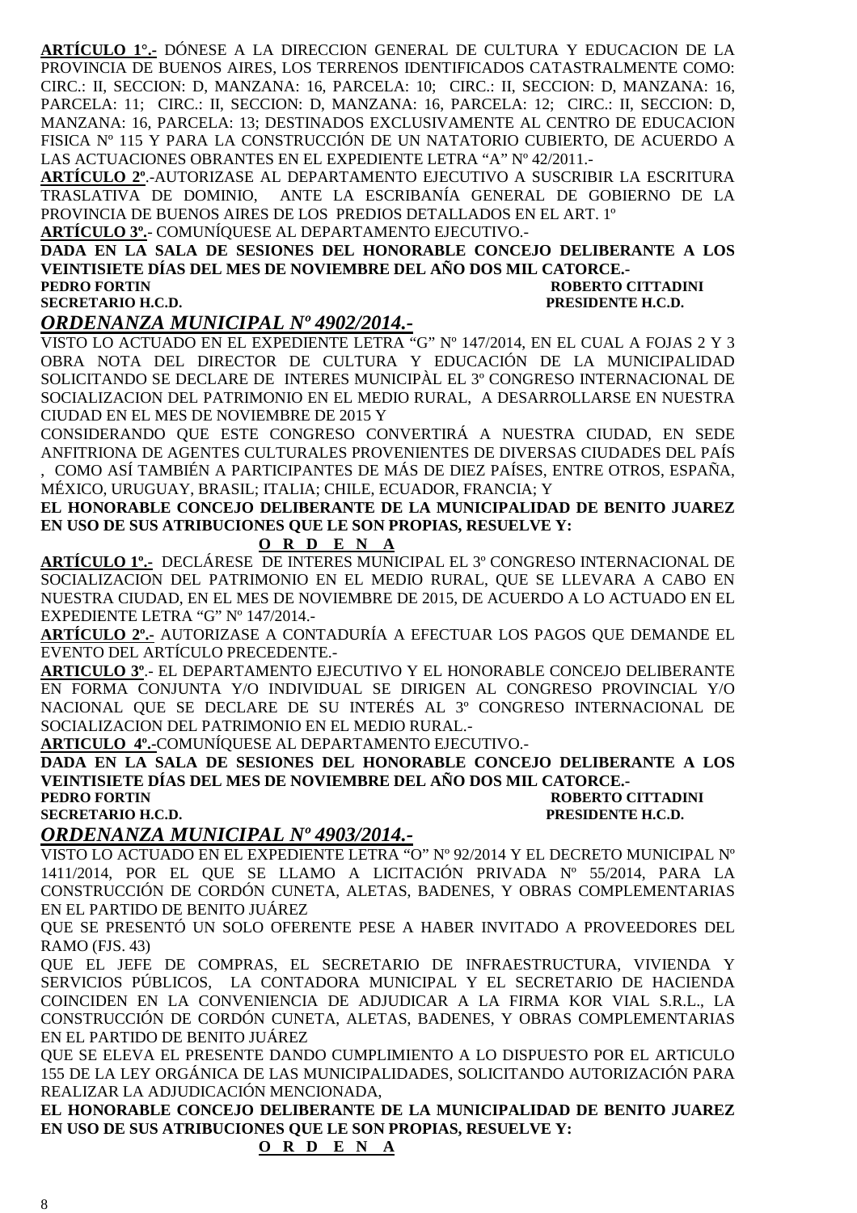**ARTÍCULO 1°.-** DÓNESE A LA DIRECCION GENERAL DE CULTURA Y EDUCACION DE LA PROVINCIA DE BUENOS AIRES, LOS TERRENOS IDENTIFICADOS CATASTRALMENTE COMO: CIRC.: II, SECCION: D, MANZANA: 16, PARCELA: 10; CIRC.: II, SECCION: D, MANZANA: 16, PARCELA: 11; CIRC.: II, SECCION: D, MANZANA: 16, PARCELA: 12; CIRC.: II, SECCION: D, MANZANA: 16, PARCELA: 13; DESTINADOS EXCLUSIVAMENTE AL CENTRO DE EDUCACION FISICA Nº 115 Y PARA LA CONSTRUCCIÓN DE UN NATATORIO CUBIERTO, DE ACUERDO A LAS ACTUACIONES OBRANTES EN EL EXPEDIENTE LETRA "A" Nº 42/2011.-

**ARTÍCULO 2º**.-AUTORIZASE AL DEPARTAMENTO EJECUTIVO A SUSCRIBIR LA ESCRITURA TRASLATIVA DE DOMINIO, ANTE LA ESCRIBANÍA GENERAL DE GOBIERNO DE LA PROVINCIA DE BUENOS AIRES DE LOS PREDIOS DETALLADOS EN EL ART. 1º

**ARTÍCULO 3º.**- COMUNÍQUESE AL DEPARTAMENTO EJECUTIVO.-

**DADA EN LA SALA DE SESIONES DEL HONORABLE CONCEJO DELIBERANTE A LOS VEINTISIETE DÍAS DEL MES DE NOVIEMBRE DEL AÑO DOS MIL CATORCE.-**

**PEDRO FORTIN** — **ROBERTO CITTADINI**
**SECRETARIO H.C.D.** — **PRESIDENTE H.C.D.**

## *ORDENANZA MUNICIPAL Nº 4902/2014.-*

VISTO LO ACTUADO EN EL EXPEDIENTE LETRA "G" Nº 147/2014, EN EL CUAL A FOJAS 2 Y 3 OBRA NOTA DEL DIRECTOR DE CULTURA Y EDUCACIÓN DE LA MUNICIPALIDAD SOLICITANDO SE DECLARE DE INTERES MUNICIPÀL EL 3º CONGRESO INTERNACIONAL DE SOCIALIZACION DEL PATRIMONIO EN EL MEDIO RURAL, A DESARROLLARSE EN NUESTRA CIUDAD EN EL MES DE NOVIEMBRE DE 2015 Y

CONSIDERANDO QUE ESTE CONGRESO CONVERTIRÁ A NUESTRA CIUDAD, EN SEDE ANFITRIONA DE AGENTES CULTURALES PROVENIENTES DE DIVERSAS CIUDADES DEL PAÍS , COMO ASÍ TAMBIÉN A PARTICIPANTES DE MÁS DE DIEZ PAÍSES, ENTRE OTROS, ESPAÑA, MÉXICO, URUGUAY, BRASIL; ITALIA; CHILE, ECUADOR, FRANCIA; Y

**EL HONORABLE CONCEJO DELIBERANTE DE LA MUNICIPALIDAD DE BENITO JUAREZ EN USO DE SUS ATRIBUCIONES QUE LE SON PROPIAS, RESUELVE Y:**

**O R D E N A**

**ARTÍCULO 1º.-** DECLÁRESE DE INTERES MUNICIPAL EL 3º CONGRESO INTERNACIONAL DE SOCIALIZACION DEL PATRIMONIO EN EL MEDIO RURAL, QUE SE LLEVARA A CABO EN NUESTRA CIUDAD, EN EL MES DE NOVIEMBRE DE 2015, DE ACUERDO A LO ACTUADO EN EL EXPEDIENTE LETRA "G" Nº 147/2014.-

**ARTÍCULO 2º.-** AUTORIZASE A CONTADURÍA A EFECTUAR LOS PAGOS QUE DEMANDE EL EVENTO DEL ARTÍCULO PRECEDENTE.-

**ARTICULO 3º**.- EL DEPARTAMENTO EJECUTIVO Y EL HONORABLE CONCEJO DELIBERANTE EN FORMA CONJUNTA Y/O INDIVIDUAL SE DIRIGEN AL CONGRESO PROVINCIAL Y/O NACIONAL QUE SE DECLARE DE SU INTERÉS AL 3º CONGRESO INTERNACIONAL DE SOCIALIZACION DEL PATRIMONIO EN EL MEDIO RURAL.-

**ARTICULO 4º.-**COMUNÍQUESE AL DEPARTAMENTO EJECUTIVO.-

**DADA EN LA SALA DE SESIONES DEL HONORABLE CONCEJO DELIBERANTE A LOS VEINTISIETE DÍAS DEL MES DE NOVIEMBRE DEL AÑO DOS MIL CATORCE.-**

**PEDRO FORTIN** — **ROBERTO CITTADINI**
**SECRETARIO H.C.D.** — **PRESIDENTE H.C.D.**

## *ORDENANZA MUNICIPAL Nº 4903/2014.-*

VISTO LO ACTUADO EN EL EXPEDIENTE LETRA "O" Nº 92/2014 Y EL DECRETO MUNICIPAL Nº 1411/2014, POR EL QUE SE LLAMO A LICITACIÓN PRIVADA Nº 55/2014, PARA LA CONSTRUCCIÓN DE CORDÓN CUNETA, ALETAS, BADENES, Y OBRAS COMPLEMENTARIAS EN EL PARTIDO DE BENITO JUÁREZ

QUE SE PRESENTÓ UN SOLO OFERENTE PESE A HABER INVITADO A PROVEEDORES DEL RAMO (FJS. 43)

QUE EL JEFE DE COMPRAS, EL SECRETARIO DE INFRAESTRUCTURA, VIVIENDA Y SERVICIOS PÚBLICOS, LA CONTADORA MUNICIPAL Y EL SECRETARIO DE HACIENDA COINCIDEN EN LA CONVENIENCIA DE ADJUDICAR A LA FIRMA KOR VIAL S.R.L., LA CONSTRUCCIÓN DE CORDÓN CUNETA, ALETAS, BADENES, Y OBRAS COMPLEMENTARIAS EN EL PARTIDO DE BENITO JUÁREZ

QUE SE ELEVA EL PRESENTE DANDO CUMPLIMIENTO A LO DISPUESTO POR EL ARTICULO 155 DE LA LEY ORGÁNICA DE LAS MUNICIPALIDADES, SOLICITANDO AUTORIZACIÓN PARA REALIZAR LA ADJUDICACIÓN MENCIONADA,

**EL HONORABLE CONCEJO DELIBERANTE DE LA MUNICIPALIDAD DE BENITO JUAREZ EN USO DE SUS ATRIBUCIONES QUE LE SON PROPIAS, RESUELVE Y:**

**O R D E N A**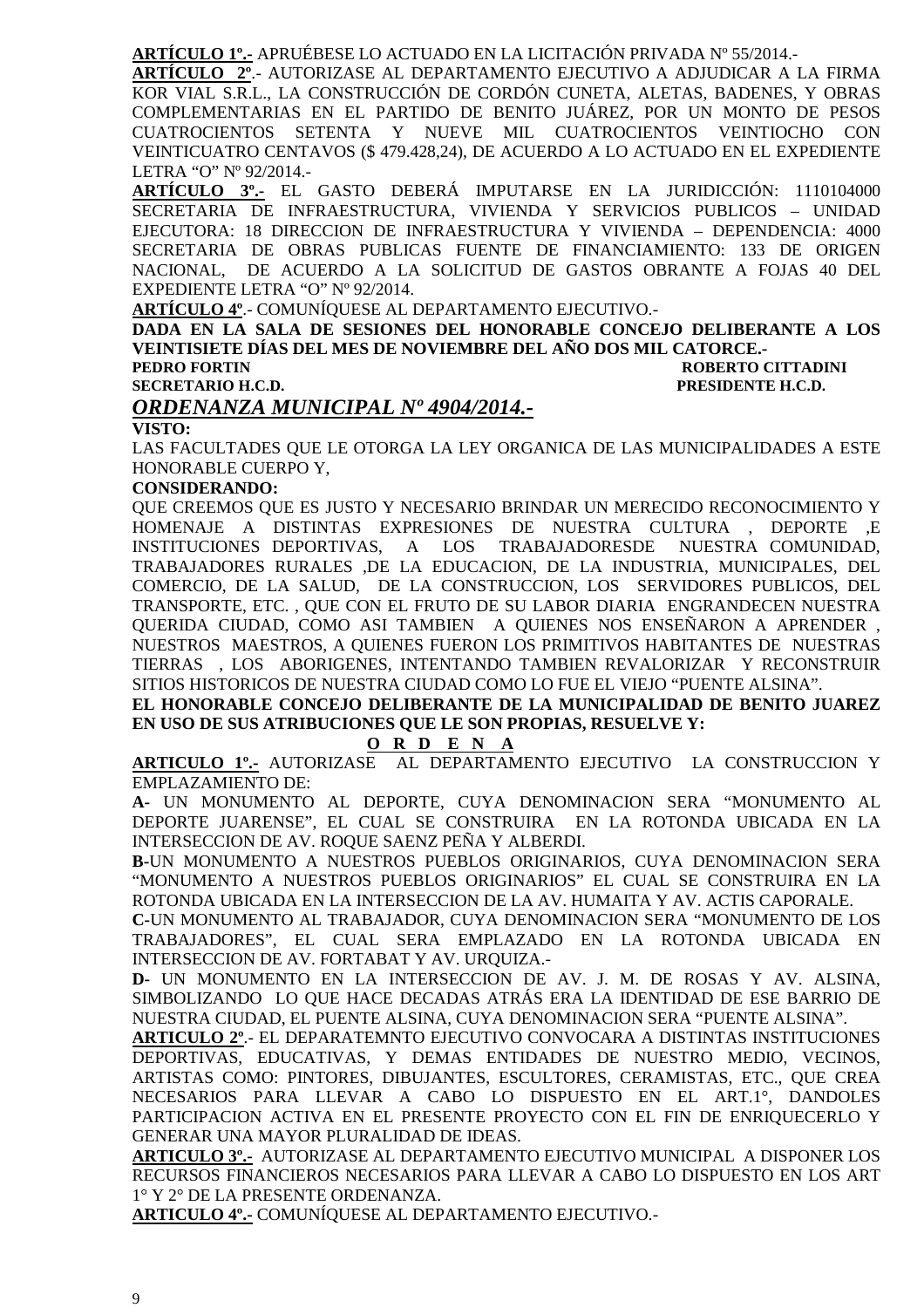**ARTÍCULO 1º.-** APRUÉBESE LO ACTUADO EN LA LICITACIÓN PRIVADA Nº 55/2014.-

**ARTÍCULO 2º**.- AUTORIZASE AL DEPARTAMENTO EJECUTIVO A ADJUDICAR A LA FIRMA KOR VIAL S.R.L., LA CONSTRUCCIÓN DE CORDÓN CUNETA, ALETAS, BADENES, Y OBRAS COMPLEMENTARIAS EN EL PARTIDO DE BENITO JUÁREZ, POR UN MONTO DE PESOS CUATROCIENTOS SETENTA Y NUEVE MIL CUATROCIENTOS VEINTIOCHO CON VEINTICUATRO CENTAVOS ($ 479.428,24), DE ACUERDO A LO ACTUADO EN EL EXPEDIENTE LETRA "O" Nº 92/2014.-

**ARTÍCULO 3º.-** EL GASTO DEBERÁ IMPUTARSE EN LA JURIDICCIÓN: 1110104000 SECRETARIA DE INFRAESTRUCTURA, VIVIENDA Y SERVICIOS PUBLICOS – UNIDAD EJECUTORA: 18 DIRECCION DE INFRAESTRUCTURA Y VIVIENDA – DEPENDENCIA: 4000 SECRETARIA DE OBRAS PUBLICAS FUENTE DE FINANCIAMIENTO: 133 DE ORIGEN NACIONAL, DE ACUERDO A LA SOLICITUD DE GASTOS OBRANTE A FOJAS 40 DEL EXPEDIENTE LETRA "O" Nº 92/2014.

**ARTÍCULO 4º**.- COMUNÍQUESE AL DEPARTAMENTO EJECUTIVO.-

**DADA EN LA SALA DE SESIONES DEL HONORABLE CONCEJO DELIBERANTE A LOS VEINTISIETE DÍAS DEL MES DE NOVIEMBRE DEL AÑO DOS MIL CATORCE.-**

**PEDRO FORTIN** — **SECRETARIO H.C.D.**
**ROBERTO CITTADINI** — **PRESIDENTE H.C.D.**

## *ORDENANZA MUNICIPAL Nº 4904/2014.-*

**VISTO:**

LAS FACULTADES QUE LE OTORGA LA LEY ORGANICA DE LAS MUNICIPALIDADES A ESTE HONORABLE CUERPO Y,

**CONSIDERANDO:**

QUE CREEMOS QUE ES JUSTO Y NECESARIO BRINDAR UN MERECIDO RECONOCIMIENTO Y HOMENAJE A DISTINTAS EXPRESIONES DE NUESTRA CULTURA , DEPORTE ,E INSTITUCIONES DEPORTIVAS, A LOS TRABAJADORESDE NUESTRA COMUNIDAD, TRABAJADORES RURALES ,DE LA EDUCACION, DE LA INDUSTRIA, MUNICIPALES, DEL COMERCIO, DE LA SALUD, DE LA CONSTRUCCION, LOS SERVIDORES PUBLICOS, DEL TRANSPORTE, ETC. , QUE CON EL FRUTO DE SU LABOR DIARIA ENGRANDECEN NUESTRA QUERIDA CIUDAD, COMO ASI TAMBIEN A QUIENES NOS ENSEÑARON A APRENDER , NUESTROS MAESTROS, A QUIENES FUERON LOS PRIMITIVOS HABITANTES DE NUESTRAS TIERRAS , LOS ABORIGENES, INTENTANDO TAMBIEN REVALORIZAR Y RECONSTRUIR SITIOS HISTORICOS DE NUESTRA CIUDAD COMO LO FUE EL VIEJO "PUENTE ALSINA".

**EL HONORABLE CONCEJO DELIBERANTE DE LA MUNICIPALIDAD DE BENITO JUAREZ EN USO DE SUS ATRIBUCIONES QUE LE SON PROPIAS, RESUELVE Y:**

**O R D E N A**

**ARTICULO 1º.-** AUTORIZASE AL DEPARTAMENTO EJECUTIVO LA CONSTRUCCION Y EMPLAZAMIENTO DE:

**A-** UN MONUMENTO AL DEPORTE, CUYA DENOMINACION SERA "MONUMENTO AL DEPORTE JUARENSE", EL CUAL SE CONSTRUIRA EN LA ROTONDA UBICADA EN LA INTERSECCION DE AV. ROQUE SAENZ PEÑA Y ALBERDI.

**B-**UN MONUMENTO A NUESTROS PUEBLOS ORIGINARIOS, CUYA DENOMINACION SERA "MONUMENTO A NUESTROS PUEBLOS ORIGINARIOS" EL CUAL SE CONSTRUIRA EN LA ROTONDA UBICADA EN LA INTERSECCION DE LA AV. HUMAITA Y AV. ACTIS CAPORALE.

**C-**UN MONUMENTO AL TRABAJADOR, CUYA DENOMINACION SERA "MONUMENTO DE LOS TRABAJADORES", EL CUAL SERA EMPLAZADO EN LA ROTONDA UBICADA EN INTERSECCION DE AV. FORTABAT Y AV. URQUIZA.-

**D-** UN MONUMENTO EN LA INTERSECCION DE AV. J. M. DE ROSAS Y AV. ALSINA, SIMBOLIZANDO LO QUE HACE DECADAS ATRÁS ERA LA IDENTIDAD DE ESE BARRIO DE NUESTRA CIUDAD, EL PUENTE ALSINA, CUYA DENOMINACION SERA "PUENTE ALSINA".

**ARTICULO 2º**.- EL DEPARATEMNTO EJECUTIVO CONVOCARA A DISTINTAS INSTITUCIONES DEPORTIVAS, EDUCATIVAS, Y DEMAS ENTIDADES DE NUESTRO MEDIO, VECINOS, ARTISTAS COMO: PINTORES, DIBUJANTES, ESCULTORES, CERAMISTAS, ETC., QUE CREA NECESARIOS PARA LLEVAR A CABO LO DISPUESTO EN EL ART.1°, DANDOLES PARTICIPACION ACTIVA EN EL PRESENTE PROYECTO CON EL FIN DE ENRIQUECERLO Y GENERAR UNA MAYOR PLURALIDAD DE IDEAS.

**ARTICULO 3º.-** AUTORIZASE AL DEPARTAMENTO EJECUTIVO MUNICIPAL A DISPONER LOS RECURSOS FINANCIEROS NECESARIOS PARA LLEVAR A CABO LO DISPUESTO EN LOS ART 1° Y 2° DE LA PRESENTE ORDENANZA.

**ARTICULO 4º.-** COMUNÍQUESE AL DEPARTAMENTO EJECUTIVO.-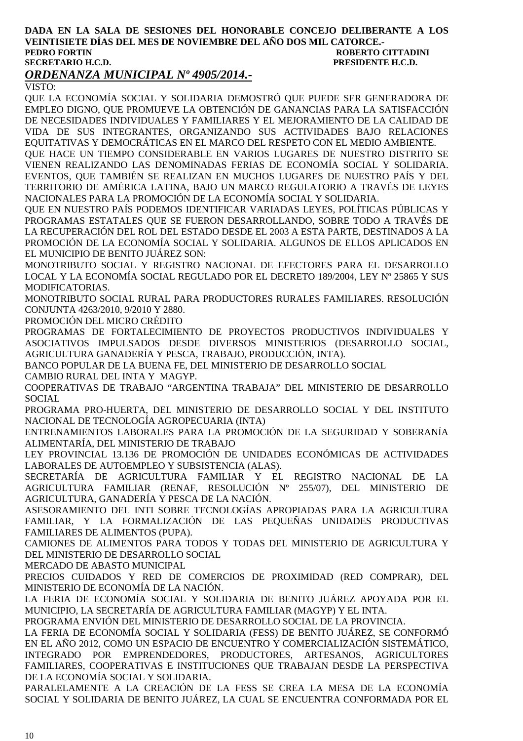**DADA EN LA SALA DE SESIONES DEL HONORABLE CONCEJO DELIBERANTE A LOS VEINTISIETE DÍAS DEL MES DE NOVIEMBRE DEL AÑO DOS MIL CATORCE.-**

**PEDRO FORTIN** — **ROBERTO CITTADINI**
**SECRETARIO H.C.D.** — **PRESIDENTE H.C.D.**

## *ORDENANZA MUNICIPAL Nº 4905/2014.-*

VISTO:

QUE LA ECONOMÍA SOCIAL Y SOLIDARIA DEMOSTRÓ QUE PUEDE SER GENERADORA DE EMPLEO DIGNO, QUE PROMUEVE LA OBTENCIÓN DE GANANCIAS PARA LA SATISFACCIÓN DE NECESIDADES INDIVIDUALES Y FAMILIARES Y EL MEJORAMIENTO DE LA CALIDAD DE VIDA DE SUS INTEGRANTES, ORGANIZANDO SUS ACTIVIDADES BAJO RELACIONES EQUITATIVAS Y DEMOCRÁTICAS EN EL MARCO DEL RESPETO CON EL MEDIO AMBIENTE.

QUE HACE UN TIEMPO CONSIDERABLE EN VARIOS LUGARES DE NUESTRO DISTRITO SE VIENEN REALIZANDO LAS DENOMINADAS FERIAS DE ECONOMÍA SOCIAL Y SOLIDARIA. EVENTOS, QUE TAMBIÉN SE REALIZAN EN MUCHOS LUGARES DE NUESTRO PAÍS Y DEL TERRITORIO DE AMÉRICA LATINA, BAJO UN MARCO REGULATORIO A TRAVÉS DE LEYES NACIONALES PARA LA PROMOCIÓN DE LA ECONOMÍA SOCIAL Y SOLIDARIA.

QUE EN NUESTRO PAÍS PODEMOS IDENTIFICAR VARIADAS LEYES, POLÍTICAS PÚBLICAS Y PROGRAMAS ESTATALES QUE SE FUERON DESARROLLANDO, SOBRE TODO A TRAVÉS DE LA RECUPERACIÓN DEL ROL DEL ESTADO DESDE EL 2003 A ESTA PARTE, DESTINADOS A LA PROMOCIÓN DE LA ECONOMÍA SOCIAL Y SOLIDARIA. ALGUNOS DE ELLOS APLICADOS EN EL MUNICIPIO DE BENITO JUÁREZ SON:

MONOTRIBUTO SOCIAL Y REGISTRO NACIONAL DE EFECTORES PARA EL DESARROLLO LOCAL Y LA ECONOMÍA SOCIAL REGULADO POR EL DECRETO 189/2004, LEY Nº 25865 Y SUS MODIFICATORIAS.

MONOTRIBUTO SOCIAL RURAL PARA PRODUCTORES RURALES FAMILIARES. RESOLUCIÓN CONJUNTA 4263/2010, 9/2010 Y 2880.

PROMOCIÓN DEL MICRO CRÉDITO

PROGRAMAS DE FORTALECIMIENTO DE PROYECTOS PRODUCTIVOS INDIVIDUALES Y ASOCIATIVOS IMPULSADOS DESDE DIVERSOS MINISTERIOS (DESARROLLO SOCIAL, AGRICULTURA GANADERÍA Y PESCA, TRABAJO, PRODUCCIÓN, INTA).

BANCO POPULAR DE LA BUENA FE, DEL MINISTERIO DE DESARROLLO SOCIAL

CAMBIO RURAL DEL INTA Y MAGYP.

COOPERATIVAS DE TRABAJO "ARGENTINA TRABAJA" DEL MINISTERIO DE DESARROLLO SOCIAL

PROGRAMA PRO-HUERTA, DEL MINISTERIO DE DESARROLLO SOCIAL Y DEL INSTITUTO NACIONAL DE TECNOLOGÍA AGROPECUARIA (INTA)

ENTRENAMIENTOS LABORALES PARA LA PROMOCIÓN DE LA SEGURIDAD Y SOBERANÍA ALIMENTARÍA, DEL MINISTERIO DE TRABAJO

LEY PROVINCIAL 13.136 DE PROMOCIÓN DE UNIDADES ECONÓMICAS DE ACTIVIDADES LABORALES DE AUTOEMPLEO Y SUBSISTENCIA (ALAS).

SECRETARÍA DE AGRICULTURA FAMILIAR Y EL REGISTRO NACIONAL DE LA AGRICULTURA FAMILIAR (RENAF, RESOLUCIÓN Nº 255/07), DEL MINISTERIO DE AGRICULTURA, GANADERÍA Y PESCA DE LA NACIÓN.

ASESORAMIENTO DEL INTI SOBRE TECNOLOGÍAS APROPIADAS PARA LA AGRICULTURA FAMILIAR, Y LA FORMALIZACIÓN DE LAS PEQUEÑAS UNIDADES PRODUCTIVAS FAMILIARES DE ALIMENTOS (PUPA).

CAMIONES DE ALIMENTOS PARA TODOS Y TODAS DEL MINISTERIO DE AGRICULTURA Y DEL MINISTERIO DE DESARROLLO SOCIAL

MERCADO DE ABASTO MUNICIPAL

PRECIOS CUIDADOS Y RED DE COMERCIOS DE PROXIMIDAD (RED COMPRAR), DEL MINISTERIO DE ECONOMÍA DE LA NACIÓN.

LA FERIA DE ECONOMÍA SOCIAL Y SOLIDARIA DE BENITO JUÁREZ APOYADA POR EL MUNICIPIO, LA SECRETARÍA DE AGRICULTURA FAMILIAR (MAGYP) Y EL INTA.

PROGRAMA ENVIÓN DEL MINISTERIO DE DESARROLLO SOCIAL DE LA PROVINCIA.

LA FERIA DE ECONOMÍA SOCIAL Y SOLIDARIA (FESS) DE BENITO JUÁREZ, SE CONFORMÓ EN EL AÑO 2012, COMO UN ESPACIO DE ENCUENTRO Y COMERCIALIZACIÓN SISTEMÁTICO, INTEGRADO POR EMPRENDEDORES, PRODUCTORES, ARTESANOS, AGRICULTORES FAMILIARES, COOPERATIVAS E INSTITUCIONES QUE TRABAJAN DESDE LA PERSPECTIVA DE LA ECONOMÍA SOCIAL Y SOLIDARIA.

PARALELAMENTE A LA CREACIÓN DE LA FESS SE CREA LA MESA DE LA ECONOMÍA SOCIAL Y SOLIDARIA DE BENITO JUÁREZ, LA CUAL SE ENCUENTRA CONFORMADA POR EL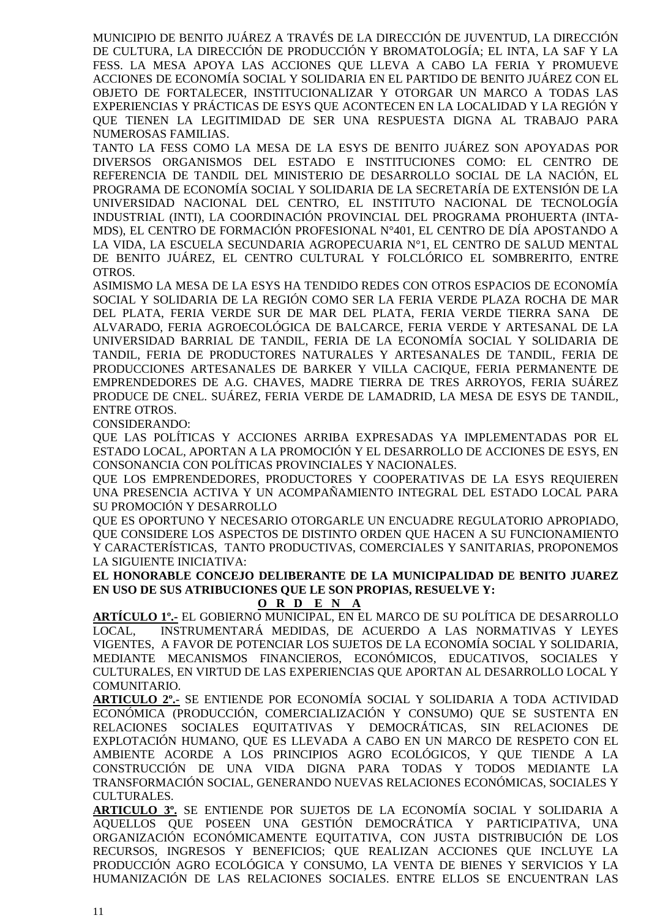MUNICIPIO DE BENITO JUÁREZ A TRAVÉS DE LA DIRECCIÓN DE JUVENTUD, LA DIRECCIÓN DE CULTURA, LA DIRECCIÓN DE PRODUCCIÓN Y BROMATOLOGÍA; EL INTA, LA SAF Y LA FESS. LA MESA APOYA LAS ACCIONES QUE LLEVA A CABO LA FERIA Y PROMUEVE ACCIONES DE ECONOMÍA SOCIAL Y SOLIDARIA EN EL PARTIDO DE BENITO JUÁREZ CON EL OBJETO DE FORTALECER, INSTITUCIONALIZAR Y OTORGAR UN MARCO A TODAS LAS EXPERIENCIAS Y PRÁCTICAS DE ESYS QUE ACONTECEN EN LA LOCALIDAD Y LA REGIÓN Y QUE TIENEN LA LEGITIMIDAD DE SER UNA RESPUESTA DIGNA AL TRABAJO PARA NUMEROSAS FAMILIAS.

TANTO LA FESS COMO LA MESA DE LA ESYS DE BENITO JUÁREZ SON APOYADAS POR DIVERSOS ORGANISMOS DEL ESTADO E INSTITUCIONES COMO: EL CENTRO DE REFERENCIA DE TANDIL DEL MINISTERIO DE DESARROLLO SOCIAL DE LA NACIÓN, EL PROGRAMA DE ECONOMÍA SOCIAL Y SOLIDARIA DE LA SECRETARÍA DE EXTENSIÓN DE LA UNIVERSIDAD NACIONAL DEL CENTRO, EL INSTITUTO NACIONAL DE TECNOLOGÍA INDUSTRIAL (INTI), LA COORDINACIÓN PROVINCIAL DEL PROGRAMA PROHUERTA (INTA-MDS), EL CENTRO DE FORMACIÓN PROFESIONAL N°401, EL CENTRO DE DÍA APOSTANDO A LA VIDA, LA ESCUELA SECUNDARIA AGROPECUARIA N°1, EL CENTRO DE SALUD MENTAL DE BENITO JUÁREZ, EL CENTRO CULTURAL Y FOLCLÓRICO EL SOMBRERITO, ENTRE OTROS.

ASIMISMO LA MESA DE LA ESYS HA TENDIDO REDES CON OTROS ESPACIOS DE ECONOMÍA SOCIAL Y SOLIDARIA DE LA REGIÓN COMO SER LA FERIA VERDE PLAZA ROCHA DE MAR DEL PLATA, FERIA VERDE SUR DE MAR DEL PLATA, FERIA VERDE TIERRA SANA DE ALVARADO, FERIA AGROECOLÓGICA DE BALCARCE, FERIA VERDE Y ARTESANAL DE LA UNIVERSIDAD BARRIAL DE TANDIL, FERIA DE LA ECONOMÍA SOCIAL Y SOLIDARIA DE TANDIL, FERIA DE PRODUCTORES NATURALES Y ARTESANALES DE TANDIL, FERIA DE PRODUCCIONES ARTESANALES DE BARKER Y VILLA CACIQUE, FERIA PERMANENTE DE EMPRENDEDORES DE A.G. CHAVES, MADRE TIERRA DE TRES ARROYOS, FERIA SUÁREZ PRODUCE DE CNEL. SUÁREZ, FERIA VERDE DE LAMADRID, LA MESA DE ESYS DE TANDIL, ENTRE OTROS.

CONSIDERANDO:

QUE LAS POLÍTICAS Y ACCIONES ARRIBA EXPRESADAS YA IMPLEMENTADAS POR EL ESTADO LOCAL, APORTAN A LA PROMOCIÓN Y EL DESARROLLO DE ACCIONES DE ESYS, EN CONSONANCIA CON POLÍTICAS PROVINCIALES Y NACIONALES.

QUE LOS EMPRENDEDORES, PRODUCTORES Y COOPERATIVAS DE LA ESYS REQUIEREN UNA PRESENCIA ACTIVA Y UN ACOMPAÑAMIENTO INTEGRAL DEL ESTADO LOCAL PARA SU PROMOCIÓN Y DESARROLLO

QUE ES OPORTUNO Y NECESARIO OTORGARLE UN ENCUADRE REGULATORIO APROPIADO, QUE CONSIDERE LOS ASPECTOS DE DISTINTO ORDEN QUE HACEN A SU FUNCIONAMIENTO Y CARACTERÍSTICAS, TANTO PRODUCTIVAS, COMERCIALES Y SANITARIAS, PROPONEMOS LA SIGUIENTE INICIATIVA:

**EL HONORABLE CONCEJO DELIBERANTE DE LA MUNICIPALIDAD DE BENITO JUAREZ EN USO DE SUS ATRIBUCIONES QUE LE SON PROPIAS, RESUELVE Y:**

**O R D E N A**

**ARTÍCULO 1º.-** EL GOBIERNO MUNICIPAL, EN EL MARCO DE SU POLÍTICA DE DESARROLLO LOCAL, INSTRUMENTARÁ MEDIDAS, DE ACUERDO A LAS NORMATIVAS Y LEYES VIGENTES, A FAVOR DE POTENCIAR LOS SUJETOS DE LA ECONOMÍA SOCIAL Y SOLIDARIA, MEDIANTE MECANISMOS FINANCIEROS, ECONÓMICOS, EDUCATIVOS, SOCIALES Y CULTURALES, EN VIRTUD DE LAS EXPERIENCIAS QUE APORTAN AL DESARROLLO LOCAL Y COMUNITARIO.

**ARTICULO 2º.-** SE ENTIENDE POR ECONOMÍA SOCIAL Y SOLIDARIA A TODA ACTIVIDAD ECONÓMICA (PRODUCCIÓN, COMERCIALIZACIÓN Y CONSUMO) QUE SE SUSTENTA EN RELACIONES SOCIALES EQUITATIVAS Y DEMOCRÁTICAS, SIN RELACIONES DE EXPLOTACIÓN HUMANO, QUE ES LLEVADA A CABO EN UN MARCO DE RESPETO CON EL AMBIENTE ACORDE A LOS PRINCIPIOS AGRO ECOLÓGICOS, Y QUE TIENDE A LA CONSTRUCCIÓN DE UNA VIDA DIGNA PARA TODAS Y TODOS MEDIANTE LA TRANSFORMACIÓN SOCIAL, GENERANDO NUEVAS RELACIONES ECONÓMICAS, SOCIALES Y CULTURALES.

**ARTICULO 3º.** SE ENTIENDE POR SUJETOS DE LA ECONOMÍA SOCIAL Y SOLIDARIA A AQUELLOS QUE POSEEN UNA GESTIÓN DEMOCRÁTICA Y PARTICIPATIVA, UNA ORGANIZACIÓN ECONÓMICAMENTE EQUITATIVA, CON JUSTA DISTRIBUCIÓN DE LOS RECURSOS, INGRESOS Y BENEFICIOS; QUE REALIZAN ACCIONES QUE INCLUYE LA PRODUCCIÓN AGRO ECOLÓGICA Y CONSUMO, LA VENTA DE BIENES Y SERVICIOS Y LA HUMANIZACIÓN DE LAS RELACIONES SOCIALES. ENTRE ELLOS SE ENCUENTRAN LAS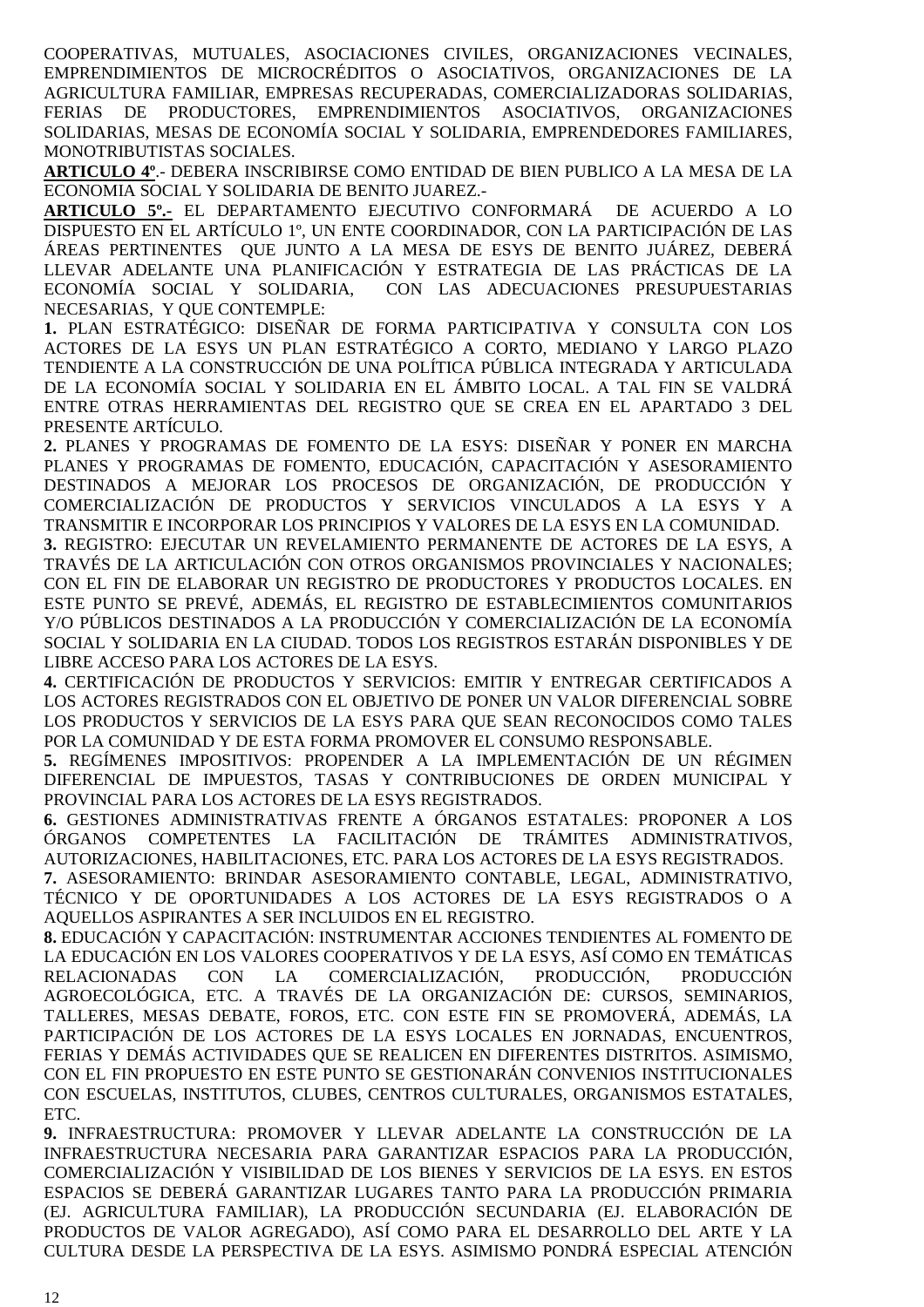COOPERATIVAS, MUTUALES, ASOCIACIONES CIVILES, ORGANIZACIONES VECINALES, EMPRENDIMIENTOS DE MICROCRÉDITOS O ASOCIATIVOS, ORGANIZACIONES DE LA AGRICULTURA FAMILIAR, EMPRESAS RECUPERADAS, COMERCIALIZADORAS SOLIDARIAS, FERIAS DE PRODUCTORES, EMPRENDIMIENTOS ASOCIATIVOS, ORGANIZACIONES SOLIDARIAS, MESAS DE ECONOMÍA SOCIAL Y SOLIDARIA, EMPRENDEDORES FAMILIARES, MONOTRIBUTISTAS SOCIALES.

**ARTICULO 4º**.- DEBERA INSCRIBIRSE COMO ENTIDAD DE BIEN PUBLICO A LA MESA DE LA ECONOMIA SOCIAL Y SOLIDARIA DE BENITO JUAREZ.-

**ARTICULO 5º.-** EL DEPARTAMENTO EJECUTIVO CONFORMARÁ DE ACUERDO A LO DISPUESTO EN EL ARTÍCULO 1º, UN ENTE COORDINADOR, CON LA PARTICIPACIÓN DE LAS ÁREAS PERTINENTES QUE JUNTO A LA MESA DE ESYS DE BENITO JUÁREZ, DEBERÁ LLEVAR ADELANTE UNA PLANIFICACIÓN Y ESTRATEGIA DE LAS PRÁCTICAS DE LA ECONOMÍA SOCIAL Y SOLIDARIA, CON LAS ADECUACIONES PRESUPUESTARIAS NECESARIAS, Y QUE CONTEMPLE:

**1.** PLAN ESTRATÉGICO: DISEÑAR DE FORMA PARTICIPATIVA Y CONSULTA CON LOS ACTORES DE LA ESYS UN PLAN ESTRATÉGICO A CORTO, MEDIANO Y LARGO PLAZO TENDIENTE A LA CONSTRUCCIÓN DE UNA POLÍTICA PÚBLICA INTEGRADA Y ARTICULADA DE LA ECONOMÍA SOCIAL Y SOLIDARIA EN EL ÁMBITO LOCAL. A TAL FIN SE VALDRÁ ENTRE OTRAS HERRAMIENTAS DEL REGISTRO QUE SE CREA EN EL APARTADO 3 DEL PRESENTE ARTÍCULO.

**2.** PLANES Y PROGRAMAS DE FOMENTO DE LA ESYS: DISEÑAR Y PONER EN MARCHA PLANES Y PROGRAMAS DE FOMENTO, EDUCACIÓN, CAPACITACIÓN Y ASESORAMIENTO DESTINADOS A MEJORAR LOS PROCESOS DE ORGANIZACIÓN, DE PRODUCCIÓN Y COMERCIALIZACIÓN DE PRODUCTOS Y SERVICIOS VINCULADOS A LA ESYS Y A TRANSMITIR E INCORPORAR LOS PRINCIPIOS Y VALORES DE LA ESYS EN LA COMUNIDAD.

**3.** REGISTRO: EJECUTAR UN REVELAMIENTO PERMANENTE DE ACTORES DE LA ESYS, A TRAVÉS DE LA ARTICULACIÓN CON OTROS ORGANISMOS PROVINCIALES Y NACIONALES; CON EL FIN DE ELABORAR UN REGISTRO DE PRODUCTORES Y PRODUCTOS LOCALES. EN ESTE PUNTO SE PREVÉ, ADEMÁS, EL REGISTRO DE ESTABLECIMIENTOS COMUNITARIOS Y/O PÚBLICOS DESTINADOS A LA PRODUCCIÓN Y COMERCIALIZACIÓN DE LA ECONOMÍA SOCIAL Y SOLIDARIA EN LA CIUDAD. TODOS LOS REGISTROS ESTARÁN DISPONIBLES Y DE LIBRE ACCESO PARA LOS ACTORES DE LA ESYS.

**4.** CERTIFICACIÓN DE PRODUCTOS Y SERVICIOS: EMITIR Y ENTREGAR CERTIFICADOS A LOS ACTORES REGISTRADOS CON EL OBJETIVO DE PONER UN VALOR DIFERENCIAL SOBRE LOS PRODUCTOS Y SERVICIOS DE LA ESYS PARA QUE SEAN RECONOCIDOS COMO TALES POR LA COMUNIDAD Y DE ESTA FORMA PROMOVER EL CONSUMO RESPONSABLE.

**5.** REGÍMENES IMPOSITIVOS: PROPENDER A LA IMPLEMENTACIÓN DE UN RÉGIMEN DIFERENCIAL DE IMPUESTOS, TASAS Y CONTRIBUCIONES DE ORDEN MUNICIPAL Y PROVINCIAL PARA LOS ACTORES DE LA ESYS REGISTRADOS.

**6.** GESTIONES ADMINISTRATIVAS FRENTE A ÓRGANOS ESTATALES: PROPONER A LOS ÓRGANOS COMPETENTES LA FACILITACIÓN DE TRÁMITES ADMINISTRATIVOS, AUTORIZACIONES, HABILITACIONES, ETC. PARA LOS ACTORES DE LA ESYS REGISTRADOS.

**7.** ASESORAMIENTO: BRINDAR ASESORAMIENTO CONTABLE, LEGAL, ADMINISTRATIVO, TÉCNICO Y DE OPORTUNIDADES A LOS ACTORES DE LA ESYS REGISTRADOS O A AQUELLOS ASPIRANTES A SER INCLUIDOS EN EL REGISTRO.

**8.** EDUCACIÓN Y CAPACITACIÓN: INSTRUMENTAR ACCIONES TENDIENTES AL FOMENTO DE LA EDUCACIÓN EN LOS VALORES COOPERATIVOS Y DE LA ESYS, ASÍ COMO EN TEMÁTICAS RELACIONADAS CON LA COMERCIALIZACIÓN, PRODUCCIÓN, PRODUCCIÓN AGROECOLÓGICA, ETC. A TRAVÉS DE LA ORGANIZACIÓN DE: CURSOS, SEMINARIOS, TALLERES, MESAS DEBATE, FOROS, ETC. CON ESTE FIN SE PROMOVERÁ, ADEMÁS, LA PARTICIPACIÓN DE LOS ACTORES DE LA ESYS LOCALES EN JORNADAS, ENCUENTROS, FERIAS Y DEMÁS ACTIVIDADES QUE SE REALICEN EN DIFERENTES DISTRITOS. ASIMISMO, CON EL FIN PROPUESTO EN ESTE PUNTO SE GESTIONARÁN CONVENIOS INSTITUCIONALES CON ESCUELAS, INSTITUTOS, CLUBES, CENTROS CULTURALES, ORGANISMOS ESTATALES, ETC.

**9.** INFRAESTRUCTURA: PROMOVER Y LLEVAR ADELANTE LA CONSTRUCCIÓN DE LA INFRAESTRUCTURA NECESARIA PARA GARANTIZAR ESPACIOS PARA LA PRODUCCIÓN, COMERCIALIZACIÓN Y VISIBILIDAD DE LOS BIENES Y SERVICIOS DE LA ESYS. EN ESTOS ESPACIOS SE DEBERÁ GARANTIZAR LUGARES TANTO PARA LA PRODUCCIÓN PRIMARIA (EJ. AGRICULTURA FAMILIAR), LA PRODUCCIÓN SECUNDARIA (EJ. ELABORACIÓN DE PRODUCTOS DE VALOR AGREGADO), ASÍ COMO PARA EL DESARROLLO DEL ARTE Y LA CULTURA DESDE LA PERSPECTIVA DE LA ESYS. ASIMISMO PONDRÁ ESPECIAL ATENCIÓN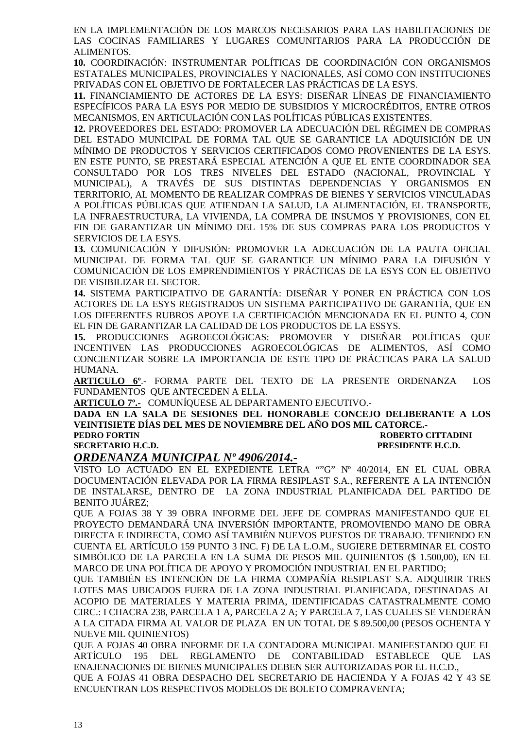EN LA IMPLEMENTACIÓN DE LOS MARCOS NECESARIOS PARA LAS HABILITACIONES DE LAS COCINAS FAMILIARES Y LUGARES COMUNITARIOS PARA LA PRODUCCIÓN DE ALIMENTOS.

**10.** COORDINACIÓN: INSTRUMENTAR POLÍTICAS DE COORDINACIÓN CON ORGANISMOS ESTATALES MUNICIPALES, PROVINCIALES Y NACIONALES, ASÍ COMO CON INSTITUCIONES PRIVADAS CON EL OBJETIVO DE FORTALECER LAS PRÁCTICAS DE LA ESYS.

**11.** FINANCIAMIENTO DE ACTORES DE LA ESYS: DISEÑAR LÍNEAS DE FINANCIAMIENTO ESPECÍFICOS PARA LA ESYS POR MEDIO DE SUBSIDIOS Y MICROCRÉDITOS, ENTRE OTROS MECANISMOS, EN ARTICULACIÓN CON LAS POLÍTICAS PÚBLICAS EXISTENTES.

**12.** PROVEEDORES DEL ESTADO: PROMOVER LA ADECUACIÓN DEL RÉGIMEN DE COMPRAS DEL ESTADO MUNICIPAL DE FORMA TAL QUE SE GARANTICE LA ADQUISICIÓN DE UN MÍNIMO DE PRODUCTOS Y SERVICIOS CERTIFICADOS COMO PROVENIENTES DE LA ESYS. EN ESTE PUNTO, SE PRESTARÁ ESPECIAL ATENCIÓN A QUE EL ENTE COORDINADOR SEA CONSULTADO POR LOS TRES NIVELES DEL ESTADO (NACIONAL, PROVINCIAL Y MUNICIPAL), A TRAVÉS DE SUS DISTINTAS DEPENDENCIAS Y ORGANISMOS EN TERRITORIO, AL MOMENTO DE REALIZAR COMPRAS DE BIENES Y SERVICIOS VINCULADAS A POLÍTICAS PÚBLICAS QUE ATIENDAN LA SALUD, LA ALIMENTACIÓN, EL TRANSPORTE, LA INFRAESTRUCTURA, LA VIVIENDA, LA COMPRA DE INSUMOS Y PROVISIONES, CON EL FIN DE GARANTIZAR UN MÍNIMO DEL 15% DE SUS COMPRAS PARA LOS PRODUCTOS Y SERVICIOS DE LA ESYS.

**13.** COMUNICACIÓN Y DIFUSIÓN: PROMOVER LA ADECUACIÓN DE LA PAUTA OFICIAL MUNICIPAL DE FORMA TAL QUE SE GARANTICE UN MÍNIMO PARA LA DIFUSIÓN Y COMUNICACIÓN DE LOS EMPRENDIMIENTOS Y PRÁCTICAS DE LA ESYS CON EL OBJETIVO DE VISIBILIZAR EL SECTOR.

**14.** SISTEMA PARTICIPATIVO DE GARANTÍA: DISEÑAR Y PONER EN PRÁCTICA CON LOS ACTORES DE LA ESYS REGISTRADOS UN SISTEMA PARTICIPATIVO DE GARANTÍA, QUE EN LOS DIFERENTES RUBROS APOYE LA CERTIFICACIÓN MENCIONADA EN EL PUNTO 4, CON EL FIN DE GARANTIZAR LA CALIDAD DE LOS PRODUCTOS DE LA ESSYS.

**15.** PRODUCCIONES AGROECOLÓGICAS: PROMOVER Y DISEÑAR POLÍTICAS QUE INCENTIVEN LAS PRODUCCIONES AGROECOLÓGICAS DE ALIMENTOS, ASÍ COMO CONCIENTIZAR SOBRE LA IMPORTANCIA DE ESTE TIPO DE PRÁCTICAS PARA LA SALUD HUMANA.

**ARTICULO 6º**.- FORMA PARTE DEL TEXTO DE LA PRESENTE ORDENANZA LOS FUNDAMENTOS QUE ANTECEDEN A ELLA.

**ARTICULO 7º.-** COMUNÍQUESE AL DEPARTAMENTO EJECUTIVO.-

**DADA EN LA SALA DE SESIONES DEL HONORABLE CONCEJO DELIBERANTE A LOS VEINTISIETE DÍAS DEL MES DE NOVIEMBRE DEL AÑO DOS MIL CATORCE.-**

**PEDRO FORTIN** — **ROBERTO CITTADINI**
**SECRETARIO H.C.D.** — **PRESIDENTE H.C.D.**

## ***ORDENANZA MUNICIPAL Nº 4906/2014.-***

VISTO LO ACTUADO EN EL EXPEDIENTE LETRA “”G” Nº 40/2014, EN EL CUAL OBRA DOCUMENTACIÓN ELEVADA POR LA FIRMA RESIPLAST S.A., REFERENTE A LA INTENCIÓN DE INSTALARSE, DENTRO DE LA ZONA INDUSTRIAL PLANIFICADA DEL PARTIDO DE BENITO JUÁREZ;

QUE A FOJAS 38 Y 39 OBRA INFORME DEL JEFE DE COMPRAS MANIFESTANDO QUE EL PROYECTO DEMANDARÁ UNA INVERSIÓN IMPORTANTE, PROMOVIENDO MANO DE OBRA DIRECTA E INDIRECTA, COMO ASÍ TAMBIÉN NUEVOS PUESTOS DE TRABAJO. TENIENDO EN CUENTA EL ARTÍCULO 159 PUNTO 3 INC. F) DE LA L.O.M., SUGIERE DETERMINAR EL COSTO SIMBÓLICO DE LA PARCELA EN LA SUMA DE PESOS MIL QUINIENTOS ($ 1.500,00), EN EL MARCO DE UNA POLÍTICA DE APOYO Y PROMOCIÓN INDUSTRIAL EN EL PARTIDO;

QUE TAMBIÉN ES INTENCIÓN DE LA FIRMA COMPAÑÍA RESIPLAST S.A. ADQUIRIR TRES LOTES MAS UBICADOS FUERA DE LA ZONA INDUSTRIAL PLANIFICADA, DESTINADAS AL ACOPIO DE MATERIALES Y MATERIA PRIMA, IDENTIFICADAS CATASTRALMENTE COMO CIRC.: I CHACRA 238, PARCELA 1 A, PARCELA 2 A; Y PARCELA 7, LAS CUALES SE VENDERÁN A LA CITADA FIRMA AL VALOR DE PLAZA EN UN TOTAL DE $ 89.500,00 (PESOS OCHENTA Y NUEVE MIL QUINIENTOS)

QUE A FOJAS 40 OBRA INFORME DE LA CONTADORA MUNICIPAL MANIFESTANDO QUE EL ARTÍCULO 195 DEL REGLAMENTO DE CONTABILIDAD ESTABLECE QUE LAS ENAJENACIONES DE BIENES MUNICIPALES DEBEN SER AUTORIZADAS POR EL H.C.D.,

QUE A FOJAS 41 OBRA DESPACHO DEL SECRETARIO DE HACIENDA Y A FOJAS 42 Y 43 SE ENCUENTRAN LOS RESPECTIVOS MODELOS DE BOLETO COMPRAVENTA;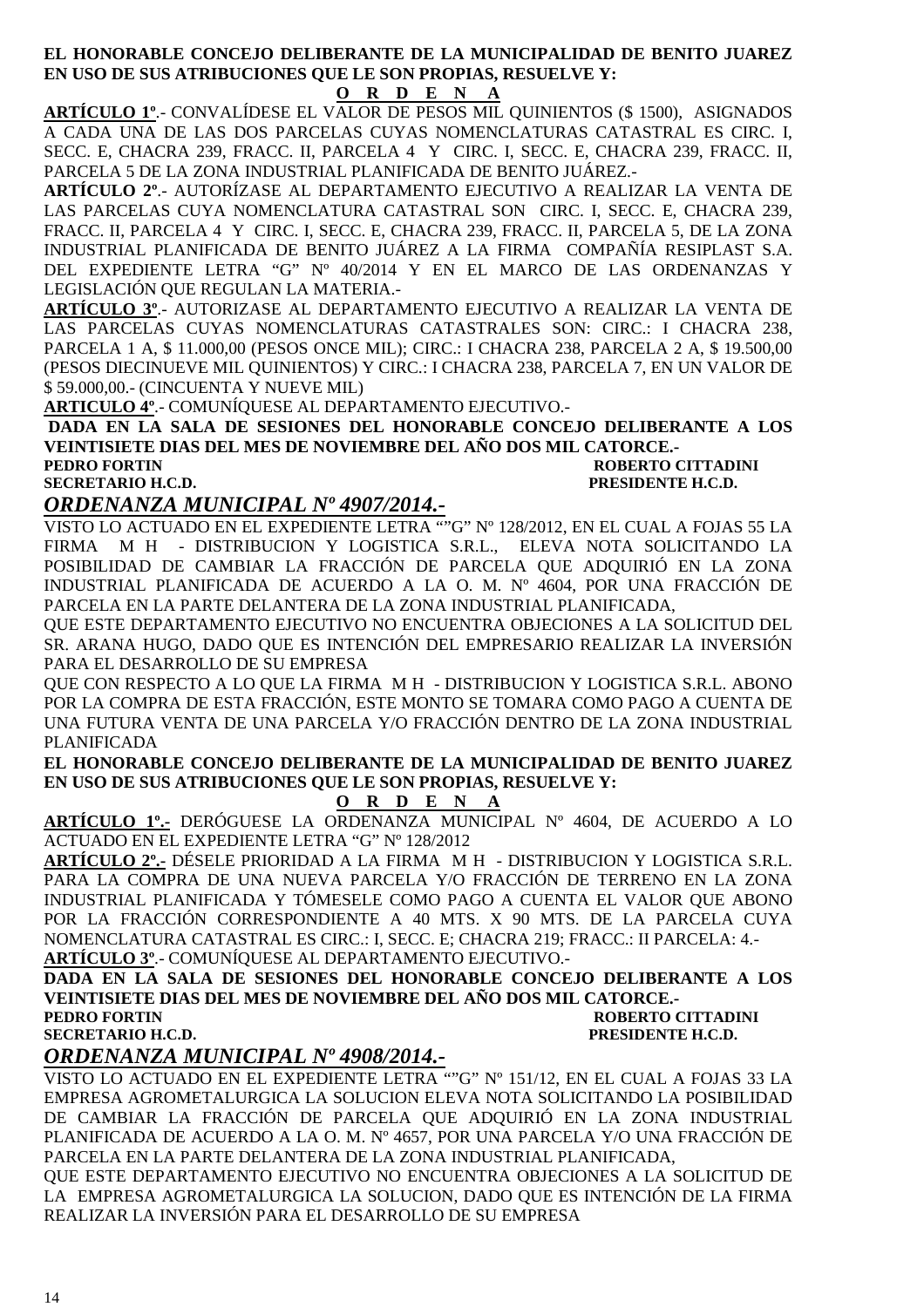**EL HONORABLE CONCEJO DELIBERANTE DE LA MUNICIPALIDAD DE BENITO JUAREZ EN USO DE SUS ATRIBUCIONES QUE LE SON PROPIAS, RESUELVE Y:**

**O R D E N A**

**ARTÍCULO 1º**.- CONVALÍDESE EL VALOR DE PESOS MIL QUINIENTOS ($ 1500), ASIGNADOS A CADA UNA DE LAS DOS PARCELAS CUYAS NOMENCLATURAS CATASTRAL ES CIRC. I, SECC. E, CHACRA 239, FRACC. II, PARCELA 4 Y CIRC. I, SECC. E, CHACRA 239, FRACC. II, PARCELA 5 DE LA ZONA INDUSTRIAL PLANIFICADA DE BENITO JUÁREZ.-

**ARTÍCULO 2º**.- AUTORÍZASE AL DEPARTAMENTO EJECUTIVO A REALIZAR LA VENTA DE LAS PARCELAS CUYA NOMENCLATURA CATASTRAL SON CIRC. I, SECC. E, CHACRA 239, FRACC. II, PARCELA 4 Y CIRC. I, SECC. E, CHACRA 239, FRACC. II, PARCELA 5, DE LA ZONA INDUSTRIAL PLANIFICADA DE BENITO JUÁREZ A LA FIRMA COMPAÑÍA RESIPLAST S.A. DEL EXPEDIENTE LETRA "G" Nº 40/2014 Y EN EL MARCO DE LAS ORDENANZAS Y LEGISLACIÓN QUE REGULAN LA MATERIA.-

**ARTÍCULO 3º**.- AUTORIZASE AL DEPARTAMENTO EJECUTIVO A REALIZAR LA VENTA DE LAS PARCELAS CUYAS NOMENCLATURAS CATASTRALES SON: CIRC.: I CHACRA 238, PARCELA 1 A, $ 11.000,00 (PESOS ONCE MIL); CIRC.: I CHACRA 238, PARCELA 2 A, $ 19.500,00 (PESOS DIECINUEVE MIL QUINIENTOS) Y CIRC.: I CHACRA 238, PARCELA 7, EN UN VALOR DE $ 59.000,00.- (CINCUENTA Y NUEVE MIL)

**ARTICULO 4º**.- COMUNÍQUESE AL DEPARTAMENTO EJECUTIVO.-

**DADA EN LA SALA DE SESIONES DEL HONORABLE CONCEJO DELIBERANTE A LOS VEINTISIETE DIAS DEL MES DE NOVIEMBRE DEL AÑO DOS MIL CATORCE.-**

**PEDRO FORTIN** — **ROBERTO CITTADINI**
**SECRETARIO H.C.D.** — **PRESIDENTE H.C.D.**

## *ORDENANZA MUNICIPAL Nº 4907/2014.-*

VISTO LO ACTUADO EN EL EXPEDIENTE LETRA ""G" Nº 128/2012, EN EL CUAL A FOJAS 55 LA FIRMA M H - DISTRIBUCION Y LOGISTICA S.R.L., ELEVA NOTA SOLICITANDO LA POSIBILIDAD DE CAMBIAR LA FRACCIÓN DE PARCELA QUE ADQUIRIÓ EN LA ZONA INDUSTRIAL PLANIFICADA DE ACUERDO A LA O. M. Nº 4604, POR UNA FRACCIÓN DE PARCELA EN LA PARTE DELANTERA DE LA ZONA INDUSTRIAL PLANIFICADA,

QUE ESTE DEPARTAMENTO EJECUTIVO NO ENCUENTRA OBJECIONES A LA SOLICITUD DEL SR. ARANA HUGO, DADO QUE ES INTENCIÓN DEL EMPRESARIO REALIZAR LA INVERSIÓN PARA EL DESARROLLO DE SU EMPRESA

QUE CON RESPECTO A LO QUE LA FIRMA M H - DISTRIBUCION Y LOGISTICA S.R.L. ABONO POR LA COMPRA DE ESTA FRACCIÓN, ESTE MONTO SE TOMARA COMO PAGO A CUENTA DE UNA FUTURA VENTA DE UNA PARCELA Y/O FRACCIÓN DENTRO DE LA ZONA INDUSTRIAL PLANIFICADA

**EL HONORABLE CONCEJO DELIBERANTE DE LA MUNICIPALIDAD DE BENITO JUAREZ EN USO DE SUS ATRIBUCIONES QUE LE SON PROPIAS, RESUELVE Y:**

**O R D E N A**

**ARTÍCULO 1º.-** DERÓGUESE LA ORDENANZA MUNICIPAL Nº 4604, DE ACUERDO A LO ACTUADO EN EL EXPEDIENTE LETRA "G" Nº 128/2012

**ARTÍCULO 2º.-** DÉSELE PRIORIDAD A LA FIRMA M H - DISTRIBUCION Y LOGISTICA S.R.L. PARA LA COMPRA DE UNA NUEVA PARCELA Y/O FRACCIÓN DE TERRENO EN LA ZONA INDUSTRIAL PLANIFICADA Y TÓMESELE COMO PAGO A CUENTA EL VALOR QUE ABONO POR LA FRACCIÓN CORRESPONDIENTE A 40 MTS. X 90 MTS. DE LA PARCELA CUYA NOMENCLATURA CATASTRAL ES CIRC.: I, SECC. E; CHACRA 219; FRACC.: II PARCELA: 4.-

**ARTÍCULO 3º**.- COMUNÍQUESE AL DEPARTAMENTO EJECUTIVO.-

**DADA EN LA SALA DE SESIONES DEL HONORABLE CONCEJO DELIBERANTE A LOS VEINTISIETE DIAS DEL MES DE NOVIEMBRE DEL AÑO DOS MIL CATORCE.-**

**PEDRO FORTIN** — **ROBERTO CITTADINI**
**SECRETARIO H.C.D.** — **PRESIDENTE H.C.D.**

## *ORDENANZA MUNICIPAL Nº 4908/2014.-*

VISTO LO ACTUADO EN EL EXPEDIENTE LETRA ""G" Nº 151/12, EN EL CUAL A FOJAS 33 LA EMPRESA AGROMETALURGICA LA SOLUCION ELEVA NOTA SOLICITANDO LA POSIBILIDAD DE CAMBIAR LA FRACCIÓN DE PARCELA QUE ADQUIRIÓ EN LA ZONA INDUSTRIAL PLANIFICADA DE ACUERDO A LA O. M. Nº 4657, POR UNA PARCELA Y/O UNA FRACCIÓN DE PARCELA EN LA PARTE DELANTERA DE LA ZONA INDUSTRIAL PLANIFICADA,

QUE ESTE DEPARTAMENTO EJECUTIVO NO ENCUENTRA OBJECIONES A LA SOLICITUD DE LA EMPRESA AGROMETALURGICA LA SOLUCION, DADO QUE ES INTENCIÓN DE LA FIRMA REALIZAR LA INVERSIÓN PARA EL DESARROLLO DE SU EMPRESA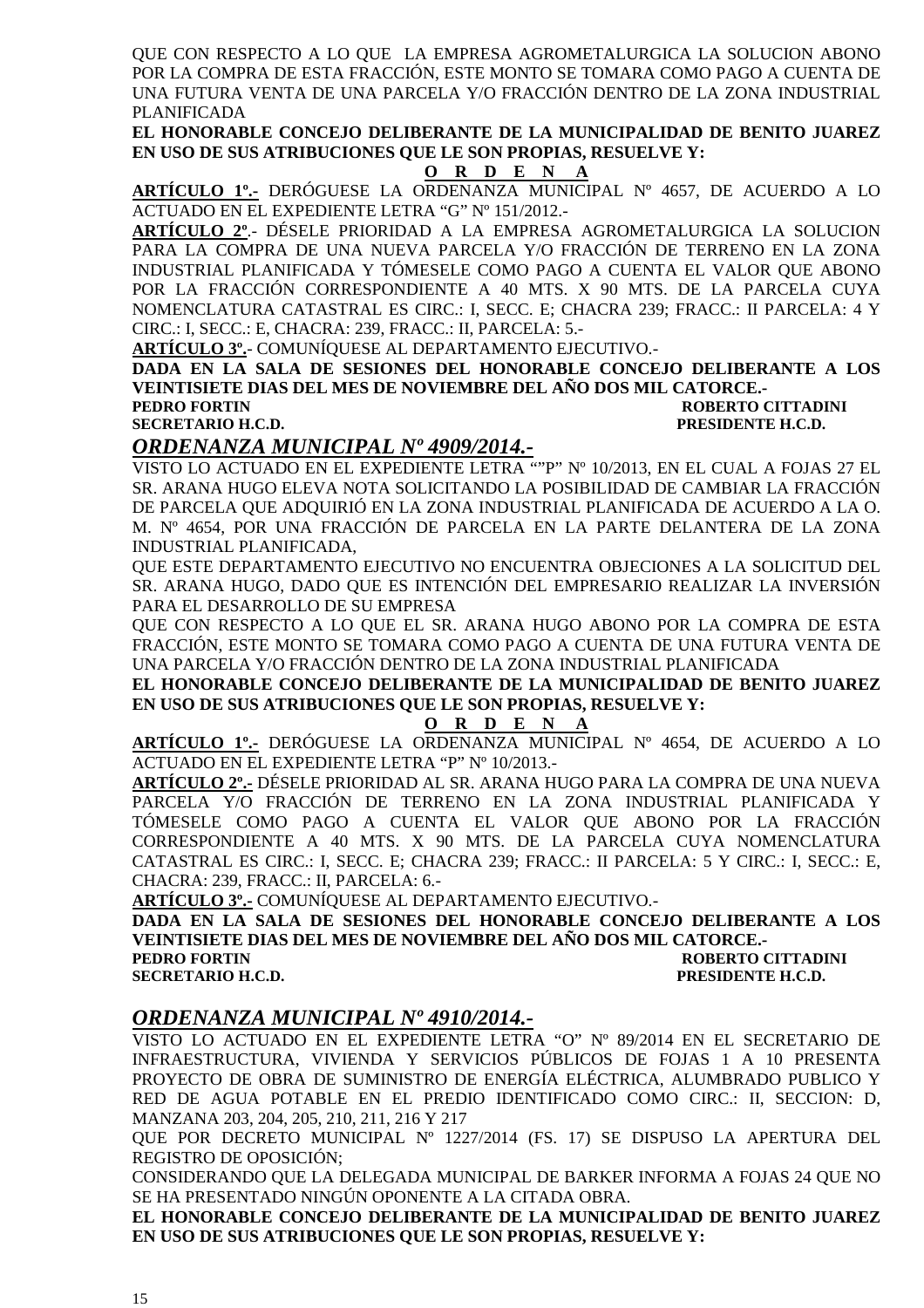QUE CON RESPECTO A LO QUE LA EMPRESA AGROMETALURGICA LA SOLUCION ABONO POR LA COMPRA DE ESTA FRACCIÓN, ESTE MONTO SE TOMARA COMO PAGO A CUENTA DE UNA FUTURA VENTA DE UNA PARCELA Y/O FRACCIÓN DENTRO DE LA ZONA INDUSTRIAL PLANIFICADA

**EL HONORABLE CONCEJO DELIBERANTE DE LA MUNICIPALIDAD DE BENITO JUAREZ EN USO DE SUS ATRIBUCIONES QUE LE SON PROPIAS, RESUELVE Y:**

**O R D E N A**

**ARTÍCULO 1º.-** DERÓGUESE LA ORDENANZA MUNICIPAL Nº 4657, DE ACUERDO A LO ACTUADO EN EL EXPEDIENTE LETRA "G" Nº 151/2012.-

**ARTÍCULO 2º**.- DÉSELE PRIORIDAD A LA EMPRESA AGROMETALURGICA LA SOLUCION PARA LA COMPRA DE UNA NUEVA PARCELA Y/O FRACCIÓN DE TERRENO EN LA ZONA INDUSTRIAL PLANIFICADA Y TÓMESELE COMO PAGO A CUENTA EL VALOR QUE ABONO POR LA FRACCIÓN CORRESPONDIENTE A 40 MTS. X 90 MTS. DE LA PARCELA CUYA NOMENCLATURA CATASTRAL ES CIRC.: I, SECC. E; CHACRA 239; FRACC.: II PARCELA: 4 Y CIRC.: I, SECC.: E, CHACRA: 239, FRACC.: II, PARCELA: 5.-

**ARTÍCULO 3º**.- COMUNÍQUESE AL DEPARTAMENTO EJECUTIVO.-

**DADA EN LA SALA DE SESIONES DEL HONORABLE CONCEJO DELIBERANTE A LOS VEINTISIETE DIAS DEL MES DE NOVIEMBRE DEL AÑO DOS MIL CATORCE.-**

**PEDRO FORTIN** — **ROBERTO CITTADINI**
**SECRETARIO H.C.D.** — **PRESIDENTE H.C.D.**

## *ORDENANZA MUNICIPAL Nº 4909/2014.-*

VISTO LO ACTUADO EN EL EXPEDIENTE LETRA ""P" Nº 10/2013, EN EL CUAL A FOJAS 27 EL SR. ARANA HUGO ELEVA NOTA SOLICITANDO LA POSIBILIDAD DE CAMBIAR LA FRACCIÓN DE PARCELA QUE ADQUIRIÓ EN LA ZONA INDUSTRIAL PLANIFICADA DE ACUERDO A LA O. M. Nº 4654, POR UNA FRACCIÓN DE PARCELA EN LA PARTE DELANTERA DE LA ZONA INDUSTRIAL PLANIFICADA,

QUE ESTE DEPARTAMENTO EJECUTIVO NO ENCUENTRA OBJECIONES A LA SOLICITUD DEL SR. ARANA HUGO, DADO QUE ES INTENCIÓN DEL EMPRESARIO REALIZAR LA INVERSIÓN PARA EL DESARROLLO DE SU EMPRESA

QUE CON RESPECTO A LO QUE EL SR. ARANA HUGO ABONO POR LA COMPRA DE ESTA FRACCIÓN, ESTE MONTO SE TOMARA COMO PAGO A CUENTA DE UNA FUTURA VENTA DE UNA PARCELA Y/O FRACCIÓN DENTRO DE LA ZONA INDUSTRIAL PLANIFICADA

**EL HONORABLE CONCEJO DELIBERANTE DE LA MUNICIPALIDAD DE BENITO JUAREZ EN USO DE SUS ATRIBUCIONES QUE LE SON PROPIAS, RESUELVE Y:**

**O R D E N A**

**ARTÍCULO 1º.-** DERÓGUESE LA ORDENANZA MUNICIPAL Nº 4654, DE ACUERDO A LO ACTUADO EN EL EXPEDIENTE LETRA "P" Nº 10/2013.-

**ARTÍCULO 2º.-** DÉSELE PRIORIDAD AL SR. ARANA HUGO PARA LA COMPRA DE UNA NUEVA PARCELA Y/O FRACCIÓN DE TERRENO EN LA ZONA INDUSTRIAL PLANIFICADA Y TÓMESELE COMO PAGO A CUENTA EL VALOR QUE ABONO POR LA FRACCIÓN CORRESPONDIENTE A 40 MTS. X 90 MTS. DE LA PARCELA CUYA NOMENCLATURA CATASTRAL ES CIRC.: I, SECC. E; CHACRA 239; FRACC.: II PARCELA: 5 Y CIRC.: I, SECC.: E, CHACRA: 239, FRACC.: II, PARCELA: 6.-

**ARTÍCULO 3º.-** COMUNÍQUESE AL DEPARTAMENTO EJECUTIVO.-

**DADA EN LA SALA DE SESIONES DEL HONORABLE CONCEJO DELIBERANTE A LOS VEINTISIETE DIAS DEL MES DE NOVIEMBRE DEL AÑO DOS MIL CATORCE.-**

**PEDRO FORTIN** — **ROBERTO CITTADINI**
**SECRETARIO H.C.D.** — **PRESIDENTE H.C.D.**

## *ORDENANZA MUNICIPAL Nº 4910/2014.-*

VISTO LO ACTUADO EN EL EXPEDIENTE LETRA "O" Nº 89/2014 EN EL SECRETARIO DE INFRAESTRUCTURA, VIVIENDA Y SERVICIOS PÚBLICOS DE FOJAS 1 A 10 PRESENTA PROYECTO DE OBRA DE SUMINISTRO DE ENERGÍA ELÉCTRICA, ALUMBRADO PUBLICO Y RED DE AGUA POTABLE EN EL PREDIO IDENTIFICADO COMO CIRC.: II, SECCION: D, MANZANA 203, 204, 205, 210, 211, 216 Y 217

QUE POR DECRETO MUNICIPAL Nº 1227/2014 (FS. 17) SE DISPUSO LA APERTURA DEL REGISTRO DE OPOSICIÓN;

CONSIDERANDO QUE LA DELEGADA MUNICIPAL DE BARKER INFORMA A FOJAS 24 QUE NO SE HA PRESENTADO NINGÚN OPONENTE A LA CITADA OBRA.

**EL HONORABLE CONCEJO DELIBERANTE DE LA MUNICIPALIDAD DE BENITO JUAREZ EN USO DE SUS ATRIBUCIONES QUE LE SON PROPIAS, RESUELVE Y:**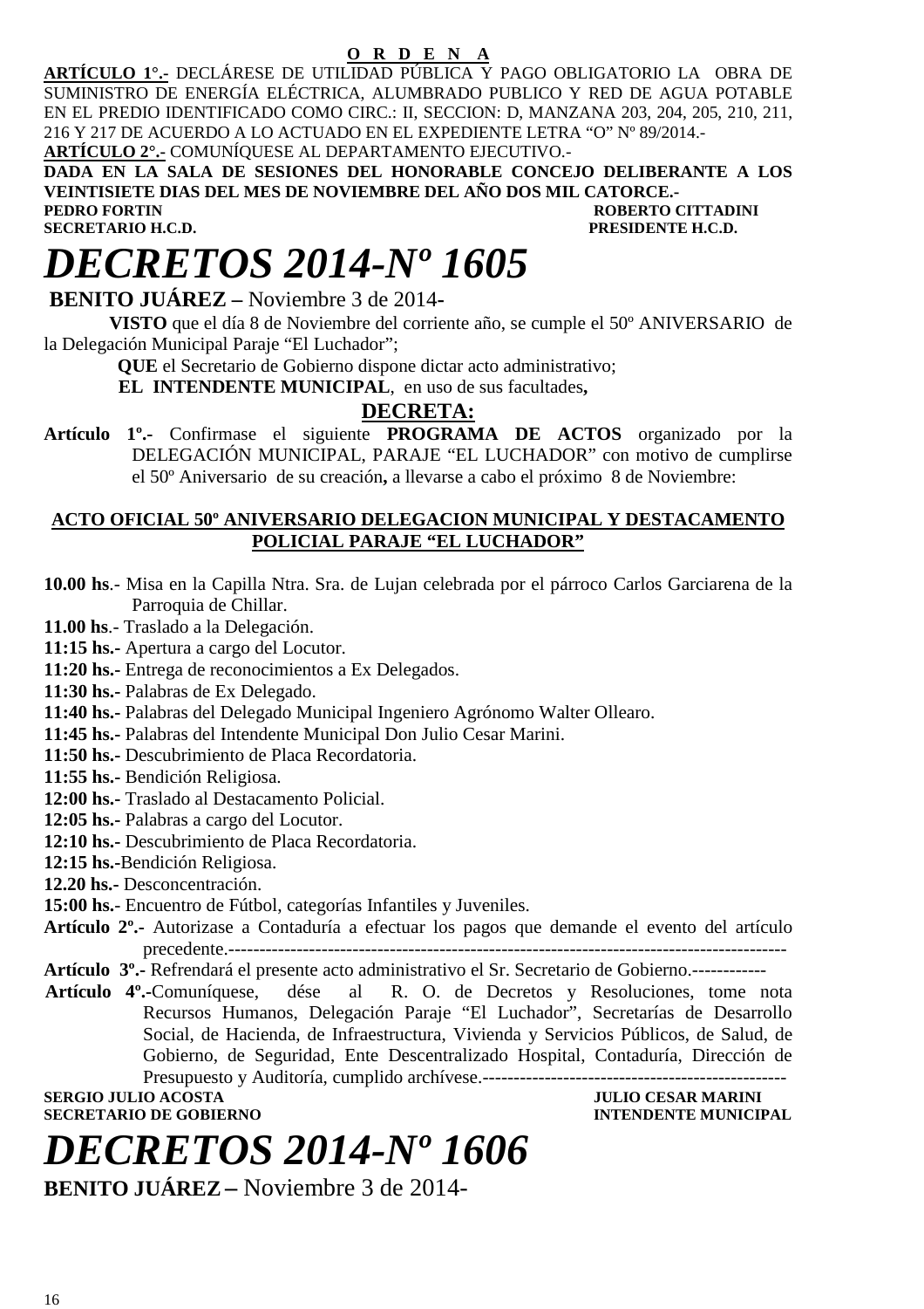**O R D E N A**

**ARTÍCULO 1°.-** DECLÁRESE DE UTILIDAD PÚBLICA Y PAGO OBLIGATORIO LA OBRA DE SUMINISTRO DE ENERGÍA ELÉCTRICA, ALUMBRADO PUBLICO Y RED DE AGUA POTABLE EN EL PREDIO IDENTIFICADO COMO CIRC.: II, SECCION: D, MANZANA 203, 204, 205, 210, 211, 216 Y 217 DE ACUERDO A LO ACTUADO EN EL EXPEDIENTE LETRA "O" Nº 89/2014.-

**ARTÍCULO 2°.-** COMUNÍQUESE AL DEPARTAMENTO EJECUTIVO.-

**DADA EN LA SALA DE SESIONES DEL HONORABLE CONCEJO DELIBERANTE A LOS VEINTISIETE DIAS DEL MES DE NOVIEMBRE DEL AÑO DOS MIL CATORCE.-**

**PEDRO FORTIN** — **ROBERTO CITTADINI**
**SECRETARIO H.C.D.** — **PRESIDENTE H.C.D.**

# *DECRETOS 2014-Nº 1605*

**BENITO JUÁREZ –** Noviembre 3 de 2014-

**VISTO** que el día 8 de Noviembre del corriente año, se cumple el 50º ANIVERSARIO de la Delegación Municipal Paraje "El Luchador";

**QUE** el Secretario de Gobierno dispone dictar acto administrativo;

**EL INTENDENTE MUNICIPAL**, en uso de sus facultades**,**

**DECRETA:**

**Artículo 1º.-** Confirmase el siguiente **PROGRAMA DE ACTOS** organizado por la DELEGACIÓN MUNICIPAL, PARAJE "EL LUCHADOR" con motivo de cumplirse el 50º Aniversario de su creación**,** a llevarse a cabo el próximo 8 de Noviembre:

**ACTO OFICIAL 50º ANIVERSARIO DELEGACION MUNICIPAL Y DESTACAMENTO POLICIAL PARAJE "EL LUCHADOR"**

**10.00 hs**.- Misa en la Capilla Ntra. Sra. de Lujan celebrada por el párroco Carlos Garciarena de la Parroquia de Chillar.
**11.00 hs**.- Traslado a la Delegación.
**11:15 hs.-** Apertura a cargo del Locutor.
**11:20 hs.-** Entrega de reconocimientos a Ex Delegados.
**11:30 hs.-** Palabras de Ex Delegado.
**11:40 hs.-** Palabras del Delegado Municipal Ingeniero Agrónomo Walter Ollearo.
**11:45 hs.-** Palabras del Intendente Municipal Don Julio Cesar Marini.
**11:50 hs.-** Descubrimiento de Placa Recordatoria.
**11:55 hs.-** Bendición Religiosa.
**12:00 hs.-** Traslado al Destacamento Policial.
**12:05 hs.-** Palabras a cargo del Locutor.
**12:10 hs.-** Descubrimiento de Placa Recordatoria.
**12:15 hs.-**Bendición Religiosa.
**12.20 hs.-** Desconcentración.
**15:00 hs.-** Encuentro de Fútbol, categorías Infantiles y Juveniles.

**Artículo 2º.-** Autorizase a Contaduría a efectuar los pagos que demande el evento del artículo precedente.------------------------------------------------------------------------------------------

**Artículo 3º.-** Refrendará el presente acto administrativo el Sr. Secretario de Gobierno.------------

**Artículo 4º.-**Comuníquese, dése al R. O. de Decretos y Resoluciones, tome nota Recursos Humanos, Delegación Paraje "El Luchador", Secretarías de Desarrollo Social, de Hacienda, de Infraestructura, Vivienda y Servicios Públicos, de Salud, de Gobierno, de Seguridad, Ente Descentralizado Hospital, Contaduría, Dirección de Presupuesto y Auditoría, cumplido archívese.-------------------------------------------------

**SERGIO JULIO ACOSTA** — **JULIO CESAR MARINI**
**SECRETARIO DE GOBIERNO** — **INTENDENTE MUNICIPAL**

# *DECRETOS 2014-Nº 1606*

**BENITO JUÁREZ –** Noviembre 3 de 2014-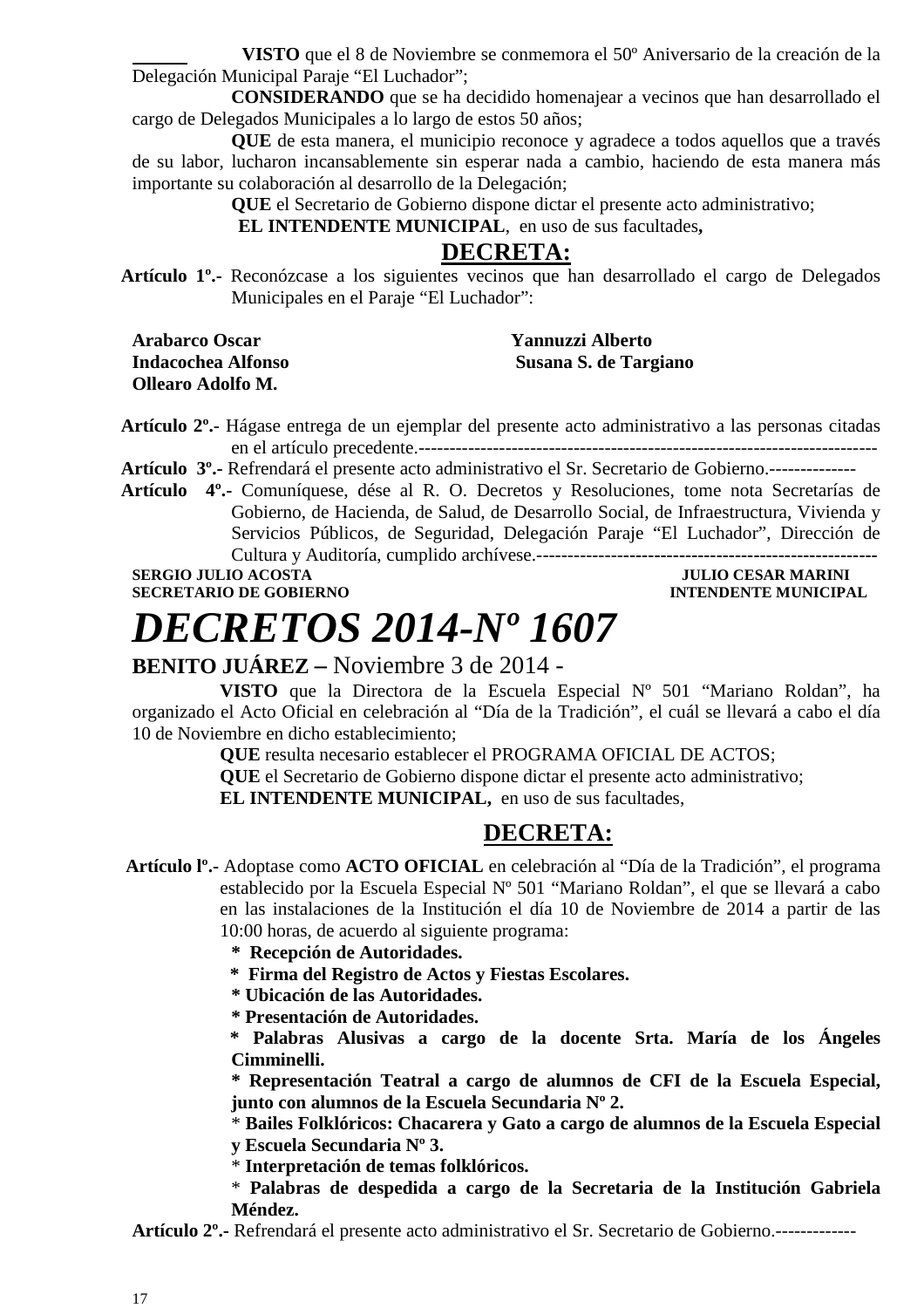**VISTO** que el 8 de Noviembre se conmemora el 50º Aniversario de la creación de la Delegación Municipal Paraje "El Luchador";

**CONSIDERANDO** que se ha decidido homenajear a vecinos que han desarrollado el cargo de Delegados Municipales a lo largo de estos 50 años;

**QUE** de esta manera, el municipio reconoce y agradece a todos aquellos que a través de su labor, lucharon incansablemente sin esperar nada a cambio, haciendo de esta manera más importante su colaboración al desarrollo de la Delegación;

**QUE** el Secretario de Gobierno dispone dictar el presente acto administrativo;

**EL INTENDENTE MUNICIPAL**, en uso de sus facultades**,**

## DECRETA:

**Artículo 1º.-** Reconózcase a los siguientes vecinos que han desarrollado el cargo de Delegados Municipales en el Paraje "El Luchador":

**Arabarco Oscar**
**Indacochea Alfonso**
**Ollearo Adolfo M.**
**Yannuzzi Alberto**
**Susana S. de Targiano**

**Artículo 2º.-** Hágase entrega de un ejemplar del presente acto administrativo a las personas citadas en el artículo precedente.---------------------------------------------------------------------------

**Artículo 3º.-** Refrendará el presente acto administrativo el Sr. Secretario de Gobierno.-------------

**Artículo 4º.-** Comuníquese, dése al R. O. Decretos y Resoluciones, tome nota Secretarías de Gobierno, de Hacienda, de Salud, de Desarrollo Social, de Infraestructura, Vivienda y Servicios Públicos, de Seguridad, Delegación Paraje "El Luchador", Dirección de Cultura y Auditoría, cumplido archívese.-------------------------------------------------------

**SERGIO JULIO ACOSTA**
**SECRETARIO DE GOBIERNO**

**JULIO CESAR MARINI**
**INTENDENTE MUNICIPAL**

# *DECRETOS 2014-Nº 1607*

**BENITO JUÁREZ –** Noviembre 3 de 2014 -

**VISTO** que la Directora de la Escuela Especial Nº 501 "Mariano Roldan", ha organizado el Acto Oficial en celebración al "Día de la Tradición", el cuál se llevará a cabo el día 10 de Noviembre en dicho establecimiento;

**QUE** resulta necesario establecer el PROGRAMA OFICIAL DE ACTOS;

**QUE** el Secretario de Gobierno dispone dictar el presente acto administrativo;

**EL INTENDENTE MUNICIPAL,** en uso de sus facultades,

## DECRETA:

**Artículo lº.-** Adoptase como **ACTO OFICIAL** en celebración al "Día de la Tradición", el programa establecido por la Escuela Especial Nº 501 "Mariano Roldan", el que se llevará a cabo en las instalaciones de la Institución el día 10 de Noviembre de 2014 a partir de las 10:00 horas, de acuerdo al siguiente programa:

* **Recepción de Autoridades.**
* **Firma del Registro de Actos y Fiestas Escolares.**
* **Ubicación de las Autoridades.**
* **Presentación de Autoridades.**
* **Palabras Alusivas a cargo de la docente Srta. María de los Ángeles Cimminelli.**
* **Representación Teatral a cargo de alumnos de CFI de la Escuela Especial, junto con alumnos de la Escuela Secundaria Nº 2.**
* **Bailes Folklóricos: Chacarera y Gato a cargo de alumnos de la Escuela Especial y Escuela Secundaria Nº 3.**
* **Interpretación de temas folklóricos.**
* **Palabras de despedida a cargo de la Secretaria de la Institución Gabriela Méndez.**

**Artículo 2º.-** Refrendará el presente acto administrativo el Sr. Secretario de Gobierno.-------------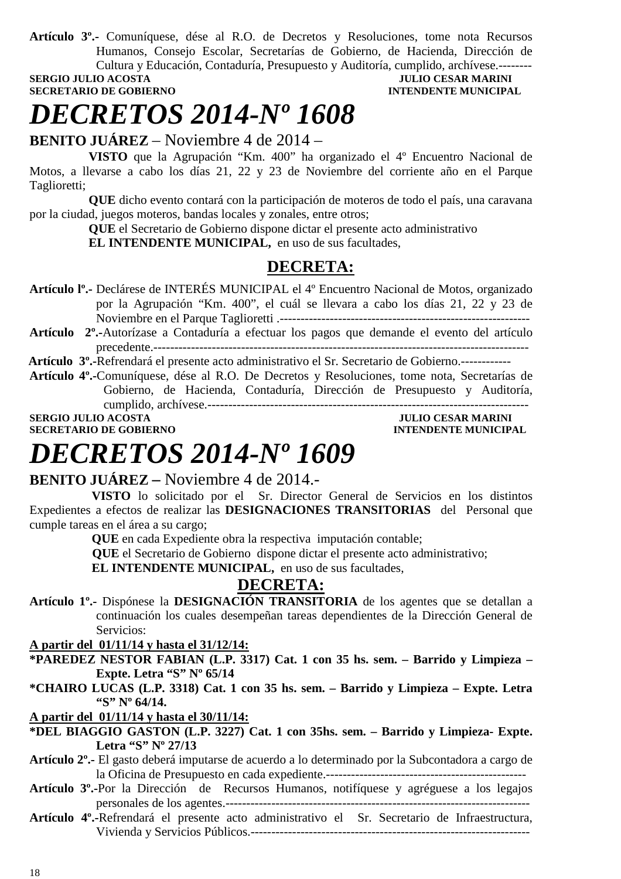**Artículo 3º.-** Comuníquese, dése al R.O. de Decretos y Resoluciones, tome nota Recursos Humanos, Consejo Escolar, Secretarías de Gobierno, de Hacienda, Dirección de Cultura y Educación, Contaduría, Presupuesto y Auditoría, cumplido, archívese.--------

**SERGIO JULIO ACOSTA** — **JULIO CESAR MARINI**
**SECRETARIO DE GOBIERNO** — **INTENDENTE MUNICIPAL**

# *DECRETOS 2014-Nº 1608*

**BENITO JUÁREZ** – Noviembre 4 de 2014 –

**VISTO** que la Agrupación "Km. 400" ha organizado el 4º Encuentro Nacional de Motos, a llevarse a cabo los días 21, 22 y 23 de Noviembre del corriente año en el Parque Taglioretti;

**QUE** dicho evento contará con la participación de moteros de todo el país, una caravana por la ciudad, juegos moteros, bandas locales y zonales, entre otros;

**QUE** el Secretario de Gobierno dispone dictar el presente acto administrativo

**EL INTENDENTE MUNICIPAL,** en uso de sus facultades,

## DECRETA:

**Artículo lº.-** Declárese de INTERÉS MUNICIPAL el 4º Encuentro Nacional de Motos, organizado por la Agrupación "Km. 400", el cuál se llevara a cabo los días 21, 22 y 23 de Noviembre en el Parque Taglioretti .-----------------------------------------------------------

**Artículo 2º.-**Autorízase a Contaduría a efectuar los pagos que demande el evento del artículo precedente.------------------------------------------------------------------------------------------

**Artículo 3º.-**Refrendará el presente acto administrativo el Sr. Secretario de Gobierno.------------

**Artículo 4º.-**Comuníquese, dése al R.O. De Decretos y Resoluciones, tome nota, Secretarías de Gobierno, de Hacienda, Contaduría, Dirección de Presupuesto y Auditoría, cumplido, archívese.---------------------------------------------------------------------------

**SERGIO JULIO ACOSTA** — **JULIO CESAR MARINI**
**SECRETARIO DE GOBIERNO** — **INTENDENTE MUNICIPAL**

# *DECRETOS 2014-Nº 1609*

**BENITO JUÁREZ –** Noviembre 4 de 2014.-

**VISTO** lo solicitado por el Sr. Director General de Servicios en los distintos Expedientes a efectos de realizar las **DESIGNACIONES TRANSITORIAS** del Personal que cumple tareas en el área a su cargo;

**QUE** en cada Expediente obra la respectiva imputación contable;

**QUE** el Secretario de Gobierno dispone dictar el presente acto administrativo;

**EL INTENDENTE MUNICIPAL,** en uso de sus facultades,

## DECRETA:

**Artículo 1º.-** Dispónese la **DESIGNACIÓN TRANSITORIA** de los agentes que se detallan a continuación los cuales desempeñan tareas dependientes de la Dirección General de Servicios:

**<u>A partir del 01/11/14 y hasta el 31/12/14:</u>**

**\*PAREDEZ NESTOR FABIAN (L.P. 3317) Cat. 1 con 35 hs. sem. – Barrido y Limpieza – Expte. Letra "S" Nº 65/14**

**\*CHAIRO LUCAS (L.P. 3318) Cat. 1 con 35 hs. sem. – Barrido y Limpieza – Expte. Letra "S" Nº 64/14.**

**<u>A partir del 01/11/14 y hasta el 30/11/14:</u>**

**\*DEL BIAGGIO GASTON (L.P. 3227) Cat. 1 con 35hs. sem. – Barrido y Limpieza- Expte. Letra "S" Nº 27/13**

**Artículo 2º.-** El gasto deberá imputarse de acuerdo a lo determinado por la Subcontadora a cargo de la Oficina de Presupuesto en cada expediente.-------------------------------------------------

**Artículo 3º.-**Por la Dirección de Recursos Humanos, notifíquese y agréguese a los legajos personales de los agentes.------------------------------------------------------------------------

**Artículo 4º.-**Refrendará el presente acto administrativo el Sr. Secretario de Infraestructura, Vivienda y Servicios Públicos.-------------------------------------------------------------------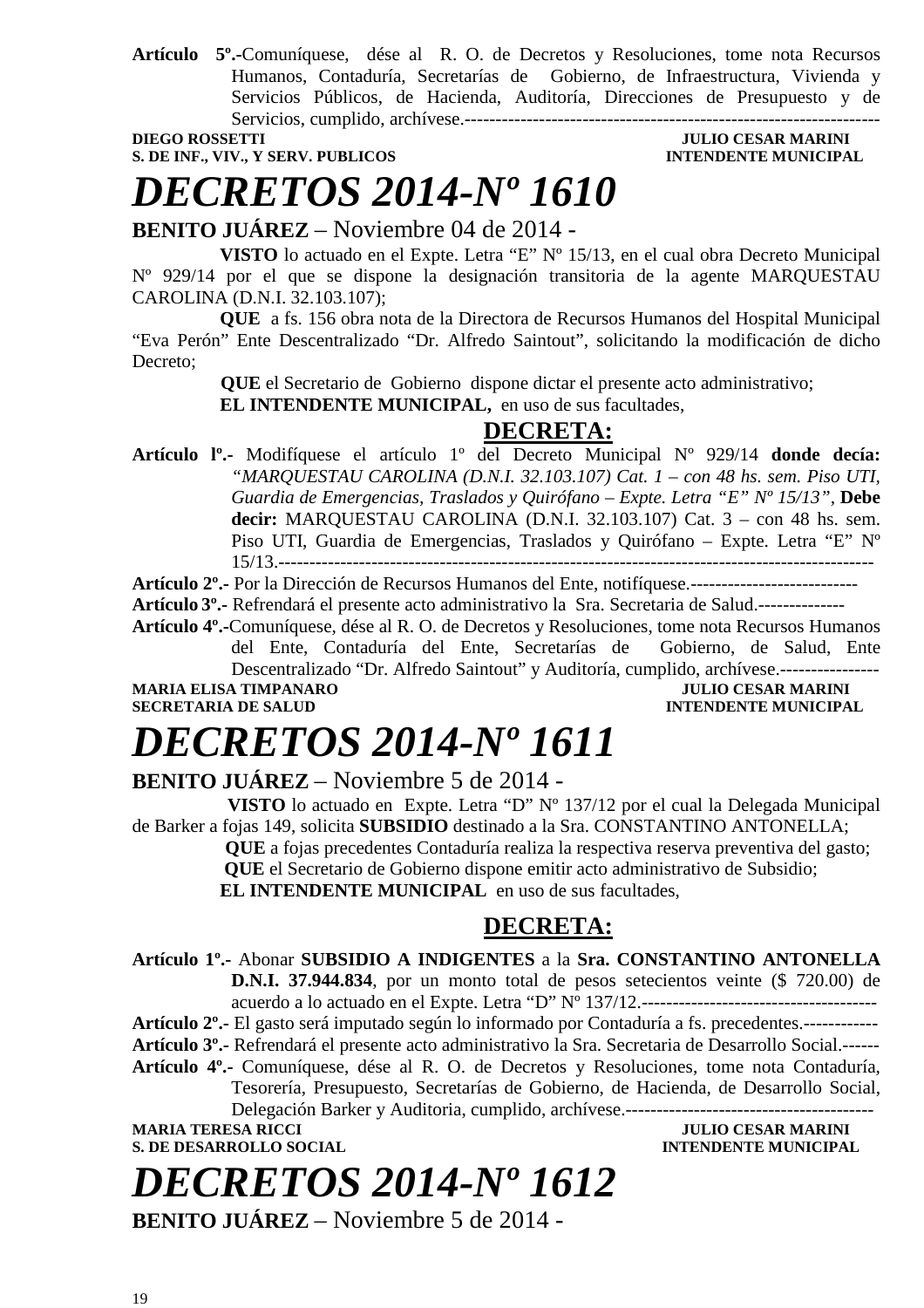**Artículo 5º.-**Comuníquese, dése al R. O. de Decretos y Resoluciones, tome nota Recursos Humanos, Contaduría, Secretarías de Gobierno, de Infraestructura, Vivienda y Servicios Públicos, de Hacienda, Auditoría, Direcciones de Presupuesto y de Servicios, cumplido, archívese.-------------------------------------------------------------------

**DIEGO ROSSETTI** — **JULIO CESAR MARINI**
**S. DE INF., VIV., Y SERV. PUBLICOS** — **INTENDENTE MUNICIPAL**

# *DECRETOS 2014-Nº 1610*

**BENITO JUÁREZ** – Noviembre 04 de 2014 -

**VISTO** lo actuado en el Expte. Letra "E" Nº 15/13, en el cual obra Decreto Municipal Nº 929/14 por el que se dispone la designación transitoria de la agente MARQUESTAU CAROLINA (D.N.I. 32.103.107);

**QUE** a fs. 156 obra nota de la Directora de Recursos Humanos del Hospital Municipal "Eva Perón" Ente Descentralizado "Dr. Alfredo Saintout", solicitando la modificación de dicho Decreto;

**QUE** el Secretario de Gobierno dispone dictar el presente acto administrativo;

**EL INTENDENTE MUNICIPAL,** en uso de sus facultades,

**DECRETA:**

**Artículo lº.-** Modifíquese el artículo 1º del Decreto Municipal Nº 929/14 **donde decía:** *"MARQUESTAU CAROLINA (D.N.I. 32.103.107) Cat. 1 – con 48 hs. sem. Piso UTI, Guardia de Emergencias, Traslados y Quirófano – Expte. Letra "E" Nº 15/13"*, **Debe decir:** MARQUESTAU CAROLINA (D.N.I. 32.103.107) Cat. 3 – con 48 hs. sem. Piso UTI, Guardia de Emergencias, Traslados y Quirófano – Expte. Letra "E" Nº 15/13.-----------------------------------------------------------------------------------------------

**Artículo 2º.-** Por la Dirección de Recursos Humanos del Ente, notifíquese.---------------------------

**Artículo 3º.-** Refrendará el presente acto administrativo la Sra. Secretaria de Salud.--------------

**Artículo 4º.-**Comuníquese, dése al R. O. de Decretos y Resoluciones, tome nota Recursos Humanos del Ente, Contaduría del Ente, Secretarías de Gobierno, de Salud, Ente Descentralizado "Dr. Alfredo Saintout" y Auditoría, cumplido, archívese.----------------

**MARIA ELISA TIMPANARO** — **JULIO CESAR MARINI**
**SECRETARIA DE SALUD** — **INTENDENTE MUNICIPAL**

# *DECRETOS 2014-Nº 1611*

**BENITO JUÁREZ** – Noviembre 5 de 2014 -

**VISTO** lo actuado en Expte. Letra "D" Nº 137/12 por el cual la Delegada Municipal de Barker a fojas 149, solicita **SUBSIDIO** destinado a la Sra. CONSTANTINO ANTONELLA;

**QUE** a fojas precedentes Contaduría realiza la respectiva reserva preventiva del gasto;

**QUE** el Secretario de Gobierno dispone emitir acto administrativo de Subsidio;

**EL INTENDENTE MUNICIPAL** en uso de sus facultades,

**DECRETA:**

**Artículo 1º.-** Abonar **SUBSIDIO A INDIGENTES** a la **Sra. CONSTANTINO ANTONELLA D.N.I. 37.944.834**, por un monto total de pesos setecientos veinte ($ 720.00) de acuerdo a lo actuado en el Expte. Letra "D" Nº 137/12.-------------------------------------

**Artículo 2º.-** El gasto será imputado según lo informado por Contaduría a fs. precedentes.------------

**Artículo 3º.-** Refrendará el presente acto administrativo la Sra. Secretaria de Desarrollo Social.------

**Artículo 4º.-** Comuníquese, dése al R. O. de Decretos y Resoluciones, tome nota Contaduría, Tesorería, Presupuesto, Secretarías de Gobierno, de Hacienda, de Desarrollo Social, Delegación Barker y Auditoria, cumplido, archívese.----------------------------------------

**MARIA TERESA RICCI** — **JULIO CESAR MARINI**
**S. DE DESARROLLO SOCIAL** — **INTENDENTE MUNICIPAL**

# *DECRETOS 2014-Nº 1612*

**BENITO JUÁREZ** – Noviembre 5 de 2014 -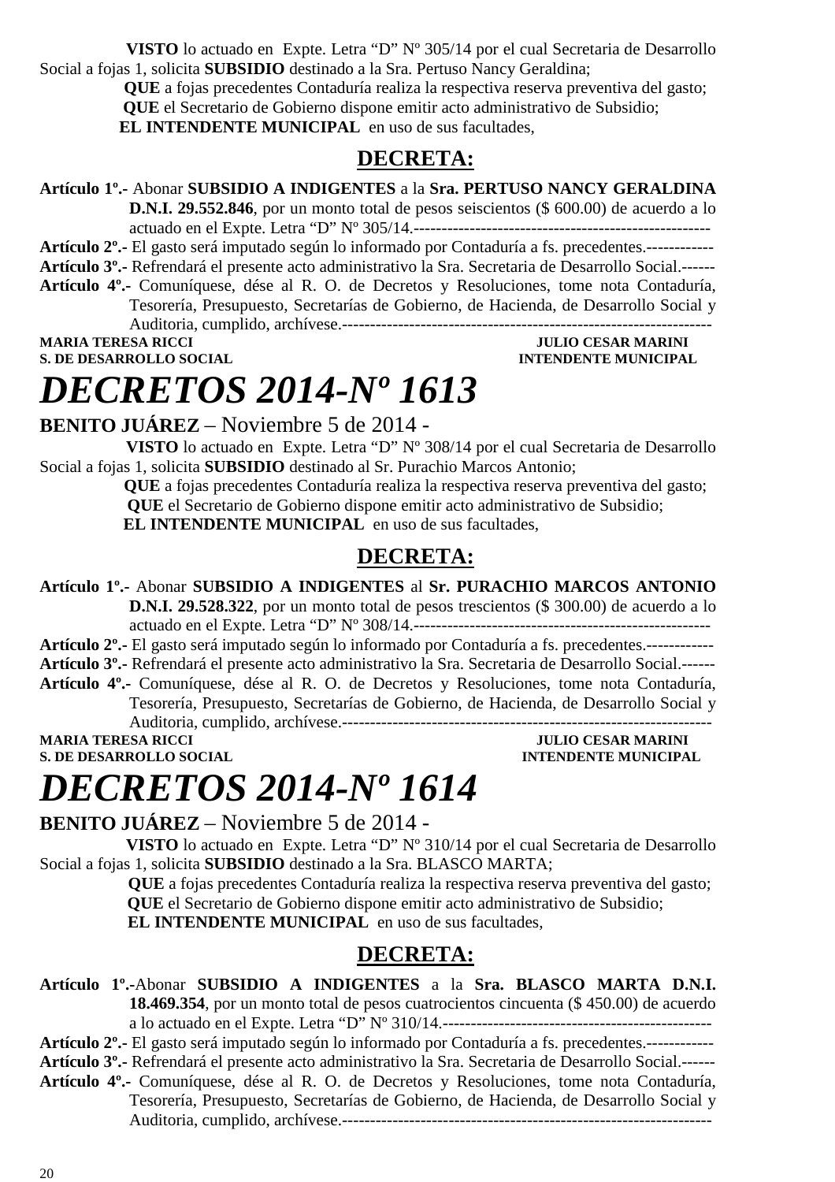**VISTO** lo actuado en Expte. Letra "D" Nº 305/14 por el cual Secretaria de Desarrollo Social a fojas 1, solicita **SUBSIDIO** destinado a la Sra. Pertuso Nancy Geraldina;

**QUE** a fojas precedentes Contaduría realiza la respectiva reserva preventiva del gasto;

**QUE** el Secretario de Gobierno dispone emitir acto administrativo de Subsidio;

**EL INTENDENTE MUNICIPAL** en uso de sus facultades,

## DECRETA:

**Artículo 1º.-** Abonar **SUBSIDIO A INDIGENTES** a la **Sra. PERTUSO NANCY GERALDINA D.N.I. 29.552.846**, por un monto total de pesos seiscientos ($ 600.00) de acuerdo a lo actuado en el Expte. Letra "D" Nº 305/14.------------------------------------------------------

**Artículo 2º.-** El gasto será imputado según lo informado por Contaduría a fs. precedentes.------------

**Artículo 3º.-** Refrendará el presente acto administrativo la Sra. Secretaria de Desarrollo Social.------

**Artículo 4º.-** Comuníquese, dése al R. O. de Decretos y Resoluciones, tome nota Contaduría, Tesorería, Presupuesto, Secretarías de Gobierno, de Hacienda, de Desarrollo Social y Auditoria, cumplido, archívese.------------------------------------------------------------------

**MARIA TERESA RICCI** — **JULIO CESAR MARINI**
**S. DE DESARROLLO SOCIAL** — **INTENDENTE MUNICIPAL**

# *DECRETOS 2014-Nº 1613*

**BENITO JUÁREZ** – Noviembre 5 de 2014 -

**VISTO** lo actuado en Expte. Letra "D" Nº 308/14 por el cual Secretaria de Desarrollo Social a fojas 1, solicita **SUBSIDIO** destinado al Sr. Purachio Marcos Antonio;

**QUE** a fojas precedentes Contaduría realiza la respectiva reserva preventiva del gasto;

**QUE** el Secretario de Gobierno dispone emitir acto administrativo de Subsidio;

**EL INTENDENTE MUNICIPAL** en uso de sus facultades,

## DECRETA:

**Artículo 1º.-** Abonar **SUBSIDIO A INDIGENTES** al **Sr. PURACHIO MARCOS ANTONIO D.N.I. 29.528.322**, por un monto total de pesos trescientos ($ 300.00) de acuerdo a lo actuado en el Expte. Letra "D" Nº 308/14.------------------------------------------------------

**Artículo 2º.-** El gasto será imputado según lo informado por Contaduría a fs. precedentes.------------

**Artículo 3º.-** Refrendará el presente acto administrativo la Sra. Secretaria de Desarrollo Social.------

**Artículo 4º.-** Comuníquese, dése al R. O. de Decretos y Resoluciones, tome nota Contaduría, Tesorería, Presupuesto, Secretarías de Gobierno, de Hacienda, de Desarrollo Social y Auditoria, cumplido, archívese.------------------------------------------------------------------

**MARIA TERESA RICCI** — **JULIO CESAR MARINI**
**S. DE DESARROLLO SOCIAL** — **INTENDENTE MUNICIPAL**

# *DECRETOS 2014-Nº 1614*

**BENITO JUÁREZ** – Noviembre 5 de 2014 -

**VISTO** lo actuado en Expte. Letra "D" Nº 310/14 por el cual Secretaria de Desarrollo Social a fojas 1, solicita **SUBSIDIO** destinado a la Sra. BLASCO MARTA;

**QUE** a fojas precedentes Contaduría realiza la respectiva reserva preventiva del gasto;

**QUE** el Secretario de Gobierno dispone emitir acto administrativo de Subsidio;

**EL INTENDENTE MUNICIPAL** en uso de sus facultades,

## DECRETA:

**Artículo 1º.-**Abonar **SUBSIDIO A INDIGENTES** a la **Sra. BLASCO MARTA D.N.I. 18.469.354**, por un monto total de pesos cuatrocientos cincuenta ($ 450.00) de acuerdo a lo actuado en el Expte. Letra "D" Nº 310/14.------------------------------------------------

**Artículo 2º.-** El gasto será imputado según lo informado por Contaduría a fs. precedentes.------------

**Artículo 3º.-** Refrendará el presente acto administrativo la Sra. Secretaria de Desarrollo Social.------

**Artículo 4º.-** Comuníquese, dése al R. O. de Decretos y Resoluciones, tome nota Contaduría, Tesorería, Presupuesto, Secretarías de Gobierno, de Hacienda, de Desarrollo Social y Auditoria, cumplido, archívese.------------------------------------------------------------------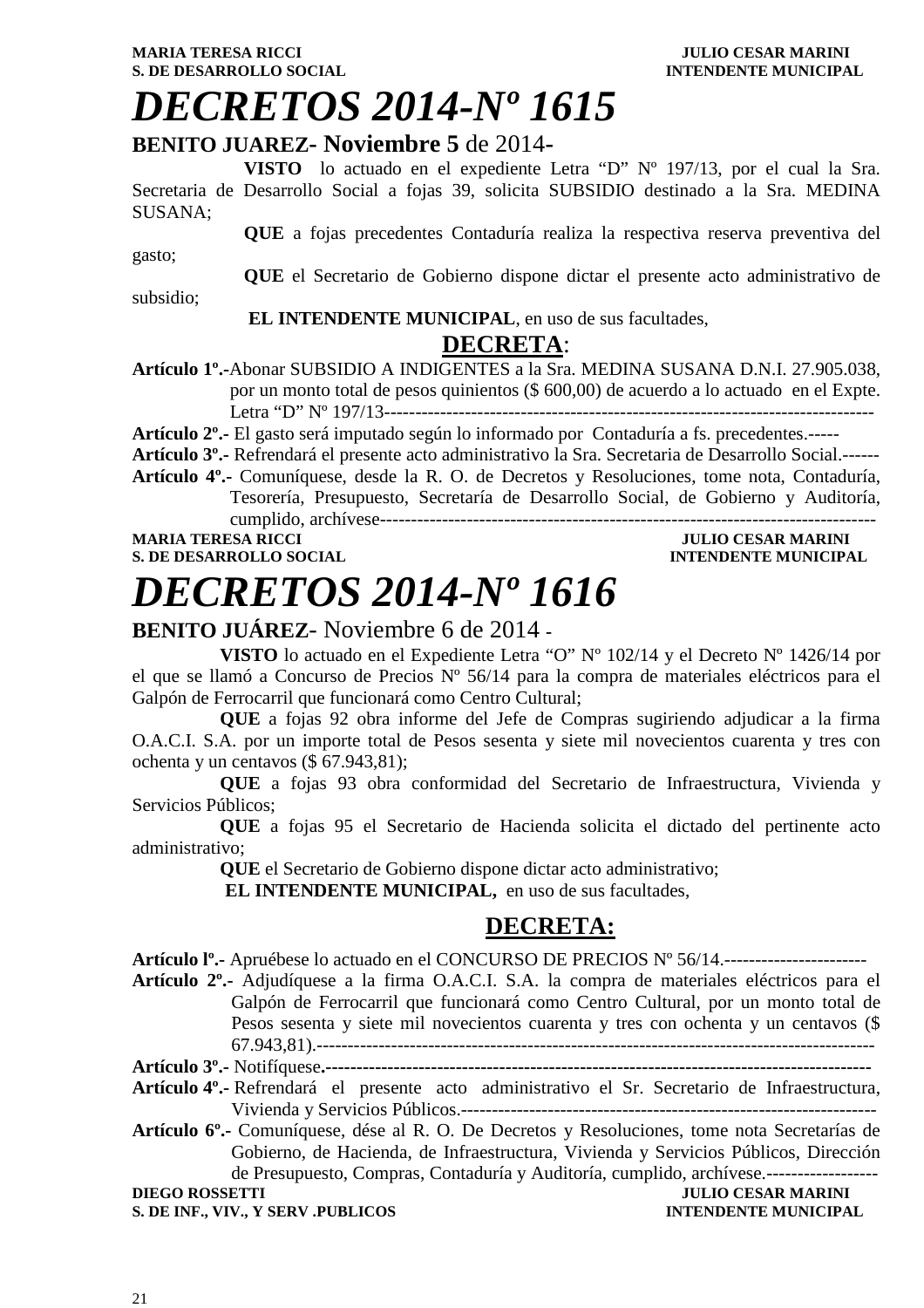**MARIA TERESA RICCI** **JULIO CESAR MARINI**
**S. DE DESARROLLO SOCIAL** **INTENDENTE MUNICIPAL**

# *DECRETOS 2014-Nº 1615*

**BENITO JUAREZ- Noviembre 5** de 2014-

**VISTO** lo actuado en el expediente Letra "D" Nº 197/13, por el cual la Sra. Secretaria de Desarrollo Social a fojas 39, solicita SUBSIDIO destinado a la Sra. MEDINA SUSANA;

**QUE** a fojas precedentes Contaduría realiza la respectiva reserva preventiva del gasto;

**QUE** el Secretario de Gobierno dispone dictar el presente acto administrativo de subsidio;

**EL INTENDENTE MUNICIPAL**, en uso de sus facultades,

**DECRETA**:

**Artículo 1º.-**Abonar SUBSIDIO A INDIGENTES a la Sra. MEDINA SUSANA D.N.I. 27.905.038, por un monto total de pesos quinientos ($ 600,00) de acuerdo a lo actuado en el Expte. Letra "D" Nº 197/13-------------------------------------------------------------------------------

**Artículo 2º.-** El gasto será imputado según lo informado por Contaduría a fs. precedentes.-----

**Artículo 3º.-** Refrendará el presente acto administrativo la Sra. Secretaria de Desarrollo Social.------

**Artículo 4º.-** Comuníquese, desde la R. O. de Decretos y Resoluciones, tome nota, Contaduría, Tesorería, Presupuesto, Secretaría de Desarrollo Social, de Gobierno y Auditoría, cumplido, archívese---------------------------------------------------------------------------------

**MARIA TERESA RICCI** **JULIO CESAR MARINI**
**S. DE DESARROLLO SOCIAL** **INTENDENTE MUNICIPAL**

# *DECRETOS 2014-Nº 1616*

**BENITO JUÁREZ**- Noviembre 6 de 2014 -

**VISTO** lo actuado en el Expediente Letra "O" Nº 102/14 y el Decreto Nº 1426/14 por el que se llamó a Concurso de Precios Nº 56/14 para la compra de materiales eléctricos para el Galpón de Ferrocarril que funcionará como Centro Cultural;

**QUE** a fojas 92 obra informe del Jefe de Compras sugiriendo adjudicar a la firma O.A.C.I. S.A. por un importe total de Pesos sesenta y siete mil novecientos cuarenta y tres con ochenta y un centavos ($ 67.943,81);

**QUE** a fojas 93 obra conformidad del Secretario de Infraestructura, Vivienda y Servicios Públicos;

**QUE** a fojas 95 el Secretario de Hacienda solicita el dictado del pertinente acto administrativo;

**QUE** el Secretario de Gobierno dispone dictar acto administrativo;

**EL INTENDENTE MUNICIPAL,** en uso de sus facultades,

**DECRETA:**

**Artículo lº.-** Apruébese lo actuado en el CONCURSO DE PRECIOS Nº 56/14.-----------------------

**Artículo 2º.-** Adjudíquese a la firma O.A.C.I. S.A. la compra de materiales eléctricos para el Galpón de Ferrocarril que funcionará como Centro Cultural, por un monto total de Pesos sesenta y siete mil novecientos cuarenta y tres con ochenta y un centavos ($ 67.943,81).-----------------------------------------------------------------------------------------

**Artículo 3º.-** Notifíquese.----------------------------------------------------------------------------------------

**Artículo 4º.-** Refrendará el presente acto administrativo el Sr. Secretario de Infraestructura, Vivienda y Servicios Públicos.-------------------------------------------------------------------

**Artículo 6º.-** Comuníquese, dése al R. O. De Decretos y Resoluciones, tome nota Secretarías de Gobierno, de Hacienda, de Infraestructura, Vivienda y Servicios Públicos, Dirección de Presupuesto, Compras, Contaduría y Auditoría, cumplido, archívese.------------------

**DIEGO ROSSETTI** **JULIO CESAR MARINI**
**S. DE INF., VIV., Y SERV .PUBLICOS** **INTENDENTE MUNICIPAL**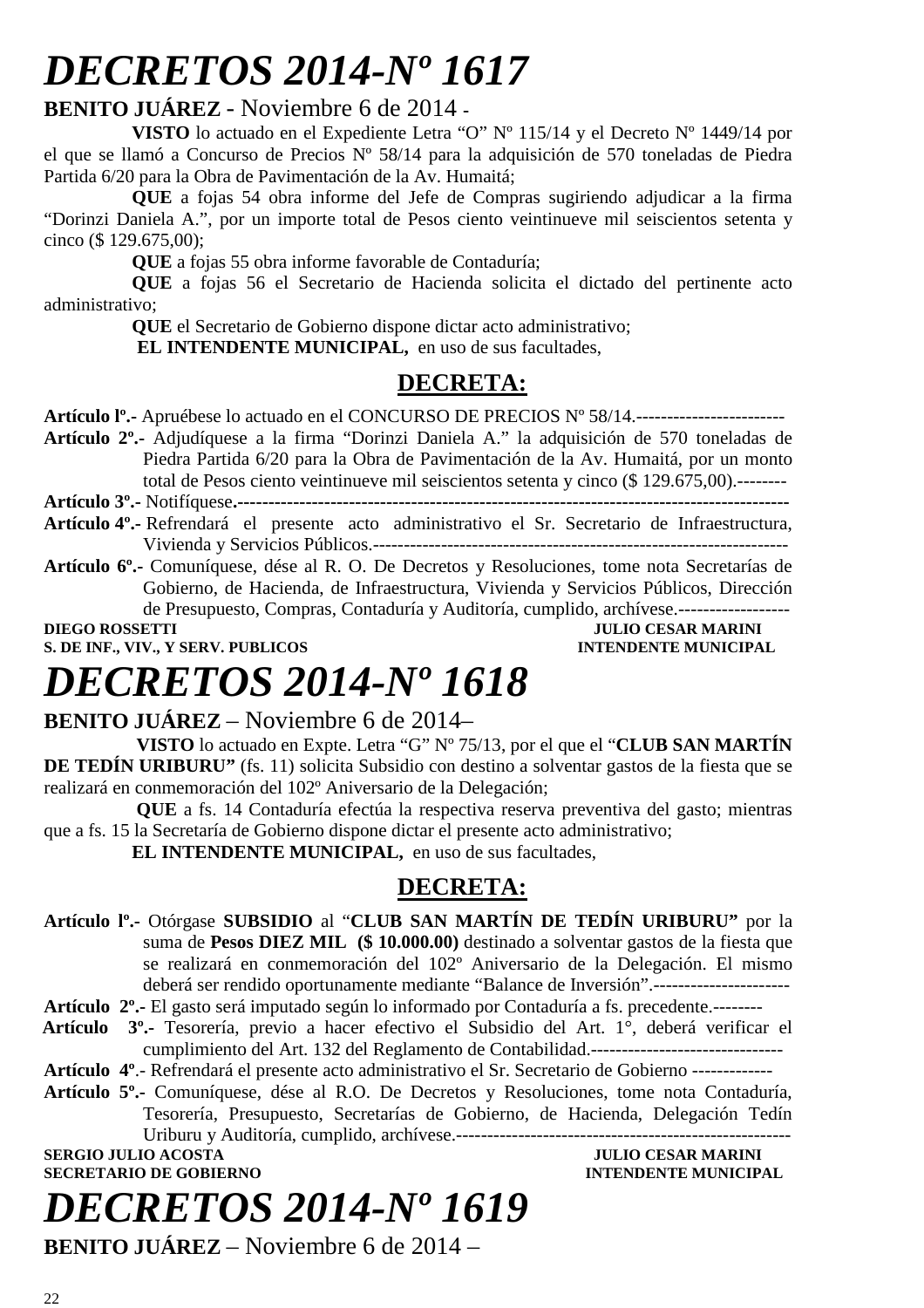# *DECRETOS 2014-Nº 1617*

**BENITO JUÁREZ** - Noviembre 6 de 2014 -

**VISTO** lo actuado en el Expediente Letra "O" Nº 115/14 y el Decreto Nº 1449/14 por el que se llamó a Concurso de Precios Nº 58/14 para la adquisición de 570 toneladas de Piedra Partida 6/20 para la Obra de Pavimentación de la Av. Humaitá;

**QUE** a fojas 54 obra informe del Jefe de Compras sugiriendo adjudicar a la firma "Dorinzi Daniela A.", por un importe total de Pesos ciento veintinueve mil seiscientos setenta y cinco ($ 129.675,00);

**QUE** a fojas 55 obra informe favorable de Contaduría;

**QUE** a fojas 56 el Secretario de Hacienda solicita el dictado del pertinente acto administrativo;

**QUE** el Secretario de Gobierno dispone dictar acto administrativo;

**EL INTENDENTE MUNICIPAL,** en uso de sus facultades,

## DECRETA:

**Artículo lº.-** Apruébese lo actuado en el CONCURSO DE PRECIOS Nº 58/14.------------------------

**Artículo 2º.-** Adjudíquese a la firma "Dorinzi Daniela A." la adquisición de 570 toneladas de Piedra Partida 6/20 para la Obra de Pavimentación de la Av. Humaitá, por un monto total de Pesos ciento veintinueve mil seiscientos setenta y cinco ($ 129.675,00).--------

**Artículo 3º.-** Notifíquese.------------------------------------------------------------------------------------------

**Artículo 4º.-** Refrendará el presente acto administrativo el Sr. Secretario de Infraestructura, Vivienda y Servicios Públicos.--------------------------------------------------------------------

**Artículo 6º.-** Comuníquese, dése al R. O. De Decretos y Resoluciones, tome nota Secretarías de Gobierno, de Hacienda, de Infraestructura, Vivienda y Servicios Públicos, Dirección de Presupuesto, Compras, Contaduría y Auditoría, cumplido, archívese.------------------

**DIEGO ROSSETTI** — **S. DE INF., VIV., Y SERV. PUBLICOS**
**JULIO CESAR MARINI** — **INTENDENTE MUNICIPAL**

# *DECRETOS 2014-Nº 1618*

**BENITO JUÁREZ** – Noviembre 6 de 2014–

**VISTO** lo actuado en Expte. Letra "G" Nº 75/13, por el que el "**CLUB SAN MARTÍN DE TEDÍN URIBURU"** (fs. 11) solicita Subsidio con destino a solventar gastos de la fiesta que se realizará en conmemoración del 102º Aniversario de la Delegación;

**QUE** a fs. 14 Contaduría efectúa la respectiva reserva preventiva del gasto; mientras que a fs. 15 la Secretaría de Gobierno dispone dictar el presente acto administrativo;

**EL INTENDENTE MUNICIPAL,** en uso de sus facultades,

## DECRETA:

**Artículo lº.-** Otórgase **SUBSIDIO** al "**CLUB SAN MARTÍN DE TEDÍN URIBURU"** por la suma de **Pesos DIEZ MIL ($ 10.000.00)** destinado a solventar gastos de la fiesta que se realizará en conmemoración del 102º Aniversario de la Delegación. El mismo deberá ser rendido oportunamente mediante "Balance de Inversión".----------------------

**Artículo 2º.-** El gasto será imputado según lo informado por Contaduría a fs. precedente.--------

**Artículo 3º.-** Tesorería, previo a hacer efectivo el Subsidio del Art. 1°, deberá verificar el cumplimiento del Art. 132 del Reglamento de Contabilidad.-------------------------------

**Artículo 4º**.- Refrendará el presente acto administrativo el Sr. Secretario de Gobierno -------------

**Artículo 5º.-** Comuníquese, dése al R.O. De Decretos y Resoluciones, tome nota Contaduría, Tesorería, Presupuesto, Secretarías de Gobierno, de Hacienda, Delegación Tedín Uriburu y Auditoría, cumplido, archívese.-----------------------------------------------------

**SERGIO JULIO ACOSTA** — **SECRETARIO DE GOBIERNO**
**JULIO CESAR MARINI** — **INTENDENTE MUNICIPAL**

# *DECRETOS 2014-Nº 1619*

**BENITO JUÁREZ** – Noviembre 6 de 2014 –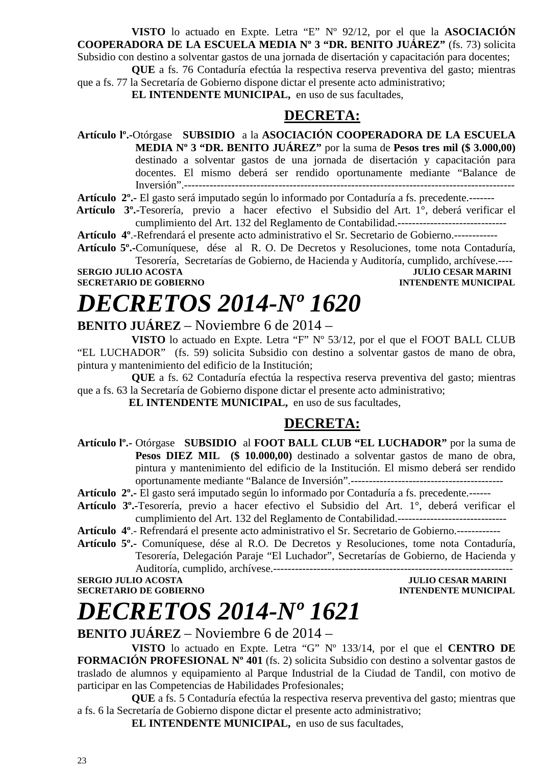**VISTO** lo actuado en Expte. Letra “E” Nº 92/12, por el que la **ASOCIACIÓN COOPERADORA DE LA ESCUELA MEDIA Nº 3 “DR. BENITO JUÁREZ”** (fs. 73) solicita Subsidio con destino a solventar gastos de una jornada de disertación y capacitación para docentes;

**QUE** a fs. 76 Contaduría efectúa la respectiva reserva preventiva del gasto; mientras que a fs. 77 la Secretaría de Gobierno dispone dictar el presente acto administrativo;

**EL INTENDENTE MUNICIPAL,** en uso de sus facultades,

**DECRETA:**

**Artículo lº.-**Otórgase **SUBSIDIO** a la **ASOCIACIÓN COOPERADORA DE LA ESCUELA MEDIA Nº 3 “DR. BENITO JUÁREZ”** por la suma de **Pesos tres mil ($ 3.000,00)** destinado a solventar gastos de una jornada de disertación y capacitación para docentes. El mismo deberá ser rendido oportunamente mediante “Balance de Inversión”.------------------------------------------------------------------------------------------

**Artículo 2º.-** El gasto será imputado según lo informado por Contaduría a fs. precedente.-------

**Artículo 3º.-**Tesorería, previo a hacer efectivo el Subsidio del Art. 1°, deberá verificar el cumplimiento del Art. 132 del Reglamento de Contabilidad.------------------------------

**Artículo 4º**.-Refrendará el presente acto administrativo el Sr. Secretario de Gobierno.------------

**Artículo 5º.-**Comuníquese, dése al R. O. De Decretos y Resoluciones, tome nota Contaduría, Tesorería, Secretarías de Gobierno, de Hacienda y Auditoría, cumplido, archívese.----

**SERGIO JULIO ACOSTA** — **JULIO CESAR MARINI**
**SECRETARIO DE GOBIERNO** — **INTENDENTE MUNICIPAL**

# *DECRETOS 2014-Nº 1620*

**BENITO JUÁREZ** – Noviembre 6 de 2014 –

**VISTO** lo actuado en Expte. Letra “F” Nº 53/12, por el que el FOOT BALL CLUB “EL LUCHADOR” (fs. 59) solicita Subsidio con destino a solventar gastos de mano de obra, pintura y mantenimiento del edificio de la Institución;

**QUE** a fs. 62 Contaduría efectúa la respectiva reserva preventiva del gasto; mientras que a fs. 63 la Secretaría de Gobierno dispone dictar el presente acto administrativo;

**EL INTENDENTE MUNICIPAL,** en uso de sus facultades,

**DECRETA:**

**Artículo lº.-** Otórgase **SUBSIDIO** al **FOOT BALL CLUB “EL LUCHADOR”** por la suma de **Pesos DIEZ MIL ($ 10.000,00)** destinado a solventar gastos de mano de obra, pintura y mantenimiento del edificio de la Institución. El mismo deberá ser rendido oportunamente mediante “Balance de Inversión”.------------------------------------------

**Artículo 2º.-** El gasto será imputado según lo informado por Contaduría a fs. precedente.------

**Artículo 3º.-**Tesorería, previo a hacer efectivo el Subsidio del Art. 1°, deberá verificar el cumplimiento del Art. 132 del Reglamento de Contabilidad.------------------------------

**Artículo 4º**.- Refrendará el presente acto administrativo el Sr. Secretario de Gobierno.------------

**Artículo 5º.-** Comuníquese, dése al R.O. De Decretos y Resoluciones, tome nota Contaduría, Tesorería, Delegación Paraje “El Luchador”, Secretarías de Gobierno, de Hacienda y Auditoría, cumplido, archívese.------------------------------------------------------------------

**SERGIO JULIO ACOSTA** — **JULIO CESAR MARINI**
**SECRETARIO DE GOBIERNO** — **INTENDENTE MUNICIPAL**

# *DECRETOS 2014-Nº 1621*

**BENITO JUÁREZ** – Noviembre 6 de 2014 –

**VISTO** lo actuado en Expte. Letra “G” Nº 133/14, por el que el **CENTRO DE FORMACIÓN PROFESIONAL Nº 401** (fs. 2) solicita Subsidio con destino a solventar gastos de traslado de alumnos y equipamiento al Parque Industrial de la Ciudad de Tandil, con motivo de participar en las Competencias de Habilidades Profesionales;

**QUE** a fs. 5 Contaduría efectúa la respectiva reserva preventiva del gasto; mientras que a fs. 6 la Secretaría de Gobierno dispone dictar el presente acto administrativo;

**EL INTENDENTE MUNICIPAL,** en uso de sus facultades,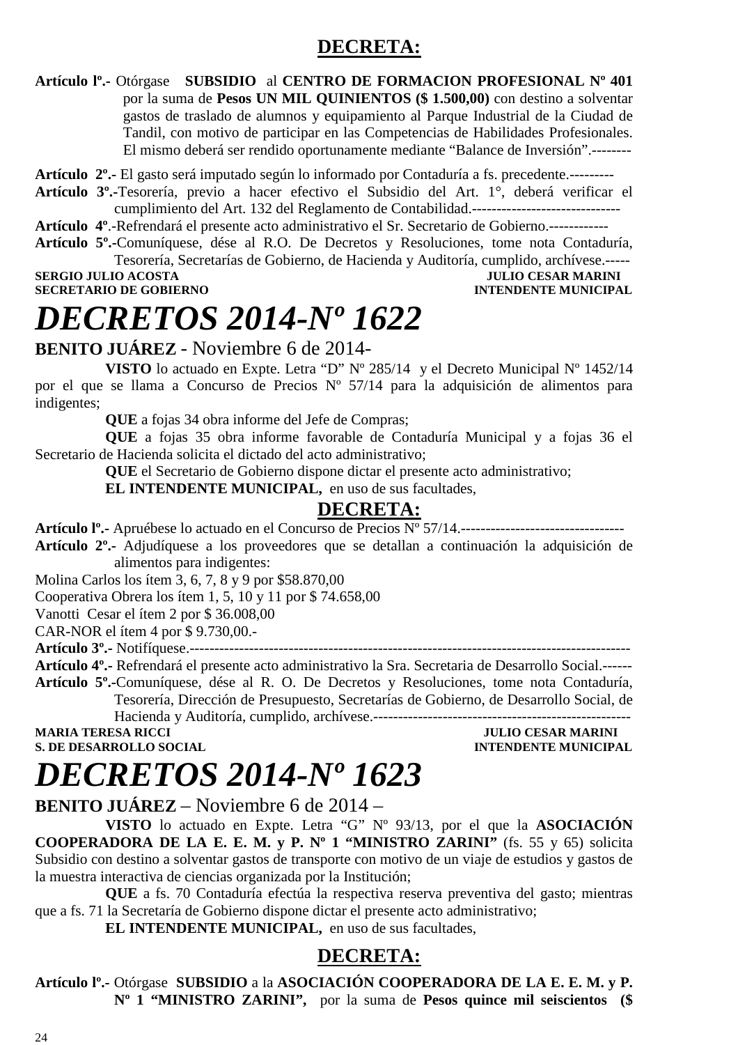## DECRETA:

**Artículo lº.-** Otórgase **SUBSIDIO** al **CENTRO DE FORMACION PROFESIONAL Nº 401** por la suma de **Pesos UN MIL QUINIENTOS ($ 1.500,00)** con destino a solventar gastos de traslado de alumnos y equipamiento al Parque Industrial de la Ciudad de Tandil, con motivo de participar en las Competencias de Habilidades Profesionales. El mismo deberá ser rendido oportunamente mediante "Balance de Inversión".--------

**Artículo 2º.-** El gasto será imputado según lo informado por Contaduría a fs. precedente.---------

**Artículo 3º.-**Tesorería, previo a hacer efectivo el Subsidio del Art. 1°, deberá verificar el cumplimiento del Art. 132 del Reglamento de Contabilidad.------------------------------

**Artículo 4º**.-Refrendará el presente acto administrativo el Sr. Secretario de Gobierno.------------

**Artículo 5º.-**Comuníquese, dése al R.O. De Decretos y Resoluciones, tome nota Contaduría, Tesorería, Secretarías de Gobierno, de Hacienda y Auditoría, cumplido, archívese.-----

**SERGIO JULIO ACOSTA** — **SECRETARIO DE GOBIERNO**
**JULIO CESAR MARINI** — **INTENDENTE MUNICIPAL**

# *DECRETOS 2014-Nº 1622*

**BENITO JUÁREZ** - Noviembre 6 de 2014-

**VISTO** lo actuado en Expte. Letra "D" Nº 285/14 y el Decreto Municipal Nº 1452/14 por el que se llama a Concurso de Precios Nº 57/14 para la adquisición de alimentos para indigentes;

**QUE** a fojas 34 obra informe del Jefe de Compras;

**QUE** a fojas 35 obra informe favorable de Contaduría Municipal y a fojas 36 el Secretario de Hacienda solicita el dictado del acto administrativo;

**QUE** el Secretario de Gobierno dispone dictar el presente acto administrativo;

**EL INTENDENTE MUNICIPAL,** en uso de sus facultades,

## DECRETA:

**Artículo lº.-** Apruébese lo actuado en el Concurso de Precios Nº 57/14.---------------------------------

**Artículo 2º.-** Adjudíquese a los proveedores que se detallan a continuación la adquisición de alimentos para indigentes:

Molina Carlos los ítem 3, 6, 7, 8 y 9 por $58.870,00

Cooperativa Obrera los ítem 1, 5, 10 y 11 por $ 74.658,00

Vanotti Cesar el ítem 2 por $ 36.008,00

CAR-NOR el ítem 4 por $ 9.730,00.-

**Artículo 3º.-** Notifíquese.------------------------------------------------------------------------------------------

**Artículo 4º.-** Refrendará el presente acto administrativo la Sra. Secretaria de Desarrollo Social.------

**Artículo 5º.-**Comuníquese, dése al R. O. De Decretos y Resoluciones, tome nota Contaduría, Tesorería, Dirección de Presupuesto, Secretarías de Gobierno, de Desarrollo Social, de Hacienda y Auditoría, cumplido, archívese.----------------------------------------------------

**MARIA TERESA RICCI** — **S. DE DESARROLLO SOCIAL**
**JULIO CESAR MARINI** — **INTENDENTE MUNICIPAL**

# *DECRETOS 2014-Nº 1623*

**BENITO JUÁREZ** – Noviembre 6 de 2014 –

**VISTO** lo actuado en Expte. Letra "G" Nº 93/13, por el que la **ASOCIACIÓN COOPERADORA DE LA E. E. M. y P. Nº 1 "MINISTRO ZARINI"** (fs. 55 y 65) solicita Subsidio con destino a solventar gastos de transporte con motivo de un viaje de estudios y gastos de la muestra interactiva de ciencias organizada por la Institución;

**QUE** a fs. 70 Contaduría efectúa la respectiva reserva preventiva del gasto; mientras que a fs. 71 la Secretaría de Gobierno dispone dictar el presente acto administrativo;

**EL INTENDENTE MUNICIPAL,** en uso de sus facultades,

## DECRETA:

**Artículo lº.-** Otórgase **SUBSIDIO** a la **ASOCIACIÓN COOPERADORA DE LA E. E. M. y P. Nº 1 "MINISTRO ZARINI",** por la suma de **Pesos quince mil seiscientos ($**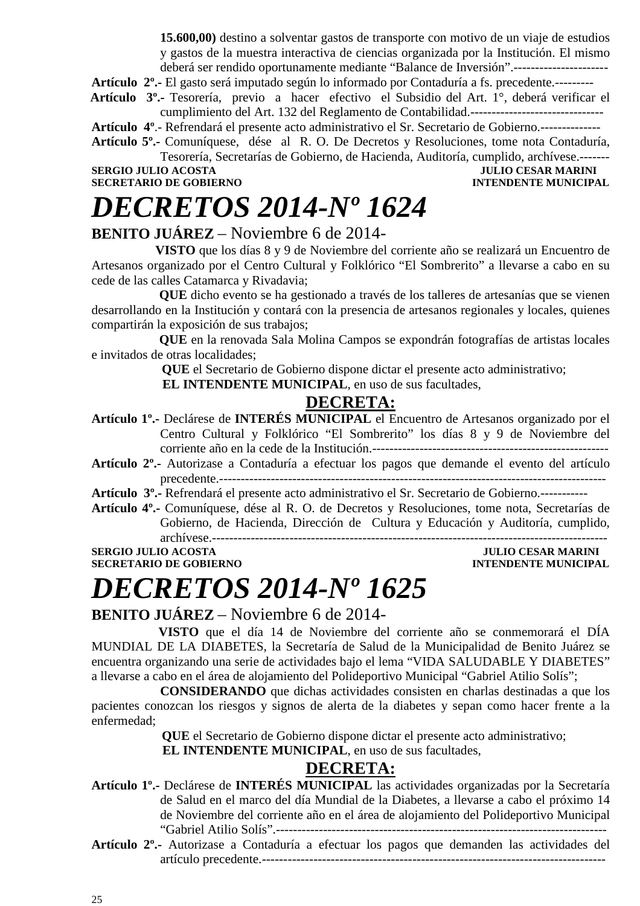**15.600,00)** destino a solventar gastos de transporte con motivo de un viaje de estudios y gastos de la muestra interactiva de ciencias organizada por la Institución. El mismo deberá ser rendido oportunamente mediante "Balance de Inversión".----------------------

**Artículo 2º.-** El gasto será imputado según lo informado por Contaduría a fs. precedente.---------

**Artículo 3º.-** Tesorería, previo a hacer efectivo el Subsidio del Art. 1°, deberá verificar el cumplimiento del Art. 132 del Reglamento de Contabilidad.-------------------------------

**Artículo 4º**.- Refrendará el presente acto administrativo el Sr. Secretario de Gobierno.--------------

**Artículo 5º.-** Comuníquese, dése al R. O. De Decretos y Resoluciones, tome nota Contaduría, Tesorería, Secretarías de Gobierno, de Hacienda, Auditoría, cumplido, archívese.-------

**SERGIO JULIO ACOSTA** — **SECRETARIO DE GOBIERNO**
**JULIO CESAR MARINI** — **INTENDENTE MUNICIPAL**

# *DECRETOS 2014-Nº 1624*

**BENITO JUÁREZ** – Noviembre 6 de 2014-

**VISTO** que los días 8 y 9 de Noviembre del corriente año se realizará un Encuentro de Artesanos organizado por el Centro Cultural y Folklórico "El Sombrerito" a llevarse a cabo en su cede de las calles Catamarca y Rivadavia;

**QUE** dicho evento se ha gestionado a través de los talleres de artesanías que se vienen desarrollando en la Institución y contará con la presencia de artesanos regionales y locales, quienes compartirán la exposición de sus trabajos;

**QUE** en la renovada Sala Molina Campos se expondrán fotografías de artistas locales e invitados de otras localidades;

**QUE** el Secretario de Gobierno dispone dictar el presente acto administrativo;

**EL INTENDENTE MUNICIPAL**, en uso de sus facultades,

## DECRETA:

**Artículo 1º.-** Declárese de **INTERÉS MUNICIPAL** el Encuentro de Artesanos organizado por el Centro Cultural y Folklórico "El Sombrerito" los días 8 y 9 de Noviembre del corriente año en la cede de la Institución.-------------------------------------------------------

**Artículo 2º.-** Autorizase a Contaduría a efectuar los pagos que demande el evento del artículo precedente.------------------------------------------------------------------------------------------

**Artículo 3º.-** Refrendará el presente acto administrativo el Sr. Secretario de Gobierno.-----------

**Artículo 4º.-** Comuníquese, dése al R. O. de Decretos y Resoluciones, tome nota, Secretarías de Gobierno, de Hacienda, Dirección de Cultura y Educación y Auditoría, cumplido, archívese.----------------------------------------------------------------------------------------------

**SERGIO JULIO ACOSTA** — **SECRETARIO DE GOBIERNO**
**JULIO CESAR MARINI** — **INTENDENTE MUNICIPAL**

# *DECRETOS 2014-Nº 1625*

**BENITO JUÁREZ** – Noviembre 6 de 2014-

**VISTO** que el día 14 de Noviembre del corriente año se conmemorará el DÍA MUNDIAL DE LA DIABETES, la Secretaría de Salud de la Municipalidad de Benito Juárez se encuentra organizando una serie de actividades bajo el lema "VIDA SALUDABLE Y DIABETES" a llevarse a cabo en el área de alojamiento del Polideportivo Municipal "Gabriel Atilio Solís";

**CONSIDERANDO** que dichas actividades consisten en charlas destinadas a que los pacientes conozcan los riesgos y signos de alerta de la diabetes y sepan como hacer frente a la enfermedad;

**QUE** el Secretario de Gobierno dispone dictar el presente acto administrativo;

**EL INTENDENTE MUNICIPAL**, en uso de sus facultades,

## DECRETA:

**Artículo 1º.-** Declárese de **INTERÉS MUNICIPAL** las actividades organizadas por la Secretaría de Salud en el marco del día Mundial de la Diabetes, a llevarse a cabo el próximo 14 de Noviembre del corriente año en el área de alojamiento del Polideportivo Municipal "Gabriel Atilio Solís".-----------------------------------------------------------------------------

**Artículo 2º.-** Autorizase a Contaduría a efectuar los pagos que demanden las actividades del artículo precedente.--------------------------------------------------------------------------------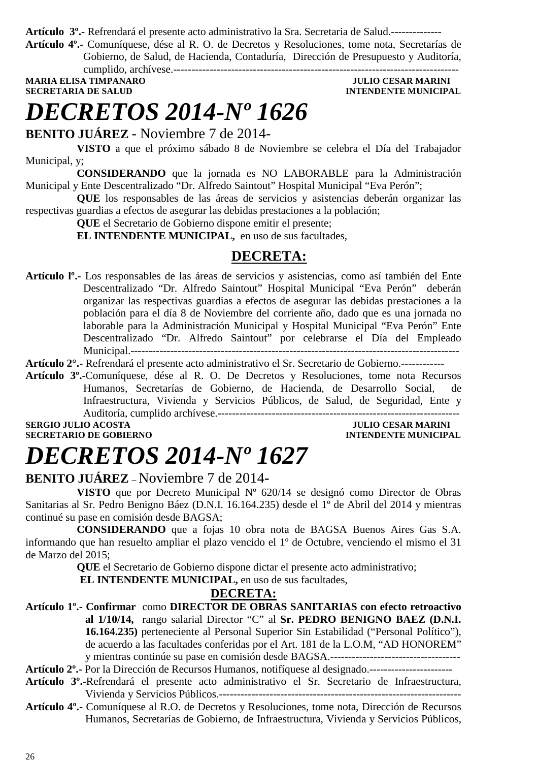**Artículo 3º.-** Refrendará el presente acto administrativo la Sra. Secretaria de Salud.-------------

**Artículo 4º.-** Comuníquese, dése al R. O. de Decretos y Resoluciones, tome nota, Secretarías de Gobierno, de Salud, de Hacienda, Contaduría, Dirección de Presupuesto y Auditoría, cumplido, archívese.-----------------------------------------------------------------------------

**MARIA ELISA TIMPANARO** — **JULIO CESAR MARINI**
**SECRETARIA DE SALUD** — **INTENDENTE MUNICIPAL**

# *DECRETOS 2014-Nº 1626*

**BENITO JUÁREZ** - Noviembre 7 de 2014-

**VISTO** a que el próximo sábado 8 de Noviembre se celebra el Día del Trabajador Municipal, y;

**CONSIDERANDO** que la jornada es NO LABORABLE para la Administración Municipal y Ente Descentralizado “Dr. Alfredo Saintout” Hospital Municipal “Eva Perón”;

**QUE** los responsables de las áreas de servicios y asistencias deberán organizar las respectivas guardias a efectos de asegurar las debidas prestaciones a la población;

**QUE** el Secretario de Gobierno dispone emitir el presente;

**EL INTENDENTE MUNICIPAL,** en uso de sus facultades,

## DECRETA:

**Artículo lº.-** Los responsables de las áreas de servicios y asistencias, como así también del Ente Descentralizado “Dr. Alfredo Saintout” Hospital Municipal “Eva Perón” deberán organizar las respectivas guardias a efectos de asegurar las debidas prestaciones a la población para el día 8 de Noviembre del corriente año, dado que es una jornada no laborable para la Administración Municipal y Hospital Municipal “Eva Perón” Ente Descentralizado “Dr. Alfredo Saintout” por celebrarse el Día del Empleado Municipal.-----------------------------------------------------------------------------------------

**Artículo 2°.-** Refrendará el presente acto administrativo el Sr. Secretario de Gobierno.------------

**Artículo 3º.-**Comuníquese, dése al R. O. De Decretos y Resoluciones, tome nota Recursos Humanos, Secretarías de Gobierno, de Hacienda, de Desarrollo Social, de Infraestructura, Vivienda y Servicios Públicos, de Salud, de Seguridad, Ente y Auditoría, cumplido archívese.------------------------------------------------------------------

**SERGIO JULIO ACOSTA** — **JULIO CESAR MARINI**
**SECRETARIO DE GOBIERNO** — **INTENDENTE MUNICIPAL**

# *DECRETOS 2014-Nº 1627*

**BENITO JUÁREZ** – Noviembre 7 de 2014-

**VISTO** que por Decreto Municipal Nº 620/14 se designó como Director de Obras Sanitarias al Sr. Pedro Benigno Báez (D.N.I. 16.164.235) desde el 1º de Abril del 2014 y mientras continué su pase en comisión desde BAGSA;

**CONSIDERANDO** que a fojas 10 obra nota de BAGSA Buenos Aires Gas S.A. informando que han resuelto ampliar el plazo vencido el 1º de Octubre, venciendo el mismo el 31 de Marzo del 2015;

**QUE** el Secretario de Gobierno dispone dictar el presente acto administrativo;

**EL INTENDENTE MUNICIPAL,** en uso de sus facultades,

## DECRETA:

**Artículo 1º.- Confirmar** como **DIRECTOR DE OBRAS SANITARIAS con efecto retroactivo al 1/10/14,** rango salarial Director “C” al **Sr. PEDRO BENIGNO BAEZ (D.N.I. 16.164.235)** perteneciente al Personal Superior Sin Estabilidad (“Personal Político”), de acuerdo a las facultades conferidas por el Art. 181 de la L.O.M, “AD HONOREM” y mientras continúe su pase en comisión desde BAGSA.------------------------------------

**Artículo 2º.-** Por la Dirección de Recursos Humanos, notifíquese al designado.----------------------

**Artículo 3º.-**Refrendará el presente acto administrativo el Sr. Secretario de Infraestructura, Vivienda y Servicios Públicos.------------------------------------------------------------------

**Artículo 4º.-** Comuníquese al R.O. de Decretos y Resoluciones, tome nota, Dirección de Recursos Humanos, Secretarías de Gobierno, de Infraestructura, Vivienda y Servicios Públicos,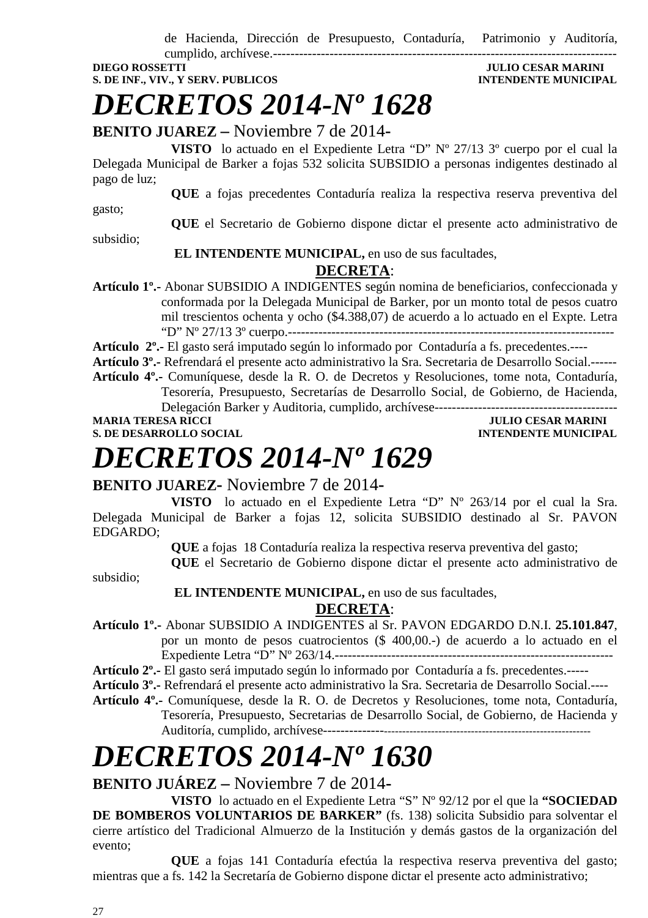de Hacienda, Dirección de Presupuesto, Contaduría, Patrimonio y Auditoría, cumplido, archívese.-----------------------------------------------------------------------------------

**DIEGO ROSSETTI** — **S. DE INF., VIV., Y SERV. PUBLICOS**

**JULIO CESAR MARINI** — **INTENDENTE MUNICIPAL**

# *DECRETOS 2014-Nº 1628*

**BENITO JUAREZ –** Noviembre 7 de 2014-

**VISTO** lo actuado en el Expediente Letra "D" Nº 27/13 3º cuerpo por el cual la Delegada Municipal de Barker a fojas 532 solicita SUBSIDIO a personas indigentes destinado al pago de luz;

**QUE** a fojas precedentes Contaduría realiza la respectiva reserva preventiva del gasto;

**QUE** el Secretario de Gobierno dispone dictar el presente acto administrativo de subsidio;

**EL INTENDENTE MUNICIPAL,** en uso de sus facultades,

**DECRETA**:

**Artículo 1º.-** Abonar SUBSIDIO A INDIGENTES según nomina de beneficiarios, confeccionada y conformada por la Delegada Municipal de Barker, por un monto total de pesos cuatro mil trescientos ochenta y ocho ($4.388,07) de acuerdo a lo actuado en el Expte. Letra "D" Nº 27/13 3º cuerpo.-------------------------------------------------------------------------

**Artículo 2º.-** El gasto será imputado según lo informado por Contaduría a fs. precedentes.----

**Artículo 3º.-** Refrendará el presente acto administrativo la Sra. Secretaria de Desarrollo Social.------

**Artículo 4º.-** Comuníquese, desde la R. O. de Decretos y Resoluciones, tome nota, Contaduría, Tesorería, Presupuesto, Secretarías de Desarrollo Social, de Gobierno, de Hacienda, Delegación Barker y Auditoria, cumplido, archívese------------------------------------------

**MARIA TERESA RICCI** — **S. DE DESARROLLO SOCIAL**

**JULIO CESAR MARINI** — **INTENDENTE MUNICIPAL**

# *DECRETOS 2014-Nº 1629*

**BENITO JUAREZ-** Noviembre 7 de 2014-

**VISTO** lo actuado en el Expediente Letra "D" Nº 263/14 por el cual la Sra. Delegada Municipal de Barker a fojas 12, solicita SUBSIDIO destinado al Sr. PAVON EDGARDO;

**QUE** a fojas 18 Contaduría realiza la respectiva reserva preventiva del gasto;

**QUE** el Secretario de Gobierno dispone dictar el presente acto administrativo de subsidio;

**EL INTENDENTE MUNICIPAL,** en uso de sus facultades,

**DECRETA**:

**Artículo 1º.-** Abonar SUBSIDIO A INDIGENTES al Sr. PAVON EDGARDO D.N.I. **25.101.847**, por un monto de pesos cuatrocientos ($ 400,00.-) de acuerdo a lo actuado en el Expediente Letra "D" Nº 263/14.--------------------------------------------------------------

**Artículo 2º.-** El gasto será imputado según lo informado por Contaduría a fs. precedentes.-----

**Artículo 3º.-** Refrendará el presente acto administrativo la Sra. Secretaria de Desarrollo Social.----

**Artículo 4º.-** Comuníquese, desde la R. O. de Decretos y Resoluciones, tome nota, Contaduría, Tesorería, Presupuesto, Secretarias de Desarrollo Social, de Gobierno, de Hacienda y Auditoría, cumplido, archívese-------------------------------------------------------------------------

# *DECRETOS 2014-Nº 1630*

**BENITO JUÁREZ –** Noviembre 7 de 2014-

**VISTO** lo actuado en el Expediente Letra "S" Nº 92/12 por el que la **"SOCIEDAD DE BOMBEROS VOLUNTARIOS DE BARKER"** (fs. 138) solicita Subsidio para solventar el cierre artístico del Tradicional Almuerzo de la Institución y demás gastos de la organización del evento;

**QUE** a fojas 141 Contaduría efectúa la respectiva reserva preventiva del gasto; mientras que a fs. 142 la Secretaría de Gobierno dispone dictar el presente acto administrativo;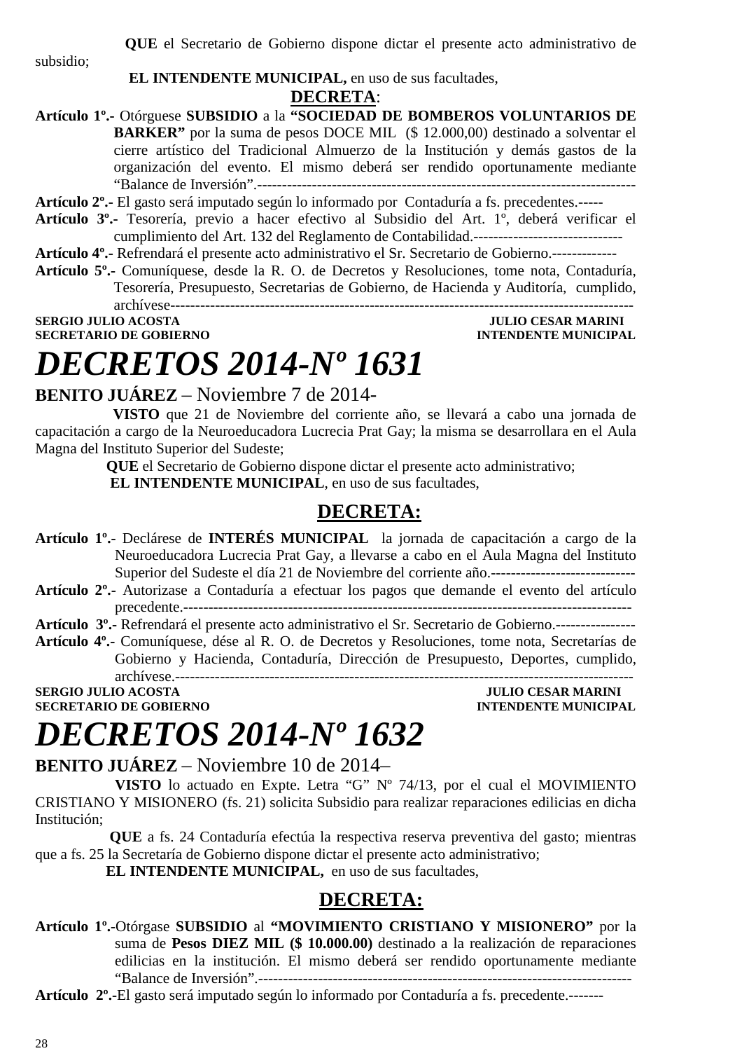**QUE** el Secretario de Gobierno dispone dictar el presente acto administrativo de subsidio;

**EL INTENDENTE MUNICIPAL,** en uso de sus facultades,

**DECRETA**:

**Artículo 1º.-** Otórguese **SUBSIDIO** a la **"SOCIEDAD DE BOMBEROS VOLUNTARIOS DE BARKER"** por la suma de pesos DOCE MIL ($ 12.000,00) destinado a solventar el cierre artístico del Tradicional Almuerzo de la Institución y demás gastos de la organización del evento. El mismo deberá ser rendido oportunamente mediante "Balance de Inversión".---------------------------------------------------------------------------

**Artículo 2º.-** El gasto será imputado según lo informado por Contaduría a fs. precedentes.-----

**Artículo 3º.-** Tesorería, previo a hacer efectivo al Subsidio del Art. 1º, deberá verificar el cumplimiento del Art. 132 del Reglamento de Contabilidad.------------------------------

**Artículo 4º.-** Refrendará el presente acto administrativo el Sr. Secretario de Gobierno.-------------

**Artículo 5º.-** Comuníquese, desde la R. O. de Decretos y Resoluciones, tome nota, Contaduría, Tesorería, Presupuesto, Secretarias de Gobierno, de Hacienda y Auditoría, cumplido, archívese--------------------------------------------------------------------------------------------

**SERGIO JULIO ACOSTA** — **SECRETARIO DE GOBIERNO**

**JULIO CESAR MARINI** — **INTENDENTE MUNICIPAL**

# *DECRETOS 2014-Nº 1631*

**BENITO JUÁREZ** – Noviembre 7 de 2014-

**VISTO** que 21 de Noviembre del corriente año, se llevará a cabo una jornada de capacitación a cargo de la Neuroeducadora Lucrecia Prat Gay; la misma se desarrollara en el Aula Magna del Instituto Superior del Sudeste;

**QUE** el Secretario de Gobierno dispone dictar el presente acto administrativo;

**EL INTENDENTE MUNICIPAL**, en uso de sus facultades,

**DECRETA:**

**Artículo 1º.-** Declárese de **INTERÉS MUNICIPAL** la jornada de capacitación a cargo de la Neuroeducadora Lucrecia Prat Gay, a llevarse a cabo en el Aula Magna del Instituto Superior del Sudeste el día 21 de Noviembre del corriente año.-----------------------------

**Artículo 2º.-** Autorizase a Contaduría a efectuar los pagos que demande el evento del artículo precedente.-----------------------------------------------------------------------------------------

**Artículo 3º.-** Refrendará el presente acto administrativo el Sr. Secretario de Gobierno.----------------

**Artículo 4º.-** Comuníquese, dése al R. O. de Decretos y Resoluciones, tome nota, Secretarías de Gobierno y Hacienda, Contaduría, Dirección de Presupuesto, Deportes, cumplido, archívese.-------------------------------------------------------------------------------------------

**SERGIO JULIO ACOSTA** — **SECRETARIO DE GOBIERNO**

**JULIO CESAR MARINI** — **INTENDENTE MUNICIPAL**

# *DECRETOS 2014-Nº 1632*

**BENITO JUÁREZ** – Noviembre 10 de 2014–

**VISTO** lo actuado en Expte. Letra "G" Nº 74/13, por el cual el MOVIMIENTO CRISTIANO Y MISIONERO (fs. 21) solicita Subsidio para realizar reparaciones edilicias en dicha Institución;

**QUE** a fs. 24 Contaduría efectúa la respectiva reserva preventiva del gasto; mientras que a fs. 25 la Secretaría de Gobierno dispone dictar el presente acto administrativo;

**EL INTENDENTE MUNICIPAL,** en uso de sus facultades,

**DECRETA:**

**Artículo 1º.-**Otórgase **SUBSIDIO** al **"MOVIMIENTO CRISTIANO Y MISIONERO"** por la suma de **Pesos DIEZ MIL ($ 10.000.00)** destinado a la realización de reparaciones edilicias en la institución. El mismo deberá ser rendido oportunamente mediante "Balance de Inversión".--------------------------------------------------------------------------

**Artículo 2º.-**El gasto será imputado según lo informado por Contaduría a fs. precedente.-------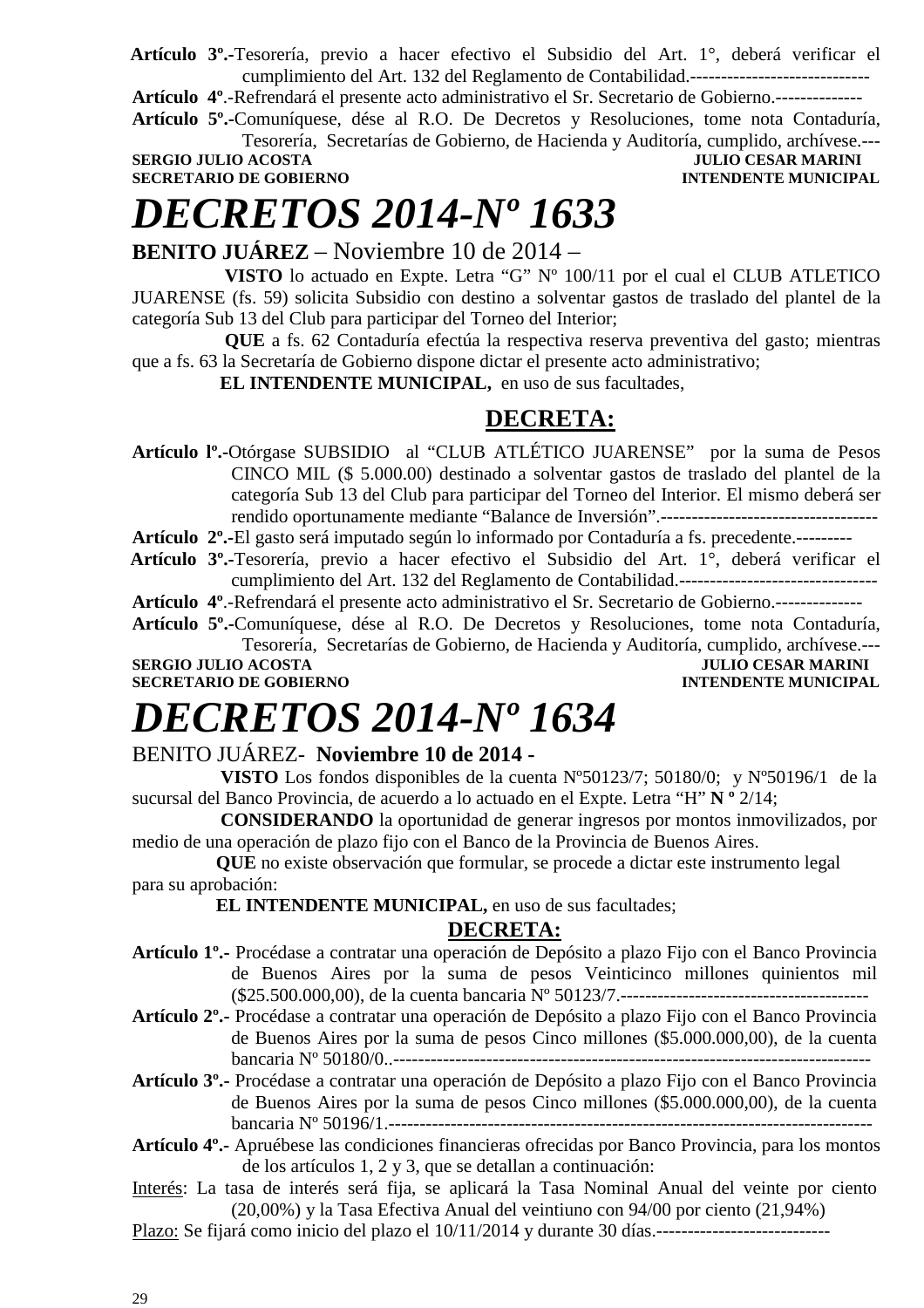**Artículo 3º.-**Tesorería, previo a hacer efectivo el Subsidio del Art. 1°, deberá verificar el cumplimiento del Art. 132 del Reglamento de Contabilidad.-----------------------------

**Artículo 4º**.-Refrendará el presente acto administrativo el Sr. Secretario de Gobierno.--------------

**Artículo 5º.-**Comuníquese, dése al R.O. De Decretos y Resoluciones, tome nota Contaduría, Tesorería, Secretarías de Gobierno, de Hacienda y Auditoría, cumplido, archívese.---

**SERGIO JULIO ACOSTA** — **JULIO CESAR MARINI**
**SECRETARIO DE GOBIERNO** — **INTENDENTE MUNICIPAL**

# *DECRETOS 2014-Nº 1633*

**BENITO JUÁREZ** – Noviembre 10 de 2014 –

**VISTO** lo actuado en Expte. Letra "G" Nº 100/11 por el cual el CLUB ATLETICO JUARENSE (fs. 59) solicita Subsidio con destino a solventar gastos de traslado del plantel de la categoría Sub 13 del Club para participar del Torneo del Interior;

**QUE** a fs. 62 Contaduría efectúa la respectiva reserva preventiva del gasto; mientras que a fs. 63 la Secretaría de Gobierno dispone dictar el presente acto administrativo;

**EL INTENDENTE MUNICIPAL,** en uso de sus facultades,

## DECRETA:

**Artículo lº.-**Otórgase SUBSIDIO al "CLUB ATLÉTICO JUARENSE" por la suma de Pesos CINCO MIL ($ 5.000.00) destinado a solventar gastos de traslado del plantel de la categoría Sub 13 del Club para participar del Torneo del Interior. El mismo deberá ser rendido oportunamente mediante "Balance de Inversión".-----------------------------------

**Artículo 2º.-**El gasto será imputado según lo informado por Contaduría a fs. precedente.---------

**Artículo 3º.-**Tesorería, previo a hacer efectivo el Subsidio del Art. 1°, deberá verificar el cumplimiento del Art. 132 del Reglamento de Contabilidad.--------------------------------

**Artículo 4º**.-Refrendará el presente acto administrativo el Sr. Secretario de Gobierno.--------------

**Artículo 5º.-**Comuníquese, dése al R.O. De Decretos y Resoluciones, tome nota Contaduría, Tesorería, Secretarías de Gobierno, de Hacienda y Auditoría, cumplido, archívese.---

**SERGIO JULIO ACOSTA** — **JULIO CESAR MARINI**
**SECRETARIO DE GOBIERNO** — **INTENDENTE MUNICIPAL**

# *DECRETOS 2014-Nº 1634*

BENITO JUÁREZ- **Noviembre 10 de 2014 -**

**VISTO** Los fondos disponibles de la cuenta Nº50123/7; 50180/0; y Nº50196/1 de la sucursal del Banco Provincia, de acuerdo a lo actuado en el Expte. Letra "H" **N º** 2/14;

**CONSIDERANDO** la oportunidad de generar ingresos por montos inmovilizados, por medio de una operación de plazo fijo con el Banco de la Provincia de Buenos Aires.

**QUE** no existe observación que formular, se procede a dictar este instrumento legal para su aprobación:

**EL INTENDENTE MUNICIPAL,** en uso de sus facultades;

## DECRETA:

**Artículo 1º.-** Procédase a contratar una operación de Depósito a plazo Fijo con el Banco Provincia de Buenos Aires por la suma de pesos Veinticinco millones quinientos mil ($25.500.000,00), de la cuenta bancaria Nº 50123/7.----------------------------------------

**Artículo 2º.-** Procédase a contratar una operación de Depósito a plazo Fijo con el Banco Provincia de Buenos Aires por la suma de pesos Cinco millones ($5.000.000,00), de la cuenta bancaria Nº 50180/0..----------------------------------------------------------------------------

**Artículo 3º.-** Procédase a contratar una operación de Depósito a plazo Fijo con el Banco Provincia de Buenos Aires por la suma de pesos Cinco millones ($5.000.000,00), de la cuenta bancaria Nº 50196/1.------------------------------------------------------------------------------

**Artículo 4º.-** Apruébese las condiciones financieras ofrecidas por Banco Provincia, para los montos de los artículos 1, 2 y 3, que se detallan a continuación:

Interés: La tasa de interés será fija, se aplicará la Tasa Nominal Anual del veinte por ciento (20,00%) y la Tasa Efectiva Anual del veintiuno con 94/00 por ciento (21,94%)

Plazo: Se fijará como inicio del plazo el 10/11/2014 y durante 30 días.----------------------------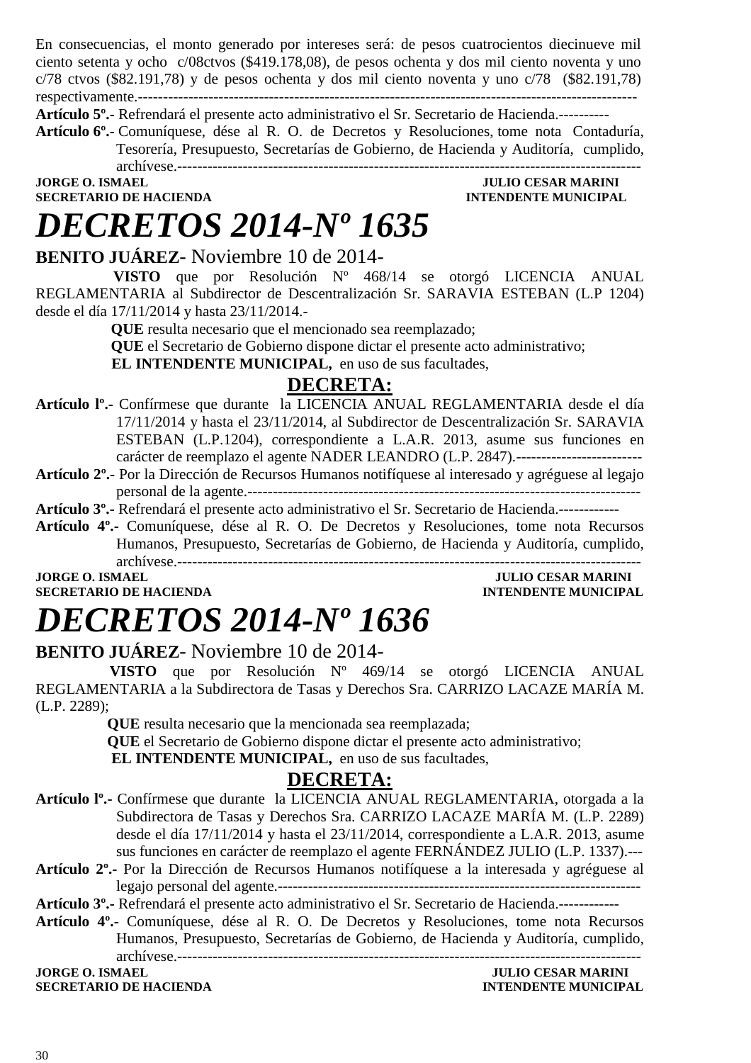En consecuencias, el monto generado por intereses será: de pesos cuatrocientos diecinueve mil ciento setenta y ocho c/08ctvos ($419.178,08), de pesos ochenta y dos mil ciento noventa y uno c/78 ctvos ($82.191,78) y de pesos ochenta y dos mil ciento noventa y uno c/78 ($82.191,78) respectivamente.------------------------------------------------------------------------------------------------

**Artículo 5º.-** Refrendará el presente acto administrativo el Sr. Secretario de Hacienda.----------

**Artículo 6º.-** Comuníquese, dése al R. O. de Decretos y Resoluciones, tome nota Contaduría, Tesorería, Presupuesto, Secretarías de Gobierno, de Hacienda y Auditoría, cumplido, archívese.---------------------------------------------------------------------------------------------

**JORGE O. ISMAEL** — **SECRETARIO DE HACIENDA**
**JULIO CESAR MARINI** — **INTENDENTE MUNICIPAL**

# *DECRETOS 2014-Nº 1635*

**BENITO JUÁREZ**- Noviembre 10 de 2014-

**VISTO** que por Resolución Nº 468/14 se otorgó LICENCIA ANUAL REGLAMENTARIA al Subdirector de Descentralización Sr. SARAVIA ESTEBAN (L.P 1204) desde el día 17/11/2014 y hasta 23/11/2014.-

**QUE** resulta necesario que el mencionado sea reemplazado;

**QUE** el Secretario de Gobierno dispone dictar el presente acto administrativo;

**EL INTENDENTE MUNICIPAL,** en uso de sus facultades,

## DECRETA:

**Artículo lº.-** Confírmese que durante la LICENCIA ANUAL REGLAMENTARIA desde el día 17/11/2014 y hasta el 23/11/2014, al Subdirector de Descentralización Sr. SARAVIA ESTEBAN (L.P.1204), correspondiente a L.A.R. 2013, asume sus funciones en carácter de reemplazo el agente NADER LEANDRO (L.P. 2847).-------------------------

**Artículo 2º.-** Por la Dirección de Recursos Humanos notifíquese al interesado y agréguese al legajo personal de la agente.-----------------------------------------------------------------------------

**Artículo 3º.-** Refrendará el presente acto administrativo el Sr. Secretario de Hacienda.------------

**Artículo 4º.-** Comuníquese, dése al R. O. De Decretos y Resoluciones, tome nota Recursos Humanos, Presupuesto, Secretarías de Gobierno, de Hacienda y Auditoría, cumplido, archívese.---------------------------------------------------------------------------------------------

**JORGE O. ISMAEL** — **SECRETARIO DE HACIENDA**
**JULIO CESAR MARINI** — **INTENDENTE MUNICIPAL**

# *DECRETOS 2014-Nº 1636*

**BENITO JUÁREZ**- Noviembre 10 de 2014-

**VISTO** que por Resolución Nº 469/14 se otorgó LICENCIA ANUAL REGLAMENTARIA a la Subdirectora de Tasas y Derechos Sra. CARRIZO LACAZE MARÍA M. (L.P. 2289);

**QUE** resulta necesario que la mencionada sea reemplazada;

**QUE** el Secretario de Gobierno dispone dictar el presente acto administrativo;

**EL INTENDENTE MUNICIPAL,** en uso de sus facultades,

## DECRETA:

**Artículo lº.-** Confírmese que durante la LICENCIA ANUAL REGLAMENTARIA, otorgada a la Subdirectora de Tasas y Derechos Sra. CARRIZO LACAZE MARÍA M. (L.P. 2289) desde el día 17/11/2014 y hasta el 23/11/2014, correspondiente a L.A.R. 2013, asume sus funciones en carácter de reemplazo el agente FERNÁNDEZ JULIO (L.P. 1337).---

**Artículo 2º.-** Por la Dirección de Recursos Humanos notifíquese a la interesada y agréguese al legajo personal del agente.-----------------------------------------------------------------------

**Artículo 3º.-** Refrendará el presente acto administrativo el Sr. Secretario de Hacienda.------------

**Artículo 4º.-** Comuníquese, dése al R. O. De Decretos y Resoluciones, tome nota Recursos Humanos, Presupuesto, Secretarías de Gobierno, de Hacienda y Auditoría, cumplido, archívese.---------------------------------------------------------------------------------------------

**JORGE O. ISMAEL** — **SECRETARIO DE HACIENDA**
**JULIO CESAR MARINI** — **INTENDENTE MUNICIPAL**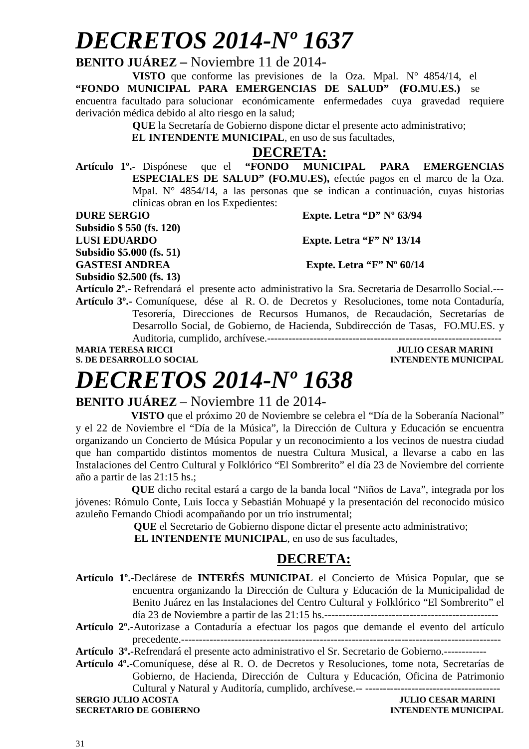# *DECRETOS 2014-Nº 1637*

**BENITO JUÁREZ –** Noviembre 11 de 2014-

**VISTO** que conforme las previsiones de la Oza. Mpal. N° 4854/14, el **"FONDO MUNICIPAL PARA EMERGENCIAS DE SALUD" (FO.MU.ES.)** se encuentra facultado para solucionar económicamente enfermedades cuya gravedad requiere derivación médica debido al alto riesgo en la salud;

**QUE** la Secretaría de Gobierno dispone dictar el presente acto administrativo;

**EL INTENDENTE MUNICIPAL**, en uso de sus facultades,

**DECRETA:**

**Artículo 1º.-** Dispónese que el **"FONDO MUNICIPAL PARA EMERGENCIAS ESPECIALES DE SALUD" (FO.MU.ES),** efectúe pagos en el marco de la Oza. Mpal. N° 4854/14, a las personas que se indican a continuación, cuyas historias clínicas obran en los Expedientes:

**DURE SERGIO** **Expte. Letra "D" Nº 63/94**
**Subsidio $ 550 (fs. 120)**
**LUSI EDUARDO** **Expte. Letra "F" Nº 13/14**
**Subsidio $5.000 (fs. 51)**
**GASTESI ANDREA** **Expte. Letra "F" Nº 60/14**
**Subsidio $2.500 (fs. 13)**

**Artículo 2º.-** Refrendará el presente acto administrativo la Sra. Secretaria de Desarrollo Social.---

**Artículo 3º.-** Comuníquese, dése al R. O. de Decretos y Resoluciones, tome nota Contaduría, Tesorería, Direcciones de Recursos Humanos, de Recaudación, Secretarías de Desarrollo Social, de Gobierno, de Hacienda, Subdirección de Tasas, FO.MU.ES. y Auditoria, cumplido, archívese.-------------------------------------------------------------------

**MARIA TERESA RICCI** — **JULIO CESAR MARINI**
**S. DE DESARROLLO SOCIAL** — **INTENDENTE MUNICIPAL**

# *DECRETOS 2014-Nº 1638*

**BENITO JUÁREZ** – Noviembre 11 de 2014-

**VISTO** que el próximo 20 de Noviembre se celebra el "Día de la Soberanía Nacional" y el 22 de Noviembre el "Día de la Música", la Dirección de Cultura y Educación se encuentra organizando un Concierto de Música Popular y un reconocimiento a los vecinos de nuestra ciudad que han compartido distintos momentos de nuestra Cultura Musical, a llevarse a cabo en las Instalaciones del Centro Cultural y Folklórico "El Sombrerito" el día 23 de Noviembre del corriente año a partir de las 21:15 hs.;

**QUE** dicho recital estará a cargo de la banda local "Niños de Lava", integrada por los jóvenes: Rómulo Conte, Luis Iocca y Sebastián Mohuapé y la presentación del reconocido músico azuleño Fernando Chiodi acompañando por un trío instrumental;

**QUE** el Secretario de Gobierno dispone dictar el presente acto administrativo;

**EL INTENDENTE MUNICIPAL**, en uso de sus facultades,

**DECRETA:**

**Artículo 1º.-**Declárese de **INTERÉS MUNICIPAL** el Concierto de Música Popular, que se encuentra organizando la Dirección de Cultura y Educación de la Municipalidad de Benito Juárez en las Instalaciones del Centro Cultural y Folklórico "El Sombrerito" el día 23 de Noviembre a partir de las 21:15 hs.-------------------------------------------------

**Artículo 2º.-**Autorizase a Contaduría a efectuar los pagos que demande el evento del artículo precedente.-----------------------------------------------------------------------------------------

**Artículo 3º.-**Refrendará el presente acto administrativo el Sr. Secretario de Gobierno.------------

**Artículo 4º.-**Comuníquese, dése al R. O. de Decretos y Resoluciones, tome nota, Secretarías de Gobierno, de Hacienda, Dirección de Cultura y Educación, Oficina de Patrimonio Cultural y Natural y Auditoría, cumplido, archívese.-- --------------------------------------

**SERGIO JULIO ACOSTA** — **JULIO CESAR MARINI**
**SECRETARIO DE GOBIERNO** — **INTENDENTE MUNICIPAL**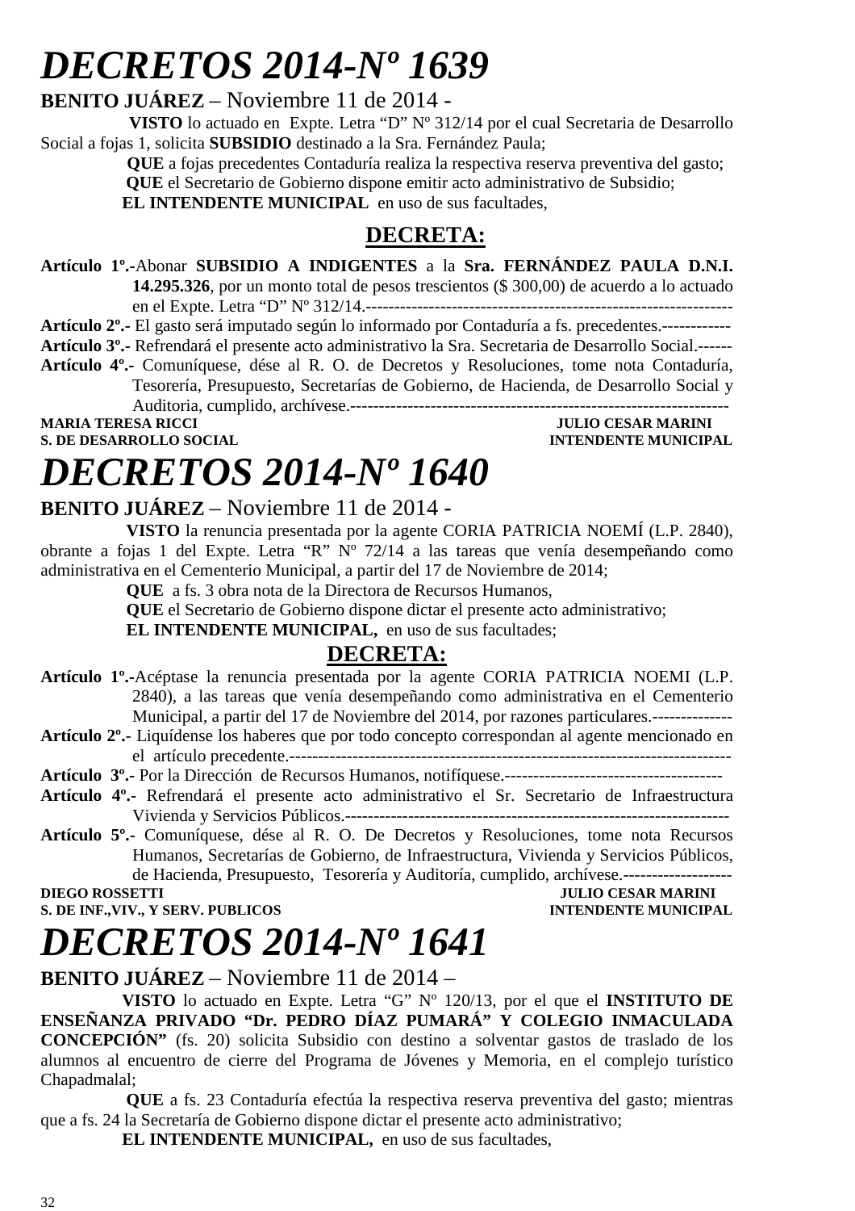# *DECRETOS 2014-Nº 1639*

**BENITO JUÁREZ** – Noviembre 11 de 2014 -

**VISTO** lo actuado en Expte. Letra "D" Nº 312/14 por el cual Secretaria de Desarrollo Social a fojas 1, solicita **SUBSIDIO** destinado a la Sra. Fernández Paula;

**QUE** a fojas precedentes Contaduría realiza la respectiva reserva preventiva del gasto;

**QUE** el Secretario de Gobierno dispone emitir acto administrativo de Subsidio;

**EL INTENDENTE MUNICIPAL** en uso de sus facultades,

## DECRETA:

**Artículo 1º.-**Abonar **SUBSIDIO A INDIGENTES** a la **Sra. FERNÁNDEZ PAULA D.N.I. 14.295.326**, por un monto total de pesos trescientos ($ 300,00) de acuerdo a lo actuado en el Expte. Letra "D" Nº 312/14.----------------------------------------------------------------

**Artículo 2º.-** El gasto será imputado según lo informado por Contaduría a fs. precedentes.------------

**Artículo 3º.-** Refrendará el presente acto administrativo la Sra. Secretaria de Desarrollo Social.------

**Artículo 4º.-** Comuníquese, dése al R. O. de Decretos y Resoluciones, tome nota Contaduría, Tesorería, Presupuesto, Secretarías de Gobierno, de Hacienda, de Desarrollo Social y Auditoria, cumplido, archívese.-------------------------------------------------------------------

**MARIA TERESA RICCI** — **S. DE DESARROLLO SOCIAL**
**JULIO CESAR MARINI** — **INTENDENTE MUNICIPAL**

# *DECRETOS 2014-Nº 1640*

**BENITO JUÁREZ** – Noviembre 11 de 2014 -

**VISTO** la renuncia presentada por la agente CORIA PATRICIA NOEMÍ (L.P. 2840), obrante a fojas 1 del Expte. Letra "R" Nº 72/14 a las tareas que venía desempeñando como administrativa en el Cementerio Municipal, a partir del 17 de Noviembre de 2014;

**QUE** a fs. 3 obra nota de la Directora de Recursos Humanos,

**QUE** el Secretario de Gobierno dispone dictar el presente acto administrativo;

**EL INTENDENTE MUNICIPAL,** en uso de sus facultades;

## DECRETA:

**Artículo 1º.-**Acéptase la renuncia presentada por la agente CORIA PATRICIA NOEMI (L.P. 2840), a las tareas que venía desempeñando como administrativa en el Cementerio Municipal, a partir del 17 de Noviembre del 2014, por razones particulares.--------------

**Artículo 2º.**- Liquídense los haberes que por todo concepto correspondan al agente mencionado en el artículo precedente.---------------------------------------------------------------------------

**Artículo 3º.-** Por la Dirección de Recursos Humanos, notifíquese.--------------------------------------

**Artículo 4º.-** Refrendará el presente acto administrativo el Sr. Secretario de Infraestructura Vivienda y Servicios Públicos.--------------------------------------------------------------------

**Artículo 5º.-** Comuníquese, dése al R. O. De Decretos y Resoluciones, tome nota Recursos Humanos, Secretarías de Gobierno, de Infraestructura, Vivienda y Servicios Públicos, de Hacienda, Presupuesto, Tesorería y Auditoría, cumplido, archívese.-------------------

**DIEGO ROSSETTI** — **S. DE INF.,VIV., Y SERV. PUBLICOS**
**JULIO CESAR MARINI** — **INTENDENTE MUNICIPAL**

# *DECRETOS 2014-Nº 1641*

**BENITO JUÁREZ** – Noviembre 11 de 2014 –

**VISTO** lo actuado en Expte. Letra "G" Nº 120/13, por el que el **INSTITUTO DE ENSEÑANZA PRIVADO "Dr. PEDRO DÍAZ PUMARÁ" Y COLEGIO INMACULADA CONCEPCIÓN"** (fs. 20) solicita Subsidio con destino a solventar gastos de traslado de los alumnos al encuentro de cierre del Programa de Jóvenes y Memoria, en el complejo turístico Chapadmalal;

**QUE** a fs. 23 Contaduría efectúa la respectiva reserva preventiva del gasto; mientras que a fs. 24 la Secretaría de Gobierno dispone dictar el presente acto administrativo;

**EL INTENDENTE MUNICIPAL,** en uso de sus facultades,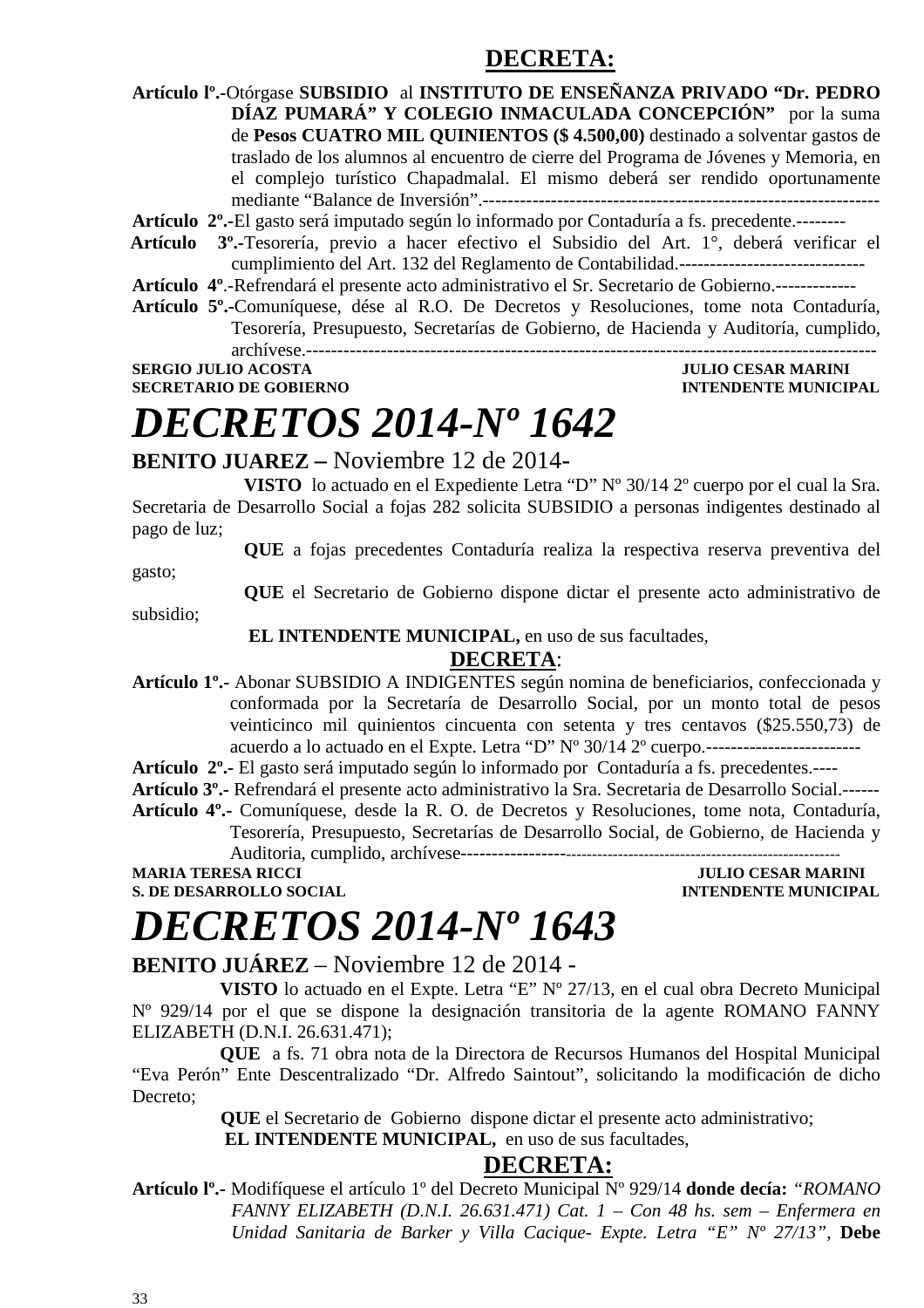## DECRETA:

**Artículo lº.-**Otórgase **SUBSIDIO** al **INSTITUTO DE ENSEÑANZA PRIVADO "Dr. PEDRO DÍAZ PUMARÁ" Y COLEGIO INMACULADA CONCEPCIÓN"** por la suma de **Pesos CUATRO MIL QUINIENTOS ($ 4.500,00)** destinado a solventar gastos de traslado de los alumnos al encuentro de cierre del Programa de Jóvenes y Memoria, en el complejo turístico Chapadmalal. El mismo deberá ser rendido oportunamente mediante "Balance de Inversión".-----------------------------------------------------------------

**Artículo 2º.-**El gasto será imputado según lo informado por Contaduría a fs. precedente.--------

**Artículo 3º.-**Tesorería, previo a hacer efectivo el Subsidio del Art. 1°, deberá verificar el cumplimiento del Art. 132 del Reglamento de Contabilidad.------------------------------

**Artículo 4º**.-Refrendará el presente acto administrativo el Sr. Secretario de Gobierno.-------------

**Artículo 5º.-**Comuníquese, dése al R.O. De Decretos y Resoluciones, tome nota Contaduría, Tesorería, Presupuesto, Secretarías de Gobierno, de Hacienda y Auditoría, cumplido, archívese.------------------------------------------------------------------------------------------

**SERGIO JULIO ACOSTA** — **JULIO CESAR MARINI**
**SECRETARIO DE GOBIERNO** — **INTENDENTE MUNICIPAL**

# *DECRETOS 2014-Nº 1642*

**BENITO JUAREZ –** Noviembre 12 de 2014-

**VISTO** lo actuado en el Expediente Letra "D" Nº 30/14 2º cuerpo por el cual la Sra. Secretaria de Desarrollo Social a fojas 282 solicita SUBSIDIO a personas indigentes destinado al pago de luz;

**QUE** a fojas precedentes Contaduría realiza la respectiva reserva preventiva del gasto;

**QUE** el Secretario de Gobierno dispone dictar el presente acto administrativo de subsidio;

**EL INTENDENTE MUNICIPAL,** en uso de sus facultades,

## DECRETA:

**Artículo 1º.-** Abonar SUBSIDIO A INDIGENTES según nomina de beneficiarios, confeccionada y conformada por la Secretaría de Desarrollo Social, por un monto total de pesos veinticinco mil quinientos cincuenta con setenta y tres centavos ($25.550,73) de acuerdo a lo actuado en el Expte. Letra "D" Nº 30/14 2º cuerpo.-------------------------

**Artículo 2º.-** El gasto será imputado según lo informado por Contaduría a fs. precedentes.----

**Artículo 3º.-** Refrendará el presente acto administrativo la Sra. Secretaria de Desarrollo Social.------

**Artículo 4º.-** Comuníquese, desde la R. O. de Decretos y Resoluciones, tome nota, Contaduría, Tesorería, Presupuesto, Secretarías de Desarrollo Social, de Gobierno, de Hacienda y Auditoria, cumplido, archívese-----------------------------------------------------------------------

**MARIA TERESA RICCI** — **JULIO CESAR MARINI**
**S. DE DESARROLLO SOCIAL** — **INTENDENTE MUNICIPAL**

# *DECRETOS 2014-Nº 1643*

**BENITO JUÁREZ** – Noviembre 12 de 2014 -

**VISTO** lo actuado en el Expte. Letra "E" Nº 27/13, en el cual obra Decreto Municipal Nº 929/14 por el que se dispone la designación transitoria de la agente ROMANO FANNY ELIZABETH (D.N.I. 26.631.471);

**QUE** a fs. 71 obra nota de la Directora de Recursos Humanos del Hospital Municipal "Eva Perón" Ente Descentralizado "Dr. Alfredo Saintout", solicitando la modificación de dicho Decreto;

**QUE** el Secretario de Gobierno dispone dictar el presente acto administrativo;

**EL INTENDENTE MUNICIPAL,** en uso de sus facultades,

## DECRETA:

**Artículo lº.-** Modifíquese el artículo 1º del Decreto Municipal Nº 929/14 **donde decía:** *"ROMANO FANNY ELIZABETH (D.N.I. 26.631.471) Cat. 1 – Con 48 hs. sem – Enfermera en Unidad Sanitaria de Barker y Villa Cacique- Expte. Letra "E" Nº 27/13"*, **Debe**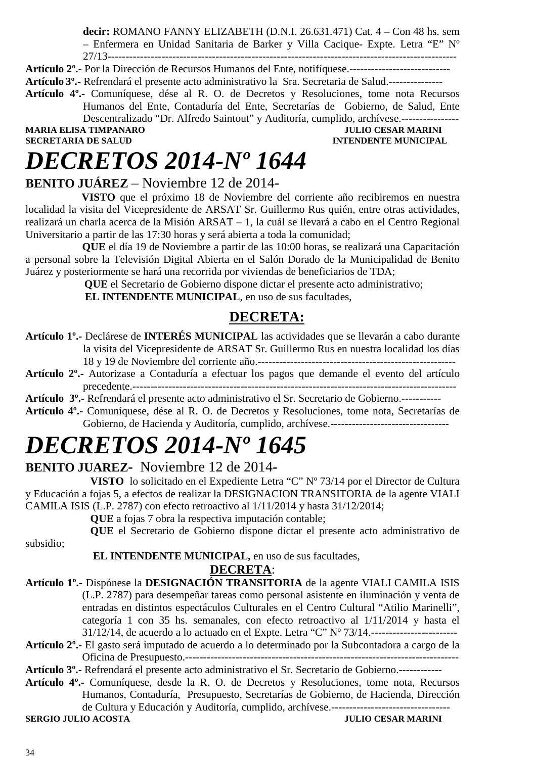**decir:** ROMANO FANNY ELIZABETH (D.N.I. 26.631.471) Cat. 4 – Con 48 hs. sem – Enfermera en Unidad Sanitaria de Barker y Villa Cacique- Expte. Letra "E" Nº 27/13-----------------------------------------------------------------------------------------------

**Artículo 2º.-** Por la Dirección de Recursos Humanos del Ente, notifíquese.----------------------------

**Artículo 3º.-** Refrendará el presente acto administrativo la Sra. Secretaria de Salud.---------------

**Artículo 4º.-** Comuníquese, dése al R. O. de Decretos y Resoluciones, tome nota Recursos Humanos del Ente, Contaduría del Ente, Secretarías de Gobierno, de Salud, Ente Descentralizado "Dr. Alfredo Saintout" y Auditoría, cumplido, archívese.----------------

**MARIA ELISA TIMPANARO** — **JULIO CESAR MARINI**
**SECRETARIA DE SALUD** — **INTENDENTE MUNICIPAL**

# *DECRETOS 2014-Nº 1644*

**BENITO JUÁREZ** – Noviembre 12 de 2014-

**VISTO** que el próximo 18 de Noviembre del corriente año recibiremos en nuestra localidad la visita del Vicepresidente de ARSAT Sr. Guillermo Rus quién, entre otras actividades, realizará un charla acerca de la Misión ARSAT – 1, la cuál se llevará a cabo en el Centro Regional Universitario a partir de las 17:30 horas y será abierta a toda la comunidad;

**QUE** el día 19 de Noviembre a partir de las 10:00 horas, se realizará una Capacitación a personal sobre la Televisión Digital Abierta en el Salón Dorado de la Municipalidad de Benito Juárez y posteriormente se hará una recorrida por viviendas de beneficiarios de TDA;

**QUE** el Secretario de Gobierno dispone dictar el presente acto administrativo;

**EL INTENDENTE MUNICIPAL**, en uso de sus facultades,

**DECRETA:**

**Artículo 1º.-** Declárese de **INTERÉS MUNICIPAL** las actividades que se llevarán a cabo durante la visita del Vicepresidente de ARSAT Sr. Guillermo Rus en nuestra localidad los días 18 y 19 de Noviembre del corriente año.-------------------------------------------------------

**Artículo 2º.-** Autorizase a Contaduría a efectuar los pagos que demande el evento del artículo precedente.-------------------------------------------------------------------------------------------

**Artículo 3º.-** Refrendará el presente acto administrativo el Sr. Secretario de Gobierno.-----------

**Artículo 4º.-** Comuníquese, dése al R. O. de Decretos y Resoluciones, tome nota, Secretarías de Gobierno, de Hacienda y Auditoría, cumplido, archívese.---------------------------------

# *DECRETOS 2014-Nº 1645*

**BENITO JUAREZ-** Noviembre 12 de 2014-

**VISTO** lo solicitado en el Expediente Letra "C" Nº 73/14 por el Director de Cultura y Educación a fojas 5, a efectos de realizar la DESIGNACION TRANSITORIA de la agente VIALI CAMILA ISIS (L.P. 2787) con efecto retroactivo al 1/11/2014 y hasta 31/12/2014;

**QUE** a fojas 7 obra la respectiva imputación contable;

**QUE** el Secretario de Gobierno dispone dictar el presente acto administrativo de subsidio;

**EL INTENDENTE MUNICIPAL,** en uso de sus facultades,

**DECRETA**:

**Artículo 1º.-** Dispónese la **DESIGNACIÓN TRANSITORIA** de la agente VIALI CAMILA ISIS (L.P. 2787) para desempeñar tareas como personal asistente en iluminación y venta de entradas en distintos espectáculos Culturales en el Centro Cultural "Atilio Marinelli", categoría 1 con 35 hs. semanales, con efecto retroactivo al 1/11/2014 y hasta el 31/12/14, de acuerdo a lo actuado en el Expte. Letra "C" Nº 73/14.------------------------

**Artículo 2º.-** El gasto será imputado de acuerdo a lo determinado por la Subcontadora a cargo de la Oficina de Presupuesto.--------------------------------------------------------------------------

**Artículo 3º.-** Refrendará el presente acto administrativo el Sr. Secretario de Gobierno.------------

**Artículo 4º.-** Comuníquese, desde la R. O. de Decretos y Resoluciones, tome nota, Recursos Humanos, Contaduría, Presupuesto, Secretarías de Gobierno, de Hacienda, Dirección de Cultura y Educación y Auditoría, cumplido, archívese.---------------------------------

**SERGIO JULIO ACOSTA** — **JULIO CESAR MARINI**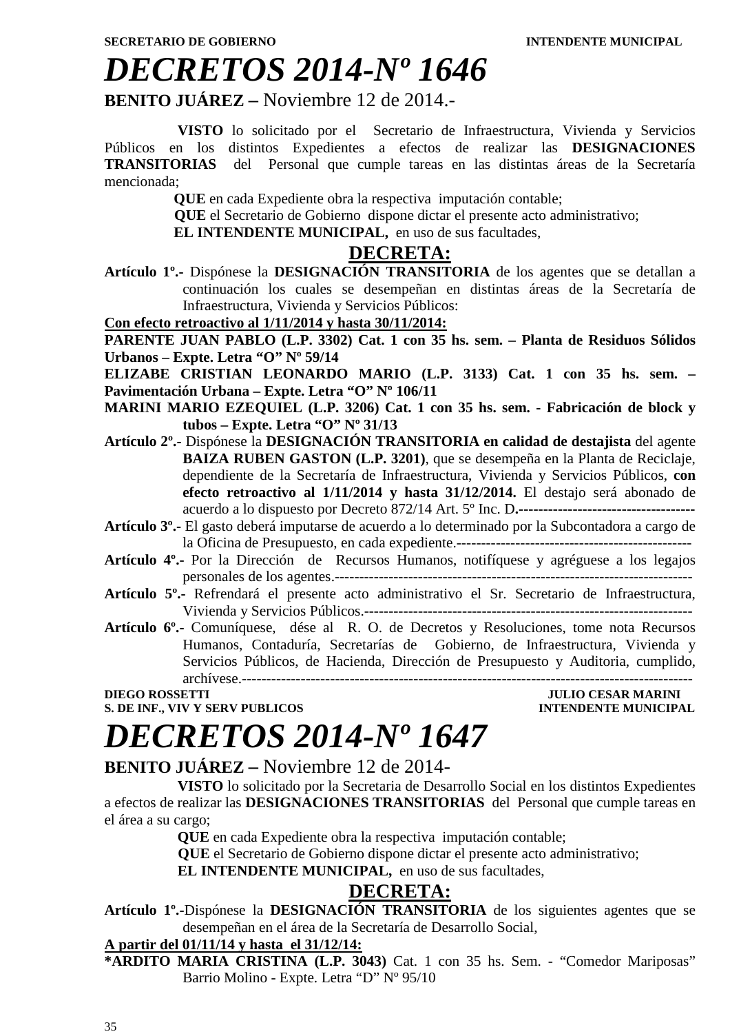# DECRETOS 2014-Nº 1646

**BENITO JUÁREZ –** Noviembre 12 de 2014.-

**VISTO** lo solicitado por el Secretario de Infraestructura, Vivienda y Servicios Públicos en los distintos Expedientes a efectos de realizar las **DESIGNACIONES TRANSITORIAS** del Personal que cumple tareas en las distintas áreas de la Secretaría mencionada;

**QUE** en cada Expediente obra la respectiva imputación contable;

**QUE** el Secretario de Gobierno dispone dictar el presente acto administrativo;

**EL INTENDENTE MUNICIPAL,** en uso de sus facultades,

**DECRETA:**

**Artículo 1º.-** Dispónese la **DESIGNACIÓN TRANSITORIA** de los agentes que se detallan a continuación los cuales se desempeñan en distintas áreas de la Secretaría de Infraestructura, Vivienda y Servicios Públicos:

**Con efecto retroactivo al 1/11/2014 y hasta 30/11/2014:**

**PARENTE JUAN PABLO (L.P. 3302) Cat. 1 con 35 hs. sem. – Planta de Residuos Sólidos Urbanos – Expte. Letra "O" Nº 59/14**

**ELIZABE CRISTIAN LEONARDO MARIO (L.P. 3133) Cat. 1 con 35 hs. sem. – Pavimentación Urbana – Expte. Letra "O" Nº 106/11**

**MARINI MARIO EZEQUIEL (L.P. 3206) Cat. 1 con 35 hs. sem. - Fabricación de block y tubos – Expte. Letra "O" Nº 31/13**

**Artículo 2º.-** Dispónese la **DESIGNACIÓN TRANSITORIA en calidad de destajista** del agente **BAIZA RUBEN GASTON (L.P. 3201)**, que se desempeña en la Planta de Reciclaje, dependiente de la Secretaría de Infraestructura, Vivienda y Servicios Públicos, **con efecto retroactivo al 1/11/2014 y hasta 31/12/2014.** El destajo será abonado de acuerdo a lo dispuesto por Decreto 872/14 Art. 5º Inc. D.------------------------------------

**Artículo 3º.-** El gasto deberá imputarse de acuerdo a lo determinado por la Subcontadora a cargo de la Oficina de Presupuesto, en cada expediente.------------------------------------------------

**Artículo 4º.-** Por la Dirección de Recursos Humanos, notifíquese y agréguese a los legajos personales de los agentes.-------------------------------------------------------------------------

**Artículo 5º.-** Refrendará el presente acto administrativo el Sr. Secretario de Infraestructura, Vivienda y Servicios Públicos.-------------------------------------------------------------------

**Artículo 6º.-** Comuníquese, dése al R. O. de Decretos y Resoluciones, tome nota Recursos Humanos, Contaduría, Secretarías de Gobierno, de Infraestructura, Vivienda y Servicios Públicos, de Hacienda, Dirección de Presupuesto y Auditoria, cumplido, archívese.-----------------------------------------------------------------------------------------

**DIEGO ROSSETTI** — **S. DE INF., VIV Y SERV PUBLICOS**

**JULIO CESAR MARINI** — **INTENDENTE MUNICIPAL**

# DECRETOS 2014-Nº 1647

**BENITO JUÁREZ –** Noviembre 12 de 2014-

**VISTO** lo solicitado por la Secretaria de Desarrollo Social en los distintos Expedientes a efectos de realizar las **DESIGNACIONES TRANSITORIAS** del Personal que cumple tareas en el área a su cargo;

**QUE** en cada Expediente obra la respectiva imputación contable;

**QUE** el Secretario de Gobierno dispone dictar el presente acto administrativo;

**EL INTENDENTE MUNICIPAL,** en uso de sus facultades,

**DECRETA:**

**Artículo 1º.-**Dispónese la **DESIGNACIÓN TRANSITORIA** de los siguientes agentes que se desempeñan en el área de la Secretaría de Desarrollo Social,

**A partir del 01/11/14 y hasta el 31/12/14:**

**\*ARDITO MARIA CRISTINA (L.P. 3043)** Cat. 1 con 35 hs. Sem. - "Comedor Mariposas" Barrio Molino - Expte. Letra "D" Nº 95/10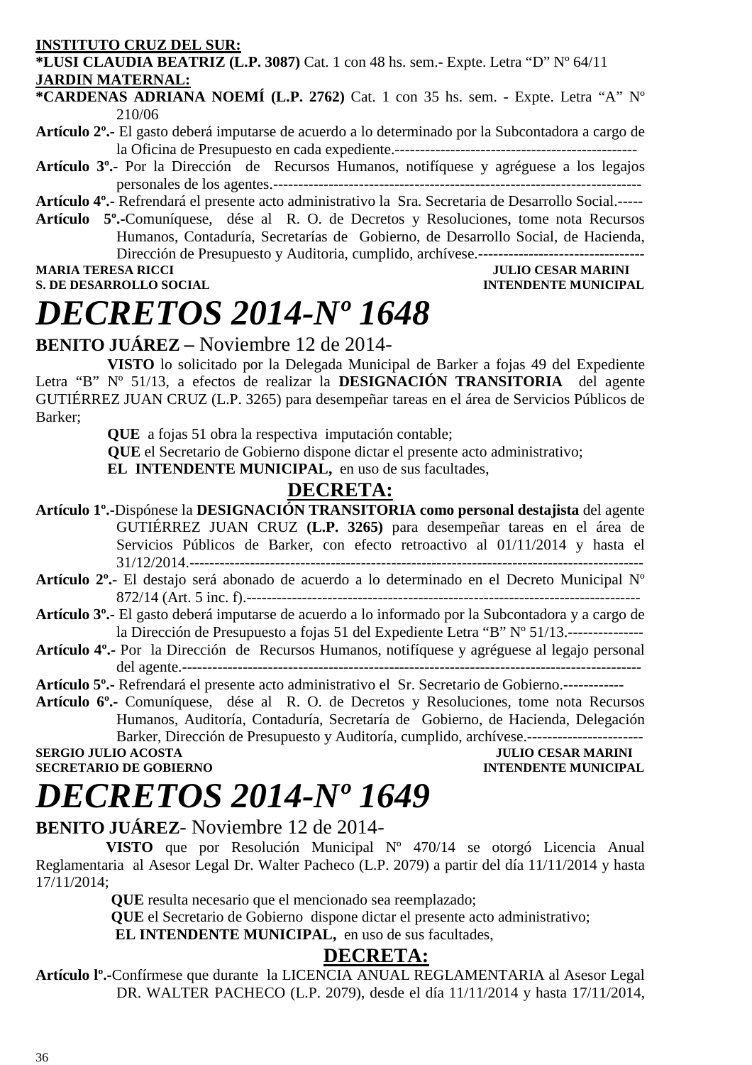**INSTITUTO CRUZ DEL SUR:**
**\*LUSI CLAUDIA BEATRIZ (L.P. 3087)** Cat. 1 con 48 hs. sem.- Expte. Letra "D" Nº 64/11
**JARDIN MATERNAL:**
**\*CARDENAS ADRIANA NOEMÍ (L.P. 2762)** Cat. 1 con 35 hs. sem. - Expte. Letra "A" Nº 210/06

**Artículo 2º.-** El gasto deberá imputarse de acuerdo a lo determinado por la Subcontadora a cargo de la Oficina de Presupuesto en cada expediente.------------------------------------------------

**Artículo 3º.-** Por la Dirección de Recursos Humanos, notifíquese y agréguese a los legajos personales de los agentes.--------------------------------------------------------------------------

**Artículo 4º.-** Refrendará el presente acto administrativo la Sra. Secretaria de Desarrollo Social.-----

**Artículo 5º.-**Comuníquese, dése al R. O. de Decretos y Resoluciones, tome nota Recursos Humanos, Contaduría, Secretarías de Gobierno, de Desarrollo Social, de Hacienda, Dirección de Presupuesto y Auditoria, cumplido, archívese.---------------------------------

**MARIA TERESA RICCI** — **JULIO CESAR MARINI**
**S. DE DESARROLLO SOCIAL** — **INTENDENTE MUNICIPAL**

# *DECRETOS 2014-Nº 1648*

**BENITO JUÁREZ –** Noviembre 12 de 2014-

**VISTO** lo solicitado por la Delegada Municipal de Barker a fojas 49 del Expediente Letra "B" Nº 51/13, a efectos de realizar la **DESIGNACIÓN TRANSITORIA** del agente GUTIÉRREZ JUAN CRUZ (L.P. 3265) para desempeñar tareas en el área de Servicios Públicos de Barker;

**QUE** a fojas 51 obra la respectiva imputación contable;

**QUE** el Secretario de Gobierno dispone dictar el presente acto administrativo;

**EL INTENDENTE MUNICIPAL,** en uso de sus facultades,

## DECRETA:

**Artículo 1º.-**Dispónese la **DESIGNACIÓN TRANSITORIA como personal destajista** del agente GUTIÉRREZ JUAN CRUZ **(L.P. 3265)** para desempeñar tareas en el área de Servicios Públicos de Barker, con efecto retroactivo al 01/11/2014 y hasta el 31/12/2014.-------------------------------------------------------------------------------------------

**Artículo 2º.-** El destajo será abonado de acuerdo a lo determinado en el Decreto Municipal Nº 872/14 (Art. 5 inc. f).-----------------------------------------------------------------------------

**Artículo 3º.-** El gasto deberá imputarse de acuerdo a lo informado por la Subcontadora y a cargo de la Dirección de Presupuesto a fojas 51 del Expediente Letra "B" Nº 51/13.---------------

**Artículo 4º.-** Por la Dirección de Recursos Humanos, notifíquese y agréguese al legajo personal del agente.------------------------------------------------------------------------------------------

**Artículo 5º.-** Refrendará el presente acto administrativo el Sr. Secretario de Gobierno.------------

**Artículo 6º.-** Comuníquese, dése al R. O. de Decretos y Resoluciones, tome nota Recursos Humanos, Auditoría, Contaduría, Secretaría de Gobierno, de Hacienda, Delegación Barker, Dirección de Presupuesto y Auditoría, cumplido, archívese.-----------------------

**SERGIO JULIO ACOSTA** — **JULIO CESAR MARINI**
**SECRETARIO DE GOBIERNO** — **INTENDENTE MUNICIPAL**

# *DECRETOS 2014-Nº 1649*

**BENITO JUÁREZ**- Noviembre 12 de 2014-

**VISTO** que por Resolución Municipal Nº 470/14 se otorgó Licencia Anual Reglamentaria al Asesor Legal Dr. Walter Pacheco (L.P. 2079) a partir del día 11/11/2014 y hasta 17/11/2014;

**QUE** resulta necesario que el mencionado sea reemplazado;

**QUE** el Secretario de Gobierno dispone dictar el presente acto administrativo;

**EL INTENDENTE MUNICIPAL,** en uso de sus facultades,

## DECRETA:

**Artículo lº.-**Confírmese que durante la LICENCIA ANUAL REGLAMENTARIA al Asesor Legal DR. WALTER PACHECO (L.P. 2079), desde el día 11/11/2014 y hasta 17/11/2014,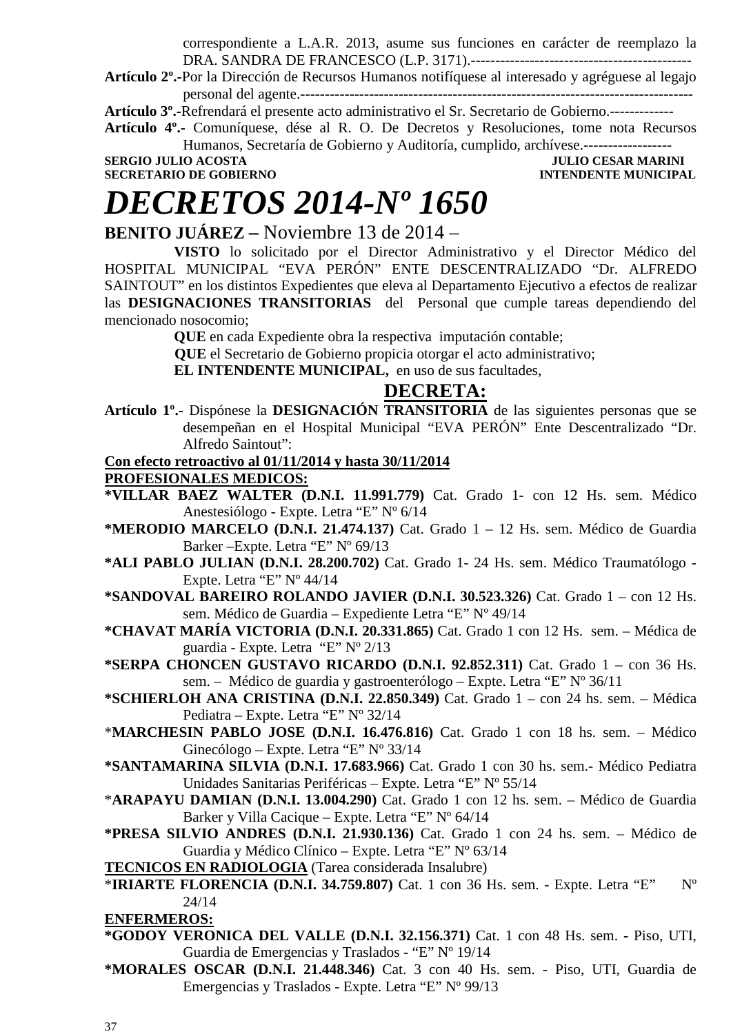correspondiente a L.A.R. 2013, asume sus funciones en carácter de reemplazo la DRA. SANDRA DE FRANCESCO (L.P. 3171).---------------------------------------------

**Artículo 2º.-**Por la Dirección de Recursos Humanos notifíquese al interesado y agréguese al legajo personal del agente.-------------------------------------------------------------------------------

**Artículo 3º.-**Refrendará el presente acto administrativo el Sr. Secretario de Gobierno.-------------

**Artículo 4º.-** Comuníquese, dése al R. O. De Decretos y Resoluciones, tome nota Recursos Humanos, Secretaría de Gobierno y Auditoría, cumplido, archívese.------------------

**SERGIO JULIO ACOSTA** — **SECRETARIO DE GOBIERNO**
**JULIO CESAR MARINI** — **INTENDENTE MUNICIPAL**

# *DECRETOS 2014-Nº 1650*

**BENITO JUÁREZ –** Noviembre 13 de 2014 –

**VISTO** lo solicitado por el Director Administrativo y el Director Médico del HOSPITAL MUNICIPAL "EVA PERÓN" ENTE DESCENTRALIZADO "Dr. ALFREDO SAINTOUT" en los distintos Expedientes que eleva al Departamento Ejecutivo a efectos de realizar las **DESIGNACIONES TRANSITORIAS** del Personal que cumple tareas dependiendo del mencionado nosocomio;

**QUE** en cada Expediente obra la respectiva imputación contable;

**QUE** el Secretario de Gobierno propicia otorgar el acto administrativo;

**EL INTENDENTE MUNICIPAL,** en uso de sus facultades,

**DECRETA:**

**Artículo 1º.-** Dispónese la **DESIGNACIÓN TRANSITORIA** de las siguientes personas que se desempeñan en el Hospital Municipal "EVA PERÓN" Ente Descentralizado "Dr. Alfredo Saintout":

**Con efecto retroactivo al 01/11/2014 y hasta 30/11/2014**

**PROFESIONALES MEDICOS:**

**\*VILLAR BAEZ WALTER (D.N.I. 11.991.779)** Cat. Grado 1- con 12 Hs. sem. Médico Anestesiólogo - Expte. Letra "E" Nº 6/14

**\*MERODIO MARCELO (D.N.I. 21.474.137)** Cat. Grado 1 – 12 Hs. sem. Médico de Guardia Barker –Expte. Letra "E" Nº 69/13

**\*ALI PABLO JULIAN (D.N.I. 28.200.702)** Cat. Grado 1- 24 Hs. sem. Médico Traumatólogo - Expte. Letra "E" Nº 44/14

**\*SANDOVAL BAREIRO ROLANDO JAVIER (D.N.I. 30.523.326)** Cat. Grado 1 – con 12 Hs. sem. Médico de Guardia – Expediente Letra "E" Nº 49/14

**\*CHAVAT MARÍA VICTORIA (D.N.I. 20.331.865)** Cat. Grado 1 con 12 Hs. sem. – Médica de guardia - Expte. Letra "E" Nº 2/13

**\*SERPA CHONCEN GUSTAVO RICARDO (D.N.I. 92.852.311)** Cat. Grado 1 – con 36 Hs. sem. – Médico de guardia y gastroenterólogo – Expte. Letra "E" Nº 36/11

**\*SCHIERLOH ANA CRISTINA (D.N.I. 22.850.349)** Cat. Grado 1 – con 24 hs. sem. – Médica Pediatra – Expte. Letra "E" Nº 32/14

\***MARCHESIN PABLO JOSE (D.N.I. 16.476.816)** Cat. Grado 1 con 18 hs. sem. – Médico Ginecólogo – Expte. Letra "E" Nº 33/14

**\*SANTAMARINA SILVIA (D.N.I. 17.683.966)** Cat. Grado 1 con 30 hs. sem.- Médico Pediatra Unidades Sanitarias Periféricas – Expte. Letra "E" Nº 55/14

\***ARAPAYU DAMIAN (D.N.I. 13.004.290)** Cat. Grado 1 con 12 hs. sem. – Médico de Guardia Barker y Villa Cacique – Expte. Letra "E" Nº 64/14

**\*PRESA SILVIO ANDRES (D.N.I. 21.930.136)** Cat. Grado 1 con 24 hs. sem. – Médico de Guardia y Médico Clínico – Expte. Letra "E" Nº 63/14

**TECNICOS EN RADIOLOGIA** (Tarea considerada Insalubre)

\***IRIARTE FLORENCIA (D.N.I. 34.759.807)** Cat. 1 con 36 Hs. sem. - Expte. Letra "E" Nº 24/14

**ENFERMEROS:**

**\*GODOY VERONICA DEL VALLE (D.N.I. 32.156.371)** Cat. 1 con 48 Hs. sem. - Piso, UTI, Guardia de Emergencias y Traslados - "E" Nº 19/14

**\*MORALES OSCAR (D.N.I. 21.448.346)** Cat. 3 con 40 Hs. sem. - Piso, UTI, Guardia de Emergencias y Traslados - Expte. Letra "E" Nº 99/13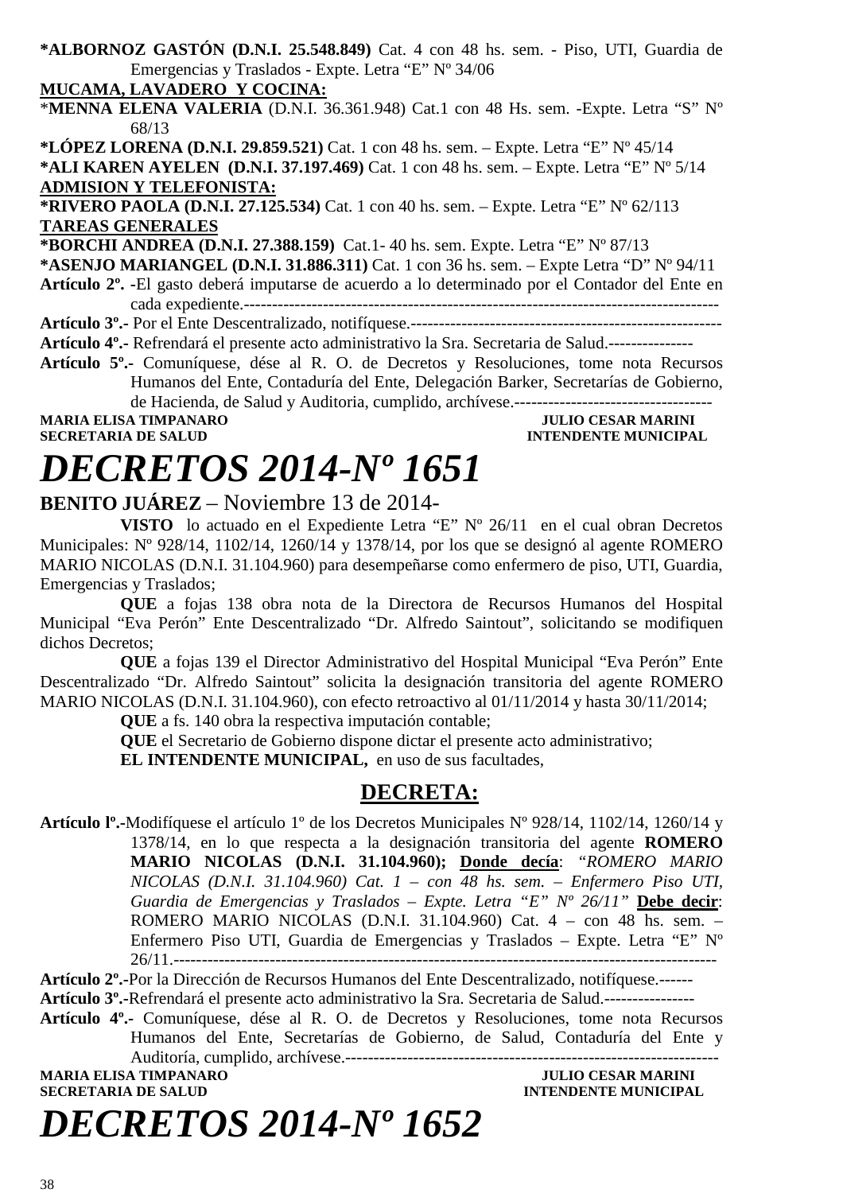**\*ALBORNOZ GASTÓN (D.N.I. 25.548.849)** Cat. 4 con 48 hs. sem. - Piso, UTI, Guardia de Emergencias y Traslados - Expte. Letra "E" Nº 34/06

**MUCAMA, LAVADERO Y COCINA:**

\***MENNA ELENA VALERIA** (D.N.I. 36.361.948) Cat.1 con 48 Hs. sem. -Expte. Letra "S" Nº 68/13

**\*LÓPEZ LORENA (D.N.I. 29.859.521)** Cat. 1 con 48 hs. sem. – Expte. Letra "E" Nº 45/14

**\*ALI KAREN AYELEN (D.N.I. 37.197.469)** Cat. 1 con 48 hs. sem. – Expte. Letra "E" Nº 5/14

**ADMISION Y TELEFONISTA:**

**\*RIVERO PAOLA (D.N.I. 27.125.534)** Cat. 1 con 40 hs. sem. – Expte. Letra "E" Nº 62/113

**TAREAS GENERALES**

**\*BORCHI ANDREA (D.N.I. 27.388.159)** Cat.1- 40 hs. sem. Expte. Letra "E" Nº 87/13

**\*ASENJO MARIANGEL (D.N.I. 31.886.311)** Cat. 1 con 36 hs. sem. – Expte Letra "D" Nº 94/11

**Artículo 2º. -**El gasto deberá imputarse de acuerdo a lo determinado por el Contador del Ente en cada expediente.-----------------------------------------------------------------------------------

**Artículo 3º.-** Por el Ente Descentralizado, notifíquese.-------------------------------------------------------

**Artículo 4º.-** Refrendará el presente acto administrativo la Sra. Secretaria de Salud.---------------

**Artículo 5º.-** Comuníquese, dése al R. O. de Decretos y Resoluciones, tome nota Recursos Humanos del Ente, Contaduría del Ente, Delegación Barker, Secretarías de Gobierno, de Hacienda, de Salud y Auditoria, cumplido, archívese.------------------------------------

**MARIA ELISA TIMPANARO** — **JULIO CESAR MARINI**
**SECRETARIA DE SALUD** — **INTENDENTE MUNICIPAL**

# *DECRETOS 2014-Nº 1651*

**BENITO JUÁREZ** – Noviembre 13 de 2014-

**VISTO** lo actuado en el Expediente Letra "E" Nº 26/11 en el cual obran Decretos Municipales: Nº 928/14, 1102/14, 1260/14 y 1378/14, por los que se designó al agente ROMERO MARIO NICOLAS (D.N.I. 31.104.960) para desempeñarse como enfermero de piso, UTI, Guardia, Emergencias y Traslados;

**QUE** a fojas 138 obra nota de la Directora de Recursos Humanos del Hospital Municipal "Eva Perón" Ente Descentralizado "Dr. Alfredo Saintout", solicitando se modifiquen dichos Decretos;

**QUE** a fojas 139 el Director Administrativo del Hospital Municipal "Eva Perón" Ente Descentralizado "Dr. Alfredo Saintout" solicita la designación transitoria del agente ROMERO MARIO NICOLAS (D.N.I. 31.104.960), con efecto retroactivo al 01/11/2014 y hasta 30/11/2014;

**QUE** a fs. 140 obra la respectiva imputación contable;

**QUE** el Secretario de Gobierno dispone dictar el presente acto administrativo;

**EL INTENDENTE MUNICIPAL,** en uso de sus facultades,

## DECRETA:

**Artículo lº.-**Modifíquese el artículo 1º de los Decretos Municipales Nº 928/14, 1102/14, 1260/14 y 1378/14, en lo que respecta a la designación transitoria del agente **ROMERO MARIO NICOLAS (D.N.I. 31.104.960); Donde decía**: *"ROMERO MARIO NICOLAS (D.N.I. 31.104.960) Cat. 1 – con 48 hs. sem. – Enfermero Piso UTI, Guardia de Emergencias y Traslados – Expte. Letra "E" Nº 26/11"* **Debe decir**: ROMERO MARIO NICOLAS (D.N.I. 31.104.960) Cat. 4 – con 48 hs. sem. – Enfermero Piso UTI, Guardia de Emergencias y Traslados – Expte. Letra "E" Nº 26/11.-------------------------------------------------------------------------------------------------

**Artículo 2º.-**Por la Dirección de Recursos Humanos del Ente Descentralizado, notifíquese.------

**Artículo 3º.-**Refrendará el presente acto administrativo la Sra. Secretaria de Salud.----------------

**Artículo 4º.-** Comuníquese, dése al R. O. de Decretos y Resoluciones, tome nota Recursos Humanos del Ente, Secretarías de Gobierno, de Salud, Contaduría del Ente y Auditoría, cumplido, archívese.------------------------------------------------------------------

**MARIA ELISA TIMPANARO** — **JULIO CESAR MARINI**
**SECRETARIA DE SALUD** — **INTENDENTE MUNICIPAL**

# *DECRETOS 2014-Nº 1652*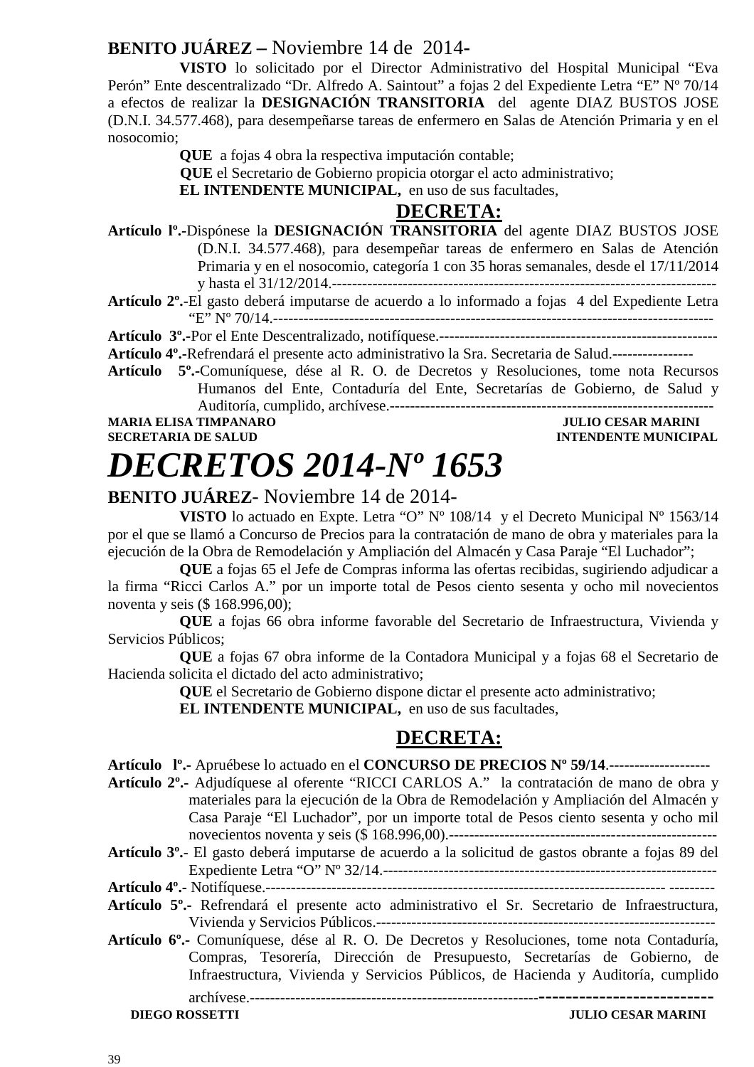**BENITO JUÁREZ –** Noviembre 14 de 2014-

**VISTO** lo solicitado por el Director Administrativo del Hospital Municipal "Eva Perón" Ente descentralizado "Dr. Alfredo A. Saintout" a fojas 2 del Expediente Letra "E" Nº 70/14 a efectos de realizar la **DESIGNACIÓN TRANSITORIA** del agente DIAZ BUSTOS JOSE (D.N.I. 34.577.468), para desempeñarse tareas de enfermero en Salas de Atención Primaria y en el nosocomio;

**QUE** a fojas 4 obra la respectiva imputación contable;

**QUE** el Secretario de Gobierno propicia otorgar el acto administrativo;

**EL INTENDENTE MUNICIPAL,** en uso de sus facultades,

**DECRETA:**

**Artículo lº.-**Dispónese la **DESIGNACIÓN TRANSITORIA** del agente DIAZ BUSTOS JOSE (D.N.I. 34.577.468), para desempeñar tareas de enfermero en Salas de Atención Primaria y en el nosocomio, categoría 1 con 35 horas semanales, desde el 17/11/2014 y hasta el 31/12/2014.------------------------------------------------------------------------------

**Artículo 2º.-**El gasto deberá imputarse de acuerdo a lo informado a fojas 4 del Expediente Letra "E" Nº 70/14.-------------------------------------------------------------------------------------

**Artículo 3º.-**Por el Ente Descentralizado, notifíquese.------------------------------------------------------

**Artículo 4º.-**Refrendará el presente acto administrativo la Sra. Secretaria de Salud.----------------

**Artículo 5º.-**Comuníquese, dése al R. O. de Decretos y Resoluciones, tome nota Recursos Humanos del Ente, Contaduría del Ente, Secretarías de Gobierno, de Salud y Auditoría, cumplido, archívese.-----------------------------------------------------------------

**MARIA ELISA TIMPANARO** — **JULIO CESAR MARINI**
**SECRETARIA DE SALUD** — **INTENDENTE MUNICIPAL**

# *DECRETOS 2014-Nº 1653*

**BENITO JUÁREZ**- Noviembre 14 de 2014-

**VISTO** lo actuado en Expte. Letra "O" Nº 108/14 y el Decreto Municipal Nº 1563/14 por el que se llamó a Concurso de Precios para la contratación de mano de obra y materiales para la ejecución de la Obra de Remodelación y Ampliación del Almacén y Casa Paraje "El Luchador";

**QUE** a fojas 65 el Jefe de Compras informa las ofertas recibidas, sugiriendo adjudicar a la firma "Ricci Carlos A." por un importe total de Pesos ciento sesenta y ocho mil novecientos noventa y seis ($ 168.996,00);

**QUE** a fojas 66 obra informe favorable del Secretario de Infraestructura, Vivienda y Servicios Públicos;

**QUE** a fojas 67 obra informe de la Contadora Municipal y a fojas 68 el Secretario de Hacienda solicita el dictado del acto administrativo;

**QUE** el Secretario de Gobierno dispone dictar el presente acto administrativo;

**EL INTENDENTE MUNICIPAL,** en uso de sus facultades,

**DECRETA:**

**Artículo lº.-** Apruébese lo actuado en el **CONCURSO DE PRECIOS Nº 59/14**.--------------------

**Artículo 2º.-** Adjudíquese al oferente "RICCI CARLOS A." la contratación de mano de obra y materiales para la ejecución de la Obra de Remodelación y Ampliación del Almacén y Casa Paraje "El Luchador", por un importe total de Pesos ciento sesenta y ocho mil novecientos noventa y seis ($ 168.996,00).------------------------------------------------------

**Artículo 3º.-** El gasto deberá imputarse de acuerdo a la solicitud de gastos obrante a fojas 89 del Expediente Letra "O" Nº 32/14.-------------------------------------------------------------------

**Artículo 4º.-** Notifíquese.------------------------------------------------------------------------------ ---------

**Artículo 5º.-** Refrendará el presente acto administrativo el Sr. Secretario de Infraestructura, Vivienda y Servicios Públicos.---------------------------------------------------------------------

**Artículo 6º.-** Comuníquese, dése al R. O. De Decretos y Resoluciones, tome nota Contaduría, Compras, Tesorería, Dirección de Presupuesto, Secretarías de Gobierno, de Infraestructura, Vivienda y Servicios Públicos, de Hacienda y Auditoría, cumplido archívese.------------------------------------------------------------------------------------

**DIEGO ROSSETTI** — **JULIO CESAR MARINI**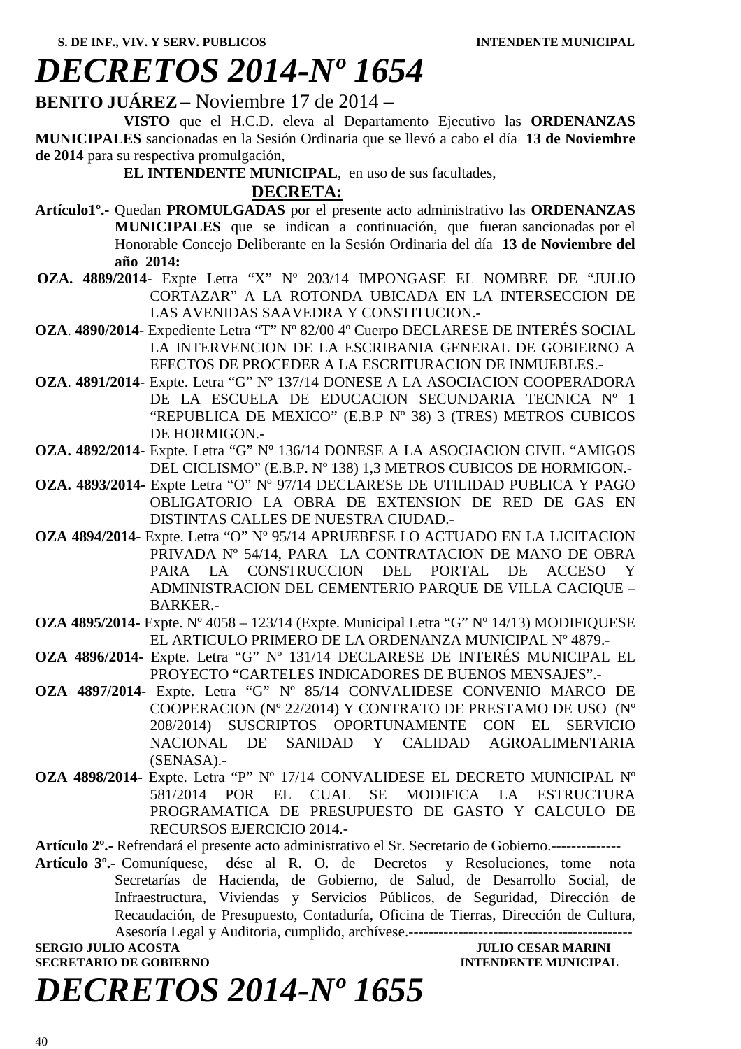**S. DE INF., VIV. Y SERV. PUBLICOS INTENDENTE MUNICIPAL**

# *DECRETOS 2014-Nº 1654*

**BENITO JUÁREZ** – Noviembre 17 de 2014 –

**VISTO** que el H.C.D. eleva al Departamento Ejecutivo las **ORDENANZAS MUNICIPALES** sancionadas en la Sesión Ordinaria que se llevó a cabo el día **13 de Noviembre de 2014** para su respectiva promulgación,

**EL INTENDENTE MUNICIPAL**, en uso de sus facultades,

**DECRETA:**

**Artículo1º.-** Quedan **PROMULGADAS** por el presente acto administrativo las **ORDENANZAS MUNICIPALES** que se indican a continuación, que fueran sancionadas por el Honorable Concejo Deliberante en la Sesión Ordinaria del día **13 de Noviembre del año 2014:**

**OZA. 4889/2014**- Expte Letra "X" Nº 203/14 IMPONGASE EL NOMBRE DE "JULIO CORTAZAR" A LA ROTONDA UBICADA EN LA INTERSECCION DE LAS AVENIDAS SAAVEDRA Y CONSTITUCION.-

**OZA**. **4890/2014**- Expediente Letra "T" Nº 82/00 4º Cuerpo DECLARESE DE INTERÉS SOCIAL LA INTERVENCION DE LA ESCRIBANIA GENERAL DE GOBIERNO A EFECTOS DE PROCEDER A LA ESCRITURACION DE INMUEBLES.-

**OZA**. **4891/2014**- Expte. Letra "G" Nº 137/14 DONESE A LA ASOCIACION COOPERADORA DE LA ESCUELA DE EDUCACION SECUNDARIA TECNICA Nº 1 "REPUBLICA DE MEXICO" (E.B.P Nº 38) 3 (TRES) METROS CUBICOS DE HORMIGON.-

**OZA. 4892/2014-** Expte. Letra "G" Nº 136/14 DONESE A LA ASOCIACION CIVIL "AMIGOS DEL CICLISMO" (E.B.P. Nº 138) 1,3 METROS CUBICOS DE HORMIGON.-

**OZA. 4893/2014-** Expte Letra "O" Nº 97/14 DECLARESE DE UTILIDAD PUBLICA Y PAGO OBLIGATORIO LA OBRA DE EXTENSION DE RED DE GAS EN DISTINTAS CALLES DE NUESTRA CIUDAD.-

**OZA 4894/2014-** Expte. Letra "O" Nº 95/14 APRUEBESE LO ACTUADO EN LA LICITACION PRIVADA Nº 54/14, PARA LA CONTRATACION DE MANO DE OBRA PARA LA CONSTRUCCION DEL PORTAL DE ACCESO Y ADMINISTRACION DEL CEMENTERIO PARQUE DE VILLA CACIQUE – BARKER.-

**OZA 4895/2014-** Expte. Nº 4058 – 123/14 (Expte. Municipal Letra "G" Nº 14/13) MODIFIQUESE EL ARTICULO PRIMERO DE LA ORDENANZA MUNICIPAL Nº 4879.-

**OZA 4896/2014-** Expte. Letra "G" Nº 131/14 DECLARESE DE INTERÉS MUNICIPAL EL PROYECTO "CARTELES INDICADORES DE BUENOS MENSAJES".-

**OZA 4897/2014-** Expte. Letra "G" Nº 85/14 CONVALIDESE CONVENIO MARCO DE COOPERACION (Nº 22/2014) Y CONTRATO DE PRESTAMO DE USO (Nº 208/2014) SUSCRIPTOS OPORTUNAMENTE CON EL SERVICIO NACIONAL DE SANIDAD Y CALIDAD AGROALIMENTARIA (SENASA).-

**OZA 4898/2014-** Expte. Letra "P" Nº 17/14 CONVALIDESE EL DECRETO MUNICIPAL Nº 581/2014 POR EL CUAL SE MODIFICA LA ESTRUCTURA PROGRAMATICA DE PRESUPUESTO DE GASTO Y CALCULO DE RECURSOS EJERCICIO 2014.-

**Artículo 2º.-** Refrendará el presente acto administrativo el Sr. Secretario de Gobierno.--------------

**Artículo 3º.-** Comuníquese, dése al R. O. de Decretos y Resoluciones, tome nota Secretarías de Hacienda, de Gobierno, de Salud, de Desarrollo Social, de Infraestructura, Viviendas y Servicios Públicos, de Seguridad, Dirección de Recaudación, de Presupuesto, Contaduría, Oficina de Tierras, Dirección de Cultura, Asesoría Legal y Auditoria, cumplido, archívese.---------------------------------------------

**SERGIO JULIO ACOSTA** — **JULIO CESAR MARINI**
**SECRETARIO DE GOBIERNO** — **INTENDENTE MUNICIPAL**

# *DECRETOS 2014-Nº 1655*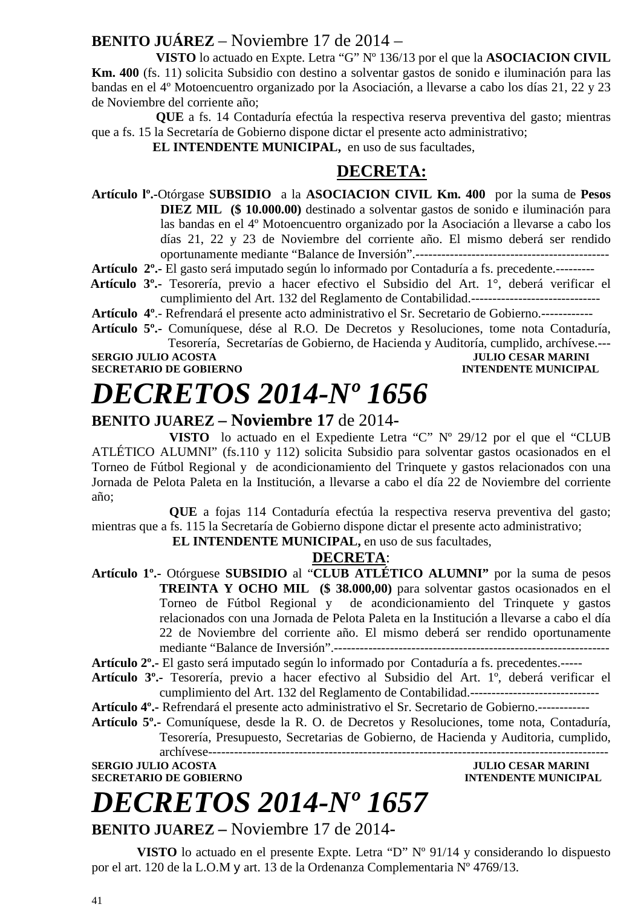**BENITO JUÁREZ** – Noviembre 17 de 2014 –

**VISTO** lo actuado en Expte. Letra "G" Nº 136/13 por el que la **ASOCIACION CIVIL Km. 400** (fs. 11) solicita Subsidio con destino a solventar gastos de sonido e iluminación para las bandas en el 4º Motoencuentro organizado por la Asociación, a llevarse a cabo los días 21, 22 y 23 de Noviembre del corriente año;

**QUE** a fs. 14 Contaduría efectúa la respectiva reserva preventiva del gasto; mientras que a fs. 15 la Secretaría de Gobierno dispone dictar el presente acto administrativo;

**EL INTENDENTE MUNICIPAL,** en uso de sus facultades,

**DECRETA:**

**Artículo lº.-**Otórgase **SUBSIDIO** a la **ASOCIACION CIVIL Km. 400** por la suma de **Pesos DIEZ MIL ($ 10.000.00)** destinado a solventar gastos de sonido e iluminación para las bandas en el 4º Motoencuentro organizado por la Asociación a llevarse a cabo los días 21, 22 y 23 de Noviembre del corriente año. El mismo deberá ser rendido oportunamente mediante "Balance de Inversión".---------------------------------------------

**Artículo 2º.-** El gasto será imputado según lo informado por Contaduría a fs. precedente.---------

**Artículo 3º.-** Tesorería, previo a hacer efectivo el Subsidio del Art. 1°, deberá verificar el cumplimiento del Art. 132 del Reglamento de Contabilidad.------------------------------

**Artículo 4º**.- Refrendará el presente acto administrativo el Sr. Secretario de Gobierno.------------

**Artículo 5º.-** Comuníquese, dése al R.O. De Decretos y Resoluciones, tome nota Contaduría, Tesorería, Secretarías de Gobierno, de Hacienda y Auditoría, cumplido, archívese.---

**SERGIO JULIO ACOSTA** — **JULIO CESAR MARINI**
**SECRETARIO DE GOBIERNO** — **INTENDENTE MUNICIPAL**

# *DECRETOS 2014-Nº 1656*

**BENITO JUAREZ – Noviembre 17** de 2014-

**VISTO** lo actuado en el Expediente Letra "C" Nº 29/12 por el que el "CLUB ATLÉTICO ALUMNI" (fs.110 y 112) solicita Subsidio para solventar gastos ocasionados en el Torneo de Fútbol Regional y de acondicionamiento del Trinquete y gastos relacionados con una Jornada de Pelota Paleta en la Institución, a llevarse a cabo el día 22 de Noviembre del corriente año;

**QUE** a fojas 114 Contaduría efectúa la respectiva reserva preventiva del gasto; mientras que a fs. 115 la Secretaría de Gobierno dispone dictar el presente acto administrativo;

**EL INTENDENTE MUNICIPAL,** en uso de sus facultades,

**DECRETA**:

**Artículo 1º.-** Otórguese **SUBSIDIO** al "**CLUB ATLÉTICO ALUMNI"** por la suma de pesos **TREINTA Y OCHO MIL ($ 38.000,00)** para solventar gastos ocasionados en el Torneo de Fútbol Regional y de acondicionamiento del Trinquete y gastos relacionados con una Jornada de Pelota Paleta en la Institución a llevarse a cabo el día 22 de Noviembre del corriente año. El mismo deberá ser rendido oportunamente mediante "Balance de Inversión".-----------------------------------------------------------------

**Artículo 2º.-** El gasto será imputado según lo informado por Contaduría a fs. precedentes.-----

**Artículo 3º.-** Tesorería, previo a hacer efectivo al Subsidio del Art. 1º, deberá verificar el cumplimiento del Art. 132 del Reglamento de Contabilidad.------------------------------

**Artículo 4º.-** Refrendará el presente acto administrativo el Sr. Secretario de Gobierno.------------

**Artículo 5º.-** Comuníquese, desde la R. O. de Decretos y Resoluciones, tome nota, Contaduría, Tesorería, Presupuesto, Secretarias de Gobierno, de Hacienda y Auditoria, cumplido, archívese------------------------------------------------------------------------------------------

**SERGIO JULIO ACOSTA** — **JULIO CESAR MARINI**
**SECRETARIO DE GOBIERNO** — **INTENDENTE MUNICIPAL**

# *DECRETOS 2014-Nº 1657*

**BENITO JUAREZ –** Noviembre 17 de 2014-

**VISTO** lo actuado en el presente Expte. Letra "D" Nº 91/14 y considerando lo dispuesto por el art. 120 de la L.O.M y art. 13 de la Ordenanza Complementaria Nº 4769/13.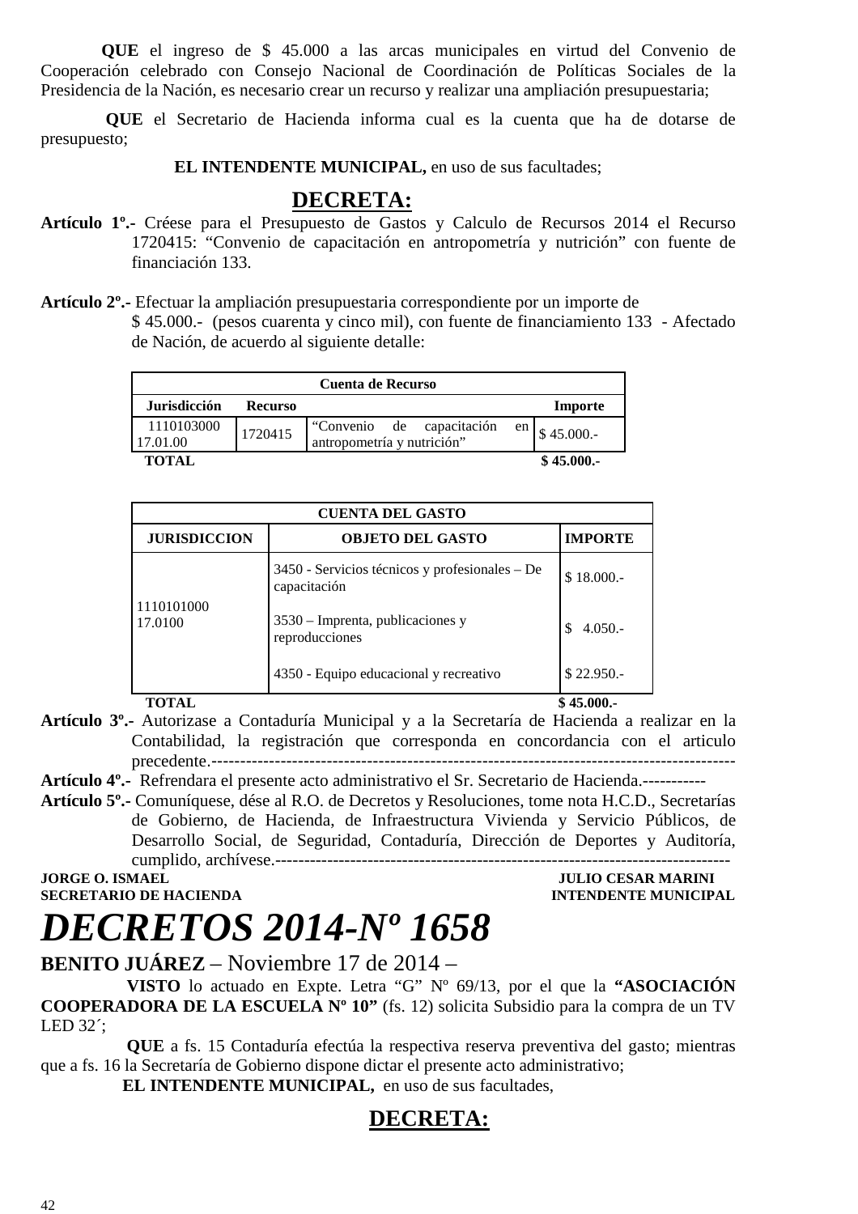**QUE** el ingreso de $ 45.000 a las arcas municipales en virtud del Convenio de Cooperación celebrado con Consejo Nacional de Coordinación de Políticas Sociales de la Presidencia de la Nación, es necesario crear un recurso y realizar una ampliación presupuestaria;

**QUE** el Secretario de Hacienda informa cual es la cuenta que ha de dotarse de presupuesto;

**EL INTENDENTE MUNICIPAL,** en uso de sus facultades;

**DECRETA:**

**Artículo 1º.-** Créese para el Presupuesto de Gastos y Calculo de Recursos 2014 el Recurso 1720415: "Convenio de capacitación en antropometría y nutrición" con fuente de financiación 133.

**Artículo 2º.-** Efectuar la ampliación presupuestaria correspondiente por un importe de $ 45.000.- (pesos cuarenta y cinco mil), con fuente de financiamiento 133 - Afectado de Nación, de acuerdo al siguiente detalle:

| Cuenta de Recurso | | | |
|---|---|---|---|
| **Jurisdicción** | **Recurso** | | **Importe** |
| 1110103000 17.01.00 | 1720415 | "Convenio de capacitación en antropometría y nutrición" | $ 45.000.- |
| **TOTAL** | | | **$ 45.000.-** |

| CUENTA DEL GASTO | | |
|---|---|---|
| **JURISDICCION** | **OBJETO DEL GASTO** | **IMPORTE** |
| 1110101000 17.0100 | 3450 - Servicios técnicos y profesionales – De capacitación | $ 18.000.- |
| | 3530 – Imprenta, publicaciones y reproducciones | $ 4.050.- |
| | 4350 - Equipo educacional y recreativo | $ 22.950.- |
| **TOTAL** | | **$ 45.000.-** |

**Artículo 3º.-** Autorizase a Contaduría Municipal y a la Secretaría de Hacienda a realizar en la Contabilidad, la registración que corresponda en concordancia con el articulo precedente.------------------------------------------------------------------------------------------

**Artículo 4º.-** Refrendara el presente acto administrativo el Sr. Secretario de Hacienda.-----------

**Artículo 5º.-** Comuníquese, dése al R.O. de Decretos y Resoluciones, tome nota H.C.D., Secretarías de Gobierno, de Hacienda, de Infraestructura Vivienda y Servicio Públicos, de Desarrollo Social, de Seguridad, Contaduría, Dirección de Deportes y Auditoría, cumplido, archívese.--------------------------------------------------------------------------------

**JORGE O. ISMAEL** — **SECRETARIO DE HACIENDA**

**JULIO CESAR MARINI** — **INTENDENTE MUNICIPAL**

# *DECRETOS 2014-Nº 1658*

**BENITO JUÁREZ** – Noviembre 17 de 2014 –

**VISTO** lo actuado en Expte. Letra "G" Nº 69/13, por el que la **"ASOCIACIÓN COOPERADORA DE LA ESCUELA Nº 10"** (fs. 12) solicita Subsidio para la compra de un TV LED 32´;

**QUE** a fs. 15 Contaduría efectúa la respectiva reserva preventiva del gasto; mientras que a fs. 16 la Secretaría de Gobierno dispone dictar el presente acto administrativo;

**EL INTENDENTE MUNICIPAL,** en uso de sus facultades,

**DECRETA:**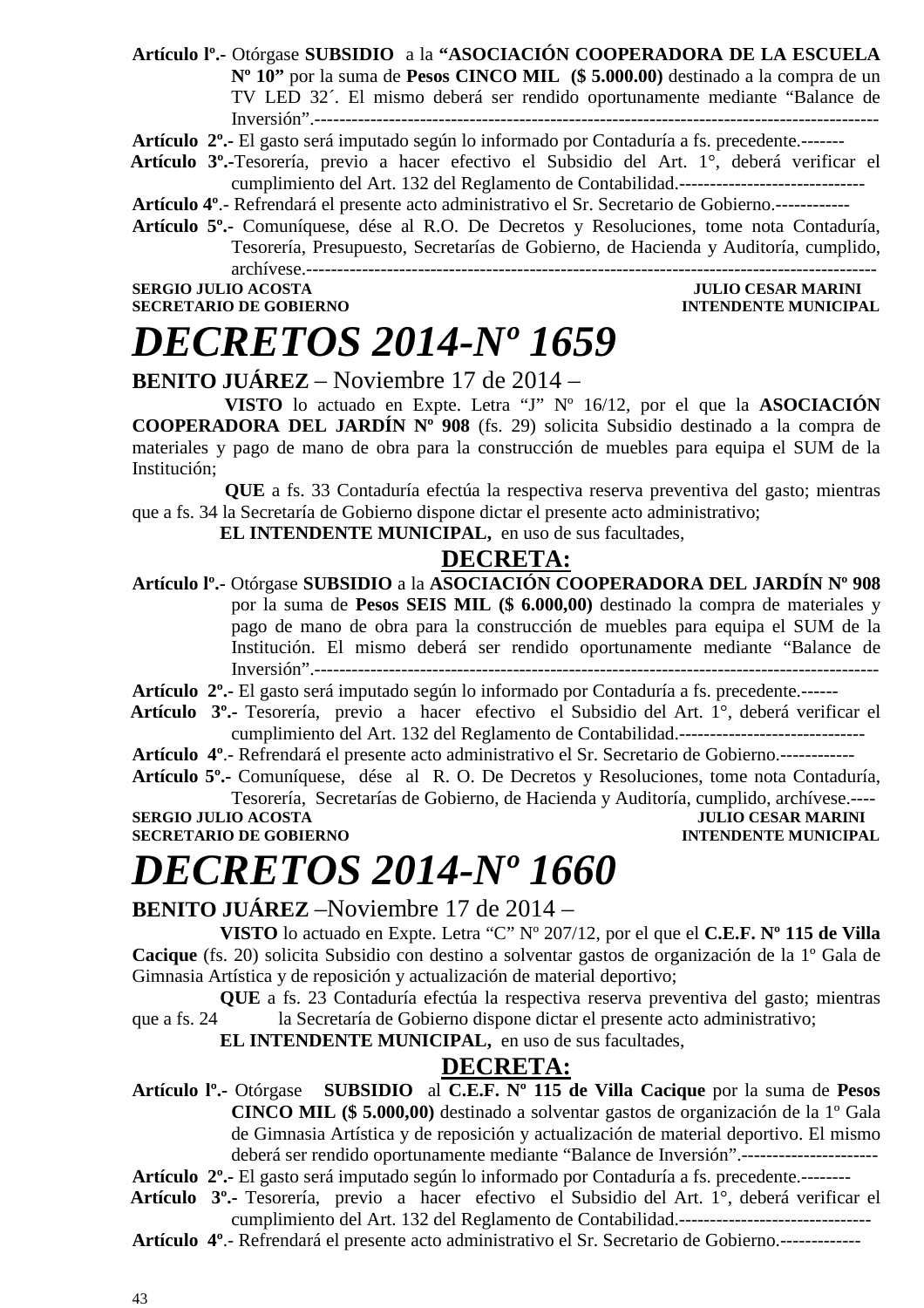**Artículo lº.-** Otórgase **SUBSIDIO** a la **"ASOCIACIÓN COOPERADORA DE LA ESCUELA Nº 10"** por la suma de **Pesos CINCO MIL ($ 5.000.00)** destinado a la compra de un TV LED 32´. El mismo deberá ser rendido oportunamente mediante "Balance de Inversión".------------------------------------------------------------------------------------------

**Artículo 2º.-** El gasto será imputado según lo informado por Contaduría a fs. precedente.-------

**Artículo 3º.-**Tesorería, previo a hacer efectivo el Subsidio del Art. 1°, deberá verificar el cumplimiento del Art. 132 del Reglamento de Contabilidad.------------------------------

**Artículo 4º**.- Refrendará el presente acto administrativo el Sr. Secretario de Gobierno.------------

**Artículo 5º.-** Comuníquese, dése al R.O. De Decretos y Resoluciones, tome nota Contaduría, Tesorería, Presupuesto, Secretarías de Gobierno, de Hacienda y Auditoría, cumplido, archívese.------------------------------------------------------------------------------------------

**SERGIO JULIO ACOSTA** — **JULIO CESAR MARINI**
**SECRETARIO DE GOBIERNO** — **INTENDENTE MUNICIPAL**

# *DECRETOS 2014-Nº 1659*

**BENITO JUÁREZ** – Noviembre 17 de 2014 –

**VISTO** lo actuado en Expte. Letra "J" Nº 16/12, por el que la **ASOCIACIÓN COOPERADORA DEL JARDÍN Nº 908** (fs. 29) solicita Subsidio destinado a la compra de materiales y pago de mano de obra para la construcción de muebles para equipa el SUM de la Institución;

**QUE** a fs. 33 Contaduría efectúa la respectiva reserva preventiva del gasto; mientras que a fs. 34 la Secretaría de Gobierno dispone dictar el presente acto administrativo;

**EL INTENDENTE MUNICIPAL,** en uso de sus facultades,

## DECRETA:

**Artículo lº.-** Otórgase **SUBSIDIO** a la **ASOCIACIÓN COOPERADORA DEL JARDÍN Nº 908** por la suma de **Pesos SEIS MIL ($ 6.000,00)** destinado la compra de materiales y pago de mano de obra para la construcción de muebles para equipa el SUM de la Institución. El mismo deberá ser rendido oportunamente mediante "Balance de Inversión".------------------------------------------------------------------------------------------

**Artículo 2º.-** El gasto será imputado según lo informado por Contaduría a fs. precedente.------

**Artículo 3º.-** Tesorería, previo a hacer efectivo el Subsidio del Art. 1°, deberá verificar el cumplimiento del Art. 132 del Reglamento de Contabilidad.------------------------------

**Artículo 4º**.- Refrendará el presente acto administrativo el Sr. Secretario de Gobierno.------------

**Artículo 5º.-** Comuníquese, dése al R. O. De Decretos y Resoluciones, tome nota Contaduría, Tesorería, Secretarías de Gobierno, de Hacienda y Auditoría, cumplido, archívese.----

**SERGIO JULIO ACOSTA** — **JULIO CESAR MARINI**
**SECRETARIO DE GOBIERNO** — **INTENDENTE MUNICIPAL**

# *DECRETOS 2014-Nº 1660*

**BENITO JUÁREZ** –Noviembre 17 de 2014 –

**VISTO** lo actuado en Expte. Letra "C" Nº 207/12, por el que el **C.E.F. Nº 115 de Villa Cacique** (fs. 20) solicita Subsidio con destino a solventar gastos de organización de la 1º Gala de Gimnasia Artística y de reposición y actualización de material deportivo;

**QUE** a fs. 23 Contaduría efectúa la respectiva reserva preventiva del gasto; mientras que a fs. 24 la Secretaría de Gobierno dispone dictar el presente acto administrativo;

**EL INTENDENTE MUNICIPAL,** en uso de sus facultades,

## DECRETA:

**Artículo lº.-** Otórgase **SUBSIDIO** al **C.E.F. Nº 115 de Villa Cacique** por la suma de **Pesos CINCO MIL ($ 5.000,00)** destinado a solventar gastos de organización de la 1º Gala de Gimnasia Artística y de reposición y actualización de material deportivo. El mismo deberá ser rendido oportunamente mediante "Balance de Inversión".----------------------

**Artículo 2º.-** El gasto será imputado según lo informado por Contaduría a fs. precedente.--------

**Artículo 3º.-** Tesorería, previo a hacer efectivo el Subsidio del Art. 1°, deberá verificar el cumplimiento del Art. 132 del Reglamento de Contabilidad.-------------------------------

**Artículo 4º**.- Refrendará el presente acto administrativo el Sr. Secretario de Gobierno.-------------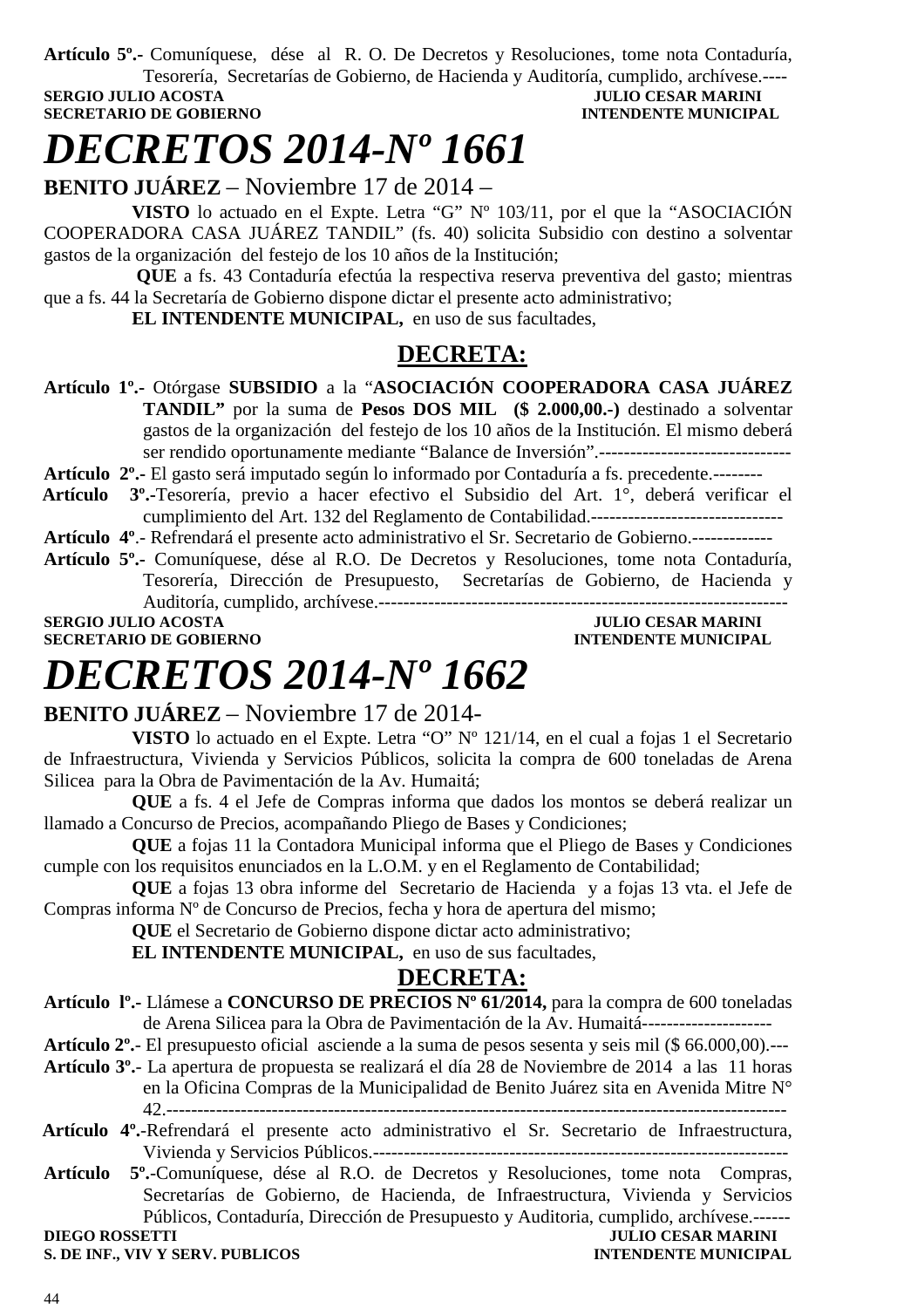**Artículo 5º.-** Comuníquese, dése al R. O. De Decretos y Resoluciones, tome nota Contaduría, Tesorería, Secretarías de Gobierno, de Hacienda y Auditoría, cumplido, archívese.----

**SERGIO JULIO ACOSTA** — **JULIO CESAR MARINI**
**SECRETARIO DE GOBIERNO** — **INTENDENTE MUNICIPAL**

# *DECRETOS 2014-Nº 1661*

**BENITO JUÁREZ** – Noviembre 17 de 2014 –

**VISTO** lo actuado en el Expte. Letra "G" Nº 103/11, por el que la "ASOCIACIÓN COOPERADORA CASA JUÁREZ TANDIL" (fs. 40) solicita Subsidio con destino a solventar gastos de la organización del festejo de los 10 años de la Institución;

**QUE** a fs. 43 Contaduría efectúa la respectiva reserva preventiva del gasto; mientras que a fs. 44 la Secretaría de Gobierno dispone dictar el presente acto administrativo;

**EL INTENDENTE MUNICIPAL,** en uso de sus facultades,

## DECRETA:

**Artículo 1º.-** Otórgase **SUBSIDIO** a la "**ASOCIACIÓN COOPERADORA CASA JUÁREZ TANDIL"** por la suma de **Pesos DOS MIL ($ 2.000,00.-)** destinado a solventar gastos de la organización del festejo de los 10 años de la Institución. El mismo deberá ser rendido oportunamente mediante "Balance de Inversión".-------------------------------

**Artículo 2º.-** El gasto será imputado según lo informado por Contaduría a fs. precedente.--------

**Artículo 3º.-**Tesorería, previo a hacer efectivo el Subsidio del Art. 1°, deberá verificar el cumplimiento del Art. 132 del Reglamento de Contabilidad.-------------------------------

**Artículo 4º**.- Refrendará el presente acto administrativo el Sr. Secretario de Gobierno.-------------

**Artículo 5º.-** Comuníquese, dése al R.O. De Decretos y Resoluciones, tome nota Contaduría, Tesorería, Dirección de Presupuesto, Secretarías de Gobierno, de Hacienda y Auditoría, cumplido, archívese.------------------------------------------------------------------

**SERGIO JULIO ACOSTA** — **JULIO CESAR MARINI**
**SECRETARIO DE GOBIERNO** — **INTENDENTE MUNICIPAL**

# *DECRETOS 2014-Nº 1662*

**BENITO JUÁREZ** – Noviembre 17 de 2014-

**VISTO** lo actuado en el Expte. Letra "O" Nº 121/14, en el cual a fojas 1 el Secretario de Infraestructura, Vivienda y Servicios Públicos, solicita la compra de 600 toneladas de Arena Silicea para la Obra de Pavimentación de la Av. Humaitá;

**QUE** a fs. 4 el Jefe de Compras informa que dados los montos se deberá realizar un llamado a Concurso de Precios, acompañando Pliego de Bases y Condiciones;

**QUE** a fojas 11 la Contadora Municipal informa que el Pliego de Bases y Condiciones cumple con los requisitos enunciados en la L.O.M. y en el Reglamento de Contabilidad;

**QUE** a fojas 13 obra informe del Secretario de Hacienda y a fojas 13 vta. el Jefe de Compras informa Nº de Concurso de Precios, fecha y hora de apertura del mismo;

**QUE** el Secretario de Gobierno dispone dictar acto administrativo;

**EL INTENDENTE MUNICIPAL,** en uso de sus facultades,

## DECRETA:

**Artículo lº.-** Llámese a **CONCURSO DE PRECIOS Nº 61/2014,** para la compra de 600 toneladas de Arena Silicea para la Obra de Pavimentación de la Av. Humaitá---------------------

**Artículo 2º.-** El presupuesto oficial asciende a la suma de pesos sesenta y seis mil ($ 66.000,00).---

**Artículo 3º.-** La apertura de propuesta se realizará el día 28 de Noviembre de 2014 a las 11 horas en la Oficina Compras de la Municipalidad de Benito Juárez sita en Avenida Mitre N° 42.----------------------------------------------------------------------------------------------------

**Artículo 4º.-**Refrendará el presente acto administrativo el Sr. Secretario de Infraestructura, Vivienda y Servicios Públicos.------------------------------------------------------------------

**Artículo 5º.-**Comuníquese, dése al R.O. de Decretos y Resoluciones, tome nota Compras, Secretarías de Gobierno, de Hacienda, de Infraestructura, Vivienda y Servicios Públicos, Contaduría, Dirección de Presupuesto y Auditoria, cumplido, archívese.------

**DIEGO ROSSETTI** — **JULIO CESAR MARINI**
**S. DE INF., VIV Y SERV. PUBLICOS** — **INTENDENTE MUNICIPAL**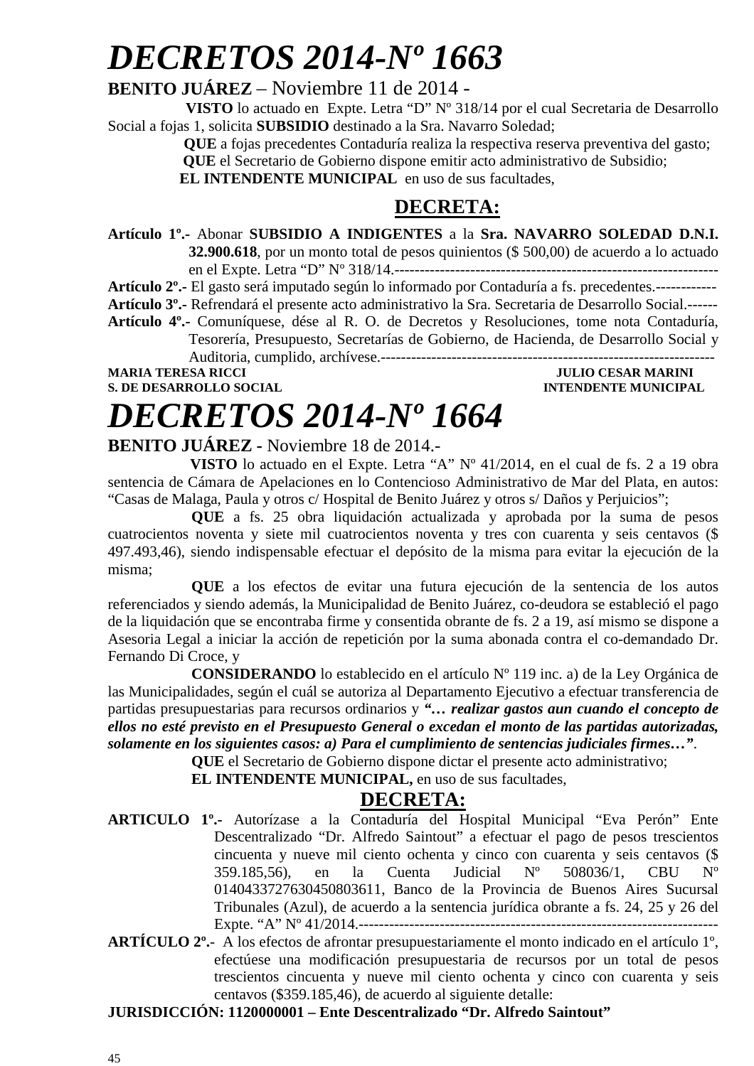# DECRETOS 2014-Nº 1663

**BENITO JUÁREZ** – Noviembre 11 de 2014 -

**VISTO** lo actuado en Expte. Letra "D" Nº 318/14 por el cual Secretaria de Desarrollo Social a fojas 1, solicita **SUBSIDIO** destinado a la Sra. Navarro Soledad;

**QUE** a fojas precedentes Contaduría realiza la respectiva reserva preventiva del gasto;

**QUE** el Secretario de Gobierno dispone emitir acto administrativo de Subsidio;

**EL INTENDENTE MUNICIPAL** en uso de sus facultades,

## DECRETA:

**Artículo 1º.-** Abonar **SUBSIDIO A INDIGENTES** a la **Sra. NAVARRO SOLEDAD D.N.I. 32.900.618**, por un monto total de pesos quinientos ($ 500,00) de acuerdo a lo actuado en el Expte. Letra "D" Nº 318/14.----------------------------------------------------------------

**Artículo 2º.-** El gasto será imputado según lo informado por Contaduría a fs. precedentes.------------

**Artículo 3º.-** Refrendará el presente acto administrativo la Sra. Secretaria de Desarrollo Social.------

**Artículo 4º.-** Comuníquese, dése al R. O. de Decretos y Resoluciones, tome nota Contaduría, Tesorería, Presupuesto, Secretarías de Gobierno, de Hacienda, de Desarrollo Social y Auditoria, cumplido, archívese.------------------------------------------------------------------

**MARIA TERESA RICCI** — **S. DE DESARROLLO SOCIAL**

**JULIO CESAR MARINI** — **INTENDENTE MUNICIPAL**

# DECRETOS 2014-Nº 1664

**BENITO JUÁREZ** - Noviembre 18 de 2014.-

**VISTO** lo actuado en el Expte. Letra "A" Nº 41/2014, en el cual de fs. 2 a 19 obra sentencia de Cámara de Apelaciones en lo Contencioso Administrativo de Mar del Plata, en autos: "Casas de Malaga, Paula y otros c/ Hospital de Benito Juárez y otros s/ Daños y Perjuicios";

**QUE** a fs. 25 obra liquidación actualizada y aprobada por la suma de pesos cuatrocientos noventa y siete mil cuatrocientos noventa y tres con cuarenta y seis centavos ($ 497.493,46), siendo indispensable efectuar el depósito de la misma para evitar la ejecución de la misma;

**QUE** a los efectos de evitar una futura ejecución de la sentencia de los autos referenciados y siendo además, la Municipalidad de Benito Juárez, co-deudora se estableció el pago de la liquidación que se encontraba firme y consentida obrante de fs. 2 a 19, así mismo se dispone a Asesoria Legal a iniciar la acción de repetición por la suma abonada contra el co-demandado Dr. Fernando Di Croce, y

**CONSIDERANDO** lo establecido en el artículo Nº 119 inc. a) de la Ley Orgánica de las Municipalidades, según el cuál se autoriza al Departamento Ejecutivo a efectuar transferencia de partidas presupuestarias para recursos ordinarios y ***"… realizar gastos aun cuando el concepto de ellos no esté previsto en el Presupuesto General o excedan el monto de las partidas autorizadas, solamente en los siguientes casos: a) Para el cumplimiento de sentencias judiciales firmes…"***.

**QUE** el Secretario de Gobierno dispone dictar el presente acto administrativo;

**EL INTENDENTE MUNICIPAL,** en uso de sus facultades,

## DECRETA:

**ARTICULO 1º.-** Autorízase a la Contaduría del Hospital Municipal "Eva Perón" Ente Descentralizado "Dr. Alfredo Saintout" a efectuar el pago de pesos trescientos cincuenta y nueve mil ciento ochenta y cinco con cuarenta y seis centavos ($ 359.185,56), en la Cuenta Judicial Nº 508036/1, CBU Nº 0140433727630450803611, Banco de la Provincia de Buenos Aires Sucursal Tribunales (Azul), de acuerdo a la sentencia jurídica obrante a fs. 24, 25 y 26 del Expte. "A" Nº 41/2014.----------------------------------------------------------------------

**ARTÍCULO 2º.-** A los efectos de afrontar presupuestariamente el monto indicado en el artículo 1º, efectúese una modificación presupuestaria de recursos por un total de pesos trescientos cincuenta y nueve mil ciento ochenta y cinco con cuarenta y seis centavos ($359.185,46), de acuerdo al siguiente detalle:

**JURISDICCIÓN: 1120000001 – Ente Descentralizado "Dr. Alfredo Saintout"**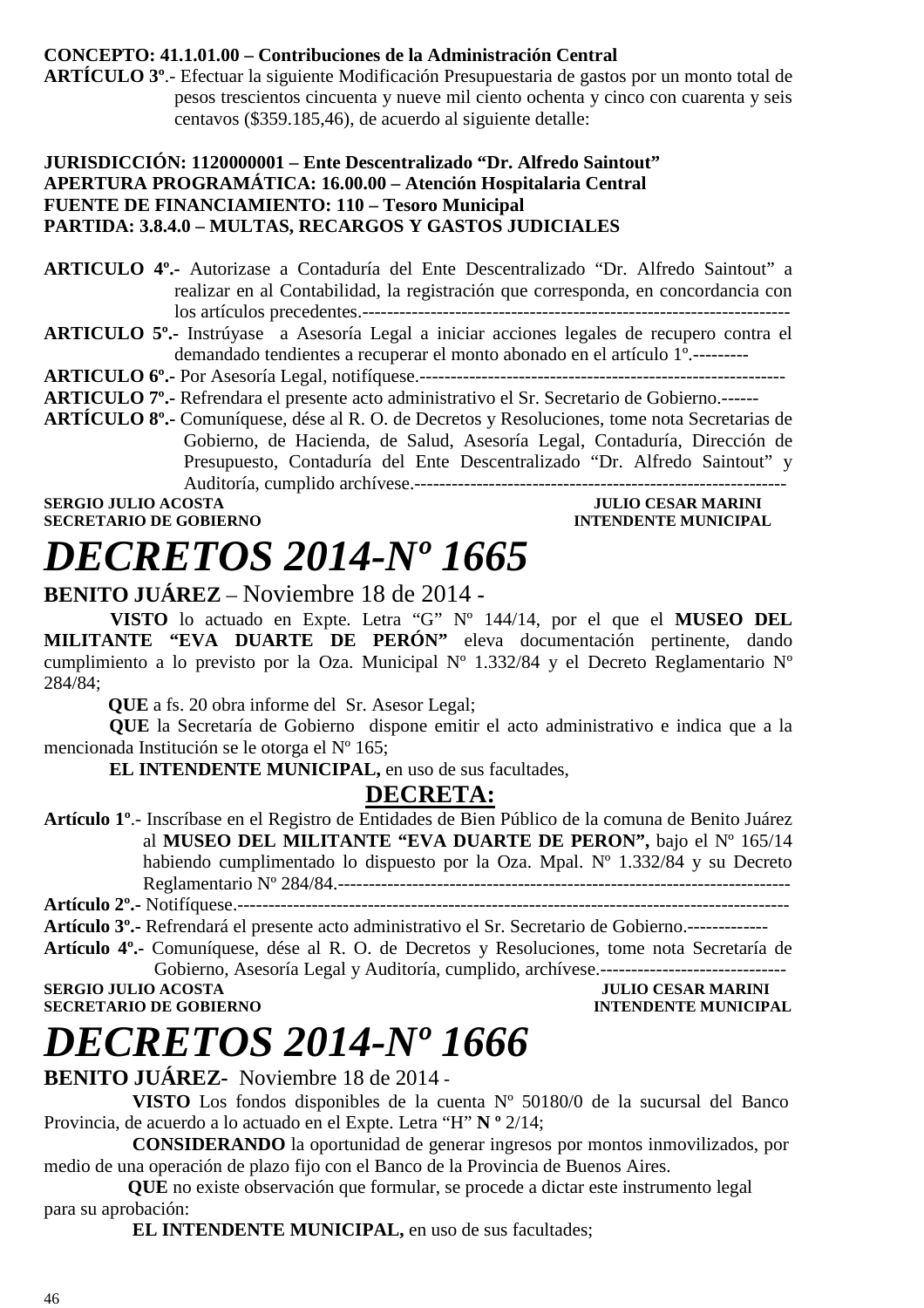**CONCEPTO: 41.1.01.00 – Contribuciones de la Administración Central**

**ARTÍCULO 3º**.- Efectuar la siguiente Modificación Presupuestaria de gastos por un monto total de pesos trescientos cincuenta y nueve mil ciento ochenta y cinco con cuarenta y seis centavos ($359.185,46), de acuerdo al siguiente detalle:

**JURISDICCIÓN: 1120000001 – Ente Descentralizado "Dr. Alfredo Saintout"**
**APERTURA PROGRAMÁTICA: 16.00.00 – Atención Hospitalaria Central**
**FUENTE DE FINANCIAMIENTO: 110 – Tesoro Municipal**
**PARTIDA: 3.8.4.0 – MULTAS, RECARGOS Y GASTOS JUDICIALES**

**ARTICULO 4º.-** Autorizase a Contaduría del Ente Descentralizado "Dr. Alfredo Saintout" a realizar en al Contabilidad, la registración que corresponda, en concordancia con los artículos precedentes.-------------------------------------------------------------------

**ARTICULO 5º.-** Instrúyase a Asesoría Legal a iniciar acciones legales de recupero contra el demandado tendientes a recuperar el monto abonado en el artículo 1º.---------

**ARTICULO 6º.-** Por Asesoría Legal, notifíquese.---------------------------------------------------------

**ARTICULO 7º.-** Refrendara el presente acto administrativo el Sr. Secretario de Gobierno.------

**ARTÍCULO 8º.-** Comuníquese, dése al R. O. de Decretos y Resoluciones, tome nota Secretarias de Gobierno, de Hacienda, de Salud, Asesoría Legal, Contaduría, Dirección de Presupuesto, Contaduría del Ente Descentralizado "Dr. Alfredo Saintout" y Auditoría, cumplido archívese.------------------------------------------------------------

**SERGIO JULIO ACOSTA** — **JULIO CESAR MARINI**
**SECRETARIO DE GOBIERNO** — **INTENDENTE MUNICIPAL**

# *DECRETOS 2014-Nº 1665*

**BENITO JUÁREZ** – Noviembre 18 de 2014 -

**VISTO** lo actuado en Expte. Letra "G" Nº 144/14, por el que el **MUSEO DEL MILITANTE "EVA DUARTE DE PERÓN"** eleva documentación pertinente, dando cumplimiento a lo previsto por la Oza. Municipal Nº 1.332/84 y el Decreto Reglamentario Nº 284/84;

**QUE** a fs. 20 obra informe del Sr. Asesor Legal;

**QUE** la Secretaría de Gobierno dispone emitir el acto administrativo e indica que a la mencionada Institución se le otorga el Nº 165;

**EL INTENDENTE MUNICIPAL,** en uso de sus facultades,

## DECRETA:

**Artículo 1º**.- Inscríbase en el Registro de Entidades de Bien Público de la comuna de Benito Juárez al **MUSEO DEL MILITANTE "EVA DUARTE DE PERON",** bajo el Nº 165/14 habiendo cumplimentado lo dispuesto por la Oza. Mpal. Nº 1.332/84 y su Decreto Reglamentario Nº 284/84.-------------------------------------------------------------------------

**Artículo 2º.-** Notifíquese.-------------------------------------------------------------------------------------

**Artículo 3º.-** Refrendará el presente acto administrativo el Sr. Secretario de Gobierno.-------------

**Artículo 4º.-** Comuníquese, dése al R. O. de Decretos y Resoluciones, tome nota Secretaría de Gobierno, Asesoría Legal y Auditoría, cumplido, archívese.------------------------------

**SERGIO JULIO ACOSTA** — **JULIO CESAR MARINI**
**SECRETARIO DE GOBIERNO** — **INTENDENTE MUNICIPAL**

# *DECRETOS 2014-Nº 1666*

**BENITO JUÁREZ-** Noviembre 18 de 2014 -

**VISTO** Los fondos disponibles de la cuenta Nº 50180/0 de la sucursal del Banco Provincia, de acuerdo a lo actuado en el Expte. Letra "H" **N º** 2/14;

**CONSIDERANDO** la oportunidad de generar ingresos por montos inmovilizados, por medio de una operación de plazo fijo con el Banco de la Provincia de Buenos Aires.

**QUE** no existe observación que formular, se procede a dictar este instrumento legal para su aprobación:

**EL INTENDENTE MUNICIPAL,** en uso de sus facultades;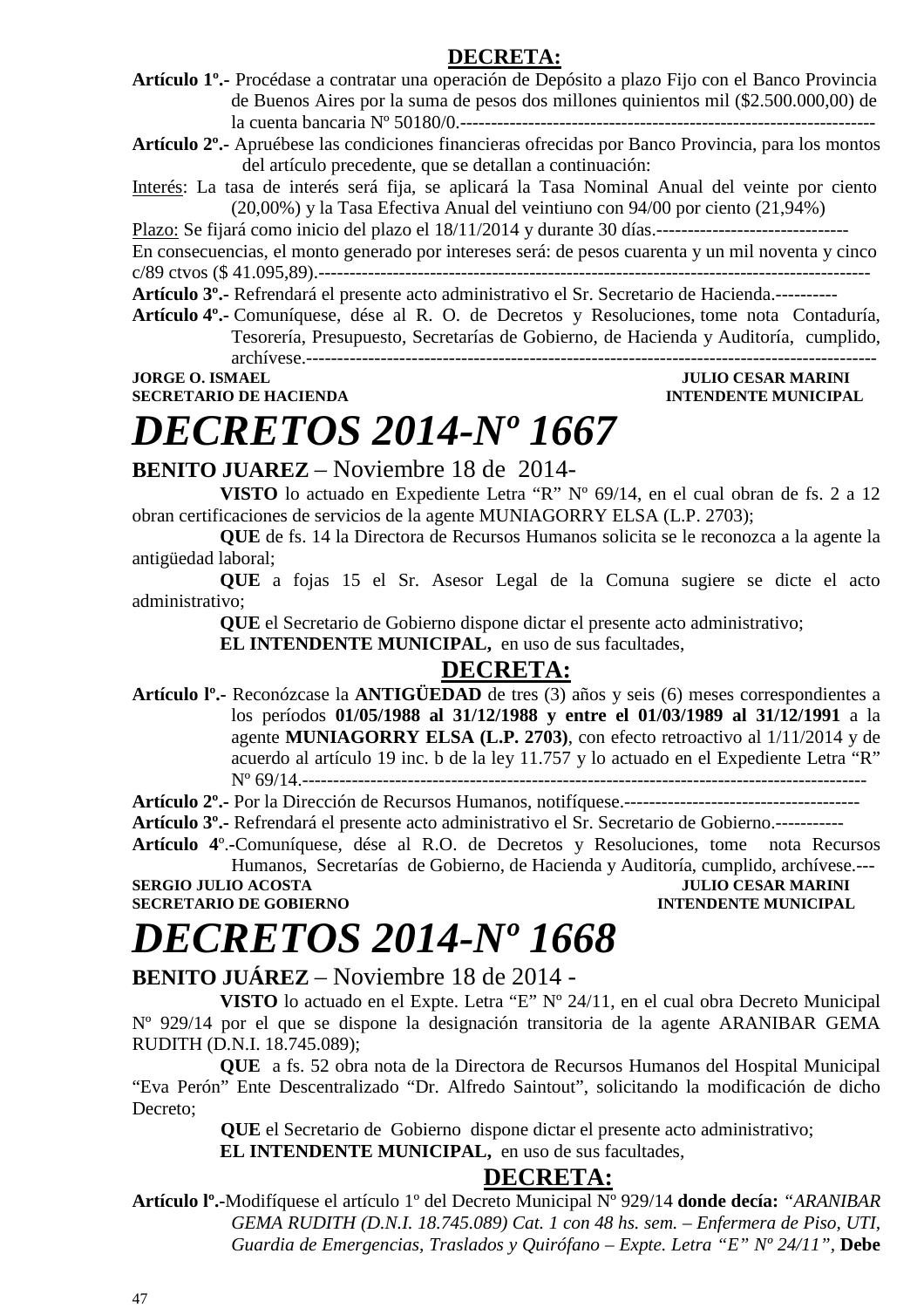## DECRETA:

**Artículo 1º.-** Procédase a contratar una operación de Depósito a plazo Fijo con el Banco Provincia de Buenos Aires por la suma de pesos dos millones quinientos mil ($2.500.000,00) de la cuenta bancaria Nº 50180/0.------------------------------------------------------------------

**Artículo 2º.-** Apruébese las condiciones financieras ofrecidas por Banco Provincia, para los montos del artículo precedente, que se detallan a continuación:

Interés: La tasa de interés será fija, se aplicará la Tasa Nominal Anual del veinte por ciento (20,00%) y la Tasa Efectiva Anual del veintiuno con 94/00 por ciento (21,94%)

Plazo: Se fijará como inicio del plazo el 18/11/2014 y durante 30 días.-------------------------------

En consecuencias, el monto generado por intereses será: de pesos cuarenta y un mil noventa y cinco c/89 ctvos ($ 41.095,89).------------------------------------------------------------------------------------------

**Artículo 3º.-** Refrendará el presente acto administrativo el Sr. Secretario de Hacienda.----------

**Artículo 4º.-** Comuníquese, dése al R. O. de Decretos y Resoluciones, tome nota Contaduría, Tesorería, Presupuesto, Secretarías de Gobierno, de Hacienda y Auditoría, cumplido, archívese.------------------------------------------------------------------------------------------

**JORGE O. ISMAEL** — **SECRETARIO DE HACIENDA**
**JULIO CESAR MARINI** — **INTENDENTE MUNICIPAL**

# *DECRETOS 2014-Nº 1667*

**BENITO JUAREZ** – Noviembre 18 de 2014-

**VISTO** lo actuado en Expediente Letra "R" Nº 69/14, en el cual obran de fs. 2 a 12 obran certificaciones de servicios de la agente MUNIAGORRY ELSA (L.P. 2703);

**QUE** de fs. 14 la Directora de Recursos Humanos solicita se le reconozca a la agente la antigüedad laboral;

**QUE** a fojas 15 el Sr. Asesor Legal de la Comuna sugiere se dicte el acto administrativo;

**QUE** el Secretario de Gobierno dispone dictar el presente acto administrativo;

**EL INTENDENTE MUNICIPAL,** en uso de sus facultades,

## DECRETA:

**Artículo lº.-** Reconózcase la **ANTIGÜEDAD** de tres (3) años y seis (6) meses correspondientes a los períodos **01/05/1988 al 31/12/1988 y entre el 01/03/1989 al 31/12/1991** a la agente **MUNIAGORRY ELSA (L.P. 2703)**, con efecto retroactivo al 1/11/2014 y de acuerdo al artículo 19 inc. b de la ley 11.757 y lo actuado en el Expediente Letra "R" Nº 69/14.------------------------------------------------------------------------------------------

**Artículo 2º.-** Por la Dirección de Recursos Humanos, notifíquese.--------------------------------------

**Artículo 3º.-** Refrendará el presente acto administrativo el Sr. Secretario de Gobierno.-----------

**Artículo 4**º.-Comuníquese, dése al R.O. de Decretos y Resoluciones, tome nota Recursos Humanos, Secretarías de Gobierno, de Hacienda y Auditoría, cumplido, archívese.---

**SERGIO JULIO ACOSTA** — **SECRETARIO DE GOBIERNO**
**JULIO CESAR MARINI** — **INTENDENTE MUNICIPAL**

# *DECRETOS 2014-Nº 1668*

**BENITO JUÁREZ** – Noviembre 18 de 2014 -

**VISTO** lo actuado en el Expte. Letra "E" Nº 24/11, en el cual obra Decreto Municipal Nº 929/14 por el que se dispone la designación transitoria de la agente ARANIBAR GEMA RUDITH (D.N.I. 18.745.089);

**QUE** a fs. 52 obra nota de la Directora de Recursos Humanos del Hospital Municipal "Eva Perón" Ente Descentralizado "Dr. Alfredo Saintout", solicitando la modificación de dicho Decreto;

**QUE** el Secretario de Gobierno dispone dictar el presente acto administrativo;

**EL INTENDENTE MUNICIPAL,** en uso de sus facultades,

## DECRETA:

**Artículo lº.-**Modifíquese el artículo 1º del Decreto Municipal Nº 929/14 **donde decía:** *"ARANIBAR GEMA RUDITH (D.N.I. 18.745.089) Cat. 1 con 48 hs. sem. – Enfermera de Piso, UTI, Guardia de Emergencias, Traslados y Quirófano – Expte. Letra "E" Nº 24/11"*, **Debe**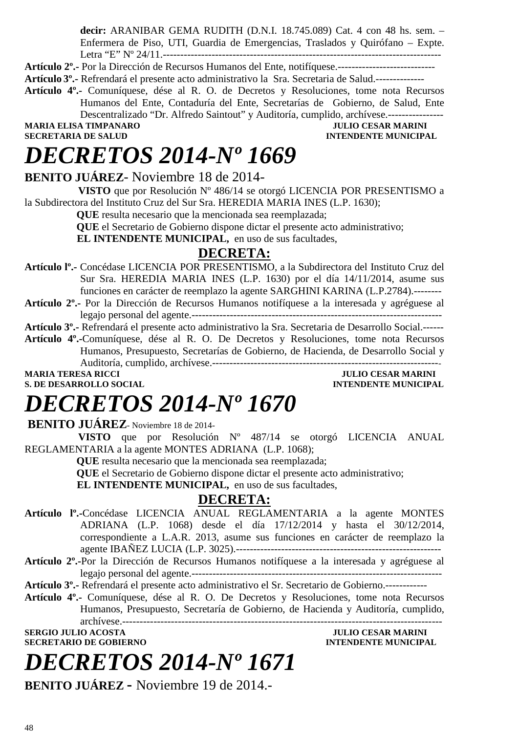**decir:** ARANIBAR GEMA RUDITH (D.N.I. 18.745.089) Cat. 4 con 48 hs. sem. – Enfermera de Piso, UTI, Guardia de Emergencias, Traslados y Quirófano – Expte. Letra "E" Nº 24/11.---------------------------------------------------------------------------------

**Artículo 2º.-** Por la Dirección de Recursos Humanos del Ente, notifíquese.----------------------------

**Artículo 3º.-** Refrendará el presente acto administrativo la Sra. Secretaria de Salud.--------------

**Artículo 4º.-** Comuníquese, dése al R. O. de Decretos y Resoluciones, tome nota Recursos Humanos del Ente, Contaduría del Ente, Secretarías de Gobierno, de Salud, Ente Descentralizado "Dr. Alfredo Saintout" y Auditoría, cumplido, archívese.----------------

**MARIA ELISA TIMPANARO** — **JULIO CESAR MARINI**
**SECRETARIA DE SALUD** — **INTENDENTE MUNICIPAL**

# *DECRETOS 2014-Nº 1669*

**BENITO JUÁREZ**- Noviembre 18 de 2014-

**VISTO** que por Resolución Nº 486/14 se otorgó LICENCIA POR PRESENTISMO a la Subdirectora del Instituto Cruz del Sur Sra. HEREDIA MARIA INES (L.P. 1630);

**QUE** resulta necesario que la mencionada sea reemplazada;

**QUE** el Secretario de Gobierno dispone dictar el presente acto administrativo;

**EL INTENDENTE MUNICIPAL,** en uso de sus facultades,

## DECRETA:

**Artículo lº.-** Concédase LICENCIA POR PRESENTISMO, a la Subdirectora del Instituto Cruz del Sur Sra. HEREDIA MARIA INES (L.P. 1630) por el día 14/11/2014, asume sus funciones en carácter de reemplazo la agente SARGHINI KARINA (L.P.2784).--------

**Artículo 2º.-** Por la Dirección de Recursos Humanos notifíquese a la interesada y agréguese al legajo personal del agente.------------------------------------------------------------------------

**Artículo 3º.-** Refrendará el presente acto administrativo la Sra. Secretaria de Desarrollo Social.------

**Artículo 4º.-**Comuníquese, dése al R. O. De Decretos y Resoluciones, tome nota Recursos Humanos, Presupuesto, Secretarías de Gobierno, de Hacienda, de Desarrollo Social y Auditoría, cumplido, archívese.------------------------------------------------------------------

**MARIA TERESA RICCI** — **JULIO CESAR MARINI**
**S. DE DESARROLLO SOCIAL** — **INTENDENTE MUNICIPAL**

# *DECRETOS 2014-Nº 1670*

**BENITO JUÁREZ**- Noviembre 18 de 2014-

**VISTO** que por Resolución Nº 487/14 se otorgó LICENCIA ANUAL REGLAMENTARIA a la agente MONTES ADRIANA (L.P. 1068);

**QUE** resulta necesario que la mencionada sea reemplazada;

**QUE** el Secretario de Gobierno dispone dictar el presente acto administrativo;

**EL INTENDENTE MUNICIPAL,** en uso de sus facultades,

## DECRETA:

**Artículo lº.-**Concédase LICENCIA ANUAL REGLAMENTARIA a la agente MONTES ADRIANA (L.P. 1068) desde el día 17/12/2014 y hasta el 30/12/2014, correspondiente a L.A.R. 2013, asume sus funciones en carácter de reemplazo la agente IBAÑEZ LUCIA (L.P. 3025).-----------------------------------------------------------

**Artículo 2º.-**Por la Dirección de Recursos Humanos notifíquese a la interesada y agréguese al legajo personal del agente.-------------------------------------------------------------------------

**Artículo 3º.-** Refrendará el presente acto administrativo el Sr. Secretario de Gobierno.------------

**Artículo 4º.-** Comuníquese, dése al R. O. De Decretos y Resoluciones, tome nota Recursos Humanos, Presupuesto, Secretaría de Gobierno, de Hacienda y Auditoría, cumplido, archívese.------------------------------------------------------------------------------------------

**SERGIO JULIO ACOSTA** — **JULIO CESAR MARINI**
**SECRETARIO DE GOBIERNO** — **INTENDENTE MUNICIPAL**

# *DECRETOS 2014-Nº 1671*

**BENITO JUÁREZ -** Noviembre 19 de 2014.-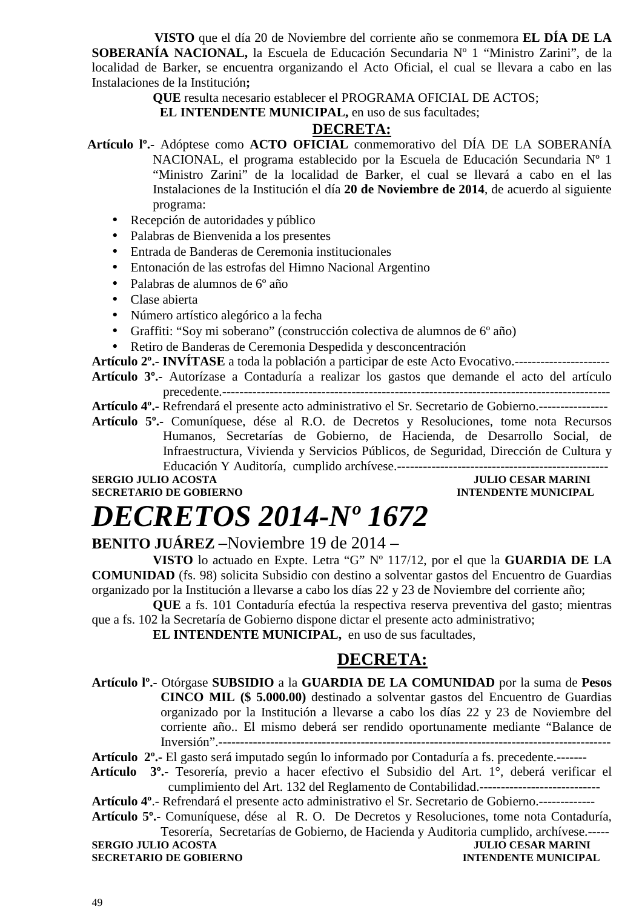**VISTO** que el día 20 de Noviembre del corriente año se conmemora **EL DÍA DE LA SOBERANÍA NACIONAL,** la Escuela de Educación Secundaria Nº 1 "Ministro Zarini", de la localidad de Barker, se encuentra organizando el Acto Oficial, el cual se llevara a cabo en las Instalaciones de la Institución**;**

**QUE** resulta necesario establecer el PROGRAMA OFICIAL DE ACTOS;

**EL INTENDENTE MUNICIPAL,** en uso de sus facultades;

**DECRETA:**

**Artículo lº.-** Adóptese como **ACTO OFICIAL** conmemorativo del DÍA DE LA SOBERANÍA NACIONAL, el programa establecido por la Escuela de Educación Secundaria Nº 1 "Ministro Zarini" de la localidad de Barker, el cual se llevará a cabo en el las Instalaciones de la Institución el día **20 de Noviembre de 2014**, de acuerdo al siguiente programa:

- Recepción de autoridades y público
- Palabras de Bienvenida a los presentes
- Entrada de Banderas de Ceremonia institucionales
- Entonación de las estrofas del Himno Nacional Argentino
- Palabras de alumnos de 6º año
- Clase abierta
- Número artístico alegórico a la fecha
- Graffiti: "Soy mi soberano" (construcción colectiva de alumnos de 6º año)
- Retiro de Banderas de Ceremonia Despedida y desconcentración

**Artículo 2º.- INVÍTASE** a toda la población a participar de este Acto Evocativo.----------------------

**Artículo 3º.-** Autorízase a Contaduría a realizar los gastos que demande el acto del artículo precedente.-------------------------------------------------------------------------------------------

**Artículo 4º.-** Refrendará el presente acto administrativo el Sr. Secretario de Gobierno.----------------

**Artículo 5º.-** Comuníquese, dése al R.O. de Decretos y Resoluciones, tome nota Recursos Humanos, Secretarías de Gobierno, de Hacienda, de Desarrollo Social, de Infraestructura, Vivienda y Servicios Públicos, de Seguridad, Dirección de Cultura y Educación Y Auditoría, cumplido archívese.-------------------------------------------------

**SERGIO JULIO ACOSTA** — **JULIO CESAR MARINI**
**SECRETARIO DE GOBIERNO** — **INTENDENTE MUNICIPAL**

# *DECRETOS 2014-Nº 1672*

**BENITO JUÁREZ** –Noviembre 19 de 2014 –

**VISTO** lo actuado en Expte. Letra "G" Nº 117/12, por el que la **GUARDIA DE LA COMUNIDAD** (fs. 98) solicita Subsidio con destino a solventar gastos del Encuentro de Guardias organizado por la Institución a llevarse a cabo los días 22 y 23 de Noviembre del corriente año;

**QUE** a fs. 101 Contaduría efectúa la respectiva reserva preventiva del gasto; mientras que a fs. 102 la Secretaría de Gobierno dispone dictar el presente acto administrativo;

**EL INTENDENTE MUNICIPAL,** en uso de sus facultades,

**DECRETA:**

**Artículo lº.-** Otórgase **SUBSIDIO** a la **GUARDIA DE LA COMUNIDAD** por la suma de **Pesos CINCO MIL ($ 5.000.00)** destinado a solventar gastos del Encuentro de Guardias organizado por la Institución a llevarse a cabo los días 22 y 23 de Noviembre del corriente año.. El mismo deberá ser rendido oportunamente mediante "Balance de Inversión".------------------------------------------------------------------------------------------

**Artículo 2º.-** El gasto será imputado según lo informado por Contaduría a fs. precedente.-------

**Artículo 3º.-** Tesorería, previo a hacer efectivo el Subsidio del Art. 1°, deberá verificar el cumplimiento del Art. 132 del Reglamento de Contabilidad.----------------------------

**Artículo 4º**.- Refrendará el presente acto administrativo el Sr. Secretario de Gobierno.------------

**Artículo 5º.-** Comuníquese, dése al R. O. De Decretos y Resoluciones, tome nota Contaduría, Tesorería, Secretarías de Gobierno, de Hacienda y Auditoria cumplido, archívese.-----

**SERGIO JULIO ACOSTA** — **JULIO CESAR MARINI**
**SECRETARIO DE GOBIERNO** — **INTENDENTE MUNICIPAL**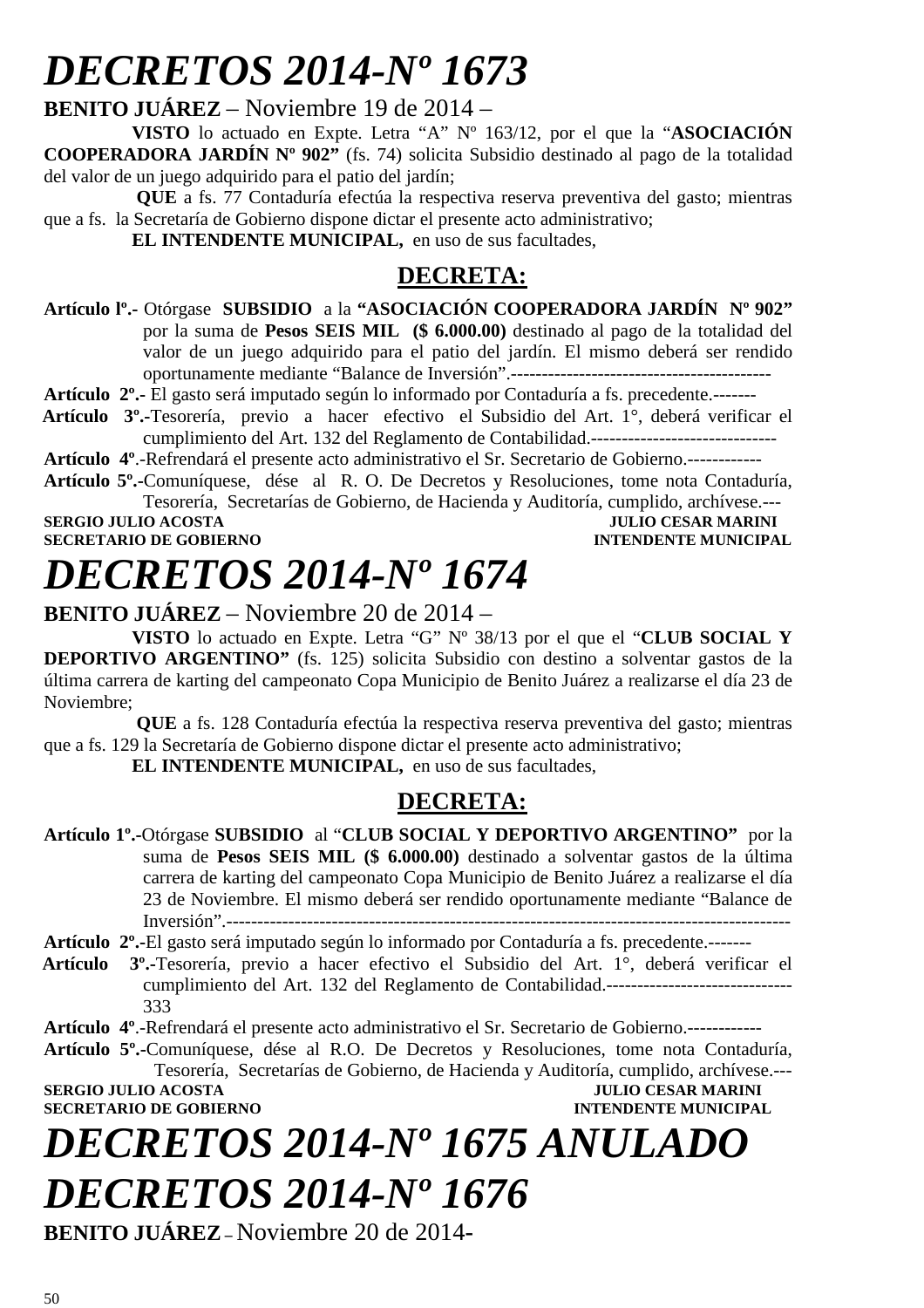# *DECRETOS 2014-Nº 1673*

**BENITO JUÁREZ** – Noviembre 19 de 2014 –

**VISTO** lo actuado en Expte. Letra "A" Nº 163/12, por el que la "**ASOCIACIÓN COOPERADORA JARDÍN Nº 902"** (fs. 74) solicita Subsidio destinado al pago de la totalidad del valor de un juego adquirido para el patio del jardín;

**QUE** a fs. 77 Contaduría efectúa la respectiva reserva preventiva del gasto; mientras que a fs. la Secretaría de Gobierno dispone dictar el presente acto administrativo;

**EL INTENDENTE MUNICIPAL,** en uso de sus facultades,

## DECRETA:

**Artículo lº.-** Otórgase **SUBSIDIO** a la **"ASOCIACIÓN COOPERADORA JARDÍN Nº 902"** por la suma de **Pesos SEIS MIL ($ 6.000.00)** destinado al pago de la totalidad del valor de un juego adquirido para el patio del jardín. El mismo deberá ser rendido oportunamente mediante "Balance de Inversión".------------------------------------------

**Artículo 2º.-** El gasto será imputado según lo informado por Contaduría a fs. precedente.-------

**Artículo 3º.-**Tesorería, previo a hacer efectivo el Subsidio del Art. 1°, deberá verificar el cumplimiento del Art. 132 del Reglamento de Contabilidad.------------------------------

**Artículo 4º**.-Refrendará el presente acto administrativo el Sr. Secretario de Gobierno.------------

**Artículo 5º.-**Comuníquese, dése al R. O. De Decretos y Resoluciones, tome nota Contaduría, Tesorería, Secretarías de Gobierno, de Hacienda y Auditoría, cumplido, archívese.---

**SERGIO JULIO ACOSTA** — **JULIO CESAR MARINI**
**SECRETARIO DE GOBIERNO** — **INTENDENTE MUNICIPAL**

# *DECRETOS 2014-Nº 1674*

**BENITO JUÁREZ** – Noviembre 20 de 2014 –

**VISTO** lo actuado en Expte. Letra "G" Nº 38/13 por el que el "**CLUB SOCIAL Y DEPORTIVO ARGENTINO"** (fs. 125) solicita Subsidio con destino a solventar gastos de la última carrera de karting del campeonato Copa Municipio de Benito Juárez a realizarse el día 23 de Noviembre;

**QUE** a fs. 128 Contaduría efectúa la respectiva reserva preventiva del gasto; mientras que a fs. 129 la Secretaría de Gobierno dispone dictar el presente acto administrativo;

**EL INTENDENTE MUNICIPAL,** en uso de sus facultades,

## DECRETA:

**Artículo 1º.-**Otórgase **SUBSIDIO** al "**CLUB SOCIAL Y DEPORTIVO ARGENTINO"** por la suma de **Pesos SEIS MIL ($ 6.000.00)** destinado a solventar gastos de la última carrera de karting del campeonato Copa Municipio de Benito Juárez a realizarse el día 23 de Noviembre. El mismo deberá ser rendido oportunamente mediante "Balance de Inversión".--------------------------------------------------------------------------------------

**Artículo 2º.-**El gasto será imputado según lo informado por Contaduría a fs. precedente.-------

**Artículo 3º.-**Tesorería, previo a hacer efectivo el Subsidio del Art. 1°, deberá verificar el cumplimiento del Art. 132 del Reglamento de Contabilidad.------------------------------333

**Artículo 4º**.-Refrendará el presente acto administrativo el Sr. Secretario de Gobierno.------------

**Artículo 5º.-**Comuníquese, dése al R.O. De Decretos y Resoluciones, tome nota Contaduría, Tesorería, Secretarías de Gobierno, de Hacienda y Auditoría, cumplido, archívese.---

**SERGIO JULIO ACOSTA** — **JULIO CESAR MARINI**
**SECRETARIO DE GOBIERNO** — **INTENDENTE MUNICIPAL**

# *DECRETOS 2014-Nº 1675 ANULADO*

# *DECRETOS 2014-Nº 1676*

**BENITO JUÁREZ** – Noviembre 20 de 2014-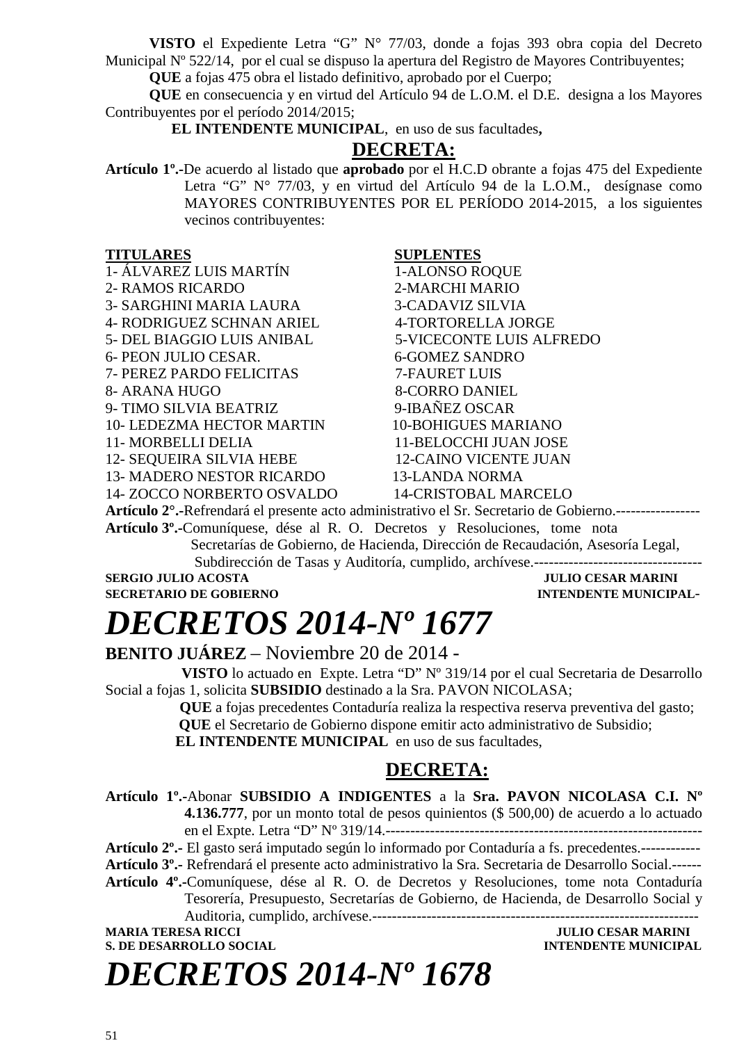**VISTO** el Expediente Letra "G" N° 77/03, donde a fojas 393 obra copia del Decreto Municipal Nº 522/14, por el cual se dispuso la apertura del Registro de Mayores Contribuyentes;

**QUE** a fojas 475 obra el listado definitivo, aprobado por el Cuerpo;

**QUE** en consecuencia y en virtud del Artículo 94 de L.O.M. el D.E. designa a los Mayores Contribuyentes por el período 2014/2015;

**EL INTENDENTE MUNICIPAL**, en uso de sus facultades**,**

## DECRETA:

**Artículo 1º.-**De acuerdo al listado que **aprobado** por el H.C.D obrante a fojas 475 del Expediente Letra "G" N° 77/03, y en virtud del Artículo 94 de la L.O.M., desígnase como MAYORES CONTRIBUYENTES POR EL PERÍODO 2014-2015, a los siguientes vecinos contribuyentes:

| TITULARES | SUPLENTES |
|---|---|
| 1- ÁLVAREZ LUIS MARTÍN | 1-ALONSO ROQUE |
| 2- RAMOS RICARDO | 2-MARCHI MARIO |
| 3- SARGHINI MARIA LAURA | 3-CADAVIZ SILVIA |
| 4- RODRIGUEZ SCHNAN ARIEL | 4-TORTORELLA JORGE |
| 5- DEL BIAGGIO LUIS ANIBAL | 5-VICECONTE LUIS ALFREDO |
| 6- PEON JULIO CESAR. | 6-GOMEZ SANDRO |
| 7- PEREZ PARDO FELICITAS | 7-FAURET LUIS |
| 8- ARANA HUGO | 8-CORRO DANIEL |
| 9- TIMO SILVIA BEATRIZ | 9-IBAÑEZ OSCAR |
| 10- LEDEZMA HECTOR MARTIN | 10-BOHIGUES MARIANO |
| 11- MORBELLI DELIA | 11-BELOCCHI JUAN JOSE |
| 12- SEQUEIRA SILVIA HEBE | 12-CAINO VICENTE JUAN |
| 13- MADERO NESTOR RICARDO | 13-LANDA NORMA |
| 14- ZOCCO NORBERTO OSVALDO | 14-CRISTOBAL MARCELO |

**Artículo 2°.-**Refrendará el presente acto administrativo el Sr. Secretario de Gobierno.-----------------

**Artículo 3º.-**Comuníquese, dése al R. O. Decretos y Resoluciones, tome nota Secretarías de Gobierno, de Hacienda, Dirección de Recaudación, Asesoría Legal, Subdirección de Tasas y Auditoría, cumplido, archívese.----------------------------------

**SERGIO JULIO ACOSTA** — **SECRETARIO DE GOBIERNO**

**JULIO CESAR MARINI** — **INTENDENTE MUNICIPAL-**

# *DECRETOS 2014-Nº 1677*

**BENITO JUÁREZ** – Noviembre 20 de 2014 -

**VISTO** lo actuado en Expte. Letra "D" Nº 319/14 por el cual Secretaria de Desarrollo Social a fojas 1, solicita **SUBSIDIO** destinado a la Sra. PAVON NICOLASA;

**QUE** a fojas precedentes Contaduría realiza la respectiva reserva preventiva del gasto;

**QUE** el Secretario de Gobierno dispone emitir acto administrativo de Subsidio;

**EL INTENDENTE MUNICIPAL** en uso de sus facultades,

## DECRETA:

**Artículo 1º.-**Abonar **SUBSIDIO A INDIGENTES** a la **Sra. PAVON NICOLASA C.I. Nº 4.136.777**, por un monto total de pesos quinientos ($ 500,00) de acuerdo a lo actuado en el Expte. Letra "D" Nº 319/14.----------------------------------------------------------------

**Artículo 2º.-** El gasto será imputado según lo informado por Contaduría a fs. precedentes.------------

**Artículo 3º.-** Refrendará el presente acto administrativo la Sra. Secretaria de Desarrollo Social.------

**Artículo 4º.-**Comuníquese, dése al R. O. de Decretos y Resoluciones, tome nota Contaduría Tesorería, Presupuesto, Secretarías de Gobierno, de Hacienda, de Desarrollo Social y Auditoria, cumplido, archívese.-------------------------------------------------------------------

**MARIA TERESA RICCI** — **S. DE DESARROLLO SOCIAL**

**JULIO CESAR MARINI** — **INTENDENTE MUNICIPAL**

# *DECRETOS 2014-Nº 1678*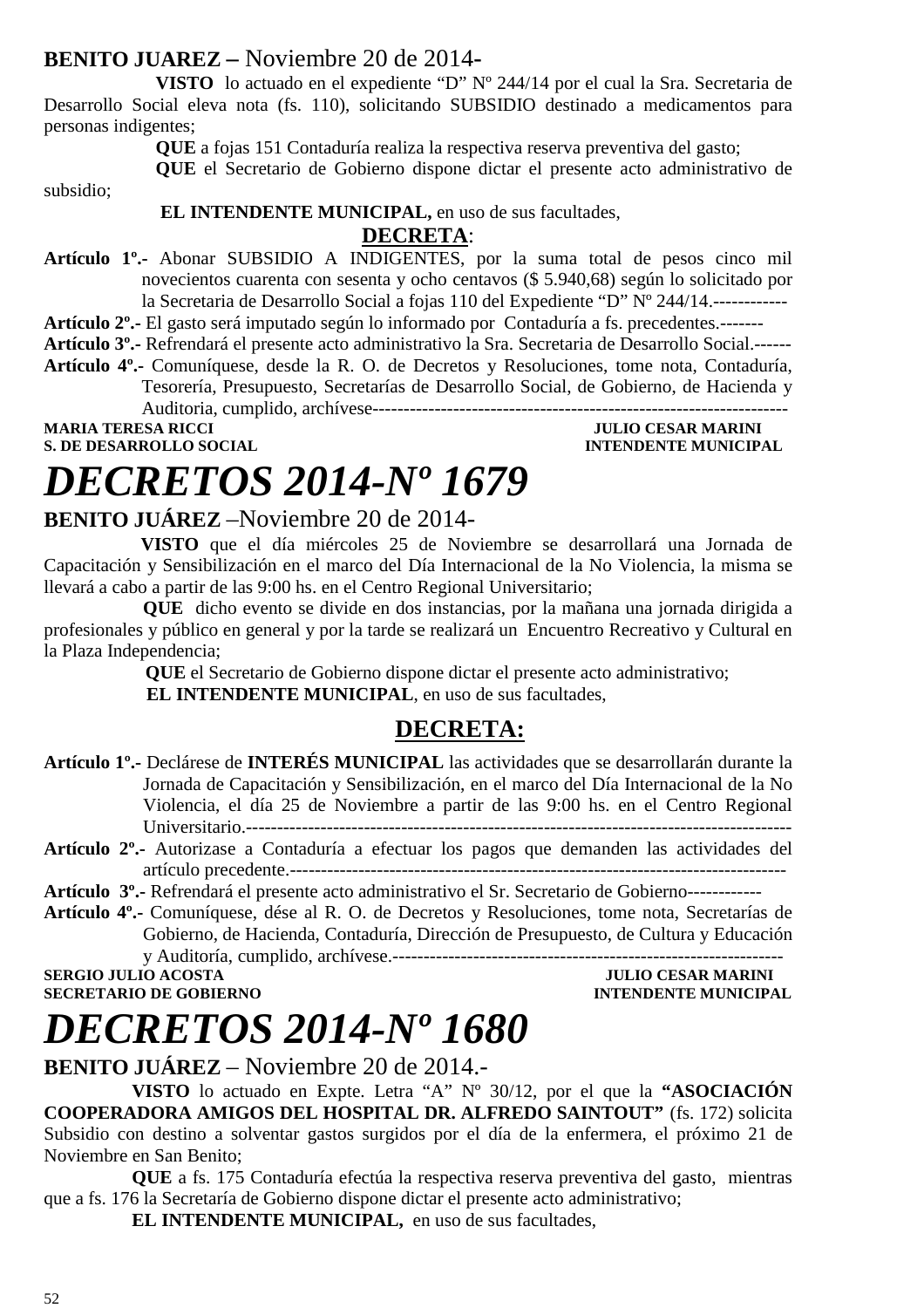**BENITO JUAREZ –** Noviembre 20 de 2014-

**VISTO** lo actuado en el expediente "D" Nº 244/14 por el cual la Sra. Secretaria de Desarrollo Social eleva nota (fs. 110), solicitando SUBSIDIO destinado a medicamentos para personas indigentes;

**QUE** a fojas 151 Contaduría realiza la respectiva reserva preventiva del gasto;

**QUE** el Secretario de Gobierno dispone dictar el presente acto administrativo de subsidio;

**EL INTENDENTE MUNICIPAL,** en uso de sus facultades,

**DECRETA**:

**Artículo 1º.-** Abonar SUBSIDIO A INDIGENTES, por la suma total de pesos cinco mil novecientos cuarenta con sesenta y ocho centavos ($ 5.940,68) según lo solicitado por la Secretaria de Desarrollo Social a fojas 110 del Expediente "D" Nº 244/14.------------

**Artículo 2º.-** El gasto será imputado según lo informado por Contaduría a fs. precedentes.-------

**Artículo 3º.-** Refrendará el presente acto administrativo la Sra. Secretaria de Desarrollo Social.------

**Artículo 4º.-** Comuníquese, desde la R. O. de Decretos y Resoluciones, tome nota, Contaduría, Tesorería, Presupuesto, Secretarías de Desarrollo Social, de Gobierno, de Hacienda y Auditoria, cumplido, archívese-------------------------------------------------------------------

**MARIA TERESA RICCI** — **JULIO CESAR MARINI**
**S. DE DESARROLLO SOCIAL** — **INTENDENTE MUNICIPAL**

# *DECRETOS 2014-Nº 1679*

**BENITO JUÁREZ** –Noviembre 20 de 2014-

**VISTO** que el día miércoles 25 de Noviembre se desarrollará una Jornada de Capacitación y Sensibilización en el marco del Día Internacional de la No Violencia, la misma se llevará a cabo a partir de las 9:00 hs. en el Centro Regional Universitario;

**QUE** dicho evento se divide en dos instancias, por la mañana una jornada dirigida a profesionales y público en general y por la tarde se realizará un Encuentro Recreativo y Cultural en la Plaza Independencia;

**QUE** el Secretario de Gobierno dispone dictar el presente acto administrativo;

**EL INTENDENTE MUNICIPAL**, en uso de sus facultades,

**DECRETA:**

**Artículo 1º.-** Declárese de **INTERÉS MUNICIPAL** las actividades que se desarrollarán durante la Jornada de Capacitación y Sensibilización, en el marco del Día Internacional de la No Violencia, el día 25 de Noviembre a partir de las 9:00 hs. en el Centro Regional Universitario.-----------------------------------------------------------------------------------------

**Artículo 2º.-** Autorizase a Contaduría a efectuar los pagos que demanden las actividades del artículo precedente.-------------------------------------------------------------------------------

**Artículo 3º.-** Refrendará el presente acto administrativo el Sr. Secretario de Gobierno------------

**Artículo 4º.-** Comuníquese, dése al R. O. de Decretos y Resoluciones, tome nota, Secretarías de Gobierno, de Hacienda, Contaduría, Dirección de Presupuesto, de Cultura y Educación y Auditoría, cumplido, archívese.----------------------------------------------------------------

**SERGIO JULIO ACOSTA** — **JULIO CESAR MARINI**
**SECRETARIO DE GOBIERNO** — **INTENDENTE MUNICIPAL**

# *DECRETOS 2014-Nº 1680*

**BENITO JUÁREZ** – Noviembre 20 de 2014.-

**VISTO** lo actuado en Expte. Letra "A" Nº 30/12, por el que la **"ASOCIACIÓN COOPERADORA AMIGOS DEL HOSPITAL DR. ALFREDO SAINTOUT"** (fs. 172) solicita Subsidio con destino a solventar gastos surgidos por el día de la enfermera, el próximo 21 de Noviembre en San Benito;

**QUE** a fs. 175 Contaduría efectúa la respectiva reserva preventiva del gasto, mientras que a fs. 176 la Secretaría de Gobierno dispone dictar el presente acto administrativo;

**EL INTENDENTE MUNICIPAL,** en uso de sus facultades,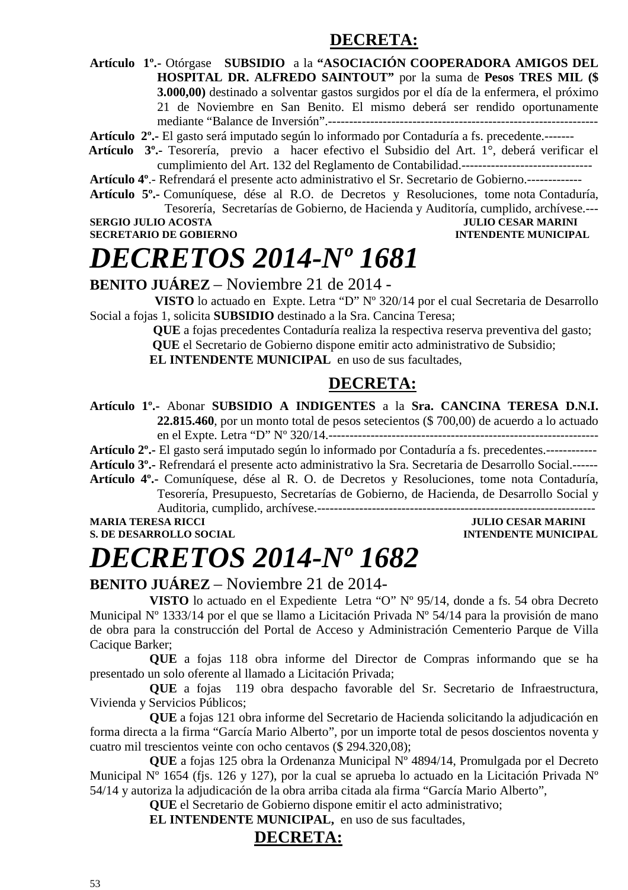## DECRETA:

**Artículo 1º.-** Otórgase **SUBSIDIO** a la **"ASOCIACIÓN COOPERADORA AMIGOS DEL HOSPITAL DR. ALFREDO SAINTOUT"** por la suma de **Pesos TRES MIL ($ 3.000,00)** destinado a solventar gastos surgidos por el día de la enfermera, el próximo 21 de Noviembre en San Benito. El mismo deberá ser rendido oportunamente mediante "Balance de Inversión".-----------------------------------------------------------------

**Artículo 2º.-** El gasto será imputado según lo informado por Contaduría a fs. precedente.-------

**Artículo 3º.-** Tesorería, previo a hacer efectivo el Subsidio del Art. 1°, deberá verificar el cumplimiento del Art. 132 del Reglamento de Contabilidad.-------------------------------

**Artículo 4º**.- Refrendará el presente acto administrativo el Sr. Secretario de Gobierno.-------------

**Artículo 5º.-** Comuníquese, dése al R.O. de Decretos y Resoluciones, tome nota Contaduría, Tesorería, Secretarías de Gobierno, de Hacienda y Auditoría, cumplido, archívese.---

**SERGIO JULIO ACOSTA** — **JULIO CESAR MARINI**
**SECRETARIO DE GOBIERNO** — **INTENDENTE MUNICIPAL**

# *DECRETOS 2014-Nº 1681*

**BENITO JUÁREZ** – Noviembre 21 de 2014 -

**VISTO** lo actuado en Expte. Letra "D" Nº 320/14 por el cual Secretaria de Desarrollo Social a fojas 1, solicita **SUBSIDIO** destinado a la Sra. Cancina Teresa;

**QUE** a fojas precedentes Contaduría realiza la respectiva reserva preventiva del gasto;

**QUE** el Secretario de Gobierno dispone emitir acto administrativo de Subsidio;

**EL INTENDENTE MUNICIPAL** en uso de sus facultades,

## DECRETA:

**Artículo 1º.-** Abonar **SUBSIDIO A INDIGENTES** a la **Sra. CANCINA TERESA D.N.I. 22.815.460**, por un monto total de pesos setecientos ($ 700,00) de acuerdo a lo actuado en el Expte. Letra "D" Nº 320/14.-----------------------------------------------------------------

**Artículo 2º.-** El gasto será imputado según lo informado por Contaduría a fs. precedentes.------------

**Artículo 3º.-** Refrendará el presente acto administrativo la Sra. Secretaria de Desarrollo Social.------

**Artículo 4º.-** Comuníquese, dése al R. O. de Decretos y Resoluciones, tome nota Contaduría, Tesorería, Presupuesto, Secretarías de Gobierno, de Hacienda, de Desarrollo Social y Auditoria, cumplido, archívese.-----------------------------------------------------------------

**MARIA TERESA RICCI** — **JULIO CESAR MARINI**
**S. DE DESARROLLO SOCIAL** — **INTENDENTE MUNICIPAL**

# *DECRETOS 2014-Nº 1682*

**BENITO JUÁREZ** – Noviembre 21 de 2014-

**VISTO** lo actuado en el Expediente Letra "O" Nº 95/14, donde a fs. 54 obra Decreto Municipal Nº 1333/14 por el que se llamo a Licitación Privada Nº 54/14 para la provisión de mano de obra para la construcción del Portal de Acceso y Administración Cementerio Parque de Villa Cacique Barker;

**QUE** a fojas 118 obra informe del Director de Compras informando que se ha presentado un solo oferente al llamado a Licitación Privada;

**QUE** a fojas 119 obra despacho favorable del Sr. Secretario de Infraestructura, Vivienda y Servicios Públicos;

**QUE** a fojas 121 obra informe del Secretario de Hacienda solicitando la adjudicación en forma directa a la firma "García Mario Alberto", por un importe total de pesos doscientos noventa y cuatro mil trescientos veinte con ocho centavos ($ 294.320,08);

**QUE** a fojas 125 obra la Ordenanza Municipal Nº 4894/14, Promulgada por el Decreto Municipal Nº 1654 (fjs. 126 y 127), por la cual se aprueba lo actuado en la Licitación Privada Nº 54/14 y autoriza la adjudicación de la obra arriba citada ala firma "García Mario Alberto",

**QUE** el Secretario de Gobierno dispone emitir el acto administrativo;

**EL INTENDENTE MUNICIPAL,** en uso de sus facultades,

## DECRETA: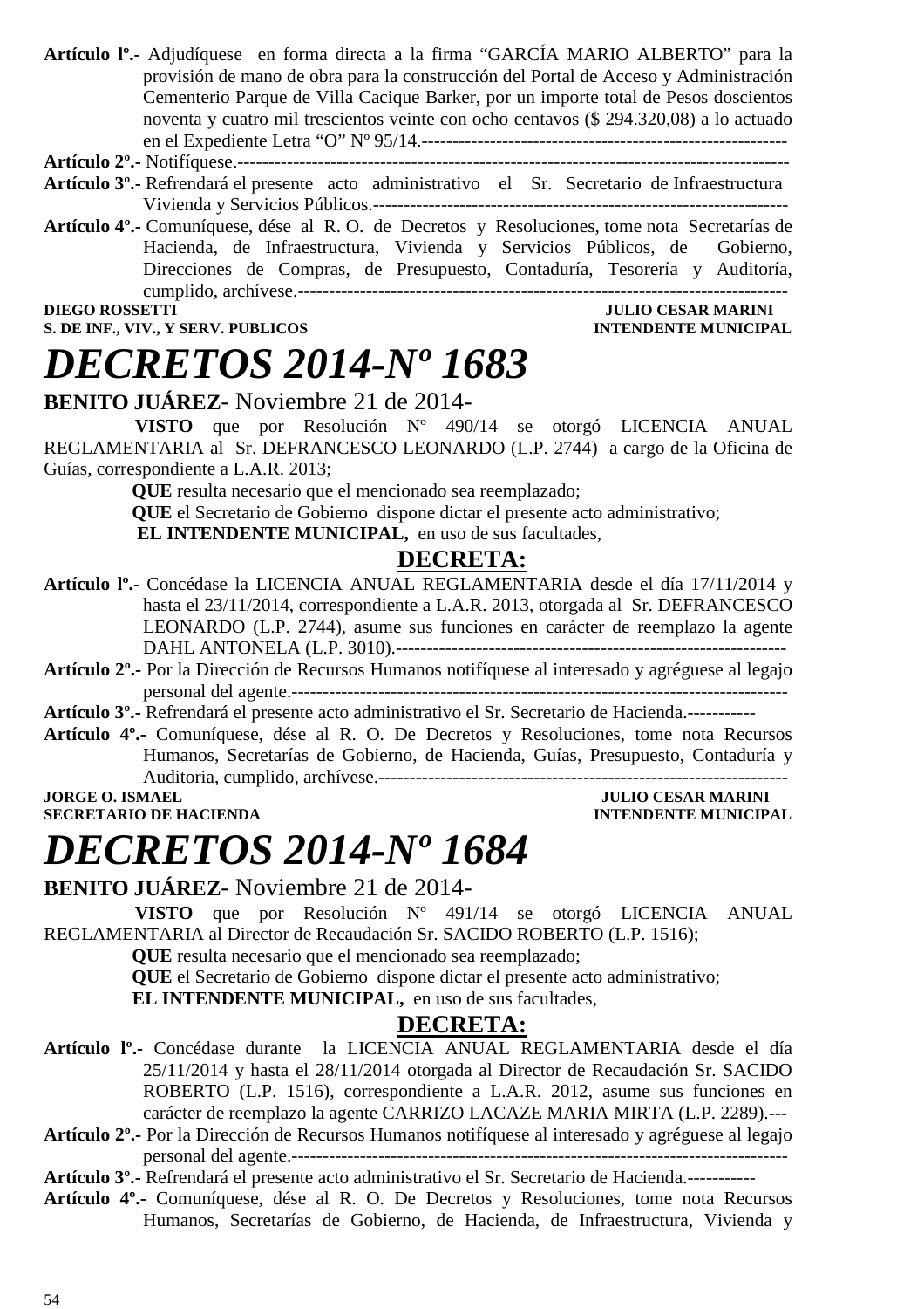**Artículo lº.-** Adjudíquese en forma directa a la firma "GARCÍA MARIO ALBERTO" para la provisión de mano de obra para la construcción del Portal de Acceso y Administración Cementerio Parque de Villa Cacique Barker, por un importe total de Pesos doscientos noventa y cuatro mil trescientos veinte con ocho centavos ($ 294.320,08) a lo actuado en el Expediente Letra "O" Nº 95/14.----------------------------------------------------------

**Artículo 2º.-** Notifíquese.-----------------------------------------------------------------------------------

**Artículo 3º.-** Refrendará el presente acto administrativo el Sr. Secretario de Infraestructura Vivienda y Servicios Públicos.-------------------------------------------------------------------

**Artículo 4º.-** Comuníquese, dése al R. O. de Decretos y Resoluciones, tome nota Secretarías de Hacienda, de Infraestructura, Vivienda y Servicios Públicos, de Gobierno, Direcciones de Compras, de Presupuesto, Contaduría, Tesorería y Auditoría, cumplido, archívese.--------------------------------------------------------------------------------

**DIEGO ROSSETTI** — **JULIO CESAR MARINI**
**S. DE INF., VIV., Y SERV. PUBLICOS** — **INTENDENTE MUNICIPAL**

# *DECRETOS 2014-Nº 1683*

**BENITO JUÁREZ**- Noviembre 21 de 2014-

**VISTO** que por Resolución Nº 490/14 se otorgó LICENCIA ANUAL REGLAMENTARIA al Sr. DEFRANCESCO LEONARDO (L.P. 2744) a cargo de la Oficina de Guías, correspondiente a L.A.R. 2013;

**QUE** resulta necesario que el mencionado sea reemplazado;

**QUE** el Secretario de Gobierno dispone dictar el presente acto administrativo;

**EL INTENDENTE MUNICIPAL,** en uso de sus facultades,

## DECRETA:

**Artículo lº.-** Concédase la LICENCIA ANUAL REGLAMENTARIA desde el día 17/11/2014 y hasta el 23/11/2014, correspondiente a L.A.R. 2013, otorgada al Sr. DEFRANCESCO LEONARDO (L.P. 2744), asume sus funciones en carácter de reemplazo la agente DAHL ANTONELA (L.P. 3010).---------------------------------------------------------------

**Artículo 2º.-** Por la Dirección de Recursos Humanos notifíquese al interesado y agréguese al legajo personal del agente.----------------------------------------------------------------------------------

**Artículo 3º.-** Refrendará el presente acto administrativo el Sr. Secretario de Hacienda.-----------

**Artículo 4º.-** Comuníquese, dése al R. O. De Decretos y Resoluciones, tome nota Recursos Humanos, Secretarías de Gobierno, de Hacienda, Guías, Presupuesto, Contaduría y Auditoria, cumplido, archívese.-------------------------------------------------------------------

**JORGE O. ISMAEL** — **JULIO CESAR MARINI**
**SECRETARIO DE HACIENDA** — **INTENDENTE MUNICIPAL**

# *DECRETOS 2014-Nº 1684*

**BENITO JUÁREZ**- Noviembre 21 de 2014-

**VISTO** que por Resolución Nº 491/14 se otorgó LICENCIA ANUAL REGLAMENTARIA al Director de Recaudación Sr. SACIDO ROBERTO (L.P. 1516);

**QUE** resulta necesario que el mencionado sea reemplazado;

**QUE** el Secretario de Gobierno dispone dictar el presente acto administrativo;

**EL INTENDENTE MUNICIPAL,** en uso de sus facultades,

## DECRETA:

**Artículo lº.-** Concédase durante la LICENCIA ANUAL REGLAMENTARIA desde el día 25/11/2014 y hasta el 28/11/2014 otorgada al Director de Recaudación Sr. SACIDO ROBERTO (L.P. 1516), correspondiente a L.A.R. 2012, asume sus funciones en carácter de reemplazo la agente CARRIZO LACAZE MARIA MIRTA (L.P. 2289).---

**Artículo 2º.-** Por la Dirección de Recursos Humanos notifíquese al interesado y agréguese al legajo personal del agente.----------------------------------------------------------------------------------

**Artículo 3º.-** Refrendará el presente acto administrativo el Sr. Secretario de Hacienda.-----------

**Artículo 4º.-** Comuníquese, dése al R. O. De Decretos y Resoluciones, tome nota Recursos Humanos, Secretarías de Gobierno, de Hacienda, de Infraestructura, Vivienda y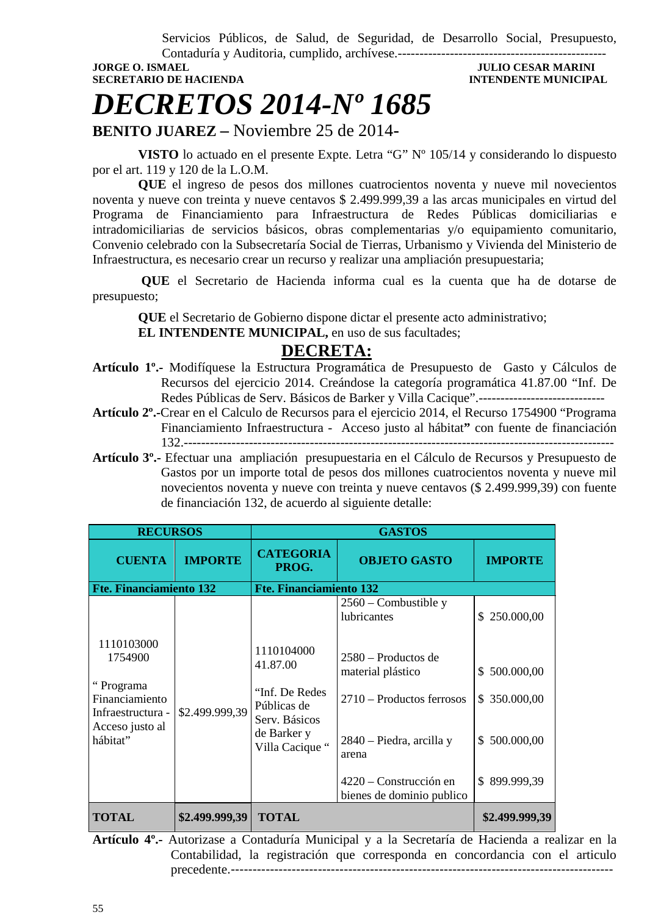Servicios Públicos, de Salud, de Seguridad, de Desarrollo Social, Presupuesto, Contaduría y Auditoria, cumplido, archívese.-----------------------------------------------

**JORGE O. ISMAEL**
**SECRETARIO DE HACIENDA**

**JULIO CESAR MARINI**
**INTENDENTE MUNICIPAL**

# *DECRETOS 2014-Nº 1685*

**BENITO JUAREZ –** Noviembre 25 de 2014-

**VISTO** lo actuado en el presente Expte. Letra "G" Nº 105/14 y considerando lo dispuesto por el art. 119 y 120 de la L.O.M.

**QUE** el ingreso de pesos dos millones cuatrocientos noventa y nueve mil novecientos noventa y nueve con treinta y nueve centavos $ 2.499.999,39 a las arcas municipales en virtud del Programa de Financiamiento para Infraestructura de Redes Públicas domiciliarias e intradomiciliarias de servicios básicos, obras complementarias y/o equipamiento comunitario, Convenio celebrado con la Subsecretaría Social de Tierras, Urbanismo y Vivienda del Ministerio de Infraestructura, es necesario crear un recurso y realizar una ampliación presupuestaria;

**QUE** el Secretario de Hacienda informa cual es la cuenta que ha de dotarse de presupuesto;

**QUE** el Secretario de Gobierno dispone dictar el presente acto administrativo;

**EL INTENDENTE MUNICIPAL,** en uso de sus facultades;

## DECRETA:

**Artículo 1º.-** Modifíquese la Estructura Programática de Presupuesto de Gasto y Cálculos de Recursos del ejercicio 2014. Creándose la categoría programática 41.87.00 "Inf. De Redes Públicas de Serv. Básicos de Barker y Villa Cacique".-----------------------------

**Artículo 2º.-**Crear en el Calculo de Recursos para el ejercicio 2014, el Recurso 1754900 "Programa Financiamiento Infraestructura - Acceso justo al hábitat**"** con fuente de financiación 132.-----------------------------------------------------------------------------------------------

**Artículo 3º.-** Efectuar una ampliación presupuestaria en el Cálculo de Recursos y Presupuesto de Gastos por un importe total de pesos dos millones cuatrocientos noventa y nueve mil novecientos noventa y nueve con treinta y nueve centavos ($ 2.499.999,39) con fuente de financiación 132, de acuerdo al siguiente detalle:

| **RECURSOS** | | **GASTOS** | | |
|---|---|---|---|---|
| **CUENTA** | **IMPORTE** | **CATEGORIA PROG.** | **OBJETO GASTO** | **IMPORTE** |
| **Fte. Financiamiento 132** | | **Fte. Financiamiento 132** | | |
| 1110103000 1754900 " Programa Financiamiento Infraestructura - Acceso justo al hábitat" | $2.499.999,39 | 1110104000 41.87.00 "Inf. De Redes Públicas de Serv. Básicos de Barker y Villa Cacique " | 2560 – Combustible y lubricantes | $ 250.000,00 |
| | | | 2580 – Productos de material plástico | $ 500.000,00 |
| | | | 2710 – Productos ferrosos | $ 350.000,00 |
| | | | 2840 – Piedra, arcilla y arena | $ 500.000,00 |
| | | | 4220 – Construcción en bienes de dominio publico | $ 899.999,39 |
| **TOTAL** | **$2.499.999,39** | **TOTAL** | | **$2.499.999,39** |

**Artículo 4º.-** Autorizase a Contaduría Municipal y a la Secretaría de Hacienda a realizar en la Contabilidad, la registración que corresponda en concordancia con el articulo precedente.-----------------------------------------------------------------------------------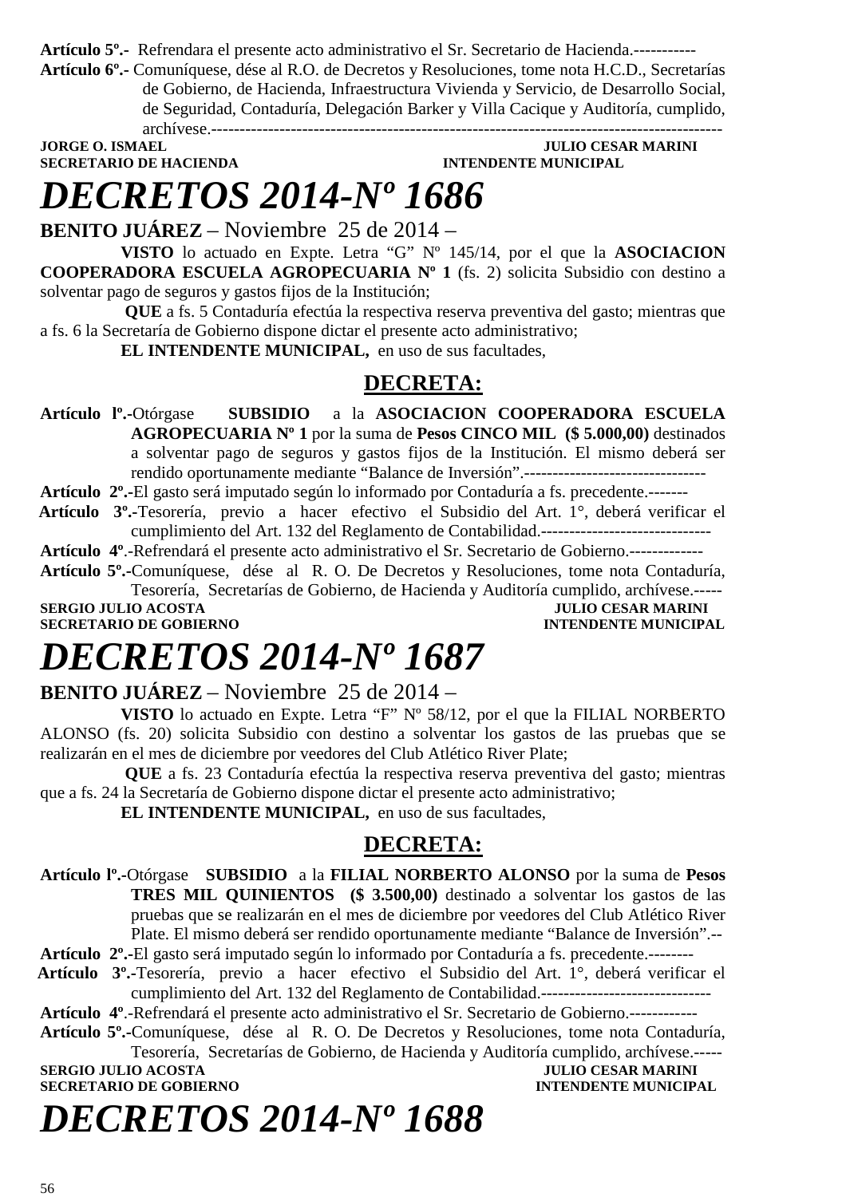**Artículo 5º.-** Refrendara el presente acto administrativo el Sr. Secretario de Hacienda.-----------

**Artículo 6º.-** Comuníquese, dése al R.O. de Decretos y Resoluciones, tome nota H.C.D., Secretarías de Gobierno, de Hacienda, Infraestructura Vivienda y Servicio, de Desarrollo Social, de Seguridad, Contaduría, Delegación Barker y Villa Cacique y Auditoría, cumplido, archívese.---------------------------------------------------------------------------------------

**JORGE O. ISMAEL** — **SECRETARIO DE HACIENDA**
**JULIO CESAR MARINI** — **INTENDENTE MUNICIPAL**

# *DECRETOS 2014-Nº 1686*

**BENITO JUÁREZ** – Noviembre 25 de 2014 –

**VISTO** lo actuado en Expte. Letra "G" Nº 145/14, por el que la **ASOCIACION COOPERADORA ESCUELA AGROPECUARIA Nº 1** (fs. 2) solicita Subsidio con destino a solventar pago de seguros y gastos fijos de la Institución;

**QUE** a fs. 5 Contaduría efectúa la respectiva reserva preventiva del gasto; mientras que a fs. 6 la Secretaría de Gobierno dispone dictar el presente acto administrativo;

**EL INTENDENTE MUNICIPAL,** en uso de sus facultades,

## DECRETA:

**Artículo lº.-**Otórgase **SUBSIDIO** a la **ASOCIACION COOPERADORA ESCUELA AGROPECUARIA Nº 1** por la suma de **Pesos CINCO MIL ($ 5.000,00)** destinados a solventar pago de seguros y gastos fijos de la Institución. El mismo deberá ser rendido oportunamente mediante "Balance de Inversión".--------------------------------

**Artículo 2º.-**El gasto será imputado según lo informado por Contaduría a fs. precedente.-------

**Artículo 3º.-**Tesorería, previo a hacer efectivo el Subsidio del Art. 1°, deberá verificar el cumplimiento del Art. 132 del Reglamento de Contabilidad.------------------------------

**Artículo 4º**.-Refrendará el presente acto administrativo el Sr. Secretario de Gobierno.-------------

**Artículo 5º.-**Comuníquese, dése al R. O. De Decretos y Resoluciones, tome nota Contaduría, Tesorería, Secretarías de Gobierno, de Hacienda y Auditoría cumplido, archívese.-----

**SERGIO JULIO ACOSTA** — **SECRETARIO DE GOBIERNO**
**JULIO CESAR MARINI** — **INTENDENTE MUNICIPAL**

# *DECRETOS 2014-Nº 1687*

**BENITO JUÁREZ** – Noviembre 25 de 2014 –

**VISTO** lo actuado en Expte. Letra "F" Nº 58/12, por el que la FILIAL NORBERTO ALONSO (fs. 20) solicita Subsidio con destino a solventar los gastos de las pruebas que se realizarán en el mes de diciembre por veedores del Club Atlético River Plate;

**QUE** a fs. 23 Contaduría efectúa la respectiva reserva preventiva del gasto; mientras que a fs. 24 la Secretaría de Gobierno dispone dictar el presente acto administrativo;

**EL INTENDENTE MUNICIPAL,** en uso de sus facultades,

## DECRETA:

**Artículo lº.-**Otórgase **SUBSIDIO** a la **FILIAL NORBERTO ALONSO** por la suma de **Pesos TRES MIL QUINIENTOS ($ 3.500,00)** destinado a solventar los gastos de las pruebas que se realizarán en el mes de diciembre por veedores del Club Atlético River Plate. El mismo deberá ser rendido oportunamente mediante "Balance de Inversión".--

**Artículo 2º.-**El gasto será imputado según lo informado por Contaduría a fs. precedente.--------

**Artículo 3º.-**Tesorería, previo a hacer efectivo el Subsidio del Art. 1°, deberá verificar el cumplimiento del Art. 132 del Reglamento de Contabilidad.------------------------------

**Artículo 4º**.-Refrendará el presente acto administrativo el Sr. Secretario de Gobierno.------------

**Artículo 5º.-**Comuníquese, dése al R. O. De Decretos y Resoluciones, tome nota Contaduría, Tesorería, Secretarías de Gobierno, de Hacienda y Auditoría cumplido, archívese.-----

**SERGIO JULIO ACOSTA** — **SECRETARIO DE GOBIERNO**
**JULIO CESAR MARINI** — **INTENDENTE MUNICIPAL**

# *DECRETOS 2014-Nº 1688*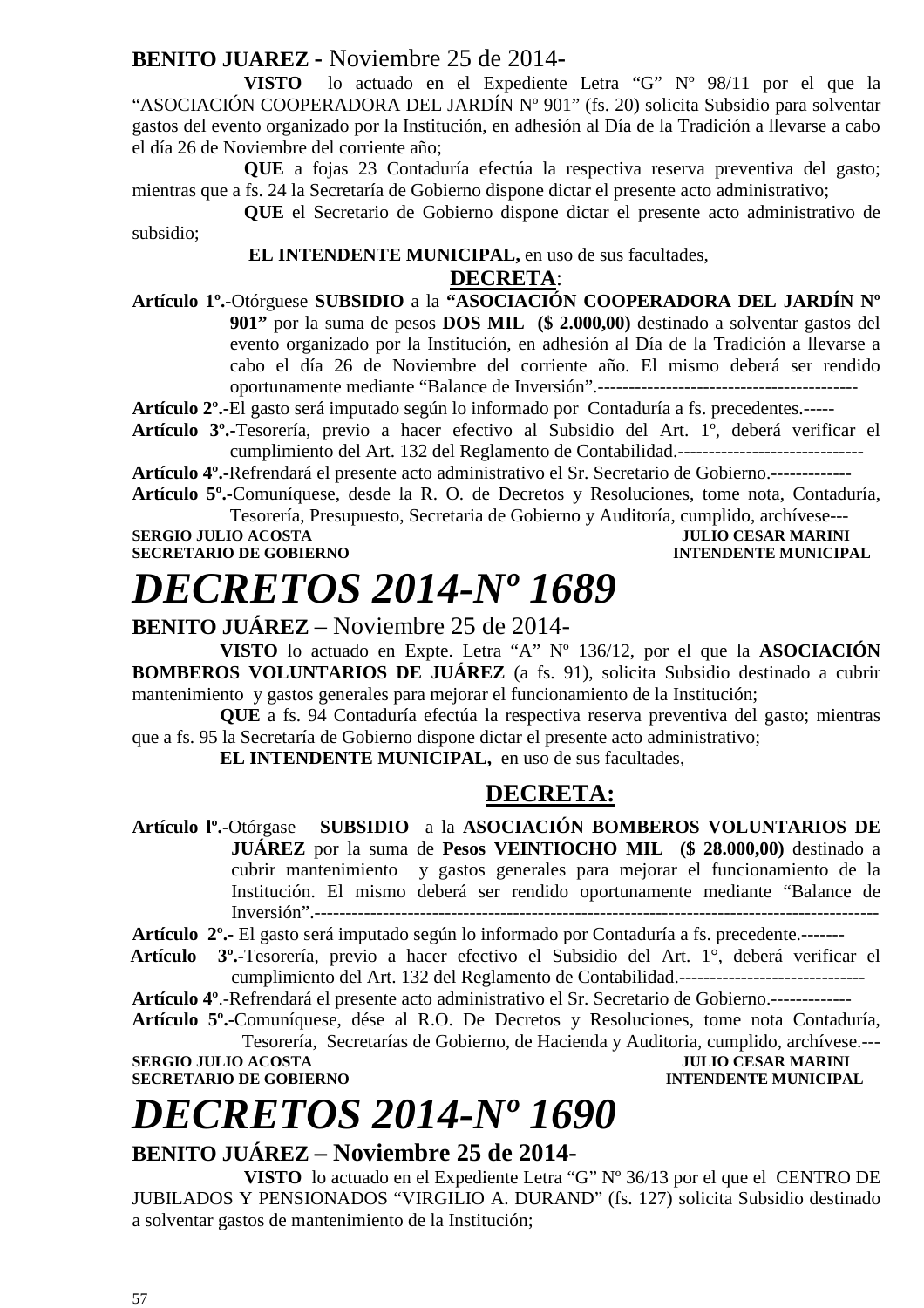**BENITO JUAREZ -** Noviembre 25 de 2014-

**VISTO** lo actuado en el Expediente Letra "G" Nº 98/11 por el que la "ASOCIACIÓN COOPERADORA DEL JARDÍN Nº 901" (fs. 20) solicita Subsidio para solventar gastos del evento organizado por la Institución, en adhesión al Día de la Tradición a llevarse a cabo el día 26 de Noviembre del corriente año;

**QUE** a fojas 23 Contaduría efectúa la respectiva reserva preventiva del gasto; mientras que a fs. 24 la Secretaría de Gobierno dispone dictar el presente acto administrativo;

**QUE** el Secretario de Gobierno dispone dictar el presente acto administrativo de subsidio;

**EL INTENDENTE MUNICIPAL,** en uso de sus facultades,

**DECRETA**:

**Artículo 1º.-**Otórguese **SUBSIDIO** a la **"ASOCIACIÓN COOPERADORA DEL JARDÍN Nº 901"** por la suma de pesos **DOS MIL ($ 2.000,00)** destinado a solventar gastos del evento organizado por la Institución, en adhesión al Día de la Tradición a llevarse a cabo el día 26 de Noviembre del corriente año. El mismo deberá ser rendido oportunamente mediante "Balance de Inversión".------------------------------------------

**Artículo 2º.-**El gasto será imputado según lo informado por Contaduría a fs. precedentes.-----

**Artículo 3º.-**Tesorería, previo a hacer efectivo al Subsidio del Art. 1º, deberá verificar el cumplimiento del Art. 132 del Reglamento de Contabilidad.------------------------------

**Artículo 4º.-**Refrendará el presente acto administrativo el Sr. Secretario de Gobierno.-------------

**Artículo 5º.-**Comuníquese, desde la R. O. de Decretos y Resoluciones, tome nota, Contaduría, Tesorería, Presupuesto, Secretaria de Gobierno y Auditoría, cumplido, archívese---

**SERGIO JULIO ACOSTA** — **SECRETARIO DE GOBIERNO**
**JULIO CESAR MARINI** — **INTENDENTE MUNICIPAL**

# *DECRETOS 2014-Nº 1689*

**BENITO JUÁREZ** – Noviembre 25 de 2014-

**VISTO** lo actuado en Expte. Letra "A" Nº 136/12, por el que la **ASOCIACIÓN BOMBEROS VOLUNTARIOS DE JUÁREZ** (a fs. 91), solicita Subsidio destinado a cubrir mantenimiento y gastos generales para mejorar el funcionamiento de la Institución;

**QUE** a fs. 94 Contaduría efectúa la respectiva reserva preventiva del gasto; mientras que a fs. 95 la Secretaría de Gobierno dispone dictar el presente acto administrativo;

**EL INTENDENTE MUNICIPAL,** en uso de sus facultades,

**DECRETA:**

**Artículo lº.-**Otórgase **SUBSIDIO** a la **ASOCIACIÓN BOMBEROS VOLUNTARIOS DE JUÁREZ** por la suma de **Pesos VEINTIOCHO MIL ($ 28.000,00)** destinado a cubrir mantenimiento y gastos generales para mejorar el funcionamiento de la Institución. El mismo deberá ser rendido oportunamente mediante "Balance de Inversión".---------------------------------------------------------------------------------------------

**Artículo 2º.-** El gasto será imputado según lo informado por Contaduría a fs. precedente.-------

**Artículo 3º.-**Tesorería, previo a hacer efectivo el Subsidio del Art. 1°, deberá verificar el cumplimiento del Art. 132 del Reglamento de Contabilidad.------------------------------

**Artículo 4º**.-Refrendará el presente acto administrativo el Sr. Secretario de Gobierno.-------------

**Artículo 5º.-**Comuníquese, dése al R.O. De Decretos y Resoluciones, tome nota Contaduría, Tesorería, Secretarías de Gobierno, de Hacienda y Auditoria, cumplido, archívese.---

**SERGIO JULIO ACOSTA** — **SECRETARIO DE GOBIERNO**
**JULIO CESAR MARINI** — **INTENDENTE MUNICIPAL**

# *DECRETOS 2014-Nº 1690*

**BENITO JUÁREZ – Noviembre 25 de 2014-**

**VISTO** lo actuado en el Expediente Letra "G" Nº 36/13 por el que el CENTRO DE JUBILADOS Y PENSIONADOS "VIRGILIO A. DURAND" (fs. 127) solicita Subsidio destinado a solventar gastos de mantenimiento de la Institución;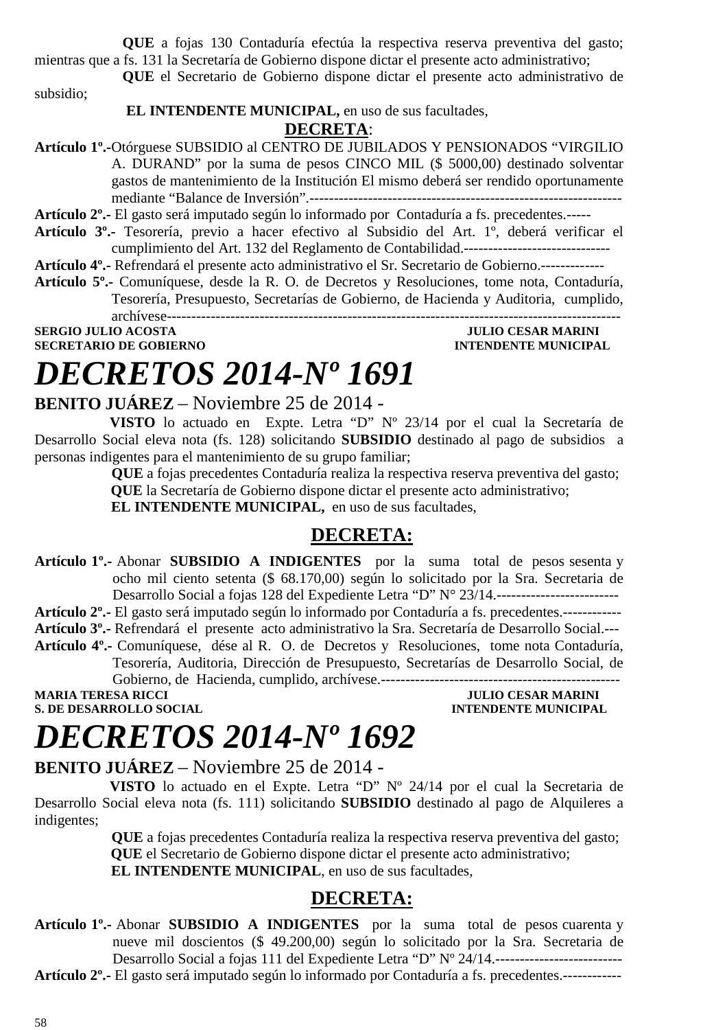**QUE** a fojas 130 Contaduría efectúa la respectiva reserva preventiva del gasto; mientras que a fs. 131 la Secretaría de Gobierno dispone dictar el presente acto administrativo;

**QUE** el Secretario de Gobierno dispone dictar el presente acto administrativo de subsidio;

**EL INTENDENTE MUNICIPAL,** en uso de sus facultades,

**DECRETA**:

**Artículo 1º.-** Otórguese SUBSIDIO al CENTRO DE JUBILADOS Y PENSIONADOS "VIRGILIO A. DURAND" por la suma de pesos CINCO MIL ($ 5000,00) destinado solventar gastos de mantenimiento de la Institución El mismo deberá ser rendido oportunamente mediante "Balance de Inversión".----------------------------------------------------------------

**Artículo 2º.-** El gasto será imputado según lo informado por Contaduría a fs. precedentes.-----

**Artículo 3º.-** Tesorería, previo a hacer efectivo al Subsidio del Art. 1º, deberá verificar el cumplimiento del Art. 132 del Reglamento de Contabilidad.------------------------------

**Artículo 4º.-** Refrendará el presente acto administrativo el Sr. Secretario de Gobierno.-------------

**Artículo 5º.-** Comuníquese, desde la R. O. de Decretos y Resoluciones, tome nota, Contaduría, Tesorería, Presupuesto, Secretarías de Gobierno, de Hacienda y Auditoria, cumplido, archívese---------------------------------------------------------------------------------------------

**SERGIO JULIO ACOSTA** — **SECRETARIO DE GOBIERNO**
**JULIO CESAR MARINI** — **INTENDENTE MUNICIPAL**

# *DECRETOS 2014-Nº 1691*

**BENITO JUÁREZ** – Noviembre 25 de 2014 -

**VISTO** lo actuado en Expte. Letra "D" Nº 23/14 por el cual la Secretaría de Desarrollo Social eleva nota (fs. 128) solicitando **SUBSIDIO** destinado al pago de subsidios a personas indigentes para el mantenimiento de su grupo familiar;

**QUE** a fojas precedentes Contaduría realiza la respectiva reserva preventiva del gasto;

**QUE** la Secretaría de Gobierno dispone dictar el presente acto administrativo;

**EL INTENDENTE MUNICIPAL,** en uso de sus facultades,

**DECRETA:**

**Artículo 1º.-** Abonar **SUBSIDIO A INDIGENTES** por la suma total de pesos sesenta y ocho mil ciento setenta ($ 68.170,00) según lo solicitado por la Sra. Secretaria de Desarrollo Social a fojas 128 del Expediente Letra "D" N° 23/14.-------------------------

**Artículo 2º.-** El gasto será imputado según lo informado por Contaduría a fs. precedentes.------------

**Artículo 3º.-** Refrendará el presente acto administrativo la Sra. Secretaría de Desarrollo Social.---

**Artículo 4º.-** Comuníquese, dése al R. O. de Decretos y Resoluciones, tome nota Contaduría, Tesorería, Auditoria, Dirección de Presupuesto, Secretarías de Desarrollo Social, de Gobierno, de Hacienda, cumplido, archívese.-------------------------------------------------

**MARIA TERESA RICCI** — **S. DE DESARROLLO SOCIAL**
**JULIO CESAR MARINI** — **INTENDENTE MUNICIPAL**

# *DECRETOS 2014-Nº 1692*

**BENITO JUÁREZ** – Noviembre 25 de 2014 -

**VISTO** lo actuado en el Expte. Letra "D" Nº 24/14 por el cual la Secretaria de Desarrollo Social eleva nota (fs. 111) solicitando **SUBSIDIO** destinado al pago de Alquileres a indigentes;

**QUE** a fojas precedentes Contaduría realiza la respectiva reserva preventiva del gasto;

**QUE** el Secretario de Gobierno dispone dictar el presente acto administrativo;

**EL INTENDENTE MUNICIPAL**, en uso de sus facultades,

**DECRETA:**

**Artículo 1º.-** Abonar **SUBSIDIO A INDIGENTES** por la suma total de pesos cuarenta y nueve mil doscientos ($ 49.200,00) según lo solicitado por la Sra. Secretaria de Desarrollo Social a fojas 111 del Expediente Letra "D" Nº 24/14.--------------------------

**Artículo 2º.-** El gasto será imputado según lo informado por Contaduría a fs. precedentes.------------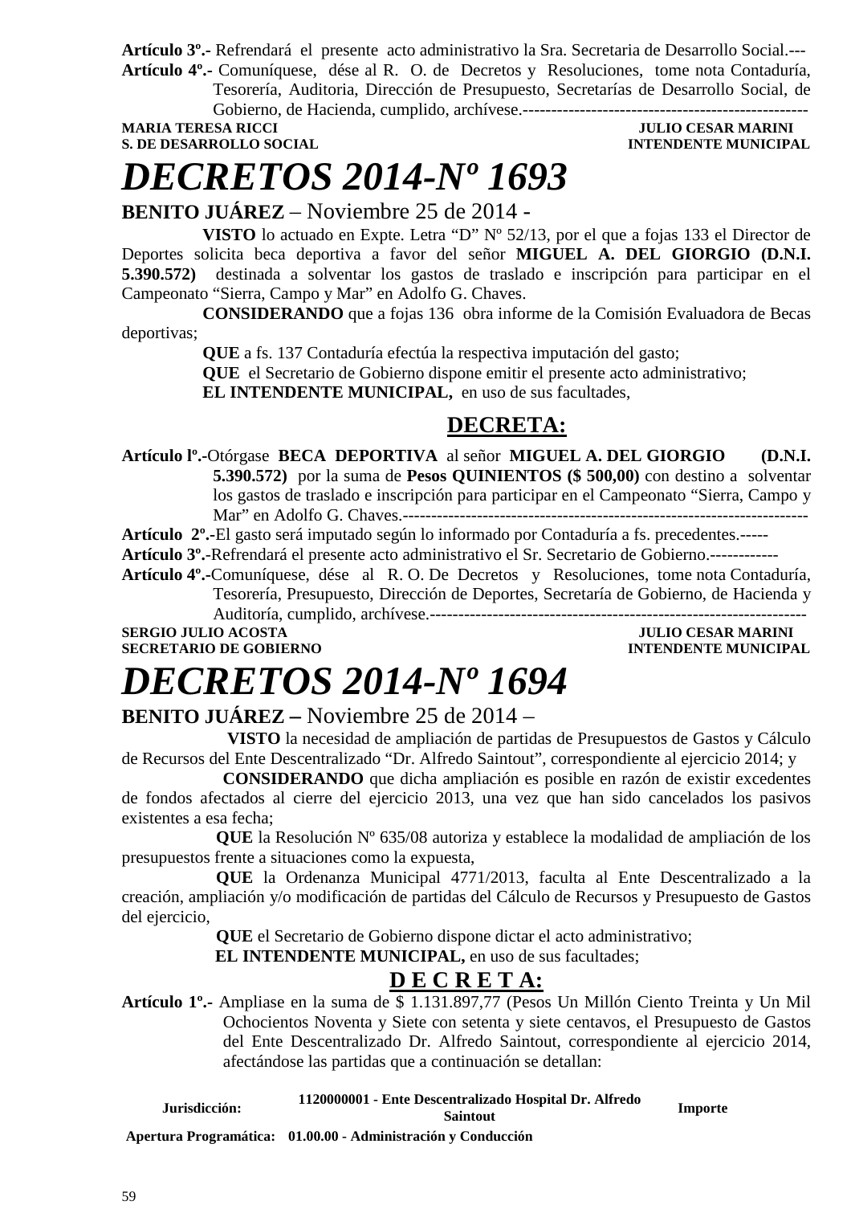**Artículo 3º.-** Refrendará el presente acto administrativo la Sra. Secretaria de Desarrollo Social.---

**Artículo 4º.-** Comuníquese, dése al R. O. de Decretos y Resoluciones, tome nota Contaduría, Tesorería, Auditoria, Dirección de Presupuesto, Secretarías de Desarrollo Social, de Gobierno, de Hacienda, cumplido, archívese.--------------------------------------------------

**MARIA TERESA RICCI** — **S. DE DESARROLLO SOCIAL**

**JULIO CESAR MARINI** — **INTENDENTE MUNICIPAL**

# *DECRETOS 2014-Nº 1693*

**BENITO JUÁREZ** – Noviembre 25 de 2014 -

**VISTO** lo actuado en Expte. Letra "D" Nº 52/13, por el que a fojas 133 el Director de Deportes solicita beca deportiva a favor del señor **MIGUEL A. DEL GIORGIO (D.N.I. 5.390.572)** destinada a solventar los gastos de traslado e inscripción para participar en el Campeonato "Sierra, Campo y Mar" en Adolfo G. Chaves.

**CONSIDERANDO** que a fojas 136 obra informe de la Comisión Evaluadora de Becas deportivas;

**QUE** a fs. 137 Contaduría efectúa la respectiva imputación del gasto;

**QUE** el Secretario de Gobierno dispone emitir el presente acto administrativo;

**EL INTENDENTE MUNICIPAL,** en uso de sus facultades,

## **DECRETA:**

**Artículo lº.-**Otórgase **BECA DEPORTIVA** al señor **MIGUEL A. DEL GIORGIO (D.N.I. 5.390.572)** por la suma de **Pesos QUINIENTOS ($ 500,00)** con destino a solventar los gastos de traslado e inscripción para participar en el Campeonato "Sierra, Campo y Mar" en Adolfo G. Chaves.----------------------------------------------------------------------

**Artículo 2º.-**El gasto será imputado según lo informado por Contaduría a fs. precedentes.-----

**Artículo 3º.-**Refrendará el presente acto administrativo el Sr. Secretario de Gobierno.------------

**Artículo 4º.-**Comuníquese, dése al R. O. De Decretos y Resoluciones, tome nota Contaduría, Tesorería, Presupuesto, Dirección de Deportes, Secretaría de Gobierno, de Hacienda y Auditoría, cumplido, archívese.-------------------------------------------------------------------

**SERGIO JULIO ACOSTA** — **SECRETARIO DE GOBIERNO**

**JULIO CESAR MARINI** — **INTENDENTE MUNICIPAL**

# *DECRETOS 2014-Nº 1694*

**BENITO JUÁREZ –** Noviembre 25 de 2014 –

**VISTO** la necesidad de ampliación de partidas de Presupuestos de Gastos y Cálculo de Recursos del Ente Descentralizado "Dr. Alfredo Saintout", correspondiente al ejercicio 2014; y

**CONSIDERANDO** que dicha ampliación es posible en razón de existir excedentes de fondos afectados al cierre del ejercicio 2013, una vez que han sido cancelados los pasivos existentes a esa fecha;

**QUE** la Resolución Nº 635/08 autoriza y establece la modalidad de ampliación de los presupuestos frente a situaciones como la expuesta,

**QUE** la Ordenanza Municipal 4771/2013, faculta al Ente Descentralizado a la creación, ampliación y/o modificación de partidas del Cálculo de Recursos y Presupuesto de Gastos del ejercicio,

**QUE** el Secretario de Gobierno dispone dictar el acto administrativo;

**EL INTENDENTE MUNICIPAL,** en uso de sus facultades;

## **D E C R E T A:**

**Artículo 1º.-** Ampliase en la suma de $ 1.131.897,77 (Pesos Un Millón Ciento Treinta y Un Mil Ochocientos Noventa y Siete con setenta y siete centavos, el Presupuesto de Gastos del Ente Descentralizado Dr. Alfredo Saintout, correspondiente al ejercicio 2014, afectándose las partidas que a continuación se detallan:

| **Jurisdicción:** | **1120000001 - Ente Descentralizado Hospital Dr. Alfredo Saintout** | **Importe** |
|---|---|---|
| **Apertura Programática:** | **01.00.00 - Administración y Conducción** | |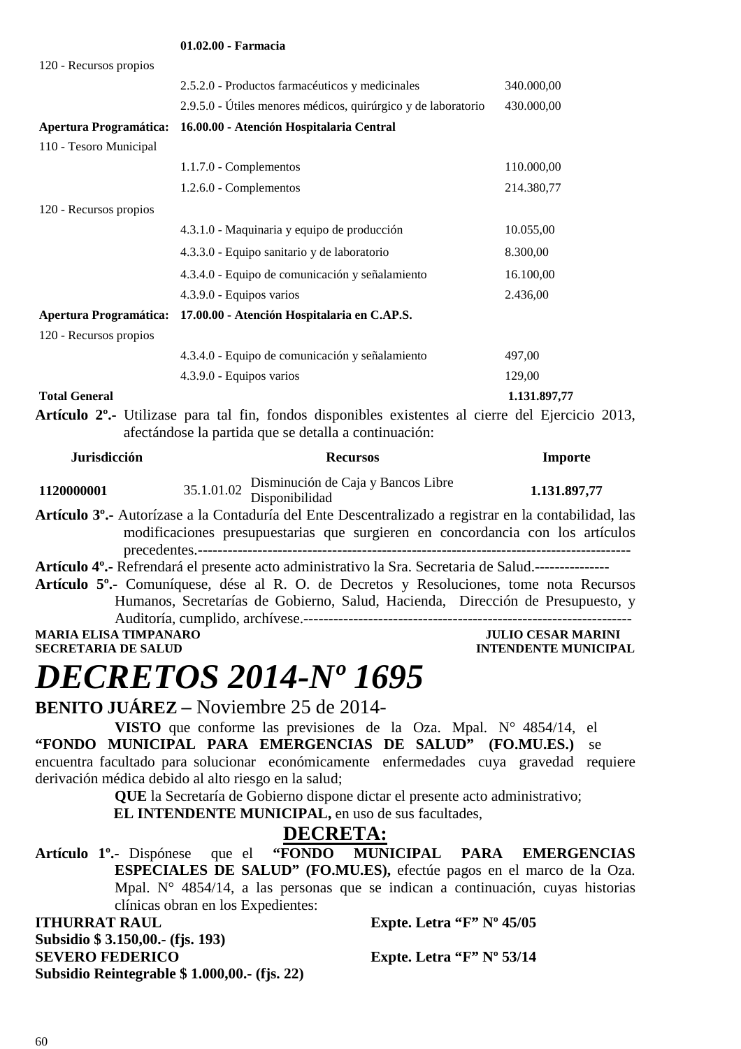| | | |
|---|---|---|
| | **01.02.00 - Farmacia** | |
| 120 - Recursos propios | | |
| | 2.5.2.0 - Productos farmacéuticos y medicinales | 340.000,00 |
| | 2.9.5.0 - Útiles menores médicos, quirúrgico y de laboratorio | 430.000,00 |
| **Apertura Programática:** | **16.00.00 - Atención Hospitalaria Central** | |
| 110 - Tesoro Municipal | | |
| | 1.1.7.0 - Complementos | 110.000,00 |
| | 1.2.6.0 - Complementos | 214.380,77 |
| 120 - Recursos propios | | |
| | 4.3.1.0 - Maquinaria y equipo de producción | 10.055,00 |
| | 4.3.3.0 - Equipo sanitario y de laboratorio | 8.300,00 |
| | 4.3.4.0 - Equipo de comunicación y señalamiento | 16.100,00 |
| | 4.3.9.0 - Equipos varios | 2.436,00 |
| **Apertura Programática:** | **17.00.00 - Atención Hospitalaria en C.AP.S.** | |
| 120 - Recursos propios | | |
| | 4.3.4.0 - Equipo de comunicación y señalamiento | 497,00 |
| | 4.3.9.0 - Equipos varios | 129,00 |
| **Total General** | | **1.131.897,77** |

**Artículo 2º.-** Utilizase para tal fin, fondos disponibles existentes al cierre del Ejercicio 2013, afectándose la partida que se detalla a continuación:

| Jurisdicción | | Recursos | Importe |
|---|---|---|---|
| **1120000001** | 35.1.01.02 | Disminución de Caja y Bancos Libre Disponibilidad | **1.131.897,77** |

**Artículo 3º.-** Autorízase a la Contaduría del Ente Descentralizado a registrar en la contabilidad, las modificaciones presupuestarias que surgieren en concordancia con los artículos precedentes.-------------------------------------------------------------------------------------------

**Artículo 4º.-** Refrendará el presente acto administrativo la Sra. Secretaria de Salud.---------------

**Artículo 5º.-** Comuníquese, dése al R. O. de Decretos y Resoluciones, tome nota Recursos Humanos, Secretarías de Gobierno, Salud, Hacienda, Dirección de Presupuesto, y Auditoría, cumplido, archívese.------------------------------------------------------------------

**MARIA ELISA TIMPANARO** — **JULIO CESAR MARINI**
**SECRETARIA DE SALUD** — **INTENDENTE MUNICIPAL**

# *DECRETOS 2014-Nº 1695*

**BENITO JUÁREZ –** Noviembre 25 de 2014-

**VISTO** que conforme las previsiones de la Oza. Mpal. N° 4854/14, el **"FONDO MUNICIPAL PARA EMERGENCIAS DE SALUD" (FO.MU.ES.)** se encuentra facultado para solucionar económicamente enfermedades cuya gravedad requiere derivación médica debido al alto riesgo en la salud;

**QUE** la Secretaría de Gobierno dispone dictar el presente acto administrativo;

**EL INTENDENTE MUNICIPAL,** en uso de sus facultades,

## DECRETA:

**Artículo 1º.-** Dispónese que el **"FONDO MUNICIPAL PARA EMERGENCIAS ESPECIALES DE SALUD" (FO.MU.ES),** efectúe pagos en el marco de la Oza. Mpal. N° 4854/14, a las personas que se indican a continuación, cuyas historias clínicas obran en los Expedientes:

**ITHURRAT RAUL** — **Expte. Letra "F" Nº 45/05**
**Subsidio $ 3.150,00.- (fjs. 193)**

**SEVERO FEDERICO** — **Expte. Letra "F" Nº 53/14**
**Subsidio Reintegrable $ 1.000,00.- (fjs. 22)**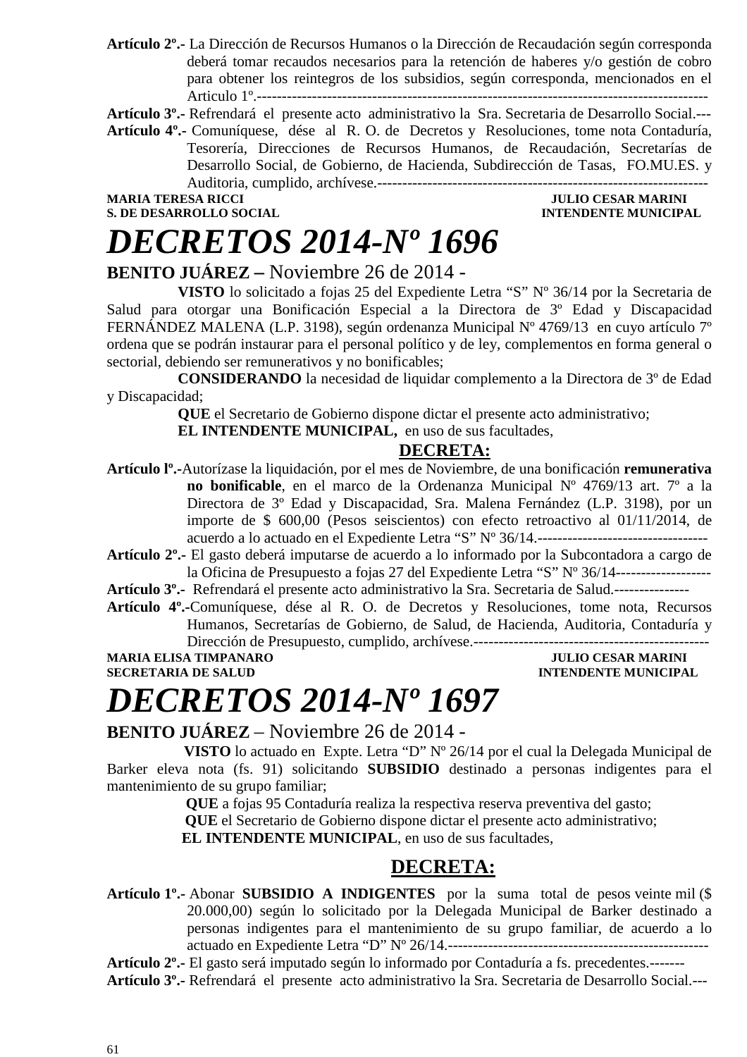**Artículo 2º.-** La Dirección de Recursos Humanos o la Dirección de Recaudación según corresponda deberá tomar recaudos necesarios para la retención de haberes y/o gestión de cobro para obtener los reintegros de los subsidios, según corresponda, mencionados en el Articulo 1º.------------------------------------------------------------------------------------------

**Artículo 3º.-** Refrendará el presente acto administrativo la Sra. Secretaria de Desarrollo Social.---

**Artículo 4º.-** Comuníquese, dése al R. O. de Decretos y Resoluciones, tome nota Contaduría, Tesorería, Direcciones de Recursos Humanos, de Recaudación, Secretarías de Desarrollo Social, de Gobierno, de Hacienda, Subdirección de Tasas, FO.MU.ES. y Auditoria, cumplido, archívese.-------------------------------------------------------------------

**MARIA TERESA RICCI** — **S. DE DESARROLLO SOCIAL**
**JULIO CESAR MARINI** — **INTENDENTE MUNICIPAL**

# *DECRETOS 2014-Nº 1696*

**BENITO JUÁREZ** – Noviembre 26 de 2014 -

**VISTO** lo solicitado a fojas 25 del Expediente Letra "S" Nº 36/14 por la Secretaria de Salud para otorgar una Bonificación Especial a la Directora de 3º Edad y Discapacidad FERNÁNDEZ MALENA (L.P. 3198), según ordenanza Municipal Nº 4769/13 en cuyo artículo 7º ordena que se podrán instaurar para el personal político y de ley, complementos en forma general o sectorial, debiendo ser remunerativos y no bonificables;

**CONSIDERANDO** la necesidad de liquidar complemento a la Directora de 3º de Edad y Discapacidad;

**QUE** el Secretario de Gobierno dispone dictar el presente acto administrativo;

**EL INTENDENTE MUNICIPAL,** en uso de sus facultades,

**DECRETA:**

**Artículo lº.-**Autorízase la liquidación, por el mes de Noviembre, de una bonificación **remunerativa no bonificable**, en el marco de la Ordenanza Municipal Nº 4769/13 art. 7º a la Directora de 3º Edad y Discapacidad, Sra. Malena Fernández (L.P. 3198), por un importe de $ 600,00 (Pesos seiscientos) con efecto retroactivo al 01/11/2014, de acuerdo a lo actuado en el Expediente Letra "S" Nº 36/14.----------------------------------

**Artículo 2º.-** El gasto deberá imputarse de acuerdo a lo informado por la Subcontadora a cargo de la Oficina de Presupuesto a fojas 27 del Expediente Letra "S" Nº 36/14-------------------

**Artículo 3º.-** Refrendará el presente acto administrativo la Sra. Secretaria de Salud.---------------

**Artículo 4º.-**Comuníquese, dése al R. O. de Decretos y Resoluciones, tome nota, Recursos Humanos, Secretarías de Gobierno, de Salud, de Hacienda, Auditoria, Contaduría y Dirección de Presupuesto, cumplido, archívese.-----------------------------------------------

**MARIA ELISA TIMPANARO** — **SECRETARIA DE SALUD**
**JULIO CESAR MARINI** — **INTENDENTE MUNICIPAL**

# *DECRETOS 2014-Nº 1697*

**BENITO JUÁREZ** – Noviembre 26 de 2014 -

**VISTO** lo actuado en Expte. Letra "D" Nº 26/14 por el cual la Delegada Municipal de Barker eleva nota (fs. 91) solicitando **SUBSIDIO** destinado a personas indigentes para el mantenimiento de su grupo familiar;

**QUE** a fojas 95 Contaduría realiza la respectiva reserva preventiva del gasto;

**QUE** el Secretario de Gobierno dispone dictar el presente acto administrativo;

**EL INTENDENTE MUNICIPAL**, en uso de sus facultades,

**DECRETA:**

**Artículo 1º.-** Abonar **SUBSIDIO A INDIGENTES** por la suma total de pesos veinte mil ($ 20.000,00) según lo solicitado por la Delegada Municipal de Barker destinado a personas indigentes para el mantenimiento de su grupo familiar, de acuerdo a lo actuado en Expediente Letra "D" Nº 26/14.----------------------------------------------------

**Artículo 2º.-** El gasto será imputado según lo informado por Contaduría a fs. precedentes.-------

**Artículo 3º.-** Refrendará el presente acto administrativo la Sra. Secretaria de Desarrollo Social.---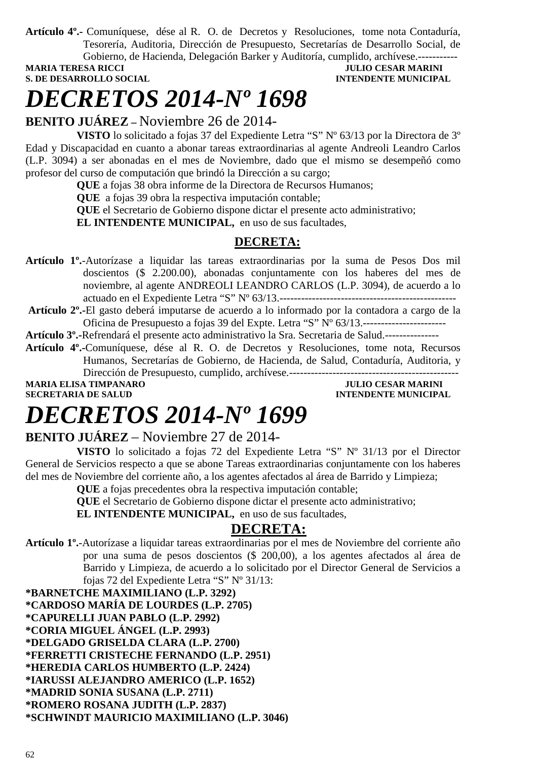**Artículo 4º.-** Comuníquese, dése al R. O. de Decretos y Resoluciones, tome nota Contaduría, Tesorería, Auditoria, Dirección de Presupuesto, Secretarías de Desarrollo Social, de Gobierno, de Hacienda, Delegación Barker y Auditoría, cumplido, archívese.-----------

**MARIA TERESA RICCI** — **JULIO CESAR MARINI**
**S. DE DESARROLLO SOCIAL** — **INTENDENTE MUNICIPAL**

# *DECRETOS 2014-Nº 1698*

**BENITO JUÁREZ –** Noviembre 26 de 2014-

**VISTO** lo solicitado a fojas 37 del Expediente Letra "S" Nº 63/13 por la Directora de 3º Edad y Discapacidad en cuanto a abonar tareas extraordinarias al agente Andreoli Leandro Carlos (L.P. 3094) a ser abonadas en el mes de Noviembre, dado que el mismo se desempeñó como profesor del curso de computación que brindó la Dirección a su cargo;

**QUE** a fojas 38 obra informe de la Directora de Recursos Humanos;

**QUE** a fojas 39 obra la respectiva imputación contable;

**QUE** el Secretario de Gobierno dispone dictar el presente acto administrativo;

**EL INTENDENTE MUNICIPAL,** en uso de sus facultades,

**DECRETA:**

**Artículo 1º.-**Autorízase a liquidar las tareas extraordinarias por la suma de Pesos Dos mil doscientos ($ 2.200.00), abonadas conjuntamente con los haberes del mes de noviembre, al agente ANDREOLI LEANDRO CARLOS (L.P. 3094), de acuerdo a lo actuado en el Expediente Letra "S" Nº 63/13.-------------------------------------------------

**Artículo 2º.-**El gasto deberá imputarse de acuerdo a lo informado por la contadora a cargo de la Oficina de Presupuesto a fojas 39 del Expte. Letra "S" Nº 63/13.-----------------------

**Artículo 3º.-**Refrendará el presente acto administrativo la Sra. Secretaria de Salud.---------------

**Artículo 4º.-**Comuníquese, dése al R. O. de Decretos y Resoluciones, tome nota, Recursos Humanos, Secretarías de Gobierno, de Hacienda, de Salud, Contaduría, Auditoria, y Dirección de Presupuesto, cumplido, archívese.-----------------------------------------------

**MARIA ELISA TIMPANARO** — **JULIO CESAR MARINI**
**SECRETARIA DE SALUD** — **INTENDENTE MUNICIPAL**

# *DECRETOS 2014-Nº 1699*

**BENITO JUÁREZ** – Noviembre 27 de 2014-

**VISTO** lo solicitado a fojas 72 del Expediente Letra "S" Nº 31/13 por el Director General de Servicios respecto a que se abone Tareas extraordinarias conjuntamente con los haberes del mes de Noviembre del corriente año, a los agentes afectados al área de Barrido y Limpieza;

**QUE** a fojas precedentes obra la respectiva imputación contable;

**QUE** el Secretario de Gobierno dispone dictar el presente acto administrativo;

**EL INTENDENTE MUNICIPAL,** en uso de sus facultades,

**DECRETA:**

**Artículo 1º.-**Autorízase a liquidar tareas extraordinarias por el mes de Noviembre del corriente año por una suma de pesos doscientos ($ 200,00), a los agentes afectados al área de Barrido y Limpieza, de acuerdo a lo solicitado por el Director General de Servicios a fojas 72 del Expediente Letra "S" Nº 31/13:

**\*BARNETCHE MAXIMILIANO (L.P. 3292)**
**\*CARDOSO MARÍA DE LOURDES (L.P. 2705)**
**\*CAPURELLI JUAN PABLO (L.P. 2992)**
**\*CORIA MIGUEL ÁNGEL (L.P. 2993)**
**\*DELGADO GRISELDA CLARA (L.P. 2700)**
**\*FERRETTI CRISTECHE FERNANDO (L.P. 2951)**
**\*HEREDIA CARLOS HUMBERTO (L.P. 2424)**
**\*IARUSSI ALEJANDRO AMERICO (L.P. 1652)**
**\*MADRID SONIA SUSANA (L.P. 2711)**
**\*ROMERO ROSANA JUDITH (L.P. 2837)**
**\*SCHWINDT MAURICIO MAXIMILIANO (L.P. 3046)**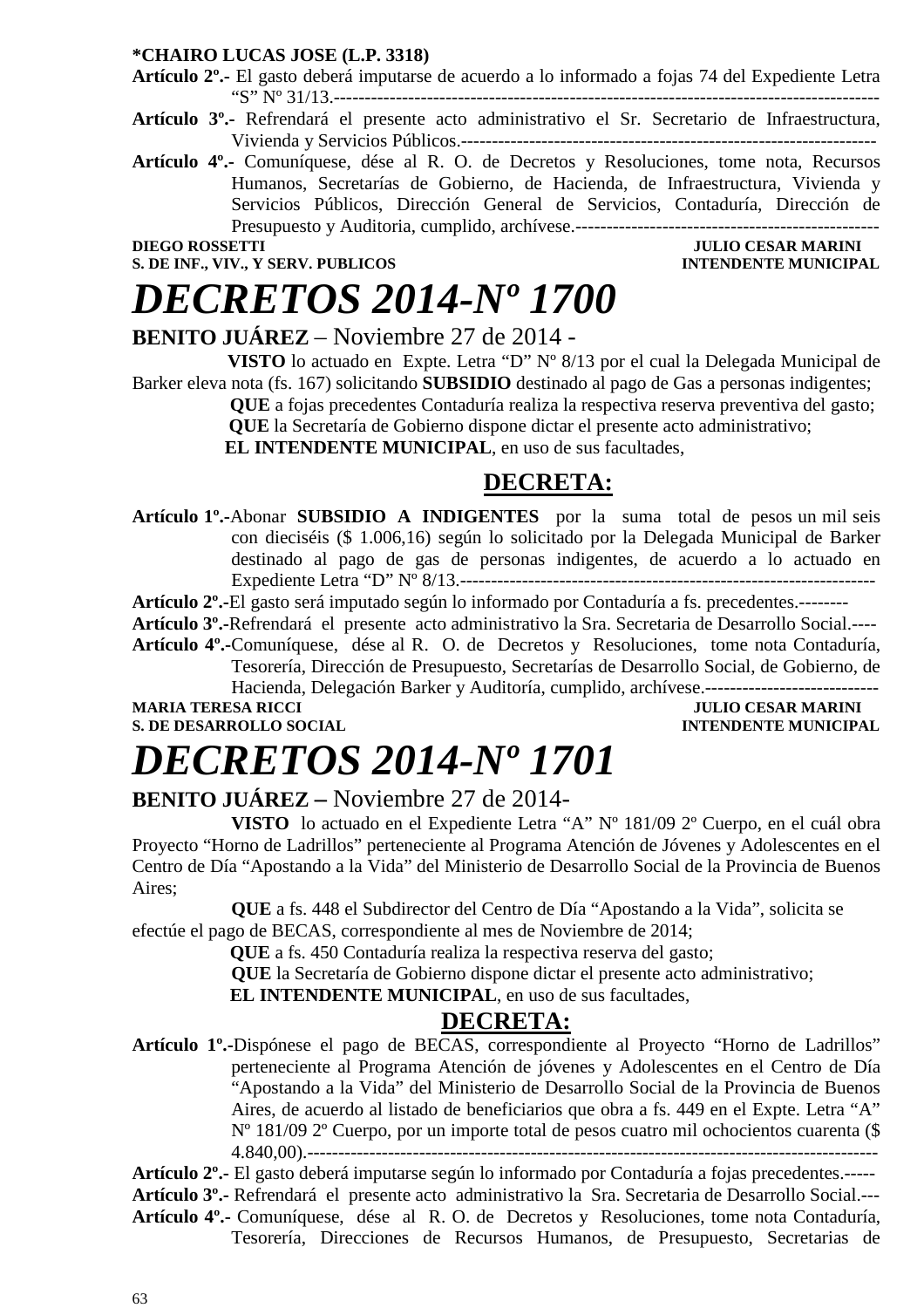**\*CHAIRO LUCAS JOSE (L.P. 3318)**

**Artículo 2º.-** El gasto deberá imputarse de acuerdo a lo informado a fojas 74 del Expediente Letra "S" Nº 31/13.----------------------------------------------------------------------------------------

**Artículo 3º.-** Refrendará el presente acto administrativo el Sr. Secretario de Infraestructura, Vivienda y Servicios Públicos.-------------------------------------------------------------------

**Artículo 4º.-** Comuníquese, dése al R. O. de Decretos y Resoluciones, tome nota, Recursos Humanos, Secretarías de Gobierno, de Hacienda, de Infraestructura, Vivienda y Servicios Públicos, Dirección General de Servicios, Contaduría, Dirección de Presupuesto y Auditoria, cumplido, archívese.-------------------------------------------------

**DIEGO ROSSETTI** — **JULIO CESAR MARINI**
**S. DE INF., VIV., Y SERV. PUBLICOS** — **INTENDENTE MUNICIPAL**

# *DECRETOS 2014-Nº 1700*

**BENITO JUÁREZ** – Noviembre 27 de 2014 -

**VISTO** lo actuado en Expte. Letra "D" Nº 8/13 por el cual la Delegada Municipal de Barker eleva nota (fs. 167) solicitando **SUBSIDIO** destinado al pago de Gas a personas indigentes;

**QUE** a fojas precedentes Contaduría realiza la respectiva reserva preventiva del gasto;

**QUE** la Secretaría de Gobierno dispone dictar el presente acto administrativo;

**EL INTENDENTE MUNICIPAL**, en uso de sus facultades,

## DECRETA:

**Artículo 1º.-**Abonar **SUBSIDIO A INDIGENTES** por la suma total de pesos un mil seis con dieciséis ($ 1.006,16) según lo solicitado por la Delegada Municipal de Barker destinado al pago de gas de personas indigentes, de acuerdo a lo actuado en Expediente Letra "D" Nº 8/13.------------------------------------------------------------------

**Artículo 2º.-**El gasto será imputado según lo informado por Contaduría a fs. precedentes.--------

**Artículo 3º.-**Refrendará el presente acto administrativo la Sra. Secretaria de Desarrollo Social.----

**Artículo 4º.-**Comuníquese, dése al R. O. de Decretos y Resoluciones, tome nota Contaduría, Tesorería, Dirección de Presupuesto, Secretarías de Desarrollo Social, de Gobierno, de Hacienda, Delegación Barker y Auditoría, cumplido, archívese.----------------------------

**MARIA TERESA RICCI** — **JULIO CESAR MARINI**
**S. DE DESARROLLO SOCIAL** — **INTENDENTE MUNICIPAL**

# *DECRETOS 2014-Nº 1701*

**BENITO JUÁREZ –** Noviembre 27 de 2014-

**VISTO** lo actuado en el Expediente Letra "A" Nº 181/09 2º Cuerpo, en el cuál obra Proyecto "Horno de Ladrillos" perteneciente al Programa Atención de Jóvenes y Adolescentes en el Centro de Día "Apostando a la Vida" del Ministerio de Desarrollo Social de la Provincia de Buenos Aires;

**QUE** a fs. 448 el Subdirector del Centro de Día "Apostando a la Vida", solicita se efectúe el pago de BECAS, correspondiente al mes de Noviembre de 2014;

**QUE** a fs. 450 Contaduría realiza la respectiva reserva del gasto;

**QUE** la Secretaría de Gobierno dispone dictar el presente acto administrativo;

**EL INTENDENTE MUNICIPAL**, en uso de sus facultades,

## DECRETA:

**Artículo 1º.-**Dispónese el pago de BECAS, correspondiente al Proyecto "Horno de Ladrillos" perteneciente al Programa Atención de jóvenes y Adolescentes en el Centro de Día "Apostando a la Vida" del Ministerio de Desarrollo Social de la Provincia de Buenos Aires, de acuerdo al listado de beneficiarios que obra a fs. 449 en el Expte. Letra "A" Nº 181/09 2º Cuerpo, por un importe total de pesos cuatro mil ochocientos cuarenta ($ 4.840,00).-------------------------------------------------------------------------------------------

**Artículo 2º.-** El gasto deberá imputarse según lo informado por Contaduría a fojas precedentes.-----

**Artículo 3º.-** Refrendará el presente acto administrativo la Sra. Secretaria de Desarrollo Social.---

**Artículo 4º.-** Comuníquese, dése al R. O. de Decretos y Resoluciones, tome nota Contaduría, Tesorería, Direcciones de Recursos Humanos, de Presupuesto, Secretarias de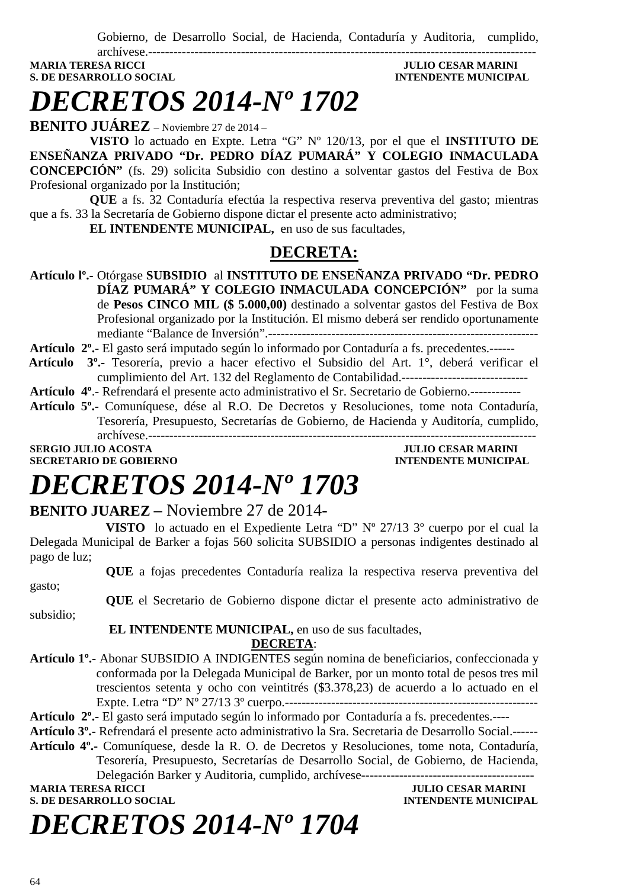Gobierno, de Desarrollo Social, de Hacienda, Contaduría y Auditoria, cumplido, archívese.-----------------------------------------------------------------------------------------

**MARIA TERESA RICCI** — **JULIO CESAR MARINI**
**S. DE DESARROLLO SOCIAL** — **INTENDENTE MUNICIPAL**

# *DECRETOS 2014-Nº 1702*

**BENITO JUÁREZ** – Noviembre 27 de 2014 –

**VISTO** lo actuado en Expte. Letra "G" Nº 120/13, por el que el **INSTITUTO DE ENSEÑANZA PRIVADO "Dr. PEDRO DÍAZ PUMARÁ" Y COLEGIO INMACULADA CONCEPCIÓN"** (fs. 29) solicita Subsidio con destino a solventar gastos del Festiva de Box Profesional organizado por la Institución;

**QUE** a fs. 32 Contaduría efectúa la respectiva reserva preventiva del gasto; mientras que a fs. 33 la Secretaría de Gobierno dispone dictar el presente acto administrativo;

**EL INTENDENTE MUNICIPAL,** en uso de sus facultades,

## DECRETA:

**Artículo lº.-** Otórgase **SUBSIDIO** al **INSTITUTO DE ENSEÑANZA PRIVADO "Dr. PEDRO DÍAZ PUMARÁ" Y COLEGIO INMACULADA CONCEPCIÓN"** por la suma de **Pesos CINCO MIL ($ 5.000,00)** destinado a solventar gastos del Festiva de Box Profesional organizado por la Institución. El mismo deberá ser rendido oportunamente mediante "Balance de Inversión".---------------------------------------------------------------

**Artículo 2º.-** El gasto será imputado según lo informado por Contaduría a fs. precedentes.------

**Artículo 3º.-** Tesorería, previo a hacer efectivo el Subsidio del Art. 1°, deberá verificar el cumplimiento del Art. 132 del Reglamento de Contabilidad.------------------------------

**Artículo 4º**.- Refrendará el presente acto administrativo el Sr. Secretario de Gobierno.------------

**Artículo 5º.-** Comuníquese, dése al R.O. De Decretos y Resoluciones, tome nota Contaduría, Tesorería, Presupuesto, Secretarías de Gobierno, de Hacienda y Auditoría, cumplido, archívese.-----------------------------------------------------------------------------------------

**SERGIO JULIO ACOSTA** — **JULIO CESAR MARINI**
**SECRETARIO DE GOBIERNO** — **INTENDENTE MUNICIPAL**

# *DECRETOS 2014-Nº 1703*

**BENITO JUAREZ –** Noviembre 27 de 2014-

**VISTO** lo actuado en el Expediente Letra "D" Nº 27/13 3º cuerpo por el cual la Delegada Municipal de Barker a fojas 560 solicita SUBSIDIO a personas indigentes destinado al pago de luz;

**QUE** a fojas precedentes Contaduría realiza la respectiva reserva preventiva del gasto;

**QUE** el Secretario de Gobierno dispone dictar el presente acto administrativo de subsidio;

**EL INTENDENTE MUNICIPAL,** en uso de sus facultades,

**DECRETA**:

**Artículo 1º.-** Abonar SUBSIDIO A INDIGENTES según nomina de beneficiarios, confeccionada y conformada por la Delegada Municipal de Barker, por un monto total de pesos tres mil trescientos setenta y ocho con veintitrés ($3.378,23) de acuerdo a lo actuado en el Expte. Letra "D" Nº 27/13 3º cuerpo.------------------------------------------------------------

**Artículo 2º.-** El gasto será imputado según lo informado por Contaduría a fs. precedentes.----

**Artículo 3º.-** Refrendará el presente acto administrativo la Sra. Secretaria de Desarrollo Social.------

**Artículo 4º.-** Comuníquese, desde la R. O. de Decretos y Resoluciones, tome nota, Contaduría, Tesorería, Presupuesto, Secretarías de Desarrollo Social, de Gobierno, de Hacienda, Delegación Barker y Auditoria, cumplido, archívese-----------------------------------------

**MARIA TERESA RICCI** — **JULIO CESAR MARINI**
**S. DE DESARROLLO SOCIAL** — **INTENDENTE MUNICIPAL**

# *DECRETOS 2014-Nº 1704*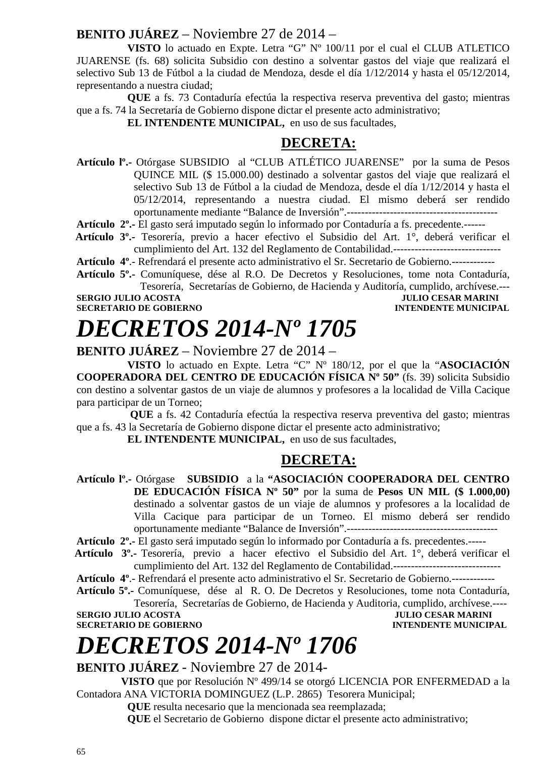**BENITO JUÁREZ** – Noviembre 27 de 2014 –

**VISTO** lo actuado en Expte. Letra “G” Nº 100/11 por el cual el CLUB ATLETICO JUARENSE (fs. 68) solicita Subsidio con destino a solventar gastos del viaje que realizará el selectivo Sub 13 de Fútbol a la ciudad de Mendoza, desde el día 1/12/2014 y hasta el 05/12/2014, representando a nuestra ciudad;

**QUE** a fs. 73 Contaduría efectúa la respectiva reserva preventiva del gasto; mientras que a fs. 74 la Secretaría de Gobierno dispone dictar el presente acto administrativo;

**EL INTENDENTE MUNICIPAL,** en uso de sus facultades,

**DECRETA:**

**Artículo lº.-** Otórgase SUBSIDIO al “CLUB ATLÉTICO JUARENSE” por la suma de Pesos QUINCE MIL ($ 15.000.00) destinado a solventar gastos del viaje que realizará el selectivo Sub 13 de Fútbol a la ciudad de Mendoza, desde el día 1/12/2014 y hasta el 05/12/2014, representando a nuestra ciudad. El mismo deberá ser rendido oportunamente mediante “Balance de Inversión”.------------------------------------------

**Artículo 2º.-** El gasto será imputado según lo informado por Contaduría a fs. precedente.------

**Artículo 3º.-** Tesorería, previo a hacer efectivo el Subsidio del Art. 1°, deberá verificar el cumplimiento del Art. 132 del Reglamento de Contabilidad.------------------------------

**Artículo 4º**.- Refrendará el presente acto administrativo el Sr. Secretario de Gobierno.------------

**Artículo 5º.-** Comuníquese, dése al R.O. De Decretos y Resoluciones, tome nota Contaduría, Tesorería, Secretarías de Gobierno, de Hacienda y Auditoría, cumplido, archívese.---

**SERGIO JULIO ACOSTA** — **JULIO CESAR MARINI**
**SECRETARIO DE GOBIERNO** — **INTENDENTE MUNICIPAL**

# *DECRETOS 2014-Nº 1705*

**BENITO JUÁREZ** – Noviembre 27 de 2014 –

**VISTO** lo actuado en Expte. Letra “C” Nº 180/12, por el que la “**ASOCIACIÓN COOPERADORA DEL CENTRO DE EDUCACIÓN FÍSICA Nº 50”** (fs. 39) solicita Subsidio con destino a solventar gastos de un viaje de alumnos y profesores a la localidad de Villa Cacique para participar de un Torneo;

**QUE** a fs. 42 Contaduría efectúa la respectiva reserva preventiva del gasto; mientras que a fs. 43 la Secretaría de Gobierno dispone dictar el presente acto administrativo;

**EL INTENDENTE MUNICIPAL,** en uso de sus facultades,

**DECRETA:**

**Artículo lº.-** Otórgase **SUBSIDIO** a la **“ASOCIACIÓN COOPERADORA DEL CENTRO DE EDUCACIÓN FÍSICA Nº 50”** por la suma de **Pesos UN MIL ($ 1.000,00)** destinado a solventar gastos de un viaje de alumnos y profesores a la localidad de Villa Cacique para participar de un Torneo. El mismo deberá ser rendido oportunamente mediante “Balance de Inversión”.------------------------------------------

**Artículo 2º.-** El gasto será imputado según lo informado por Contaduría a fs. precedentes.-----

**Artículo 3º.-** Tesorería, previo a hacer efectivo el Subsidio del Art. 1°, deberá verificar el cumplimiento del Art. 132 del Reglamento de Contabilidad.------------------------------

**Artículo 4º**.- Refrendará el presente acto administrativo el Sr. Secretario de Gobierno.------------

**Artículo 5º.-** Comuníquese, dése al R. O. De Decretos y Resoluciones, tome nota Contaduría, Tesorería, Secretarías de Gobierno, de Hacienda y Auditoria, cumplido, archívese.----

**SERGIO JULIO ACOSTA** — **JULIO CESAR MARINI**
**SECRETARIO DE GOBIERNO** — **INTENDENTE MUNICIPAL**

# *DECRETOS 2014-Nº 1706*

**BENITO JUÁREZ** - Noviembre 27 de 2014-

**VISTO** que por Resolución Nº 499/14 se otorgó LICENCIA POR ENFERMEDAD a la Contadora ANA VICTORIA DOMINGUEZ (L.P. 2865) Tesorera Municipal;

**QUE** resulta necesario que la mencionada sea reemplazada;

**QUE** el Secretario de Gobierno dispone dictar el presente acto administrativo;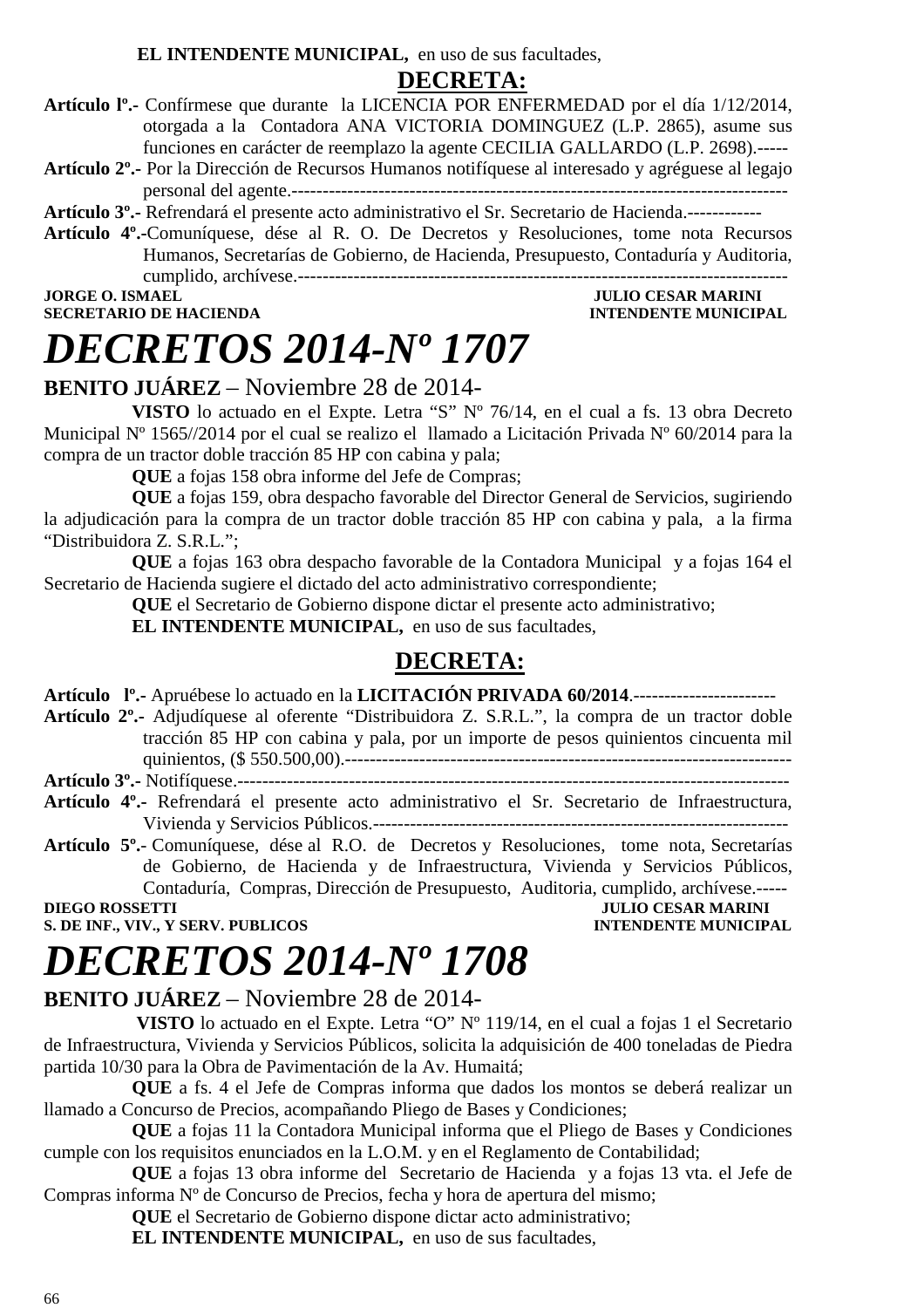**EL INTENDENTE MUNICIPAL,** en uso de sus facultades,

**DECRETA:**

**Artículo lº.-** Confírmese que durante la LICENCIA POR ENFERMEDAD por el día 1/12/2014, otorgada a la Contadora ANA VICTORIA DOMINGUEZ (L.P. 2865), asume sus funciones en carácter de reemplazo la agente CECILIA GALLARDO (L.P. 2698).-----

**Artículo 2º.-** Por la Dirección de Recursos Humanos notifíquese al interesado y agréguese al legajo personal del agente.--------------------------------------------------------------------------------

**Artículo 3º.-** Refrendará el presente acto administrativo el Sr. Secretario de Hacienda.------------

**Artículo 4º.-**Comuníquese, dése al R. O. De Decretos y Resoluciones, tome nota Recursos Humanos, Secretarías de Gobierno, de Hacienda, Presupuesto, Contaduría y Auditoria, cumplido, archívese.--------------------------------------------------------------------------------

**JORGE O. ISMAEL** — **JULIO CESAR MARINI**
**SECRETARIO DE HACIENDA** — **INTENDENTE MUNICIPAL**

# *DECRETOS 2014-Nº 1707*

**BENITO JUÁREZ** – Noviembre 28 de 2014-

**VISTO** lo actuado en el Expte. Letra "S" Nº 76/14, en el cual a fs. 13 obra Decreto Municipal Nº 1565//2014 por el cual se realizo el llamado a Licitación Privada Nº 60/2014 para la compra de un tractor doble tracción 85 HP con cabina y pala;

**QUE** a fojas 158 obra informe del Jefe de Compras;

**QUE** a fojas 159, obra despacho favorable del Director General de Servicios, sugiriendo la adjudicación para la compra de un tractor doble tracción 85 HP con cabina y pala, a la firma "Distribuidora Z. S.R.L.";

**QUE** a fojas 163 obra despacho favorable de la Contadora Municipal y a fojas 164 el Secretario de Hacienda sugiere el dictado del acto administrativo correspondiente;

**QUE** el Secretario de Gobierno dispone dictar el presente acto administrativo;

**EL INTENDENTE MUNICIPAL,** en uso de sus facultades,

**DECRETA:**

**Artículo lº.-** Apruébese lo actuado en la **LICITACIÓN PRIVADA 60/2014**.-----------------------

**Artículo 2º.-** Adjudíquese al oferente "Distribuidora Z. S.R.L.", la compra de un tractor doble tracción 85 HP con cabina y pala, por un importe de pesos quinientos cincuenta mil quinientos, ($ 550.500,00).------------------------------------------------------------------------------

**Artículo 3º.-** Notifíquese.-------------------------------------------------------------------------------------

**Artículo 4º.-** Refrendará el presente acto administrativo el Sr. Secretario de Infraestructura, Vivienda y Servicios Públicos.-------------------------------------------------------------------

**Artículo 5º.-** Comuníquese, dése al R.O. de Decretos y Resoluciones, tome nota, Secretarías de Gobierno, de Hacienda y de Infraestructura, Vivienda y Servicios Públicos, Contaduría, Compras, Dirección de Presupuesto, Auditoria, cumplido, archívese.-----

**DIEGO ROSSETTI** — **JULIO CESAR MARINI**
**S. DE INF., VIV., Y SERV. PUBLICOS** — **INTENDENTE MUNICIPAL**

# *DECRETOS 2014-Nº 1708*

**BENITO JUÁREZ** – Noviembre 28 de 2014-

**VISTO** lo actuado en el Expte. Letra "O" Nº 119/14, en el cual a fojas 1 el Secretario de Infraestructura, Vivienda y Servicios Públicos, solicita la adquisición de 400 toneladas de Piedra partida 10/30 para la Obra de Pavimentación de la Av. Humaitá;

**QUE** a fs. 4 el Jefe de Compras informa que dados los montos se deberá realizar un llamado a Concurso de Precios, acompañando Pliego de Bases y Condiciones;

**QUE** a fojas 11 la Contadora Municipal informa que el Pliego de Bases y Condiciones cumple con los requisitos enunciados en la L.O.M. y en el Reglamento de Contabilidad;

**QUE** a fojas 13 obra informe del Secretario de Hacienda y a fojas 13 vta. el Jefe de Compras informa Nº de Concurso de Precios, fecha y hora de apertura del mismo;

**QUE** el Secretario de Gobierno dispone dictar acto administrativo;

**EL INTENDENTE MUNICIPAL,** en uso de sus facultades,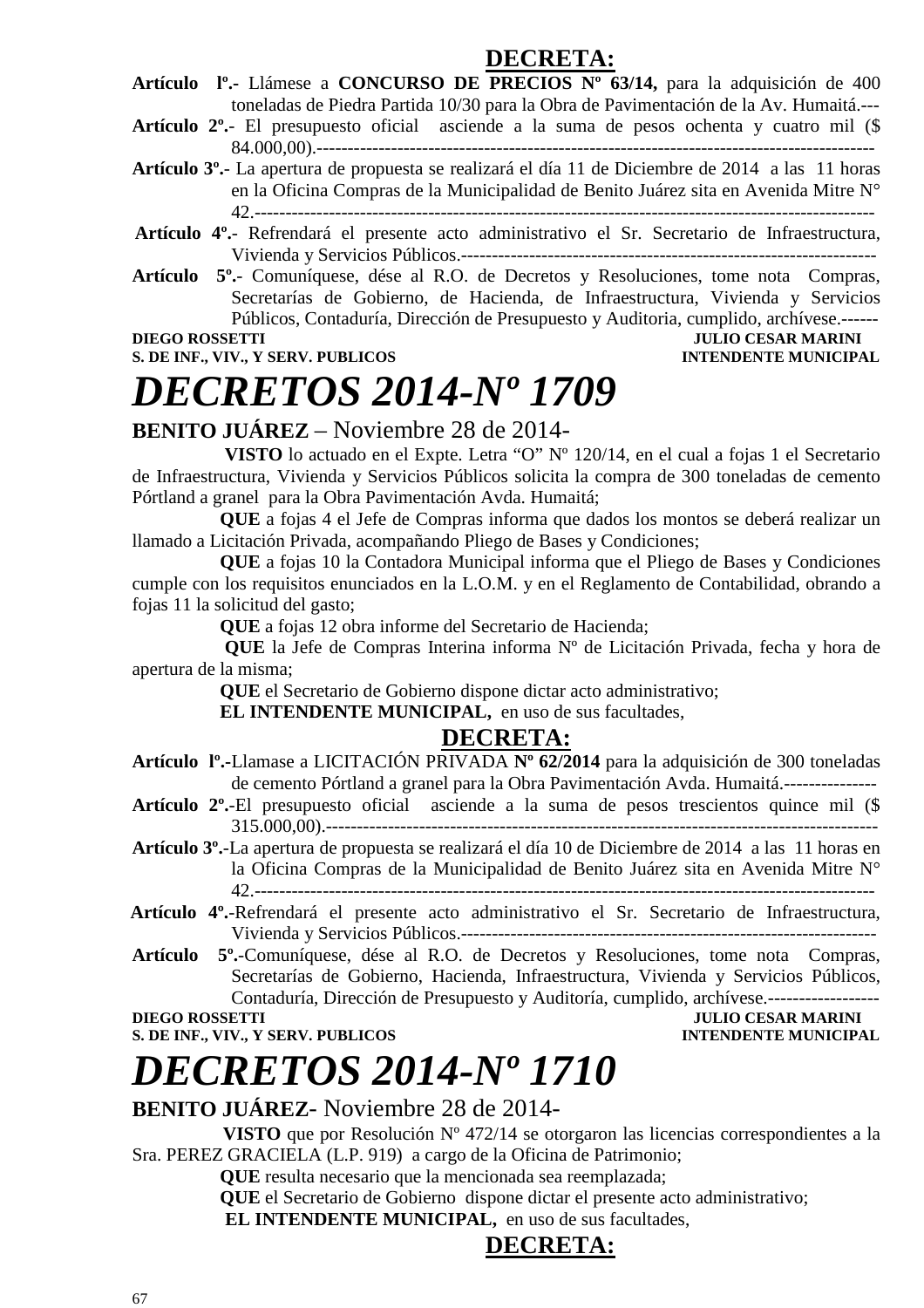**DECRETA:**

**Artículo lº.-** Llámese a **CONCURSO DE PRECIOS Nº 63/14,** para la adquisición de 400 toneladas de Piedra Partida 10/30 para la Obra de Pavimentación de la Av. Humaitá.---

**Artículo 2º.-** El presupuesto oficial asciende a la suma de pesos ochenta y cuatro mil ($ 84.000,00).------------------------------------------------------------------------------------------

**Artículo 3º.-** La apertura de propuesta se realizará el día 11 de Diciembre de 2014 a las 11 horas en la Oficina Compras de la Municipalidad de Benito Juárez sita en Avenida Mitre N° 42.-----------------------------------------------------------------------------------------------

**Artículo 4º.-** Refrendará el presente acto administrativo el Sr. Secretario de Infraestructura, Vivienda y Servicios Públicos.-----------------------------------------------------------------

**Artículo 5º.-** Comuníquese, dése al R.O. de Decretos y Resoluciones, tome nota Compras, Secretarías de Gobierno, de Hacienda, de Infraestructura, Vivienda y Servicios Públicos, Contaduría, Dirección de Presupuesto y Auditoria, cumplido, archívese.------

**DIEGO ROSSETTI** — **S. DE INF., VIV., Y SERV. PUBLICOS**
**JULIO CESAR MARINI** — **INTENDENTE MUNICIPAL**

# *DECRETOS 2014-Nº 1709*

**BENITO JUÁREZ** – Noviembre 28 de 2014-

**VISTO** lo actuado en el Expte. Letra "O" Nº 120/14, en el cual a fojas 1 el Secretario de Infraestructura, Vivienda y Servicios Públicos solicita la compra de 300 toneladas de cemento Pórtland a granel para la Obra Pavimentación Avda. Humaitá;

**QUE** a fojas 4 el Jefe de Compras informa que dados los montos se deberá realizar un llamado a Licitación Privada, acompañando Pliego de Bases y Condiciones;

**QUE** a fojas 10 la Contadora Municipal informa que el Pliego de Bases y Condiciones cumple con los requisitos enunciados en la L.O.M. y en el Reglamento de Contabilidad, obrando a fojas 11 la solicitud del gasto;

**QUE** a fojas 12 obra informe del Secretario de Hacienda;

**QUE** la Jefe de Compras Interina informa Nº de Licitación Privada, fecha y hora de apertura de la misma;

**QUE** el Secretario de Gobierno dispone dictar acto administrativo;

**EL INTENDENTE MUNICIPAL,** en uso de sus facultades,

**DECRETA:**

**Artículo lº.-**Llamase a LICITACIÓN PRIVADA **Nº 62/2014** para la adquisición de 300 toneladas de cemento Pórtland a granel para la Obra Pavimentación Avda. Humaitá.---------------

**Artículo 2º.-**El presupuesto oficial asciende a la suma de pesos trescientos quince mil ($ 315.000,00).-----------------------------------------------------------------------------------------

**Artículo 3º.-**La apertura de propuesta se realizará el día 10 de Diciembre de 2014 a las 11 horas en la Oficina Compras de la Municipalidad de Benito Juárez sita en Avenida Mitre N° 42.-----------------------------------------------------------------------------------------------

**Artículo 4º.-**Refrendará el presente acto administrativo el Sr. Secretario de Infraestructura, Vivienda y Servicios Públicos.-----------------------------------------------------------------

**Artículo 5º.-**Comuníquese, dése al R.O. de Decretos y Resoluciones, tome nota Compras, Secretarías de Gobierno, Hacienda, Infraestructura, Vivienda y Servicios Públicos, Contaduría, Dirección de Presupuesto y Auditoría, cumplido, archívese.------------------

**DIEGO ROSSETTI** — **S. DE INF., VIV., Y SERV. PUBLICOS**
**JULIO CESAR MARINI** — **INTENDENTE MUNICIPAL**

# *DECRETOS 2014-Nº 1710*

**BENITO JUÁREZ**- Noviembre 28 de 2014-

**VISTO** que por Resolución Nº 472/14 se otorgaron las licencias correspondientes a la Sra. PEREZ GRACIELA (L.P. 919) a cargo de la Oficina de Patrimonio;

**QUE** resulta necesario que la mencionada sea reemplazada;

**QUE** el Secretario de Gobierno dispone dictar el presente acto administrativo;

**EL INTENDENTE MUNICIPAL,** en uso de sus facultades,

**DECRETA:**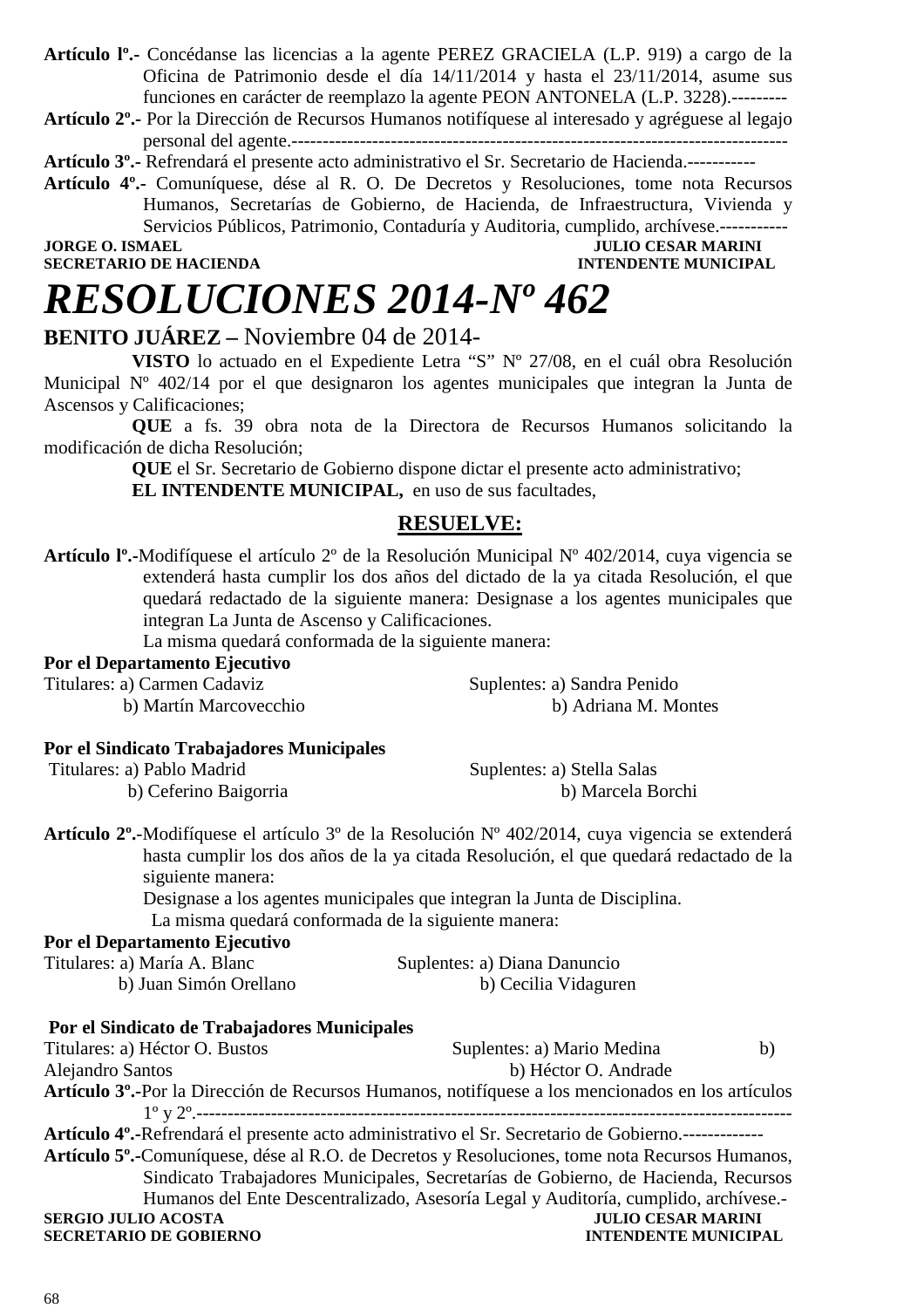**Artículo lº.-** Concédanse las licencias a la agente PEREZ GRACIELA (L.P. 919) a cargo de la Oficina de Patrimonio desde el día 14/11/2014 y hasta el 23/11/2014, asume sus funciones en carácter de reemplazo la agente PEON ANTONELA (L.P. 3228).---------

**Artículo 2º.-** Por la Dirección de Recursos Humanos notifíquese al interesado y agréguese al legajo personal del agente.-------------------------------------------------------------------------------

**Artículo 3º.-** Refrendará el presente acto administrativo el Sr. Secretario de Hacienda.-----------

**Artículo 4º.-** Comuníquese, dése al R. O. De Decretos y Resoluciones, tome nota Recursos Humanos, Secretarías de Gobierno, de Hacienda, de Infraestructura, Vivienda y Servicios Públicos, Patrimonio, Contaduría y Auditoria, cumplido, archívese.-----------

**JORGE O. ISMAEL** — **SECRETARIO DE HACIENDA**

**JULIO CESAR MARINI** — **INTENDENTE MUNICIPAL**

# *RESOLUCIONES 2014-Nº 462*

**BENITO JUÁREZ –** Noviembre 04 de 2014-

**VISTO** lo actuado en el Expediente Letra “S” Nº 27/08, en el cuál obra Resolución Municipal Nº 402/14 por el que designaron los agentes municipales que integran la Junta de Ascensos y Calificaciones;

**QUE** a fs. 39 obra nota de la Directora de Recursos Humanos solicitando la modificación de dicha Resolución;

**QUE** el Sr. Secretario de Gobierno dispone dictar el presente acto administrativo;

**EL INTENDENTE MUNICIPAL,** en uso de sus facultades,

**RESUELVE:**

**Artículo lº.-**Modifíquese el artículo 2º de la Resolución Municipal Nº 402/2014, cuya vigencia se extenderá hasta cumplir los dos años del dictado de la ya citada Resolución, el que quedará redactado de la siguiente manera: Designase a los agentes municipales que integran La Junta de Ascenso y Calificaciones.

La misma quedará conformada de la siguiente manera:

**Por el Departamento Ejecutivo**

Titulares: a) Carmen Cadaviz — Suplentes: a) Sandra Penido
b) Martín Marcovecchio — b) Adriana M. Montes

**Por el Sindicato Trabajadores Municipales**

Titulares: a) Pablo Madrid — Suplentes: a) Stella Salas
b) Ceferino Baigorria — b) Marcela Borchi

**Artículo 2º.-**Modifíquese el artículo 3º de la Resolución Nº 402/2014, cuya vigencia se extenderá hasta cumplir los dos años de la ya citada Resolución, el que quedará redactado de la siguiente manera:

Designase a los agentes municipales que integran la Junta de Disciplina.

La misma quedará conformada de la siguiente manera:

**Por el Departamento Ejecutivo**

Titulares: a) María A. Blanc — Suplentes: a) Diana Danuncio
b) Juan Simón Orellano — b) Cecilia Vidaguren

**Por el Sindicato de Trabajadores Municipales**

Titulares: a) Héctor O. Bustos — Suplentes: a) Mario Medina
b) Alejandro Santos — b) Héctor O. Andrade

**Artículo 3º.-**Por la Dirección de Recursos Humanos, notifíquese a los mencionados en los artículos 1º y 2º.-----------------------------------------------------------------------------------------------

**Artículo 4º.-**Refrendará el presente acto administrativo el Sr. Secretario de Gobierno.-------------

**Artículo 5º.-**Comuníquese, dése al R.O. de Decretos y Resoluciones, tome nota Recursos Humanos, Sindicato Trabajadores Municipales, Secretarías de Gobierno, de Hacienda, Recursos Humanos del Ente Descentralizado, Asesoría Legal y Auditoría, cumplido, archívese.-

**SERGIO JULIO ACOSTA** — **SECRETARIO DE GOBIERNO**

**JULIO CESAR MARINI** — **INTENDENTE MUNICIPAL**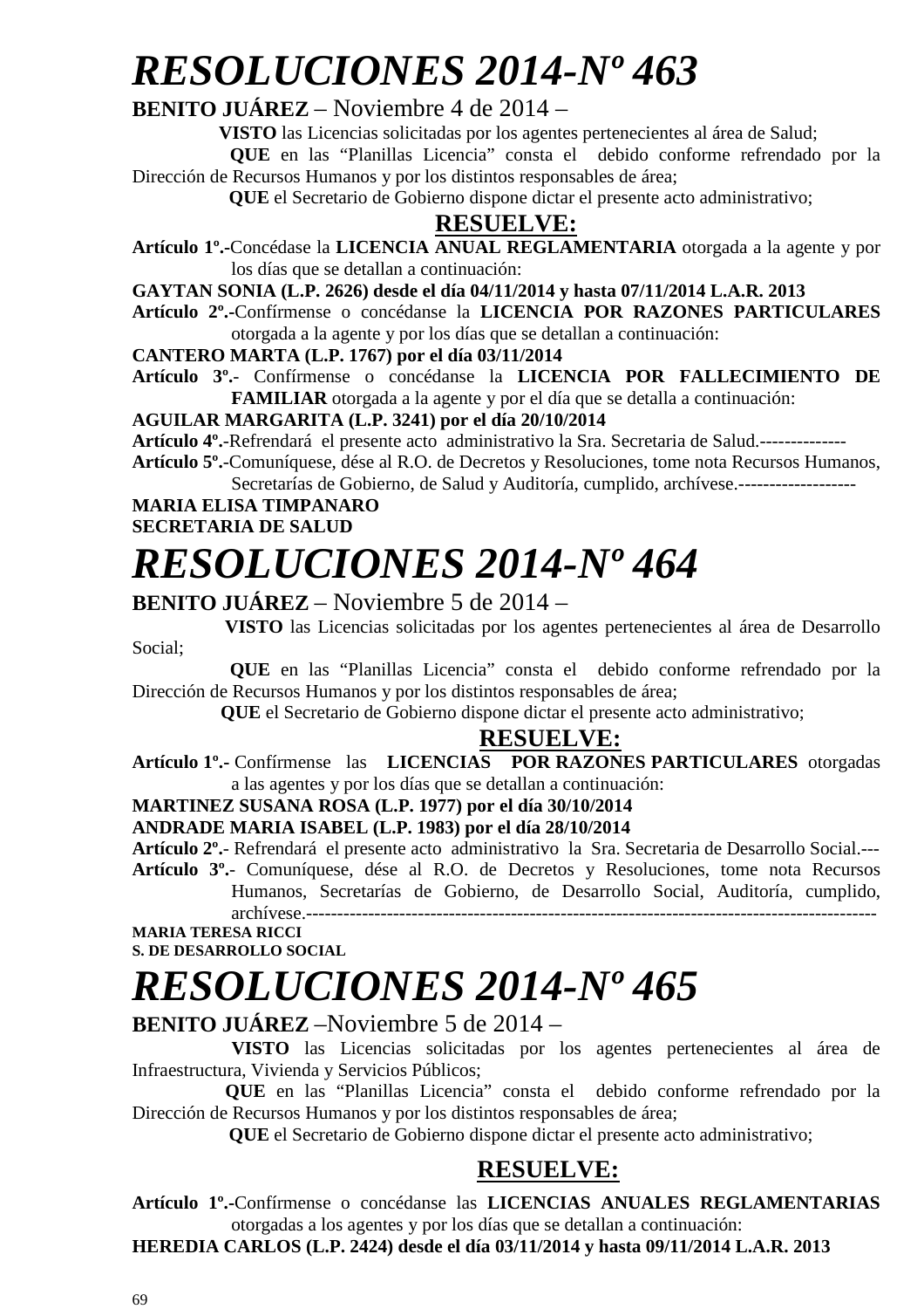# *RESOLUCIONES 2014-Nº 463*

**BENITO JUÁREZ** – Noviembre 4 de 2014 –

**VISTO** las Licencias solicitadas por los agentes pertenecientes al área de Salud;

**QUE** en las "Planillas Licencia" consta el debido conforme refrendado por la Dirección de Recursos Humanos y por los distintos responsables de área;

**QUE** el Secretario de Gobierno dispone dictar el presente acto administrativo;

**RESUELVE:**

**Artículo 1º.-**Concédase la **LICENCIA ANUAL REGLAMENTARIA** otorgada a la agente y por los días que se detallan a continuación:

**GAYTAN SONIA (L.P. 2626) desde el día 04/11/2014 y hasta 07/11/2014 L.A.R. 2013**

**Artículo 2º.-**Confírmense o concédanse la **LICENCIA POR RAZONES PARTICULARES** otorgada a la agente y por los días que se detallan a continuación:

**CANTERO MARTA (L.P. 1767) por el día 03/11/2014**

**Artículo 3º.**- Confírmense o concédanse la **LICENCIA POR FALLECIMIENTO DE FAMILIAR** otorgada a la agente y por el día que se detalla a continuación:

**AGUILAR MARGARITA (L.P. 3241) por el día 20/10/2014**

**Artículo 4º.-**Refrendará el presente acto administrativo la Sra. Secretaria de Salud.--------------

**Artículo 5º.-**Comuníquese, dése al R.O. de Decretos y Resoluciones, tome nota Recursos Humanos, Secretarías de Gobierno, de Salud y Auditoría, cumplido, archívese.-------------------

**MARIA ELISA TIMPANARO**
**SECRETARIA DE SALUD**

# *RESOLUCIONES 2014-Nº 464*

**BENITO JUÁREZ** – Noviembre 5 de 2014 –

**VISTO** las Licencias solicitadas por los agentes pertenecientes al área de Desarrollo Social;

**QUE** en las "Planillas Licencia" consta el debido conforme refrendado por la Dirección de Recursos Humanos y por los distintos responsables de área;

**QUE** el Secretario de Gobierno dispone dictar el presente acto administrativo;

**RESUELVE:**

**Artículo 1º.-** Confírmense las **LICENCIAS POR RAZONES PARTICULARES** otorgadas a las agentes y por los días que se detallan a continuación:

**MARTINEZ SUSANA ROSA (L.P. 1977) por el día 30/10/2014**
**ANDRADE MARIA ISABEL (L.P. 1983) por el día 28/10/2014**

**Artículo 2º.-** Refrendará el presente acto administrativo la Sra. Secretaria de Desarrollo Social.---

**Artículo 3º.**- Comuníquese, dése al R.O. de Decretos y Resoluciones, tome nota Recursos Humanos, Secretarías de Gobierno, de Desarrollo Social, Auditoría, cumplido, archívese.------------------------------------------------------------------------------------------

**MARIA TERESA RICCI**
**S. DE DESARROLLO SOCIAL**

# *RESOLUCIONES 2014-Nº 465*

**BENITO JUÁREZ** –Noviembre 5 de 2014 –

**VISTO** las Licencias solicitadas por los agentes pertenecientes al área de Infraestructura, Vivienda y Servicios Públicos;

**QUE** en las "Planillas Licencia" consta el debido conforme refrendado por la Dirección de Recursos Humanos y por los distintos responsables de área;

**QUE** el Secretario de Gobierno dispone dictar el presente acto administrativo;

**RESUELVE:**

**Artículo 1º.-**Confírmense o concédanse las **LICENCIAS ANUALES REGLAMENTARIAS** otorgadas a los agentes y por los días que se detallan a continuación:

**HEREDIA CARLOS (L.P. 2424) desde el día 03/11/2014 y hasta 09/11/2014 L.A.R. 2013**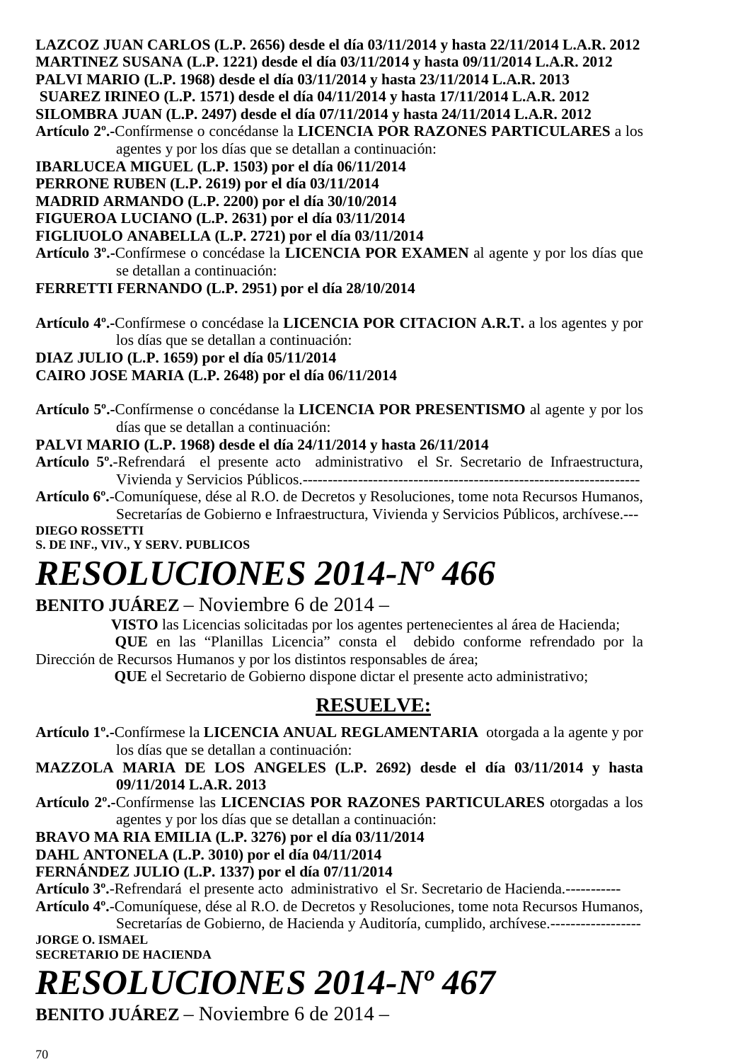**LAZCOZ JUAN CARLOS (L.P. 2656) desde el día 03/11/2014 y hasta 22/11/2014 L.A.R. 2012**
**MARTINEZ SUSANA (L.P. 1221) desde el día 03/11/2014 y hasta 09/11/2014 L.A.R. 2012**
**PALVI MARIO (L.P. 1968) desde el día 03/11/2014 y hasta 23/11/2014 L.A.R. 2013**
**SUAREZ IRINEO (L.P. 1571) desde el día 04/11/2014 y hasta 17/11/2014 L.A.R. 2012**
**SILOMBRA JUAN (L.P. 2497) desde el día 07/11/2014 y hasta 24/11/2014 L.A.R. 2012**

**Artículo 2º.-**Confírmense o concédanse la **LICENCIA POR RAZONES PARTICULARES** a los agentes y por los días que se detallan a continuación:

**IBARLUCEA MIGUEL (L.P. 1503) por el día 06/11/2014**
**PERRONE RUBEN (L.P. 2619) por el día 03/11/2014**
**MADRID ARMANDO (L.P. 2200) por el día 30/10/2014**
**FIGUEROA LUCIANO (L.P. 2631) por el día 03/11/2014**
**FIGLIUOLO ANABELLA (L.P. 2721) por el día 03/11/2014**

**Artículo 3º.-**Confírmese o concédase la **LICENCIA POR EXAMEN** al agente y por los días que se detallan a continuación:

**FERRETTI FERNANDO (L.P. 2951) por el día 28/10/2014**

**Artículo 4º.-**Confírmese o concédase la **LICENCIA POR CITACION A.R.T.** a los agentes y por los días que se detallan a continuación:

**DIAZ JULIO (L.P. 1659) por el día 05/11/2014**
**CAIRO JOSE MARIA (L.P. 2648) por el día 06/11/2014**

**Artículo 5º.-**Confírmense o concédanse la **LICENCIA POR PRESENTISMO** al agente y por los días que se detallan a continuación:

**PALVI MARIO (L.P. 1968) desde el día 24/11/2014 y hasta 26/11/2014**

**Artículo 5º.-**Refrendará el presente acto administrativo el Sr. Secretario de Infraestructura, Vivienda y Servicios Públicos.-------------------------------------------------------------------

**Artículo 6º.-**Comuníquese, dése al R.O. de Decretos y Resoluciones, tome nota Recursos Humanos, Secretarías de Gobierno e Infraestructura, Vivienda y Servicios Públicos, archívese.---

**DIEGO ROSSETTI**
**S. DE INF., VIV., Y SERV. PUBLICOS**

# *RESOLUCIONES 2014-Nº 466*

**BENITO JUÁREZ** – Noviembre 6 de 2014 –

**VISTO** las Licencias solicitadas por los agentes pertenecientes al área de Hacienda;

**QUE** en las "Planillas Licencia" consta el debido conforme refrendado por la Dirección de Recursos Humanos y por los distintos responsables de área;

**QUE** el Secretario de Gobierno dispone dictar el presente acto administrativo;

## RESUELVE:

**Artículo 1º.-**Confírmese la **LICENCIA ANUAL REGLAMENTARIA** otorgada a la agente y por los días que se detallan a continuación:

**MAZZOLA MARIA DE LOS ANGELES (L.P. 2692) desde el día 03/11/2014 y hasta 09/11/2014 L.A.R. 2013**

**Artículo 2º.-**Confírmense las **LICENCIAS POR RAZONES PARTICULARES** otorgadas a los agentes y por los días que se detallan a continuación:

**BRAVO MA RIA EMILIA (L.P. 3276) por el día 03/11/2014**
**DAHL ANTONELA (L.P. 3010) por el día 04/11/2014**
**FERNÁNDEZ JULIO (L.P. 1337) por el día 07/11/2014**

**Artículo 3º.-**Refrendará el presente acto administrativo el Sr. Secretario de Hacienda.-----------

**Artículo 4º.-**Comuníquese, dése al R.O. de Decretos y Resoluciones, tome nota Recursos Humanos, Secretarías de Gobierno, de Hacienda y Auditoría, cumplido, archívese.------------------

**JORGE O. ISMAEL**
**SECRETARIO DE HACIENDA**

# *RESOLUCIONES 2014-Nº 467*

**BENITO JUÁREZ** – Noviembre 6 de 2014 –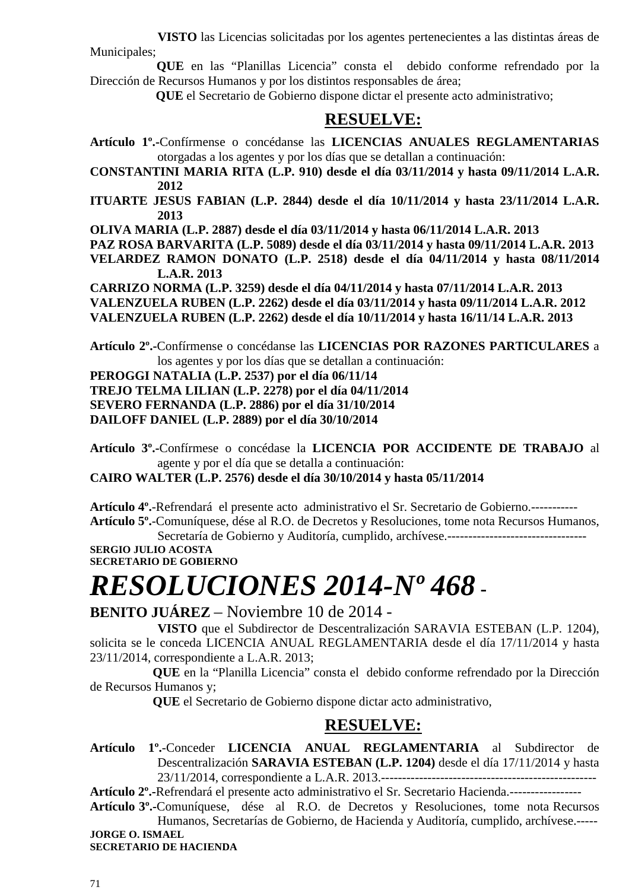**VISTO** las Licencias solicitadas por los agentes pertenecientes a las distintas áreas de Municipales;

**QUE** en las "Planillas Licencia" consta el debido conforme refrendado por la Dirección de Recursos Humanos y por los distintos responsables de área;

**QUE** el Secretario de Gobierno dispone dictar el presente acto administrativo;

## RESUELVE:

**Artículo 1º.-**Confírmense o concédanse las **LICENCIAS ANUALES REGLAMENTARIAS** otorgadas a los agentes y por los días que se detallan a continuación:

**CONSTANTINI MARIA RITA (L.P. 910) desde el día 03/11/2014 y hasta 09/11/2014 L.A.R. 2012**
**ITUARTE JESUS FABIAN (L.P. 2844) desde el día 10/11/2014 y hasta 23/11/2014 L.A.R. 2013**
**OLIVA MARIA (L.P. 2887) desde el día 03/11/2014 y hasta 06/11/2014 L.A.R. 2013**
**PAZ ROSA BARVARITA (L.P. 5089) desde el día 03/11/2014 y hasta 09/11/2014 L.A.R. 2013**
**VELARDEZ RAMON DONATO (L.P. 2518) desde el día 04/11/2014 y hasta 08/11/2014 L.A.R. 2013**
**CARRIZO NORMA (L.P. 3259) desde el día 04/11/2014 y hasta 07/11/2014 L.A.R. 2013**
**VALENZUELA RUBEN (L.P. 2262) desde el día 03/11/2014 y hasta 09/11/2014 L.A.R. 2012**
**VALENZUELA RUBEN (L.P. 2262) desde el día 10/11/2014 y hasta 16/11/14 L.A.R. 2013**

**Artículo 2º.-**Confírmense o concédanse las **LICENCIAS POR RAZONES PARTICULARES** a los agentes y por los días que se detallan a continuación:

**PEROGGI NATALIA (L.P. 2537) por el día 06/11/14**
**TREJO TELMA LILIAN (L.P. 2278) por el día 04/11/2014**
**SEVERO FERNANDA (L.P. 2886) por el día 31/10/2014**
**DAILOFF DANIEL (L.P. 2889) por el día 30/10/2014**

**Artículo 3º.-**Confírmese o concédase la **LICENCIA POR ACCIDENTE DE TRABAJO** al agente y por el día que se detalla a continuación:

**CAIRO WALTER (L.P. 2576) desde el día 30/10/2014 y hasta 05/11/2014**

**Artículo 4º.-**Refrendará el presente acto administrativo el Sr. Secretario de Gobierno.-----------

**Artículo 5º.-**Comuníquese, dése al R.O. de Decretos y Resoluciones, tome nota Recursos Humanos, Secretaría de Gobierno y Auditoría, cumplido, archívese.---------------------------------

**SERGIO JULIO ACOSTA**
**SECRETARIO DE GOBIERNO**

# *RESOLUCIONES 2014-Nº 468* -

**BENITO JUÁREZ** – Noviembre 10 de 2014 -

**VISTO** que el Subdirector de Descentralización SARAVIA ESTEBAN (L.P. 1204), solicita se le conceda LICENCIA ANUAL REGLAMENTARIA desde el día 17/11/2014 y hasta 23/11/2014, correspondiente a L.A.R. 2013;

**QUE** en la "Planilla Licencia" consta el debido conforme refrendado por la Dirección de Recursos Humanos y;

**QUE** el Secretario de Gobierno dispone dictar acto administrativo,

## RESUELVE:

**Artículo 1º.-**Conceder **LICENCIA ANUAL REGLAMENTARIA** al Subdirector de Descentralización **SARAVIA ESTEBAN (L.P. 1204)** desde el día 17/11/2014 y hasta 23/11/2014, correspondiente a L.A.R. 2013.---------------------------------------------------

**Artículo 2º.-**Refrendará el presente acto administrativo el Sr. Secretario Hacienda.-----------------

**Artículo 3º.-**Comuníquese, dése al R.O. de Decretos y Resoluciones, tome nota Recursos Humanos, Secretarías de Gobierno, de Hacienda y Auditoría, cumplido, archívese.-----

**JORGE O. ISMAEL**
**SECRETARIO DE HACIENDA**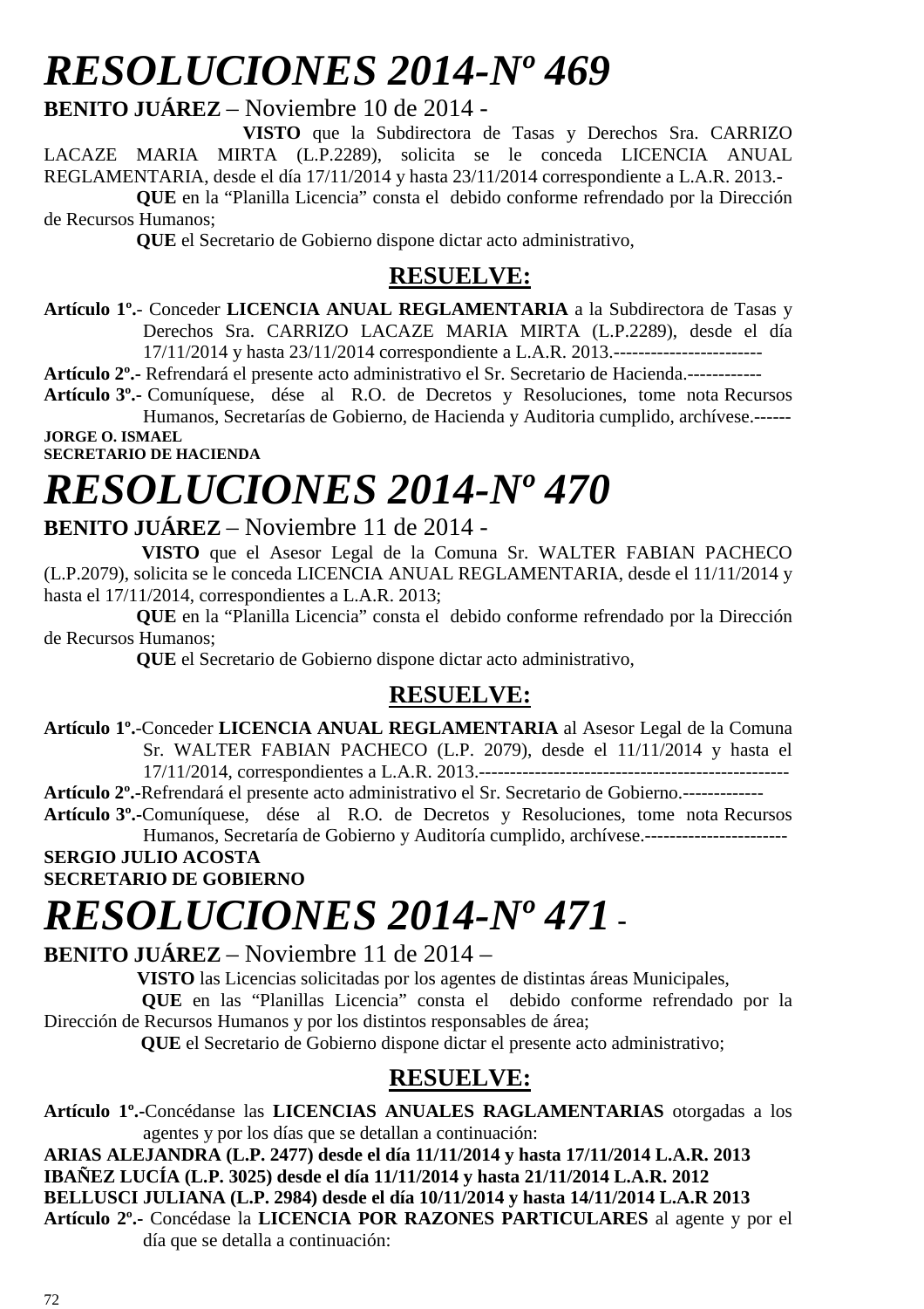# *RESOLUCIONES 2014-Nº 469*

**BENITO JUÁREZ** – Noviembre 10 de 2014 -

**VISTO** que la Subdirectora de Tasas y Derechos Sra. CARRIZO LACAZE MARIA MIRTA (L.P.2289), solicita se le conceda LICENCIA ANUAL REGLAMENTARIA, desde el día 17/11/2014 y hasta 23/11/2014 correspondiente a L.A.R. 2013.-

**QUE** en la "Planilla Licencia" consta el debido conforme refrendado por la Dirección de Recursos Humanos;

**QUE** el Secretario de Gobierno dispone dictar acto administrativo,

## RESUELVE:

**Artículo 1º.-** Conceder **LICENCIA ANUAL REGLAMENTARIA** a la Subdirectora de Tasas y Derechos Sra. CARRIZO LACAZE MARIA MIRTA (L.P.2289), desde el día 17/11/2014 y hasta 23/11/2014 correspondiente a L.A.R. 2013.------------------------

**Artículo 2º.-** Refrendará el presente acto administrativo el Sr. Secretario de Hacienda.------------

**Artículo 3º.-** Comuníquese, dése al R.O. de Decretos y Resoluciones, tome nota Recursos Humanos, Secretarías de Gobierno, de Hacienda y Auditoria cumplido, archívese.------

**JORGE O. ISMAEL**
**SECRETARIO DE HACIENDA**

# *RESOLUCIONES 2014-Nº 470*

**BENITO JUÁREZ** – Noviembre 11 de 2014 -

**VISTO** que el Asesor Legal de la Comuna Sr. WALTER FABIAN PACHECO (L.P.2079), solicita se le conceda LICENCIA ANUAL REGLAMENTARIA, desde el 11/11/2014 y hasta el 17/11/2014, correspondientes a L.A.R. 2013;

**QUE** en la "Planilla Licencia" consta el debido conforme refrendado por la Dirección de Recursos Humanos;

**QUE** el Secretario de Gobierno dispone dictar acto administrativo,

## RESUELVE:

**Artículo 1º.-**Conceder **LICENCIA ANUAL REGLAMENTARIA** al Asesor Legal de la Comuna Sr. WALTER FABIAN PACHECO (L.P. 2079), desde el 11/11/2014 y hasta el 17/11/2014, correspondientes a L.A.R. 2013.--------------------------------------------------

**Artículo 2º.-**Refrendará el presente acto administrativo el Sr. Secretario de Gobierno.-------------

**Artículo 3º.-**Comuníquese, dése al R.O. de Decretos y Resoluciones, tome nota Recursos Humanos, Secretaría de Gobierno y Auditoría cumplido, archívese.-----------------------

**SERGIO JULIO ACOSTA**
**SECRETARIO DE GOBIERNO**

# *RESOLUCIONES 2014-Nº 471* -

**BENITO JUÁREZ** – Noviembre 11 de 2014 –

**VISTO** las Licencias solicitadas por los agentes de distintas áreas Municipales,

**QUE** en las "Planillas Licencia" consta el debido conforme refrendado por la Dirección de Recursos Humanos y por los distintos responsables de área;

**QUE** el Secretario de Gobierno dispone dictar el presente acto administrativo;

## RESUELVE:

**Artículo 1º.-**Concédanse las **LICENCIAS ANUALES RAGLAMENTARIAS** otorgadas a los agentes y por los días que se detallan a continuación:

**ARIAS ALEJANDRA (L.P. 2477) desde el día 11/11/2014 y hasta 17/11/2014 L.A.R. 2013**
**IBAÑEZ LUCÍA (L.P. 3025) desde el día 11/11/2014 y hasta 21/11/2014 L.A.R. 2012**
**BELLUSCI JULIANA (L.P. 2984) desde el día 10/11/2014 y hasta 14/11/2014 L.A.R 2013**

**Artículo 2º.-** Concédase la **LICENCIA POR RAZONES PARTICULARES** al agente y por el día que se detalla a continuación: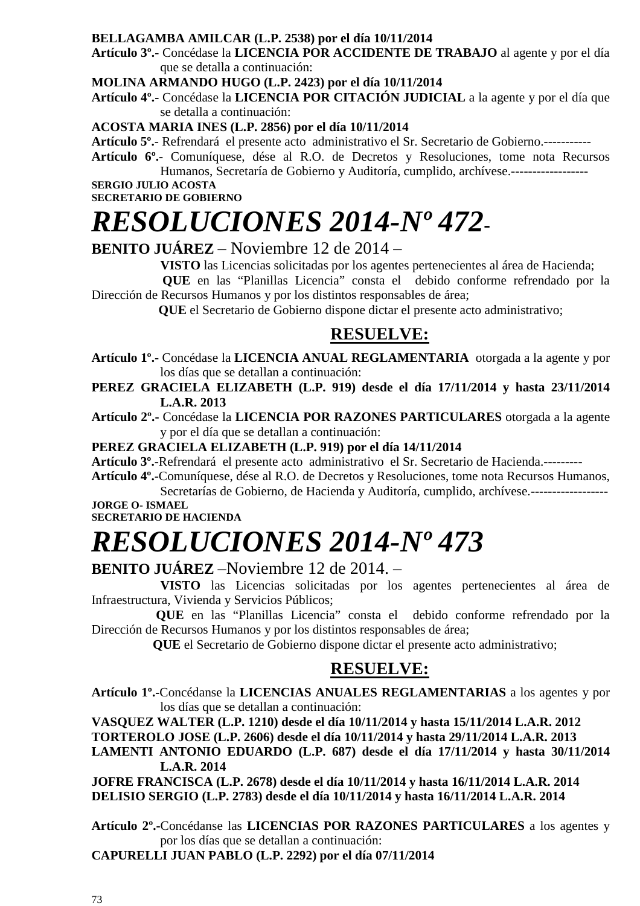**BELLAGAMBA AMILCAR (L.P. 2538) por el día 10/11/2014**

**Artículo 3º.-** Concédase la **LICENCIA POR ACCIDENTE DE TRABAJO** al agente y por el día que se detalla a continuación:

**MOLINA ARMANDO HUGO (L.P. 2423) por el día 10/11/2014**

**Artículo 4º.-** Concédase la **LICENCIA POR CITACIÓN JUDICIAL** a la agente y por el día que se detalla a continuación:

**ACOSTA MARIA INES (L.P. 2856) por el día 10/11/2014**

**Artículo 5º.-** Refrendará el presente acto administrativo el Sr. Secretario de Gobierno.-----------

**Artículo 6º.-** Comuníquese, dése al R.O. de Decretos y Resoluciones, tome nota Recursos Humanos, Secretaría de Gobierno y Auditoría, cumplido, archívese.------------------

**SERGIO JULIO ACOSTA**
**SECRETARIO DE GOBIERNO**

# *RESOLUCIONES 2014-Nº 472-*

**BENITO JUÁREZ** – Noviembre 12 de 2014 –

**VISTO** las Licencias solicitadas por los agentes pertenecientes al área de Hacienda;

**QUE** en las "Planillas Licencia" consta el debido conforme refrendado por la Dirección de Recursos Humanos y por los distintos responsables de área;

**QUE** el Secretario de Gobierno dispone dictar el presente acto administrativo;

## RESUELVE:

**Artículo 1º.-** Concédase la **LICENCIA ANUAL REGLAMENTARIA** otorgada a la agente y por los días que se detallan a continuación:

**PEREZ GRACIELA ELIZABETH (L.P. 919) desde el día 17/11/2014 y hasta 23/11/2014 L.A.R. 2013**

**Artículo 2º.-** Concédase la **LICENCIA POR RAZONES PARTICULARES** otorgada a la agente y por el día que se detallan a continuación:

**PEREZ GRACIELA ELIZABETH (L.P. 919) por el día 14/11/2014**

**Artículo 3º.-**Refrendará el presente acto administrativo el Sr. Secretario de Hacienda.---------

**Artículo 4º.-**Comuníquese, dése al R.O. de Decretos y Resoluciones, tome nota Recursos Humanos, Secretarías de Gobierno, de Hacienda y Auditoría, cumplido, archívese.------------------

**JORGE O- ISMAEL**
**SECRETARIO DE HACIENDA**

# *RESOLUCIONES 2014-Nº 473*

**BENITO JUÁREZ** –Noviembre 12 de 2014. –

**VISTO** las Licencias solicitadas por los agentes pertenecientes al área de Infraestructura, Vivienda y Servicios Públicos;

**QUE** en las "Planillas Licencia" consta el debido conforme refrendado por la Dirección de Recursos Humanos y por los distintos responsables de área;

**QUE** el Secretario de Gobierno dispone dictar el presente acto administrativo;

## RESUELVE:

**Artículo 1º.-**Concédanse la **LICENCIAS ANUALES REGLAMENTARIAS** a los agentes y por los días que se detallan a continuación:

**VASQUEZ WALTER (L.P. 1210) desde el día 10/11/2014 y hasta 15/11/2014 L.A.R. 2012**
**TORTEROLO JOSE (L.P. 2606) desde el día 10/11/2014 y hasta 29/11/2014 L.A.R. 2013**
**LAMENTI ANTONIO EDUARDO (L.P. 687) desde el día 17/11/2014 y hasta 30/11/2014 L.A.R. 2014**
**JOFRE FRANCISCA (L.P. 2678) desde el día 10/11/2014 y hasta 16/11/2014 L.A.R. 2014**
**DELISIO SERGIO (L.P. 2783) desde el día 10/11/2014 y hasta 16/11/2014 L.A.R. 2014**

**Artículo 2º.-**Concédanse las **LICENCIAS POR RAZONES PARTICULARES** a los agentes y por los días que se detallan a continuación:

**CAPURELLI JUAN PABLO (L.P. 2292) por el día 07/11/2014**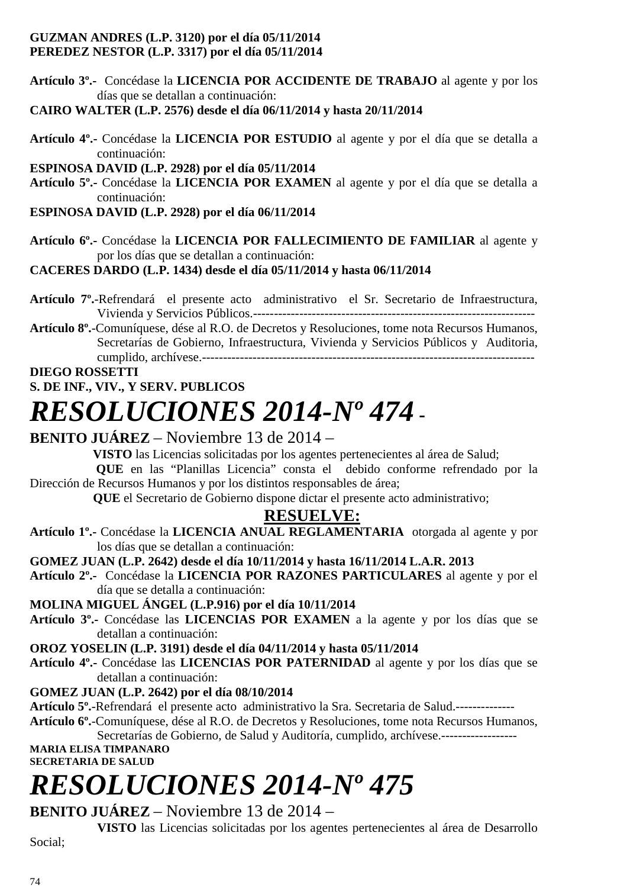**GUZMAN ANDRES (L.P. 3120) por el día 05/11/2014**
**PEREDEZ NESTOR (L.P. 3317) por el día 05/11/2014**

**Artículo 3º.-** Concédase la **LICENCIA POR ACCIDENTE DE TRABAJO** al agente y por los días que se detallan a continuación:
**CAIRO WALTER (L.P. 2576) desde el día 06/11/2014 y hasta 20/11/2014**

**Artículo 4º.-** Concédase la **LICENCIA POR ESTUDIO** al agente y por el día que se detalla a continuación:
**ESPINOSA DAVID (L.P. 2928) por el día 05/11/2014**
**Artículo 5º.-** Concédase la **LICENCIA POR EXAMEN** al agente y por el día que se detalla a continuación:
**ESPINOSA DAVID (L.P. 2928) por el día 06/11/2014**

**Artículo 6º.-** Concédase la **LICENCIA POR FALLECIMIENTO DE FAMILIAR** al agente y por los días que se detallan a continuación:
**CACERES DARDO (L.P. 1434) desde el día 05/11/2014 y hasta 06/11/2014**

**Artículo 7º.-**Refrendará el presente acto administrativo el Sr. Secretario de Infraestructura, Vivienda y Servicios Públicos.-------------------------------------------------------------------
**Artículo 8º.-**Comuníquese, dése al R.O. de Decretos y Resoluciones, tome nota Recursos Humanos, Secretarías de Gobierno, Infraestructura, Vivienda y Servicios Públicos y Auditoria, cumplido, archívese.-------------------------------------------------------------------------------
**DIEGO ROSSETTI**
**S. DE INF., VIV., Y SERV. PUBLICOS**

# *RESOLUCIONES 2014-Nº 474* -

**BENITO JUÁREZ** – Noviembre 13 de 2014 –

**VISTO** las Licencias solicitadas por los agentes pertenecientes al área de Salud;

**QUE** en las "Planillas Licencia" consta el debido conforme refrendado por la Dirección de Recursos Humanos y por los distintos responsables de área;

**QUE** el Secretario de Gobierno dispone dictar el presente acto administrativo;

**RESUELVE:**

**Artículo 1º.-** Concédase la **LICENCIA ANUAL REGLAMENTARIA** otorgada al agente y por los días que se detallan a continuación:
**GOMEZ JUAN (L.P. 2642) desde el día 10/11/2014 y hasta 16/11/2014 L.A.R. 2013**
**Artículo 2º.-** Concédase la **LICENCIA POR RAZONES PARTICULARES** al agente y por el día que se detalla a continuación:
**MOLINA MIGUEL ÁNGEL (L.P.916) por el día 10/11/2014**
**Artículo 3º.-** Concédase las **LICENCIAS POR EXAMEN** a la agente y por los días que se detallan a continuación:
**OROZ YOSELIN (L.P. 3191) desde el día 04/11/2014 y hasta 05/11/2014**
**Artículo 4º.-** Concédase las **LICENCIAS POR PATERNIDAD** al agente y por los días que se detallan a continuación:
**GOMEZ JUAN (L.P. 2642) por el día 08/10/2014**
**Artículo 5º.**-Refrendará el presente acto administrativo la Sra. Secretaria de Salud.--------------
**Artículo 6º.**-Comuníquese, dése al R.O. de Decretos y Resoluciones, tome nota Recursos Humanos, Secretarías de Gobierno, de Salud y Auditoría, cumplido, archívese.------------------
**MARIA ELISA TIMPANARO**
**SECRETARIA DE SALUD**

# *RESOLUCIONES 2014-Nº 475*

**BENITO JUÁREZ** – Noviembre 13 de 2014 –

**VISTO** las Licencias solicitadas por los agentes pertenecientes al área de Desarrollo Social;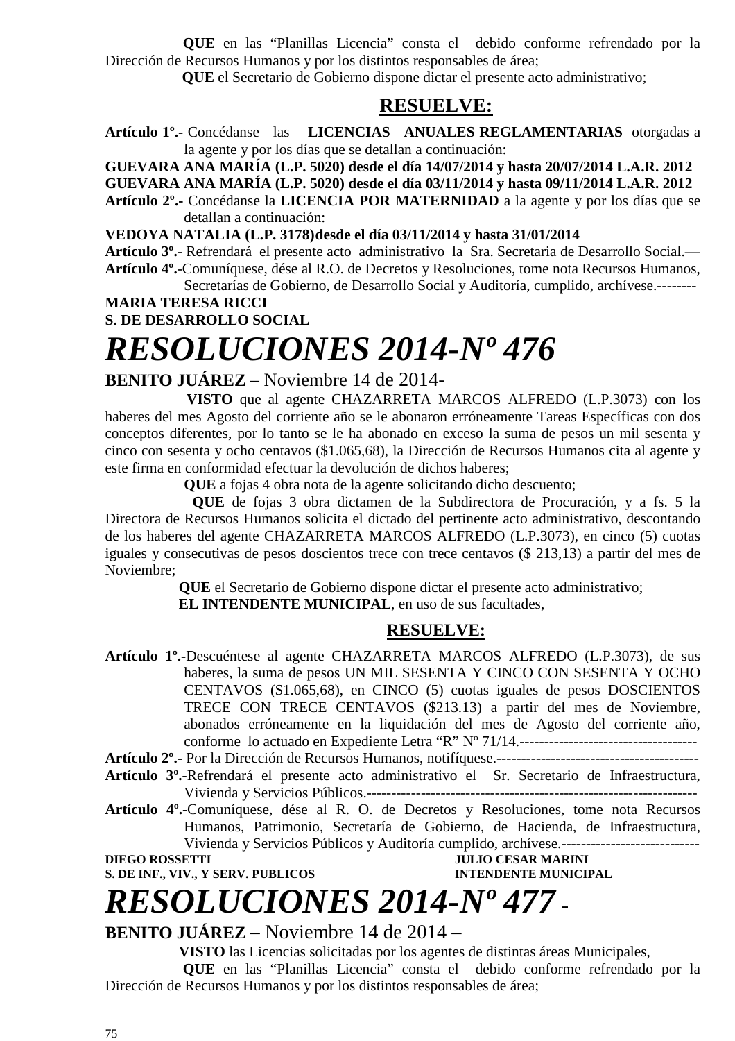**QUE** en las "Planillas Licencia" consta el debido conforme refrendado por la Dirección de Recursos Humanos y por los distintos responsables de área;

**QUE** el Secretario de Gobierno dispone dictar el presente acto administrativo;

**RESUELVE:**

**Artículo 1º.-** Concédanse las **LICENCIAS ANUALES REGLAMENTARIAS** otorgadas a la agente y por los días que se detallan a continuación:

**GUEVARA ANA MARÍA (L.P. 5020) desde el día 14/07/2014 y hasta 20/07/2014 L.A.R. 2012**

**GUEVARA ANA MARÍA (L.P. 5020) desde el día 03/11/2014 y hasta 09/11/2014 L.A.R. 2012**

**Artículo 2º.-** Concédanse la **LICENCIA POR MATERNIDAD** a la agente y por los días que se detallan a continuación:

**VEDOYA NATALIA (L.P. 3178)desde el día 03/11/2014 y hasta 31/01/2014**

**Artículo 3º.-** Refrendará el presente acto administrativo la Sra. Secretaria de Desarrollo Social.—

**Artículo 4º.-**Comuníquese, dése al R.O. de Decretos y Resoluciones, tome nota Recursos Humanos, Secretarías de Gobierno, de Desarrollo Social y Auditoría, cumplido, archívese.--------

**MARIA TERESA RICCI**
**S. DE DESARROLLO SOCIAL**

# *RESOLUCIONES 2014-Nº 476*

**BENITO JUÁREZ –** Noviembre 14 de 2014-

**VISTO** que al agente CHAZARRETA MARCOS ALFREDO (L.P.3073) con los haberes del mes Agosto del corriente año se le abonaron erróneamente Tareas Específicas con dos conceptos diferentes, por lo tanto se le ha abonado en exceso la suma de pesos un mil sesenta y cinco con sesenta y ocho centavos ($1.065,68), la Dirección de Recursos Humanos cita al agente y este firma en conformidad efectuar la devolución de dichos haberes;

**QUE** a fojas 4 obra nota de la agente solicitando dicho descuento;

**QUE** de fojas 3 obra dictamen de la Subdirectora de Procuración, y a fs. 5 la Directora de Recursos Humanos solicita el dictado del pertinente acto administrativo, descontando de los haberes del agente CHAZARRETA MARCOS ALFREDO (L.P.3073), en cinco (5) cuotas iguales y consecutivas de pesos doscientos trece con trece centavos ($ 213,13) a partir del mes de Noviembre;

**QUE** el Secretario de Gobierno dispone dictar el presente acto administrativo;

**EL INTENDENTE MUNICIPAL**, en uso de sus facultades,

**RESUELVE:**

**Artículo 1º.-**Descuéntese al agente CHAZARRETA MARCOS ALFREDO (L.P.3073), de sus haberes, la suma de pesos UN MIL SESENTA Y CINCO CON SESENTA Y OCHO CENTAVOS ($1.065,68), en CINCO (5) cuotas iguales de pesos DOSCIENTOS TRECE CON TRECE CENTAVOS ($213.13) a partir del mes de Noviembre, abonados erróneamente en la liquidación del mes de Agosto del corriente año, conforme lo actuado en Expediente Letra "R" Nº 71/14.------------------------------------

**Artículo 2º.-** Por la Dirección de Recursos Humanos, notifíquese.-----------------------------------------

**Artículo 3º.-**Refrendará el presente acto administrativo el Sr. Secretario de Infraestructura, Vivienda y Servicios Públicos.------------------------------------------------------------------

**Artículo 4º.-**Comuníquese, dése al R. O. de Decretos y Resoluciones, tome nota Recursos Humanos, Patrimonio, Secretaría de Gobierno, de Hacienda, de Infraestructura, Vivienda y Servicios Públicos y Auditoría cumplido, archívese.----------------------------

**DIEGO ROSSETTI**
**S. DE INF., VIV., Y SERV. PUBLICOS**

**JULIO CESAR MARINI**
**INTENDENTE MUNICIPAL**

# *RESOLUCIONES 2014-Nº 477* -

**BENITO JUÁREZ** – Noviembre 14 de 2014 –

**VISTO** las Licencias solicitadas por los agentes de distintas áreas Municipales,

**QUE** en las "Planillas Licencia" consta el debido conforme refrendado por la Dirección de Recursos Humanos y por los distintos responsables de área;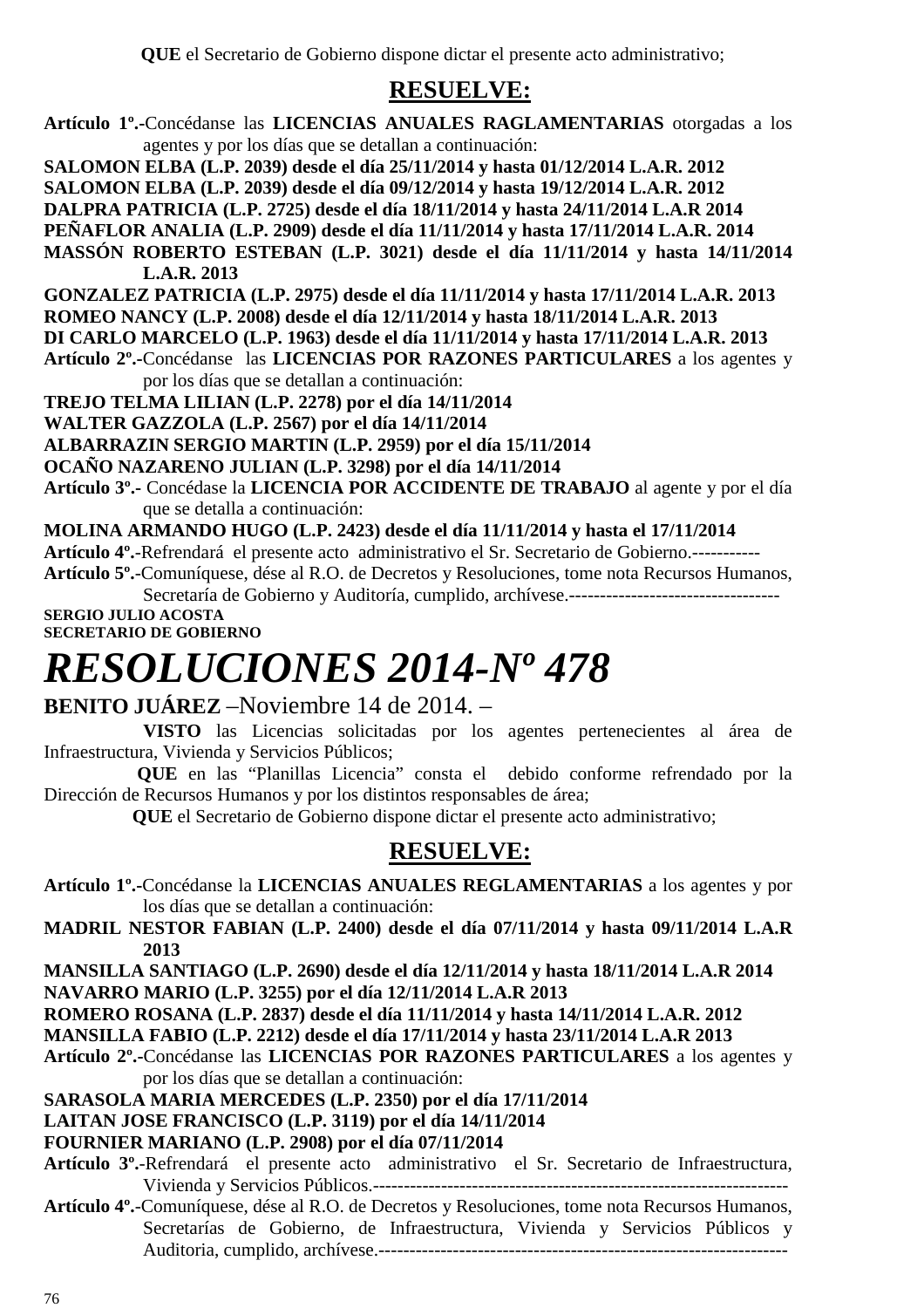**QUE** el Secretario de Gobierno dispone dictar el presente acto administrativo;

## RESUELVE:

**Artículo 1º.-**Concédanse las **LICENCIAS ANUALES RAGLAMENTARIAS** otorgadas a los agentes y por los días que se detallan a continuación:

**SALOMON ELBA (L.P. 2039) desde el día 25/11/2014 y hasta 01/12/2014 L.A.R. 2012**

**SALOMON ELBA (L.P. 2039) desde el día 09/12/2014 y hasta 19/12/2014 L.A.R. 2012**

**DALPRA PATRICIA (L.P. 2725) desde el día 18/11/2014 y hasta 24/11/2014 L.A.R 2014**

**PEÑAFLOR ANALIA (L.P. 2909) desde el día 11/11/2014 y hasta 17/11/2014 L.A.R. 2014**

**MASSÓN ROBERTO ESTEBAN (L.P. 3021) desde el día 11/11/2014 y hasta 14/11/2014 L.A.R. 2013**

**GONZALEZ PATRICIA (L.P. 2975) desde el día 11/11/2014 y hasta 17/11/2014 L.A.R. 2013**

**ROMEO NANCY (L.P. 2008) desde el día 12/11/2014 y hasta 18/11/2014 L.A.R. 2013**

**DI CARLO MARCELO (L.P. 1963) desde el día 11/11/2014 y hasta 17/11/2014 L.A.R. 2013**

**Artículo 2º.-**Concédanse las **LICENCIAS POR RAZONES PARTICULARES** a los agentes y por los días que se detallan a continuación:

**TREJO TELMA LILIAN (L.P. 2278) por el día 14/11/2014**

**WALTER GAZZOLA (L.P. 2567) por el día 14/11/2014**

**ALBARRAZIN SERGIO MARTIN (L.P. 2959) por el día 15/11/2014**

**OCAÑO NAZARENO JULIAN (L.P. 3298) por el día 14/11/2014**

**Artículo 3º.-** Concédase la **LICENCIA POR ACCIDENTE DE TRABAJO** al agente y por el día que se detalla a continuación:

**MOLINA ARMANDO HUGO (L.P. 2423) desde el día 11/11/2014 y hasta el 17/11/2014**

**Artículo 4º.**-Refrendará el presente acto administrativo el Sr. Secretario de Gobierno.-----------

**Artículo 5º.**-Comuníquese, dése al R.O. de Decretos y Resoluciones, tome nota Recursos Humanos, Secretaría de Gobierno y Auditoría, cumplido, archívese.----------------------------------

**SERGIO JULIO ACOSTA**
**SECRETARIO DE GOBIERNO**

# *RESOLUCIONES 2014-Nº 478*

**BENITO JUÁREZ** –Noviembre 14 de 2014. –

**VISTO** las Licencias solicitadas por los agentes pertenecientes al área de Infraestructura, Vivienda y Servicios Públicos;

**QUE** en las “Planillas Licencia” consta el debido conforme refrendado por la Dirección de Recursos Humanos y por los distintos responsables de área;

**QUE** el Secretario de Gobierno dispone dictar el presente acto administrativo;

## RESUELVE:

**Artículo 1º.-**Concédanse la **LICENCIAS ANUALES REGLAMENTARIAS** a los agentes y por los días que se detallan a continuación:

**MADRIL NESTOR FABIAN (L.P. 2400) desde el día 07/11/2014 y hasta 09/11/2014 L.A.R 2013**

**MANSILLA SANTIAGO (L.P. 2690) desde el día 12/11/2014 y hasta 18/11/2014 L.A.R 2014**

**NAVARRO MARIO (L.P. 3255) por el día 12/11/2014 L.A.R 2013**

**ROMERO ROSANA (L.P. 2837) desde el día 11/11/2014 y hasta 14/11/2014 L.A.R. 2012**

**MANSILLA FABIO (L.P. 2212) desde el día 17/11/2014 y hasta 23/11/2014 L.A.R 2013**

**Artículo 2º.-**Concédanse las **LICENCIAS POR RAZONES PARTICULARES** a los agentes y por los días que se detallan a continuación:

**SARASOLA MARIA MERCEDES (L.P. 2350) por el día 17/11/2014**

**LAITAN JOSE FRANCISCO (L.P. 3119) por el día 14/11/2014**

**FOURNIER MARIANO (L.P. 2908) por el día 07/11/2014**

**Artículo 3º.**-Refrendará el presente acto administrativo el Sr. Secretario de Infraestructura, Vivienda y Servicios Públicos.-------------------------------------------------------------------

**Artículo 4º.**-Comuníquese, dése al R.O. de Decretos y Resoluciones, tome nota Recursos Humanos, Secretarías de Gobierno, de Infraestructura, Vivienda y Servicios Públicos y Auditoria, cumplido, archívese.-------------------------------------------------------------------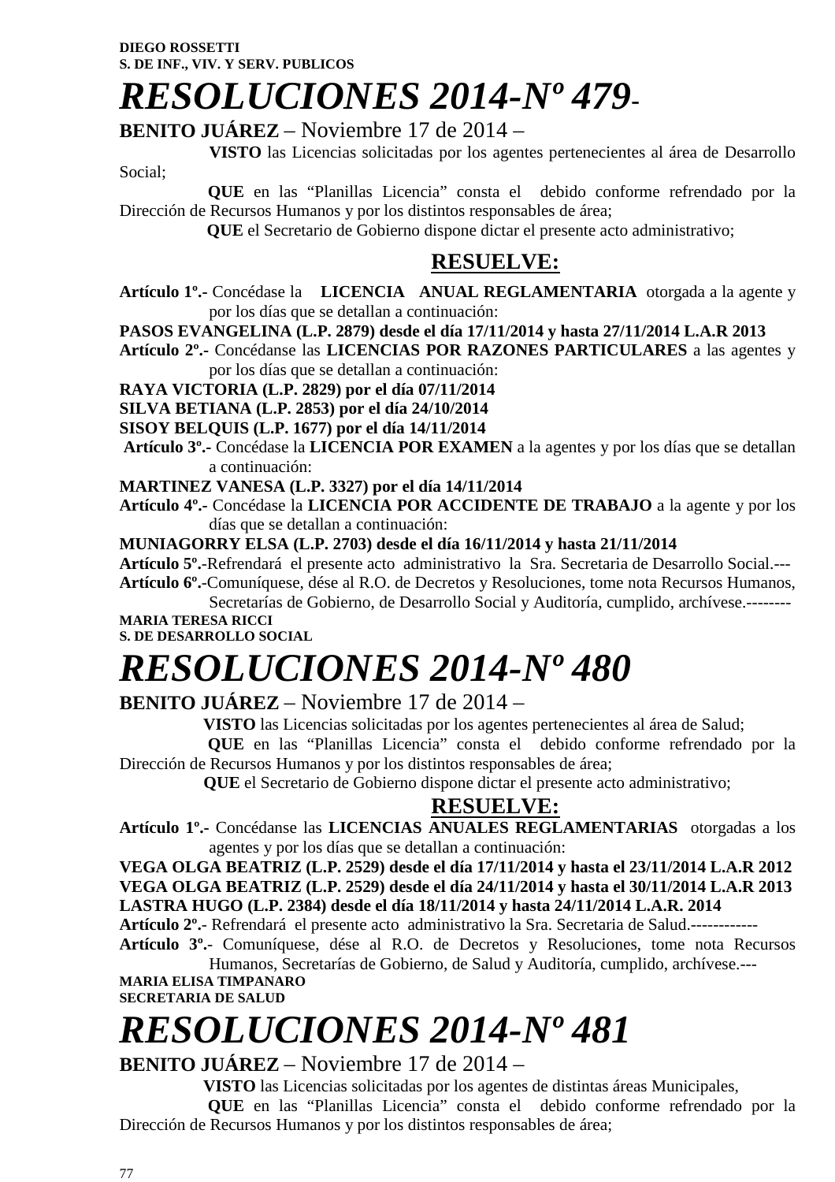**DIEGO ROSSETTI**
**S. DE INF., VIV. Y SERV. PUBLICOS**

# *RESOLUCIONES 2014-Nº 479-*

**BENITO JUÁREZ** – Noviembre 17 de 2014 –

**VISTO** las Licencias solicitadas por los agentes pertenecientes al área de Desarrollo Social;

**QUE** en las "Planillas Licencia" consta el debido conforme refrendado por la Dirección de Recursos Humanos y por los distintos responsables de área;

**QUE** el Secretario de Gobierno dispone dictar el presente acto administrativo;

**RESUELVE:**

**Artículo 1º.-** Concédase la **LICENCIA ANUAL REGLAMENTARIA** otorgada a la agente y por los días que se detallan a continuación:

**PASOS EVANGELINA (L.P. 2879) desde el día 17/11/2014 y hasta 27/11/2014 L.A.R 2013**

**Artículo 2º.-** Concédanse las **LICENCIAS POR RAZONES PARTICULARES** a las agentes y por los días que se detallan a continuación:

**RAYA VICTORIA (L.P. 2829) por el día 07/11/2014**
**SILVA BETIANA (L.P. 2853) por el día 24/10/2014**
**SISOY BELQUIS (L.P. 1677) por el día 14/11/2014**

**Artículo 3º.-** Concédase la **LICENCIA POR EXAMEN** a la agentes y por los días que se detallan a continuación:

**MARTINEZ VANESA (L.P. 3327) por el día 14/11/2014**

**Artículo 4º.-** Concédase la **LICENCIA POR ACCIDENTE DE TRABAJO** a la agente y por los días que se detallan a continuación:

**MUNIAGORRY ELSA (L.P. 2703) desde el día 16/11/2014 y hasta 21/11/2014**

**Artículo 5º.-**Refrendará el presente acto administrativo la Sra. Secretaria de Desarrollo Social.---

**Artículo 6º.-**Comuníquese, dése al R.O. de Decretos y Resoluciones, tome nota Recursos Humanos, Secretarías de Gobierno, de Desarrollo Social y Auditoría, cumplido, archívese.--------

**MARIA TERESA RICCI**
**S. DE DESARROLLO SOCIAL**

# *RESOLUCIONES 2014-Nº 480*

**BENITO JUÁREZ** – Noviembre 17 de 2014 –

**VISTO** las Licencias solicitadas por los agentes pertenecientes al área de Salud;

**QUE** en las "Planillas Licencia" consta el debido conforme refrendado por la Dirección de Recursos Humanos y por los distintos responsables de área;

**QUE** el Secretario de Gobierno dispone dictar el presente acto administrativo;

**RESUELVE:**

**Artículo 1º.-** Concédanse las **LICENCIAS ANUALES REGLAMENTARIAS** otorgadas a los agentes y por los días que se detallan a continuación:

**VEGA OLGA BEATRIZ (L.P. 2529) desde el día 17/11/2014 y hasta el 23/11/2014 L.A.R 2012**
**VEGA OLGA BEATRIZ (L.P. 2529) desde el día 24/11/2014 y hasta el 30/11/2014 L.A.R 2013**
**LASTRA HUGO (L.P. 2384) desde el día 18/11/2014 y hasta 24/11/2014 L.A.R. 2014**

**Artículo 2º.-** Refrendará el presente acto administrativo la Sra. Secretaria de Salud.------------

**Artículo 3º.-** Comuníquese, dése al R.O. de Decretos y Resoluciones, tome nota Recursos Humanos, Secretarías de Gobierno, de Salud y Auditoría, cumplido, archívese.---

**MARIA ELISA TIMPANARO**
**SECRETARIA DE SALUD**

# *RESOLUCIONES 2014-Nº 481*

**BENITO JUÁREZ** – Noviembre 17 de 2014 –

**VISTO** las Licencias solicitadas por los agentes de distintas áreas Municipales,

**QUE** en las "Planillas Licencia" consta el debido conforme refrendado por la Dirección de Recursos Humanos y por los distintos responsables de área;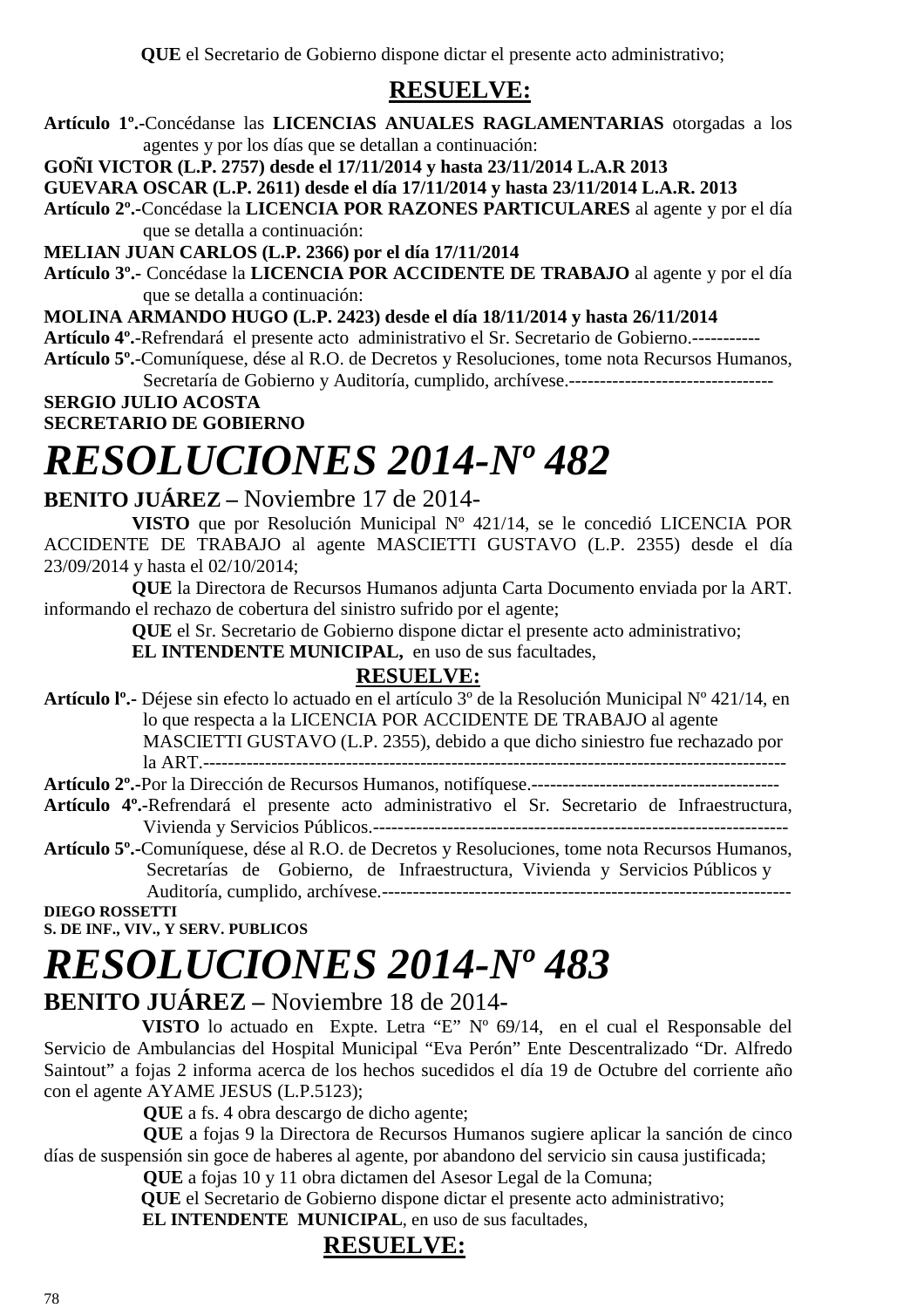**QUE** el Secretario de Gobierno dispone dictar el presente acto administrativo;

**RESUELVE:**

**Artículo 1º.-**Concédanse las **LICENCIAS ANUALES RAGLAMENTARIAS** otorgadas a los agentes y por los días que se detallan a continuación:

**GOÑI VICTOR (L.P. 2757) desde el 17/11/2014 y hasta 23/11/2014 L.A.R 2013**

**GUEVARA OSCAR (L.P. 2611) desde el día 17/11/2014 y hasta 23/11/2014 L.A.R. 2013**

**Artículo 2º.-**Concédase la **LICENCIA POR RAZONES PARTICULARES** al agente y por el día que se detalla a continuación:

**MELIAN JUAN CARLOS (L.P. 2366) por el día 17/11/2014**

**Artículo 3º.-** Concédase la **LICENCIA POR ACCIDENTE DE TRABAJO** al agente y por el día que se detalla a continuación:

**MOLINA ARMANDO HUGO (L.P. 2423) desde el día 18/11/2014 y hasta 26/11/2014**

**Artículo 4º.-**Refrendará el presente acto administrativo el Sr. Secretario de Gobierno.-----------

**Artículo 5º.-**Comuníquese, dése al R.O. de Decretos y Resoluciones, tome nota Recursos Humanos, Secretaría de Gobierno y Auditoría, cumplido, archívese.---------------------------------

**SERGIO JULIO ACOSTA**
**SECRETARIO DE GOBIERNO**

# *RESOLUCIONES 2014-Nº 482*

**BENITO JUÁREZ –** Noviembre 17 de 2014-

**VISTO** que por Resolución Municipal Nº 421/14, se le concedió LICENCIA POR ACCIDENTE DE TRABAJO al agente MASCIETTI GUSTAVO (L.P. 2355) desde el día 23/09/2014 y hasta el 02/10/2014;

**QUE** la Directora de Recursos Humanos adjunta Carta Documento enviada por la ART. informando el rechazo de cobertura del sinistro sufrido por el agente;

**QUE** el Sr. Secretario de Gobierno dispone dictar el presente acto administrativo;

**EL INTENDENTE MUNICIPAL,** en uso de sus facultades,

**RESUELVE:**

**Artículo lº.-** Déjese sin efecto lo actuado en el artículo 3º de la Resolución Municipal Nº 421/14, en lo que respecta a la LICENCIA POR ACCIDENTE DE TRABAJO al agente MASCIETTI GUSTAVO (L.P. 2355), debido a que dicho siniestro fue rechazado por la ART.-----------------------------------------------------------------------------------------------

**Artículo 2º.-**Por la Dirección de Recursos Humanos, notifíquese.----------------------------------------

**Artículo 4º.-**Refrendará el presente acto administrativo el Sr. Secretario de Infraestructura, Vivienda y Servicios Públicos.------------------------------------------------------------------

**Artículo 5º.-**Comuníquese, dése al R.O. de Decretos y Resoluciones, tome nota Recursos Humanos, Secretarías de Gobierno, de Infraestructura, Vivienda y Servicios Públicos y Auditoría, cumplido, archívese.------------------------------------------------------------------

**DIEGO ROSSETTI**
**S. DE INF., VIV., Y SERV. PUBLICOS**

# *RESOLUCIONES 2014-Nº 483*

**BENITO JUÁREZ –** Noviembre 18 de 2014-

**VISTO** lo actuado en Expte. Letra "E" Nº 69/14, en el cual el Responsable del Servicio de Ambulancias del Hospital Municipal "Eva Perón" Ente Descentralizado "Dr. Alfredo Saintout" a fojas 2 informa acerca de los hechos sucedidos el día 19 de Octubre del corriente año con el agente AYAME JESUS (L.P.5123);

**QUE** a fs. 4 obra descargo de dicho agente;

**QUE** a fojas 9 la Directora de Recursos Humanos sugiere aplicar la sanción de cinco días de suspensión sin goce de haberes al agente, por abandono del servicio sin causa justificada;

**QUE** a fojas 10 y 11 obra dictamen del Asesor Legal de la Comuna;

**QUE** el Secretario de Gobierno dispone dictar el presente acto administrativo;

**EL INTENDENTE MUNICIPAL**, en uso de sus facultades,

**RESUELVE:**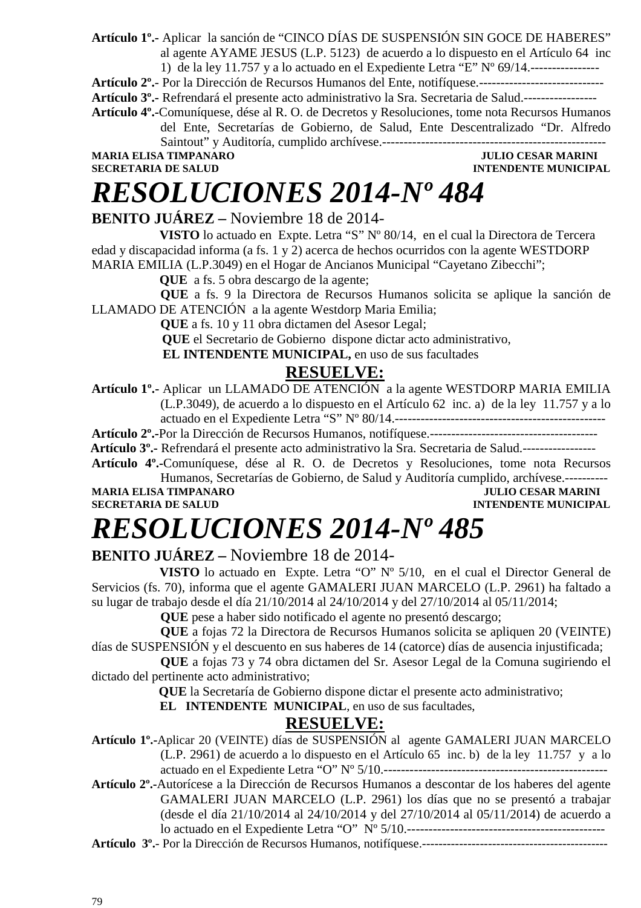**Artículo 1º.-** Aplicar la sanción de "CINCO DÍAS DE SUSPENSIÓN SIN GOCE DE HABERES" al agente AYAME JESUS (L.P. 5123) de acuerdo a lo dispuesto en el Artículo 64 inc 1) de la ley 11.757 y a lo actuado en el Expediente Letra "E" Nº 69/14.----------------

**Artículo 2º.-** Por la Dirección de Recursos Humanos del Ente, notifíquese.-----------------------------

**Artículo 3º.-** Refrendará el presente acto administrativo la Sra. Secretaria de Salud.-----------------

**Artículo 4º.-**Comuníquese, dése al R. O. de Decretos y Resoluciones, tome nota Recursos Humanos del Ente, Secretarías de Gobierno, de Salud, Ente Descentralizado "Dr. Alfredo Saintout" y Auditoría, cumplido archívese.----------------------------------------------------

**MARIA ELISA TIMPANARO** — **JULIO CESAR MARINI**
**SECRETARIA DE SALUD** — **INTENDENTE MUNICIPAL**

# *RESOLUCIONES 2014-Nº 484*

**BENITO JUÁREZ –** Noviembre 18 de 2014-

**VISTO** lo actuado en Expte. Letra "S" Nº 80/14, en el cual la Directora de Tercera edad y discapacidad informa (a fs. 1 y 2) acerca de hechos ocurridos con la agente WESTDORP MARIA EMILIA (L.P.3049) en el Hogar de Ancianos Municipal "Cayetano Zibecchi";

**QUE** a fs. 5 obra descargo de la agente;

**QUE** a fs. 9 la Directora de Recursos Humanos solicita se aplique la sanción de LLAMADO DE ATENCIÓN a la agente Westdorp Maria Emilia;

**QUE** a fs. 10 y 11 obra dictamen del Asesor Legal;

**QUE** el Secretario de Gobierno dispone dictar acto administrativo,

**EL INTENDENTE MUNICIPAL,** en uso de sus facultades

## RESUELVE:

**Artículo 1º.-** Aplicar un LLAMADO DE ATENCIÓN a la agente WESTDORP MARIA EMILIA (L.P.3049), de acuerdo a lo dispuesto en el Artículo 62 inc. a) de la ley 11.757 y a lo actuado en el Expediente Letra "S" Nº 80/14.-------------------------------------------------

**Artículo 2º.-**Por la Dirección de Recursos Humanos, notifíquese.---------------------------------------

**Artículo 3º.-** Refrendará el presente acto administrativo la Sra. Secretaria de Salud.-----------------

**Artículo 4º.-**Comuníquese, dése al R. O. de Decretos y Resoluciones, tome nota Recursos Humanos, Secretarías de Gobierno, de Salud y Auditoría cumplido, archívese.----------

**MARIA ELISA TIMPANARO** — **JULIO CESAR MARINI**
**SECRETARIA DE SALUD** — **INTENDENTE MUNICIPAL**

# *RESOLUCIONES 2014-Nº 485*

**BENITO JUÁREZ –** Noviembre 18 de 2014-

**VISTO** lo actuado en Expte. Letra "O" Nº 5/10, en el cual el Director General de Servicios (fs. 70), informa que el agente GAMALERI JUAN MARCELO (L.P. 2961) ha faltado a su lugar de trabajo desde el día 21/10/2014 al 24/10/2014 y del 27/10/2014 al 05/11/2014;

**QUE** pese a haber sido notificado el agente no presentó descargo;

**QUE** a fojas 72 la Directora de Recursos Humanos solicita se apliquen 20 (VEINTE) días de SUSPENSIÓN y el descuento en sus haberes de 14 (catorce) días de ausencia injustificada;

**QUE** a fojas 73 y 74 obra dictamen del Sr. Asesor Legal de la Comuna sugiriendo el dictado del pertinente acto administrativo;

**QUE** la Secretaría de Gobierno dispone dictar el presente acto administrativo;

**EL INTENDENTE MUNICIPAL**, en uso de sus facultades,

## RESUELVE:

**Artículo 1º.-**Aplicar 20 (VEINTE) días de SUSPENSIÓN al agente GAMALERI JUAN MARCELO (L.P. 2961) de acuerdo a lo dispuesto en el Artículo 65 inc. b) de la ley 11.757 y a lo actuado en el Expediente Letra "O" Nº 5/10.----------------------------------------------------

**Artículo 2º.-**Autorícese a la Dirección de Recursos Humanos a descontar de los haberes del agente GAMALERI JUAN MARCELO (L.P. 2961) los días que no se presentó a trabajar (desde el día 21/10/2014 al 24/10/2014 y del 27/10/2014 al 05/11/2014) de acuerdo a lo actuado en el Expediente Letra "O" Nº 5/10.----------------------------------------------

**Artículo 3º.-** Por la Dirección de Recursos Humanos, notifíquese.--------------------------------------------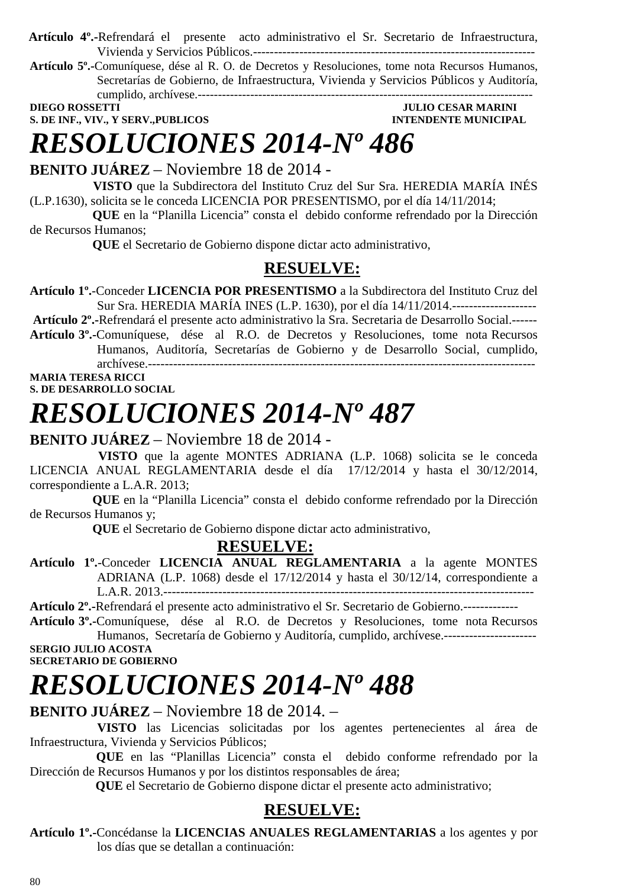**Artículo 4º.-**Refrendará el presente acto administrativo el Sr. Secretario de Infraestructura, Vivienda y Servicios Públicos.--------------------------------------------------------------------

**Artículo 5º.-**Comuníquese, dése al R. O. de Decretos y Resoluciones, tome nota Recursos Humanos, Secretarías de Gobierno, de Infraestructura, Vivienda y Servicios Públicos y Auditoría, cumplido, archívese.---------------------------------------------------------------------------------

**DIEGO ROSSETTI** — **JULIO CESAR MARINI**
**S. DE INF., VIV., Y SERV.,PUBLICOS** — **INTENDENTE MUNICIPAL**

# *RESOLUCIONES 2014-Nº 486*

**BENITO JUÁREZ** – Noviembre 18 de 2014 -

**VISTO** que la Subdirectora del Instituto Cruz del Sur Sra. HEREDIA MARÍA INÉS (L.P.1630), solicita se le conceda LICENCIA POR PRESENTISMO, por el día 14/11/2014;

**QUE** en la "Planilla Licencia" consta el debido conforme refrendado por la Dirección de Recursos Humanos;

**QUE** el Secretario de Gobierno dispone dictar acto administrativo,

## RESUELVE:

**Artículo 1º.-**Conceder **LICENCIA POR PRESENTISMO** a la Subdirectora del Instituto Cruz del Sur Sra. HEREDIA MARÍA INES (L.P. 1630), por el día 14/11/2014.--------------------

**Artículo 2º.-**Refrendará el presente acto administrativo la Sra. Secretaria de Desarrollo Social.------

**Artículo 3º.-**Comuníquese, dése al R.O. de Decretos y Resoluciones, tome nota Recursos Humanos, Auditoría, Secretarías de Gobierno y de Desarrollo Social, cumplido, archívese.---------------------------------------------------------------------------------------------

**MARIA TERESA RICCI**
**S. DE DESARROLLO SOCIAL**

# *RESOLUCIONES 2014-Nº 487*

**BENITO JUÁREZ** – Noviembre 18 de 2014 -

**VISTO** que la agente MONTES ADRIANA (L.P. 1068) solicita se le conceda LICENCIA ANUAL REGLAMENTARIA desde el día 17/12/2014 y hasta el 30/12/2014, correspondiente a L.A.R. 2013;

**QUE** en la "Planilla Licencia" consta el debido conforme refrendado por la Dirección de Recursos Humanos y;

**QUE** el Secretario de Gobierno dispone dictar acto administrativo,

## RESUELVE:

**Artículo 1º.-**Conceder **LICENCIA ANUAL REGLAMENTARIA** a la agente MONTES ADRIANA (L.P. 1068) desde el 17/12/2014 y hasta el 30/12/14, correspondiente a L.A.R. 2013.-----------------------------------------------------------------------------------------

**Artículo 2º.-**Refrendará el presente acto administrativo el Sr. Secretario de Gobierno.-------------

**Artículo 3º.-**Comuníquese, dése al R.O. de Decretos y Resoluciones, tome nota Recursos Humanos, Secretaría de Gobierno y Auditoría, cumplido, archívese.----------------------

**SERGIO JULIO ACOSTA**
**SECRETARIO DE GOBIERNO**

# *RESOLUCIONES 2014-Nº 488*

**BENITO JUÁREZ** – Noviembre 18 de 2014. –

**VISTO** las Licencias solicitadas por los agentes pertenecientes al área de Infraestructura, Vivienda y Servicios Públicos;

**QUE** en las "Planillas Licencia" consta el debido conforme refrendado por la Dirección de Recursos Humanos y por los distintos responsables de área;

**QUE** el Secretario de Gobierno dispone dictar el presente acto administrativo;

## RESUELVE:

**Artículo 1º.-**Concédanse la **LICENCIAS ANUALES REGLAMENTARIAS** a los agentes y por los días que se detallan a continuación: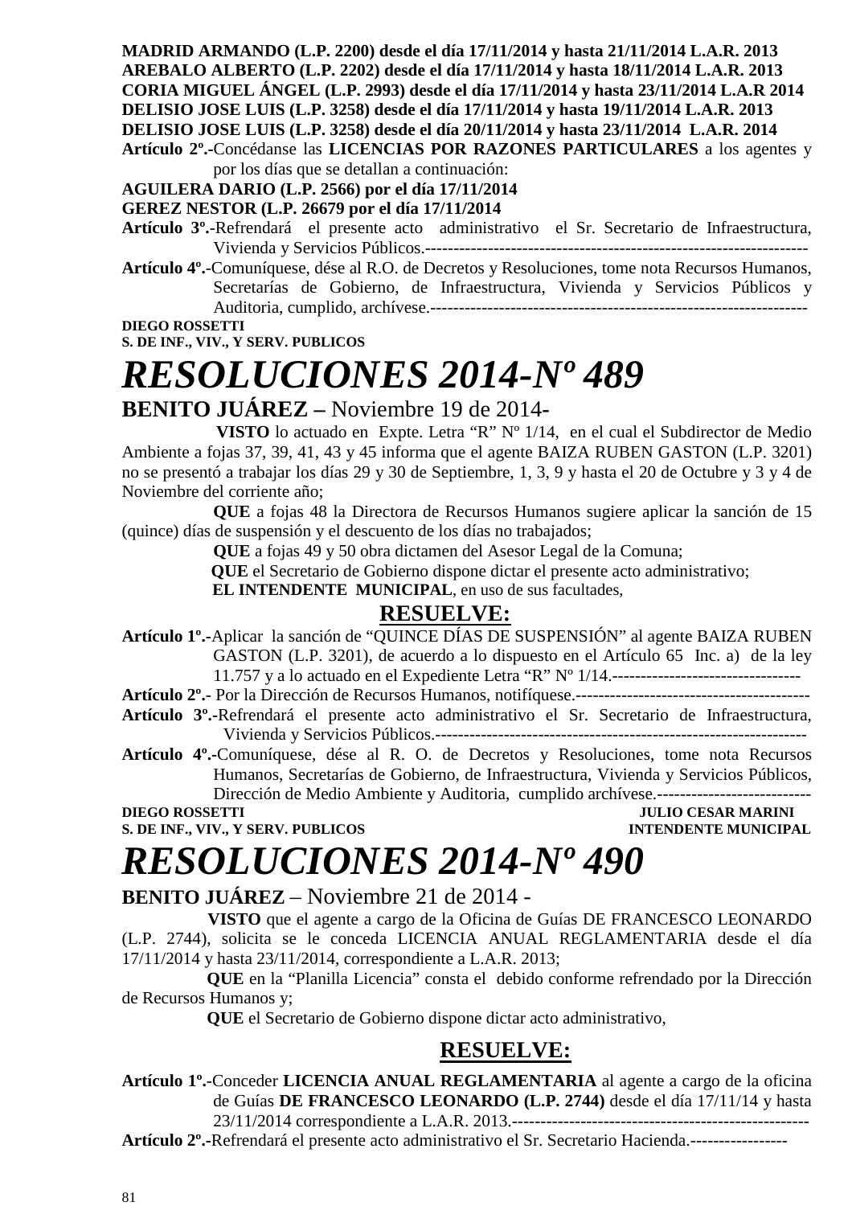**MADRID ARMANDO (L.P. 2200) desde el día 17/11/2014 y hasta 21/11/2014 L.A.R. 2013**
**AREBALO ALBERTO (L.P. 2202) desde el día 17/11/2014 y hasta 18/11/2014 L.A.R. 2013**
**CORIA MIGUEL ÁNGEL (L.P. 2993) desde el día 17/11/2014 y hasta 23/11/2014 L.A.R 2014**
**DELISIO JOSE LUIS (L.P. 3258) desde el día 17/11/2014 y hasta 19/11/2014 L.A.R. 2013**
**DELISIO JOSE LUIS (L.P. 3258) desde el día 20/11/2014 y hasta 23/11/2014 L.A.R. 2014**

**Artículo 2º.-**Concédanse las **LICENCIAS POR RAZONES PARTICULARES** a los agentes y por los días que se detallan a continuación:

**AGUILERA DARIO (L.P. 2566) por el día 17/11/2014**
**GEREZ NESTOR (L.P. 26679 por el día 17/11/2014**

**Artículo 3º.-**Refrendará el presente acto administrativo el Sr. Secretario de Infraestructura, Vivienda y Servicios Públicos.--------------------------------------------------------------------

**Artículo 4º.-**Comuníquese, dése al R.O. de Decretos y Resoluciones, tome nota Recursos Humanos, Secretarías de Gobierno, de Infraestructura, Vivienda y Servicios Públicos y Auditoria, cumplido, archívese.-------------------------------------------------------------------

**DIEGO ROSSETTI**
**S. DE INF., VIV., Y SERV. PUBLICOS**

# *RESOLUCIONES 2014-Nº 489*

**BENITO JUÁREZ –** Noviembre 19 de 2014-

**VISTO** lo actuado en Expte. Letra "R" Nº 1/14, en el cual el Subdirector de Medio Ambiente a fojas 37, 39, 41, 43 y 45 informa que el agente BAIZA RUBEN GASTON (L.P. 3201) no se presentó a trabajar los días 29 y 30 de Septiembre, 1, 3, 9 y hasta el 20 de Octubre y 3 y 4 de Noviembre del corriente año;

**QUE** a fojas 48 la Directora de Recursos Humanos sugiere aplicar la sanción de 15 (quince) días de suspensión y el descuento de los días no trabajados;

**QUE** a fojas 49 y 50 obra dictamen del Asesor Legal de la Comuna;

**QUE** el Secretario de Gobierno dispone dictar el presente acto administrativo;

**EL INTENDENTE MUNICIPAL**, en uso de sus facultades,

## RESUELVE:

**Artículo 1º.-**Aplicar la sanción de "QUINCE DÍAS DE SUSPENSIÓN" al agente BAIZA RUBEN GASTON (L.P. 3201), de acuerdo a lo dispuesto en el Artículo 65 Inc. a) de la ley 11.757 y a lo actuado en el Expediente Letra "R" Nº 1/14.---------------------------------

**Artículo 2º.-** Por la Dirección de Recursos Humanos, notifíquese.-----------------------------------------

**Artículo 3º.-**Refrendará el presente acto administrativo el Sr. Secretario de Infraestructura, Vivienda y Servicios Públicos.-----------------------------------------------------------------

**Artículo 4º.-**Comuníquese, dése al R. O. de Decretos y Resoluciones, tome nota Recursos Humanos, Secretarías de Gobierno, de Infraestructura, Vivienda y Servicios Públicos, Dirección de Medio Ambiente y Auditoria, cumplido archívese.---------------------------

**DIEGO ROSSETTI** — **JULIO CESAR MARINI**
**S. DE INF., VIV., Y SERV. PUBLICOS** — **INTENDENTE MUNICIPAL**

# *RESOLUCIONES 2014-Nº 490*

**BENITO JUÁREZ** – Noviembre 21 de 2014 -

**VISTO** que el agente a cargo de la Oficina de Guías DE FRANCESCO LEONARDO (L.P. 2744), solicita se le conceda LICENCIA ANUAL REGLAMENTARIA desde el día 17/11/2014 y hasta 23/11/2014, correspondiente a L.A.R. 2013;

**QUE** en la "Planilla Licencia" consta el debido conforme refrendado por la Dirección de Recursos Humanos y;

**QUE** el Secretario de Gobierno dispone dictar acto administrativo,

## RESUELVE:

**Artículo 1º.-**Conceder **LICENCIA ANUAL REGLAMENTARIA** al agente a cargo de la oficina de Guías **DE FRANCESCO LEONARDO (L.P. 2744)** desde el día 17/11/14 y hasta 23/11/2014 correspondiente a L.A.R. 2013.----------------------------------------------------

**Artículo 2º.-**Refrendará el presente acto administrativo el Sr. Secretario Hacienda.-----------------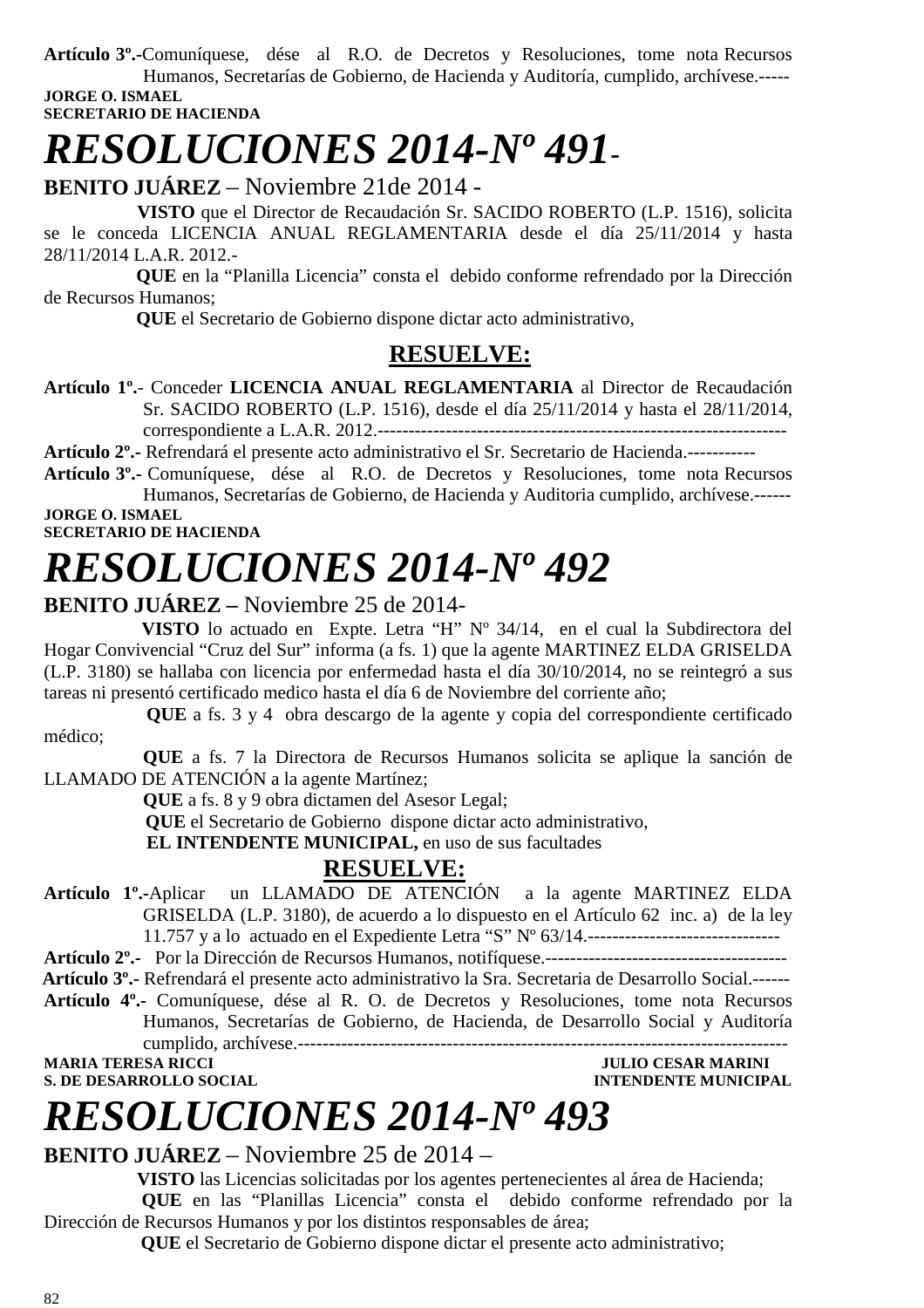**Artículo 3º.-**Comuníquese, dése al R.O. de Decretos y Resoluciones, tome nota Recursos Humanos, Secretarías de Gobierno, de Hacienda y Auditoría, cumplido, archívese.-----

**JORGE O. ISMAEL**
**SECRETARIO DE HACIENDA**

# *RESOLUCIONES 2014-Nº 491*-

**BENITO JUÁREZ** – Noviembre 21de 2014 -

**VISTO** que el Director de Recaudación Sr. SACIDO ROBERTO (L.P. 1516), solicita se le conceda LICENCIA ANUAL REGLAMENTARIA desde el día 25/11/2014 y hasta 28/11/2014 L.A.R. 2012.-

**QUE** en la "Planilla Licencia" consta el debido conforme refrendado por la Dirección de Recursos Humanos;

**QUE** el Secretario de Gobierno dispone dictar acto administrativo,

## RESUELVE:

**Artículo 1º.-** Conceder **LICENCIA ANUAL REGLAMENTARIA** al Director de Recaudación Sr. SACIDO ROBERTO (L.P. 1516), desde el día 25/11/2014 y hasta el 28/11/2014, correspondiente a L.A.R. 2012.------------------------------------------------------------------

**Artículo 2º.-** Refrendará el presente acto administrativo el Sr. Secretario de Hacienda.-----------

**Artículo 3º.-** Comuníquese, dése al R.O. de Decretos y Resoluciones, tome nota Recursos Humanos, Secretarías de Gobierno, de Hacienda y Auditoria cumplido, archívese.------

**JORGE O. ISMAEL**
**SECRETARIO DE HACIENDA**

# *RESOLUCIONES 2014-Nº 492*

**BENITO JUÁREZ –** Noviembre 25 de 2014-

**VISTO** lo actuado en Expte. Letra "H" Nº 34/14, en el cual la Subdirectora del Hogar Convivencial "Cruz del Sur" informa (a fs. 1) que la agente MARTINEZ ELDA GRISELDA (L.P. 3180) se hallaba con licencia por enfermedad hasta el día 30/10/2014, no se reintegró a sus tareas ni presentó certificado medico hasta el día 6 de Noviembre del corriente año;

**QUE** a fs. 3 y 4 obra descargo de la agente y copia del correspondiente certificado médico;

**QUE** a fs. 7 la Directora de Recursos Humanos solicita se aplique la sanción de LLAMADO DE ATENCIÓN a la agente Martínez;

**QUE** a fs. 8 y 9 obra dictamen del Asesor Legal;

**QUE** el Secretario de Gobierno dispone dictar acto administrativo,

**EL INTENDENTE MUNICIPAL,** en uso de sus facultades

## RESUELVE:

**Artículo 1º.-**Aplicar un LLAMADO DE ATENCIÓN a la agente MARTINEZ ELDA GRISELDA (L.P. 3180), de acuerdo a lo dispuesto en el Artículo 62 inc. a) de la ley 11.757 y a lo actuado en el Expediente Letra "S" Nº 63/14.-------------------------------

**Artículo 2º.-** Por la Dirección de Recursos Humanos, notifíquese.---------------------------------------

**Artículo 3º.-** Refrendará el presente acto administrativo la Sra. Secretaria de Desarrollo Social.------

**Artículo 4º.-** Comuníquese, dése al R. O. de Decretos y Resoluciones, tome nota Recursos Humanos, Secretarías de Gobierno, de Hacienda, de Desarrollo Social y Auditoría cumplido, archívese.-----------------------------------------------------------------------------

**MARIA TERESA RICCI**
**S. DE DESARROLLO SOCIAL**

**JULIO CESAR MARINI**
**INTENDENTE MUNICIPAL**

# *RESOLUCIONES 2014-Nº 493*

**BENITO JUÁREZ** – Noviembre 25 de 2014 –

**VISTO** las Licencias solicitadas por los agentes pertenecientes al área de Hacienda;

**QUE** en las "Planillas Licencia" consta el debido conforme refrendado por la Dirección de Recursos Humanos y por los distintos responsables de área;

**QUE** el Secretario de Gobierno dispone dictar el presente acto administrativo;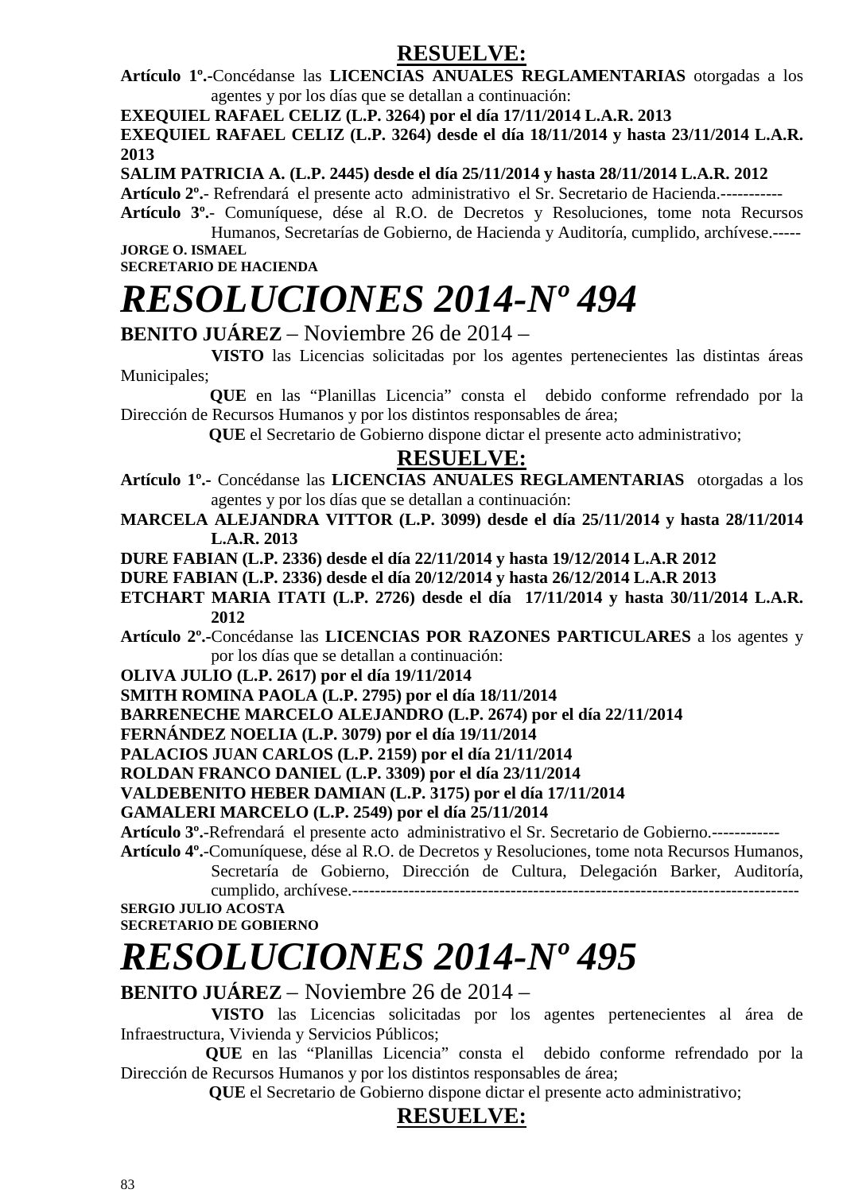**RESUELVE:**

**Artículo 1º.-**Concédanse las **LICENCIAS ANUALES REGLAMENTARIAS** otorgadas a los agentes y por los días que se detallan a continuación:

**EXEQUIEL RAFAEL CELIZ (L.P. 3264) por el día 17/11/2014 L.A.R. 2013**

**EXEQUIEL RAFAEL CELIZ (L.P. 3264) desde el día 18/11/2014 y hasta 23/11/2014 L.A.R. 2013**

**SALIM PATRICIA A. (L.P. 2445) desde el día 25/11/2014 y hasta 28/11/2014 L.A.R. 2012**

**Artículo 2º.-** Refrendará el presente acto administrativo el Sr. Secretario de Hacienda.-----------

**Artículo 3º.-** Comuníquese, dése al R.O. de Decretos y Resoluciones, tome nota Recursos Humanos, Secretarías de Gobierno, de Hacienda y Auditoría, cumplido, archívese.-----

**JORGE O. ISMAEL**
**SECRETARIO DE HACIENDA**

# *RESOLUCIONES 2014-Nº 494*

**BENITO JUÁREZ** – Noviembre 26 de 2014 –

**VISTO** las Licencias solicitadas por los agentes pertenecientes las distintas áreas Municipales;

**QUE** en las "Planillas Licencia" consta el debido conforme refrendado por la Dirección de Recursos Humanos y por los distintos responsables de área;

**QUE** el Secretario de Gobierno dispone dictar el presente acto administrativo;

**RESUELVE:**

**Artículo 1º.-** Concédanse las **LICENCIAS ANUALES REGLAMENTARIAS** otorgadas a los agentes y por los días que se detallan a continuación:

**MARCELA ALEJANDRA VITTOR (L.P. 3099) desde el día 25/11/2014 y hasta 28/11/2014 L.A.R. 2013**

**DURE FABIAN (L.P. 2336) desde el día 22/11/2014 y hasta 19/12/2014 L.A.R 2012**

**DURE FABIAN (L.P. 2336) desde el día 20/12/2014 y hasta 26/12/2014 L.A.R 2013**

**ETCHART MARIA ITATI (L.P. 2726) desde el día 17/11/2014 y hasta 30/11/2014 L.A.R. 2012**

**Artículo 2º.-**Concédanse las **LICENCIAS POR RAZONES PARTICULARES** a los agentes y por los días que se detallan a continuación:

**OLIVA JULIO (L.P. 2617) por el día 19/11/2014**

**SMITH ROMINA PAOLA (L.P. 2795) por el día 18/11/2014**

**BARRENECHE MARCELO ALEJANDRO (L.P. 2674) por el día 22/11/2014**

**FERNÁNDEZ NOELIA (L.P. 3079) por el día 19/11/2014**

**PALACIOS JUAN CARLOS (L.P. 2159) por el día 21/11/2014**

**ROLDAN FRANCO DANIEL (L.P. 3309) por el día 23/11/2014**

**VALDEBENITO HEBER DAMIAN (L.P. 3175) por el día 17/11/2014**

**GAMALERI MARCELO (L.P. 2549) por el día 25/11/2014**

**Artículo 3º.-**Refrendará el presente acto administrativo el Sr. Secretario de Gobierno.------------

**Artículo 4º.-**Comuníquese, dése al R.O. de Decretos y Resoluciones, tome nota Recursos Humanos, Secretaría de Gobierno, Dirección de Cultura, Delegación Barker, Auditoría, cumplido, archívese.-------------------------------------------------------------------------------

**SERGIO JULIO ACOSTA**
**SECRETARIO DE GOBIERNO**

# *RESOLUCIONES 2014-Nº 495*

**BENITO JUÁREZ** – Noviembre 26 de 2014 –

**VISTO** las Licencias solicitadas por los agentes pertenecientes al área de Infraestructura, Vivienda y Servicios Públicos;

**QUE** en las "Planillas Licencia" consta el debido conforme refrendado por la Dirección de Recursos Humanos y por los distintos responsables de área;

**QUE** el Secretario de Gobierno dispone dictar el presente acto administrativo;

**RESUELVE:**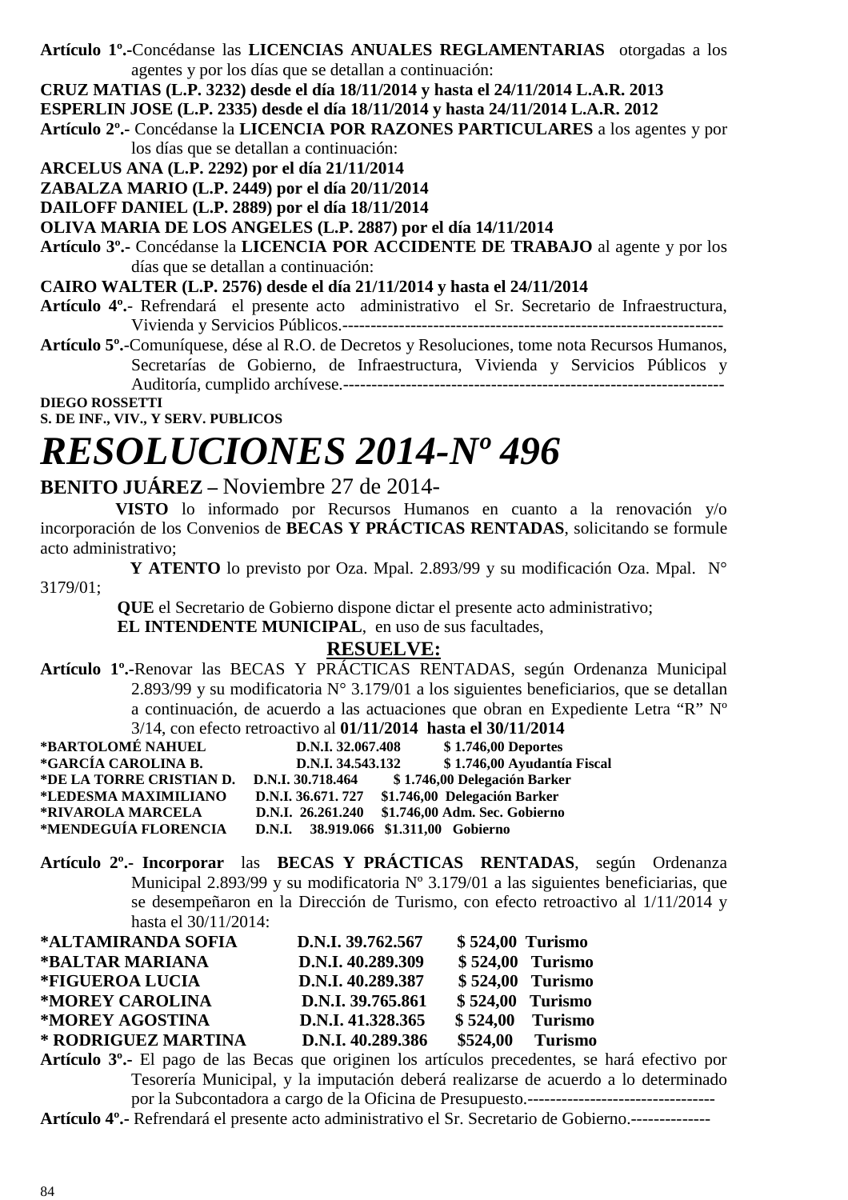**Artículo 1º.-**Concédanse las **LICENCIAS ANUALES REGLAMENTARIAS** otorgadas a los agentes y por los días que se detallan a continuación:

**CRUZ MATIAS (L.P. 3232) desde el día 18/11/2014 y hasta el 24/11/2014 L.A.R. 2013**

**ESPERLIN JOSE (L.P. 2335) desde el día 18/11/2014 y hasta 24/11/2014 L.A.R. 2012**

**Artículo 2º.-** Concédanse la **LICENCIA POR RAZONES PARTICULARES** a los agentes y por los días que se detallan a continuación:

**ARCELUS ANA (L.P. 2292) por el día 21/11/2014**

**ZABALZA MARIO (L.P. 2449) por el día 20/11/2014**

**DAILOFF DANIEL (L.P. 2889) por el día 18/11/2014**

**OLIVA MARIA DE LOS ANGELES (L.P. 2887) por el día 14/11/2014**

**Artículo 3º.-** Concédanse la **LICENCIA POR ACCIDENTE DE TRABAJO** al agente y por los días que se detallan a continuación:

**CAIRO WALTER (L.P. 2576) desde el día 21/11/2014 y hasta el 24/11/2014**

**Artículo 4º.-** Refrendará el presente acto administrativo el Sr. Secretario de Infraestructura, Vivienda y Servicios Públicos.-------------------------------------------------------------------

**Artículo 5º.-**Comuníquese, dése al R.O. de Decretos y Resoluciones, tome nota Recursos Humanos, Secretarías de Gobierno, de Infraestructura, Vivienda y Servicios Públicos y Auditoría, cumplido archívese.------------------------------------------------------------------

**DIEGO ROSSETTI**
**S. DE INF., VIV., Y SERV. PUBLICOS**

# *RESOLUCIONES 2014-Nº 496*

**BENITO JUÁREZ –** Noviembre 27 de 2014-

**VISTO** lo informado por Recursos Humanos en cuanto a la renovación y/o incorporación de los Convenios de **BECAS Y PRÁCTICAS RENTADAS**, solicitando se formule acto administrativo;

**Y ATENTO** lo previsto por Oza. Mpal. 2.893/99 y su modificación Oza. Mpal. N° 3179/01;

**QUE** el Secretario de Gobierno dispone dictar el presente acto administrativo;

**EL INTENDENTE MUNICIPAL**, en uso de sus facultades,

**RESUELVE:**

**Artículo 1º.-**Renovar las BECAS Y PRÁCTICAS RENTADAS, según Ordenanza Municipal 2.893/99 y su modificatoria N° 3.179/01 a los siguientes beneficiarios, que se detallan a continuación, de acuerdo a las actuaciones que obran en Expediente Letra "R" Nº 3/14, con efecto retroactivo al **01/11/2014 hasta el 30/11/2014**

**\*BARTOLOMÉ NAHUEL D.N.I. 32.067.408 $ 1.746,00 Deportes**
**\*GARCÍA CAROLINA B. D.N.I. 34.543.132 $ 1.746,00 Ayudantía Fiscal**
**\*DE LA TORRE CRISTIAN D. D.N.I. 30.718.464 $ 1.746,00 Delegación Barker**
**\*LEDESMA MAXIMILIANO D.N.I. 36.671. 727 $1.746,00 Delegación Barker**
**\*RIVAROLA MARCELA D.N.I. 26.261.240 $1.746,00 Adm. Sec. Gobierno**
**\*MENDEGUÍA FLORENCIA D.N.I. 38.919.066 $1.311,00 Gobierno**

**Artículo 2º.- Incorporar** las **BECAS Y PRÁCTICAS RENTADAS**, según Ordenanza Municipal 2.893/99 y su modificatoria Nº 3.179/01 a las siguientes beneficiarias, que se desempeñaron en la Dirección de Turismo, con efecto retroactivo al 1/11/2014 y hasta el 30/11/2014:

**\*ALTAMIRANDA SOFIA D.N.I. 39.762.567 $ 524,00 Turismo**
**\*BALTAR MARIANA D.N.I. 40.289.309 $ 524,00 Turismo**
**\*FIGUEROA LUCIA D.N.I. 40.289.387 $ 524,00 Turismo**
**\*MOREY CAROLINA D.N.I. 39.765.861 $ 524,00 Turismo**
**\*MOREY AGOSTINA D.N.I. 41.328.365 $ 524,00 Turismo**
**\* RODRIGUEZ MARTINA D.N.I. 40.289.386 $524,00 Turismo**

**Artículo 3º.-** El pago de las Becas que originen los artículos precedentes, se hará efectivo por Tesorería Municipal, y la imputación deberá realizarse de acuerdo a lo determinado por la Subcontadora a cargo de la Oficina de Presupuesto.---------------------------------

**Artículo 4º.-** Refrendará el presente acto administrativo el Sr. Secretario de Gobierno.--------------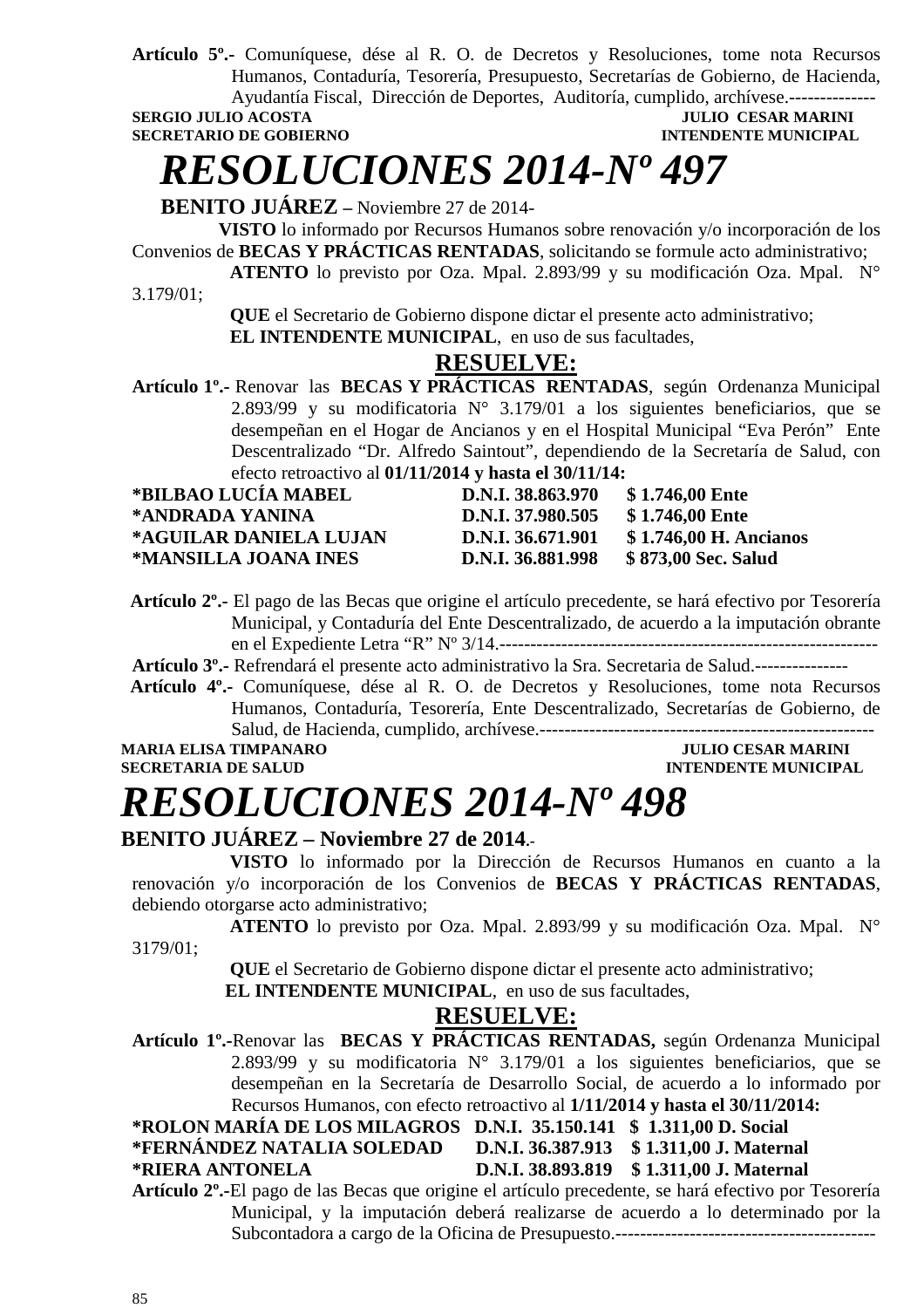**Artículo 5º.-** Comuníquese, dése al R. O. de Decretos y Resoluciones, tome nota Recursos Humanos, Contaduría, Tesorería, Presupuesto, Secretarías de Gobierno, de Hacienda, Ayudantía Fiscal, Dirección de Deportes, Auditoría, cumplido, archívese.--------------

**SERGIO JULIO ACOSTA** — **JULIO CESAR MARINI**
**SECRETARIO DE GOBIERNO** — **INTENDENTE MUNICIPAL**

# *RESOLUCIONES 2014-Nº 497*

**BENITO JUÁREZ –** Noviembre 27 de 2014-

**VISTO** lo informado por Recursos Humanos sobre renovación y/o incorporación de los Convenios de **BECAS Y PRÁCTICAS RENTADAS**, solicitando se formule acto administrativo;

**ATENTO** lo previsto por Oza. Mpal. 2.893/99 y su modificación Oza. Mpal. N° 3.179/01;

**QUE** el Secretario de Gobierno dispone dictar el presente acto administrativo;

**EL INTENDENTE MUNICIPAL**, en uso de sus facultades,

**RESUELVE:**

**Artículo 1º.-** Renovar las **BECAS Y PRÁCTICAS RENTADAS**, según Ordenanza Municipal 2.893/99 y su modificatoria N° 3.179/01 a los siguientes beneficiarios, que se desempeñan en el Hogar de Ancianos y en el Hospital Municipal "Eva Perón" Ente Descentralizado "Dr. Alfredo Saintout", dependiendo de la Secretaría de Salud, con efecto retroactivo al **01/11/2014 y hasta el 30/11/14:**

**\*BILBAO LUCÍA MABEL — D.N.I. 38.863.970 — $ 1.746,00 Ente**
**\*ANDRADA YANINA — D.N.I. 37.980.505 — $ 1.746,00 Ente**
**\*AGUILAR DANIELA LUJAN — D.N.I. 36.671.901 — $ 1.746,00 H. Ancianos**
**\*MANSILLA JOANA INES — D.N.I. 36.881.998 — $ 873,00 Sec. Salud**

**Artículo 2º.-** El pago de las Becas que origine el artículo precedente, se hará efectivo por Tesorería Municipal, y Contaduría del Ente Descentralizado, de acuerdo a la imputación obrante en el Expediente Letra "R" Nº 3/14.------------------------------------------------------------

**Artículo 3º.-** Refrendará el presente acto administrativo la Sra. Secretaria de Salud.---------------

**Artículo 4º.-** Comuníquese, dése al R. O. de Decretos y Resoluciones, tome nota Recursos Humanos, Contaduría, Tesorería, Ente Descentralizado, Secretarías de Gobierno, de Salud, de Hacienda, cumplido, archívese.-----------------------------------------------------

**MARIA ELISA TIMPANARO** — **JULIO CESAR MARINI**
**SECRETARIA DE SALUD** — **INTENDENTE MUNICIPAL**

# *RESOLUCIONES 2014-Nº 498*

**BENITO JUÁREZ – Noviembre 27 de 2014**.-

**VISTO** lo informado por la Dirección de Recursos Humanos en cuanto a la renovación y/o incorporación de los Convenios de **BECAS Y PRÁCTICAS RENTADAS**, debiendo otorgarse acto administrativo;

**ATENTO** lo previsto por Oza. Mpal. 2.893/99 y su modificación Oza. Mpal. N° 3179/01;

**QUE** el Secretario de Gobierno dispone dictar el presente acto administrativo;

**EL INTENDENTE MUNICIPAL**, en uso de sus facultades,

**RESUELVE:**

**Artículo 1º.-**Renovar las **BECAS Y PRÁCTICAS RENTADAS,** según Ordenanza Municipal 2.893/99 y su modificatoria N° 3.179/01 a los siguientes beneficiarios, que se desempeñan en la Secretaría de Desarrollo Social, de acuerdo a lo informado por Recursos Humanos, con efecto retroactivo al **1/11/2014 y hasta el 30/11/2014:**

**\*ROLON MARÍA DE LOS MILAGROS — D.N.I. 35.150.141 — $ 1.311,00 D. Social**
**\*FERNÁNDEZ NATALIA SOLEDAD — D.N.I. 36.387.913 — $ 1.311,00 J. Maternal**
**\*RIERA ANTONELA — D.N.I. 38.893.819 — $ 1.311,00 J. Maternal**

**Artículo 2º.-**El pago de las Becas que origine el artículo precedente, se hará efectivo por Tesorería Municipal, y la imputación deberá realizarse de acuerdo a lo determinado por la Subcontadora a cargo de la Oficina de Presupuesto.------------------------------------------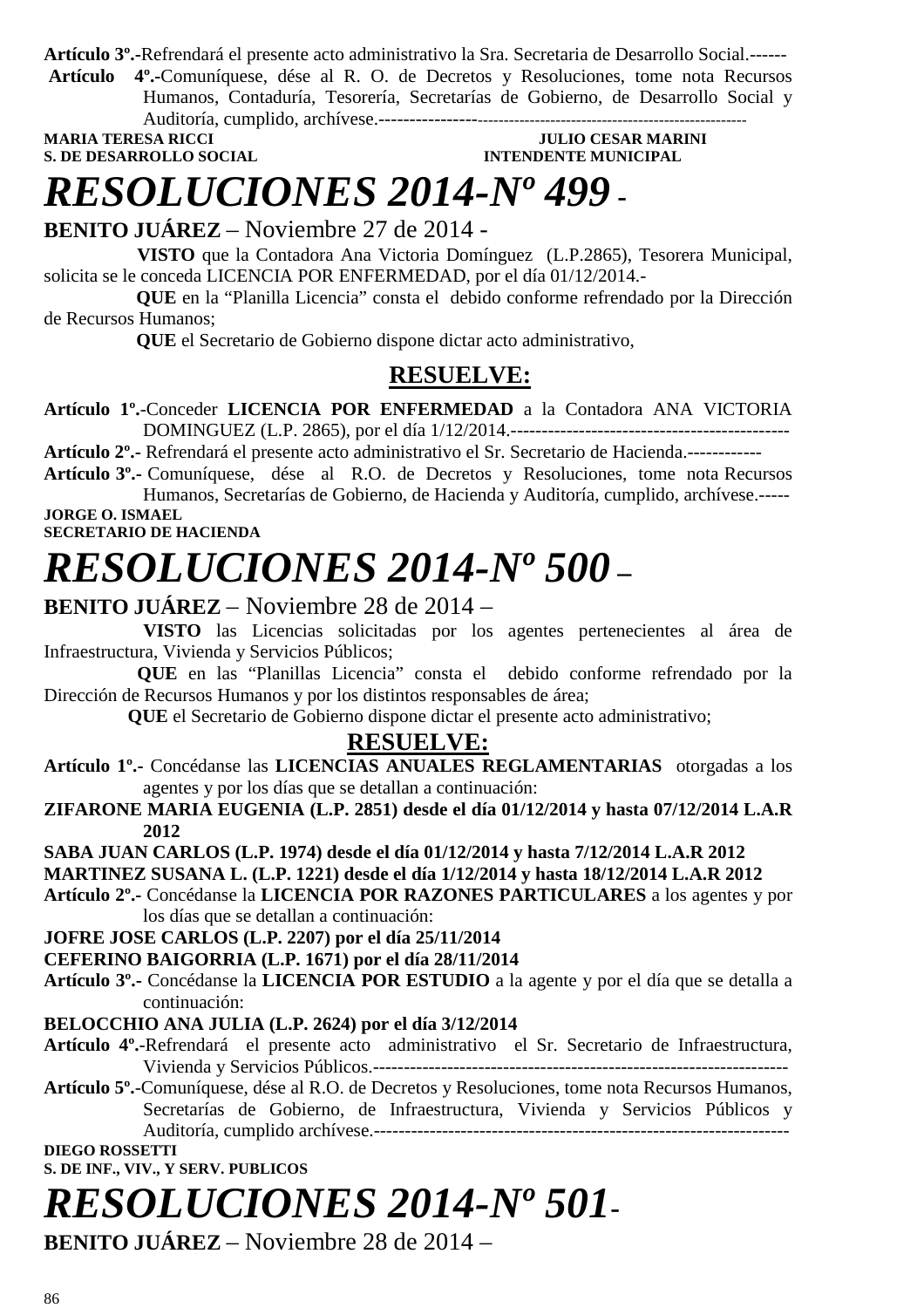**Artículo 3º.-**Refrendará el presente acto administrativo la Sra. Secretaria de Desarrollo Social.------

**Artículo 4º.-**Comuníquese, dése al R. O. de Decretos y Resoluciones, tome nota Recursos Humanos, Contaduría, Tesorería, Secretarías de Gobierno, de Desarrollo Social y Auditoría, cumplido, archívese.----------------------------------------------------------------------

**MARIA TERESA RICCI** — **S. DE DESARROLLO SOCIAL**

**JULIO CESAR MARINI** — **INTENDENTE MUNICIPAL**

# *RESOLUCIONES 2014-Nº 499* -

**BENITO JUÁREZ** – Noviembre 27 de 2014 -

**VISTO** que la Contadora Ana Victoria Domínguez (L.P.2865), Tesorera Municipal, solicita se le conceda LICENCIA POR ENFERMEDAD, por el día 01/12/2014.-

**QUE** en la "Planilla Licencia" consta el debido conforme refrendado por la Dirección de Recursos Humanos;

**QUE** el Secretario de Gobierno dispone dictar acto administrativo,

## RESUELVE:

**Artículo 1º.-**Conceder **LICENCIA POR ENFERMEDAD** a la Contadora ANA VICTORIA DOMINGUEZ (L.P. 2865), por el día 1/12/2014.---------------------------------------------

**Artículo 2º.-** Refrendará el presente acto administrativo el Sr. Secretario de Hacienda.------------

**Artículo 3º.-** Comuníquese, dése al R.O. de Decretos y Resoluciones, tome nota Recursos Humanos, Secretarías de Gobierno, de Hacienda y Auditoría, cumplido, archívese.-----

**JORGE O. ISMAEL**
**SECRETARIO DE HACIENDA**

# *RESOLUCIONES 2014-Nº 500* –

**BENITO JUÁREZ** – Noviembre 28 de 2014 –

**VISTO** las Licencias solicitadas por los agentes pertenecientes al área de Infraestructura, Vivienda y Servicios Públicos;

**QUE** en las "Planillas Licencia" consta el debido conforme refrendado por la Dirección de Recursos Humanos y por los distintos responsables de área;

**QUE** el Secretario de Gobierno dispone dictar el presente acto administrativo;

## RESUELVE:

**Artículo 1º.-** Concédanse las **LICENCIAS ANUALES REGLAMENTARIAS** otorgadas a los agentes y por los días que se detallan a continuación:

**ZIFARONE MARIA EUGENIA (L.P. 2851) desde el día 01/12/2014 y hasta 07/12/2014 L.A.R 2012**

**SABA JUAN CARLOS (L.P. 1974) desde el día 01/12/2014 y hasta 7/12/2014 L.A.R 2012**

**MARTINEZ SUSANA L. (L.P. 1221) desde el día 1/12/2014 y hasta 18/12/2014 L.A.R 2012**

**Artículo 2º.-** Concédanse la **LICENCIA POR RAZONES PARTICULARES** a los agentes y por los días que se detallan a continuación:

**JOFRE JOSE CARLOS (L.P. 2207) por el día 25/11/2014**

**CEFERINO BAIGORRIA (L.P. 1671) por el día 28/11/2014**

**Artículo 3º.-** Concédanse la **LICENCIA POR ESTUDIO** a la agente y por el día que se detalla a continuación:

**BELOCCHIO ANA JULIA (L.P. 2624) por el día 3/12/2014**

**Artículo 4º.-**Refrendará el presente acto administrativo el Sr. Secretario de Infraestructura, Vivienda y Servicios Públicos.------------------------------------------------------------------

**Artículo 5º.-**Comuníquese, dése al R.O. de Decretos y Resoluciones, tome nota Recursos Humanos, Secretarías de Gobierno, de Infraestructura, Vivienda y Servicios Públicos y Auditoría, cumplido archívese.--------------------------------------------------------------------

**DIEGO ROSSETTI**
**S. DE INF., VIV., Y SERV. PUBLICOS**

# *RESOLUCIONES 2014-Nº 501*-

**BENITO JUÁREZ** – Noviembre 28 de 2014 –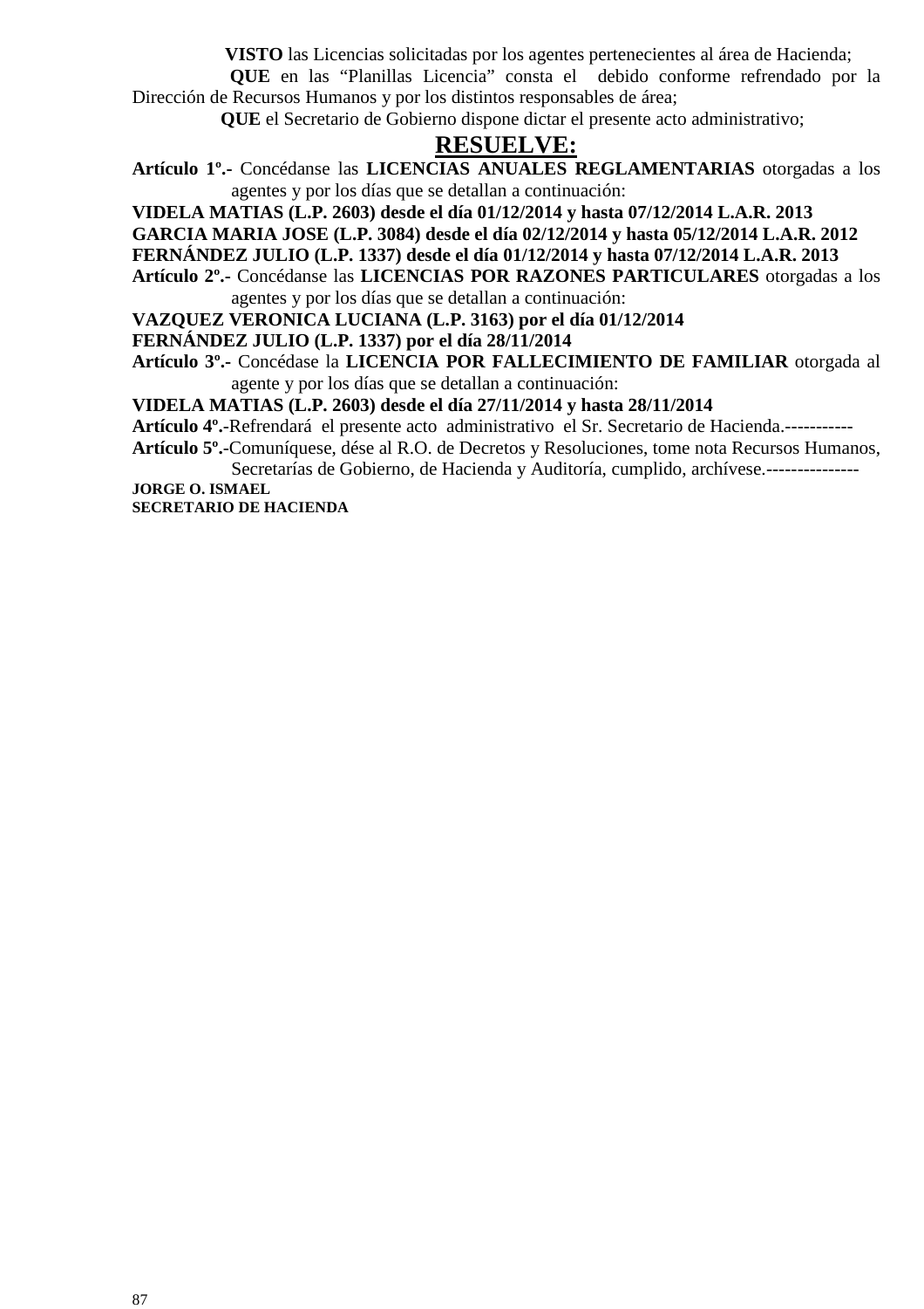**VISTO** las Licencias solicitadas por los agentes pertenecientes al área de Hacienda;

**QUE** en las "Planillas Licencia" consta el debido conforme refrendado por la Dirección de Recursos Humanos y por los distintos responsables de área;

**QUE** el Secretario de Gobierno dispone dictar el presente acto administrativo;

## RESUELVE:

**Artículo 1º.-** Concédanse las **LICENCIAS ANUALES REGLAMENTARIAS** otorgadas a los agentes y por los días que se detallan a continuación:

**VIDELA MATIAS (L.P. 2603) desde el día 01/12/2014 y hasta 07/12/2014 L.A.R. 2013**
**GARCIA MARIA JOSE (L.P. 3084) desde el día 02/12/2014 y hasta 05/12/2014 L.A.R. 2012**
**FERNÁNDEZ JULIO (L.P. 1337) desde el día 01/12/2014 y hasta 07/12/2014 L.A.R. 2013**

**Artículo 2º.-** Concédanse las **LICENCIAS POR RAZONES PARTICULARES** otorgadas a los agentes y por los días que se detallan a continuación:

**VAZQUEZ VERONICA LUCIANA (L.P. 3163) por el día 01/12/2014**
**FERNÁNDEZ JULIO (L.P. 1337) por el día 28/11/2014**

**Artículo 3º.-** Concédase la **LICENCIA POR FALLECIMIENTO DE FAMILIAR** otorgada al agente y por los días que se detallan a continuación:

**VIDELA MATIAS (L.P. 2603) desde el día 27/11/2014 y hasta 28/11/2014**

**Artículo 4º.-**Refrendará el presente acto administrativo el Sr. Secretario de Hacienda.-----------

**Artículo 5º.-**Comuníquese, dése al R.O. de Decretos y Resoluciones, tome nota Recursos Humanos, Secretarías de Gobierno, de Hacienda y Auditoría, cumplido, archívese.---------------

**JORGE O. ISMAEL**
**SECRETARIO DE HACIENDA**